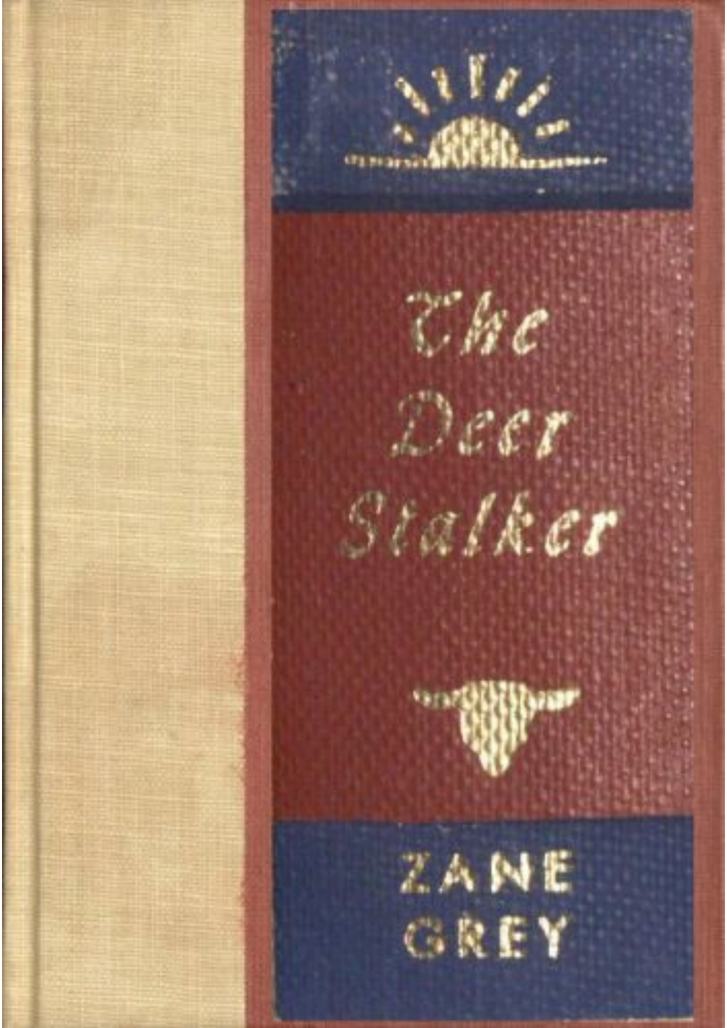# The Deer Stalker

ZANE GREY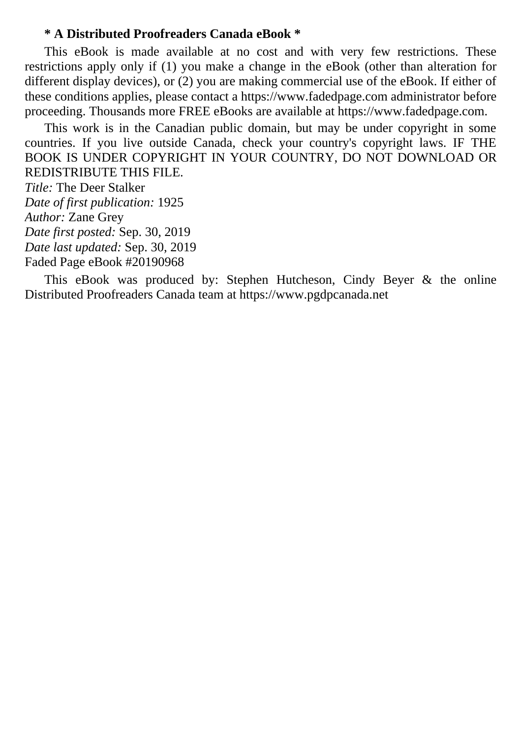**\* A Distributed Proofreaders Canada eBook \***

This eBook is made available at no cost and with very few restrictions. These restrictions apply only if (1) you make a change in the eBook (other than alteration for different display devices), or (2) you are making commercial use of the eBook. If either of these conditions applies, please contact a https://www.fadedpage.com administrator before proceeding. Thousands more FREE eBooks are available at https://www.fadedpage.com.

This work is in the Canadian public domain, but may be under copyright in some countries. If you live outside Canada, check your country's copyright laws. IF THE BOOK IS UNDER COPYRIGHT IN YOUR COUNTRY, DO NOT DOWNLOAD OR REDISTRIBUTE THIS FILE.

*Title:* The Deer Stalker
*Date of first publication:* 1925
*Author:* Zane Grey
*Date first posted:* Sep. 30, 2019
*Date last updated:* Sep. 30, 2019
Faded Page eBook #20190968

This eBook was produced by: Stephen Hutcheson, Cindy Beyer & the online Distributed Proofreaders Canada team at https://www.pgdpcanada.net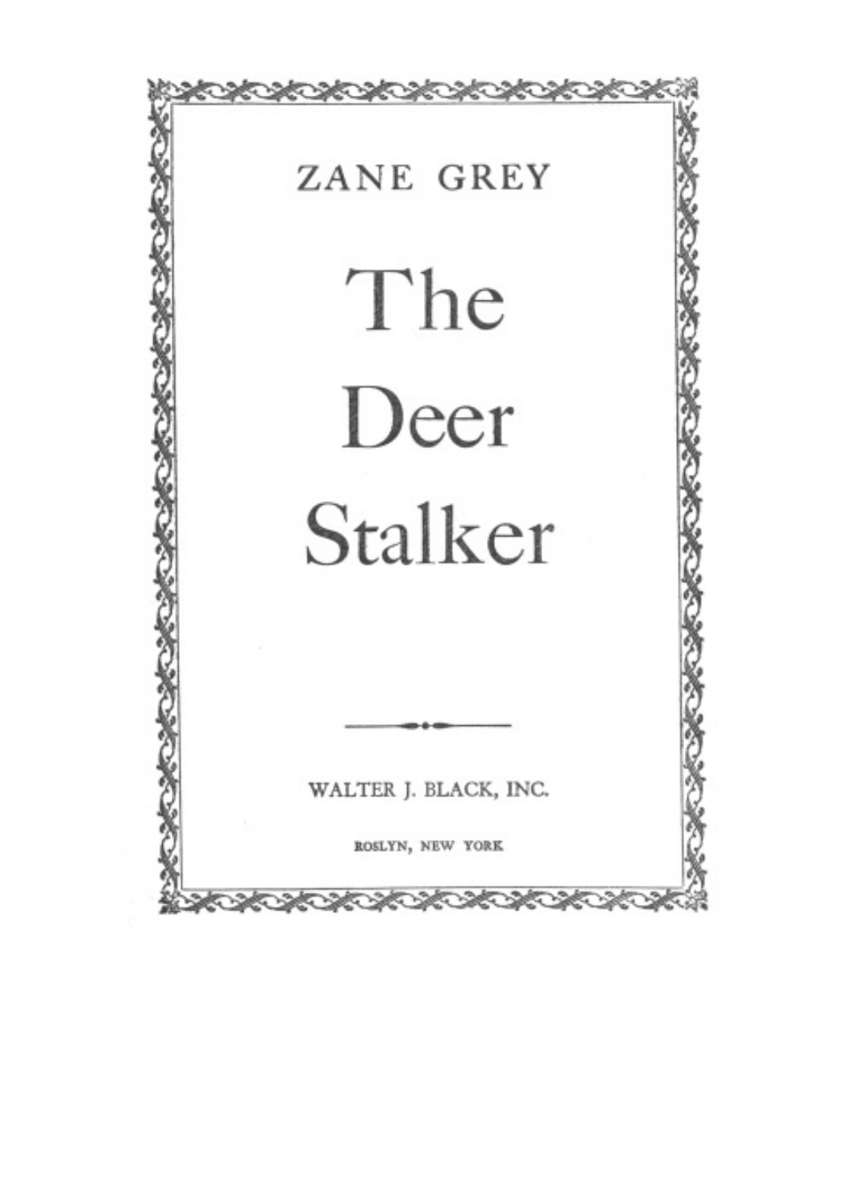ZANE GREY

# The Deer Stalker

WALTER J. BLACK, INC.

ROSLYN, NEW YORK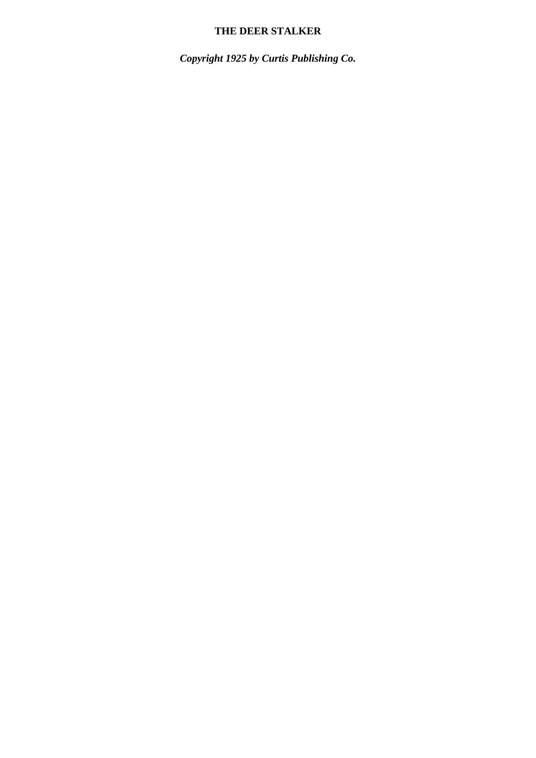**THE DEER STALKER**

***Copyright 1925 by Curtis Publishing Co.***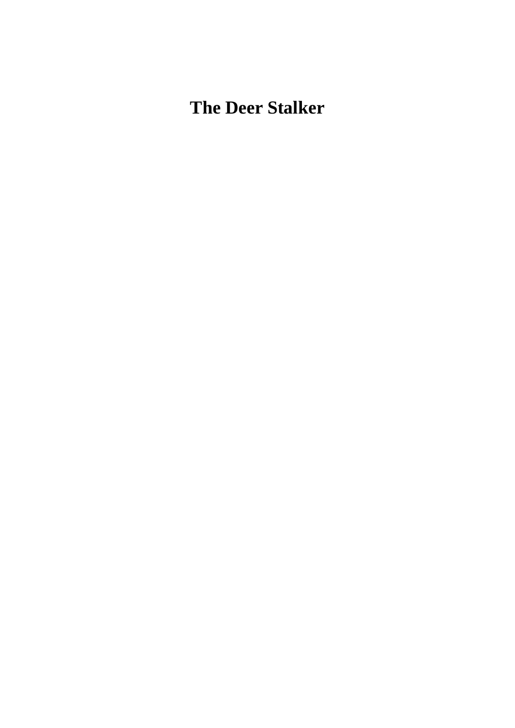# The Deer Stalker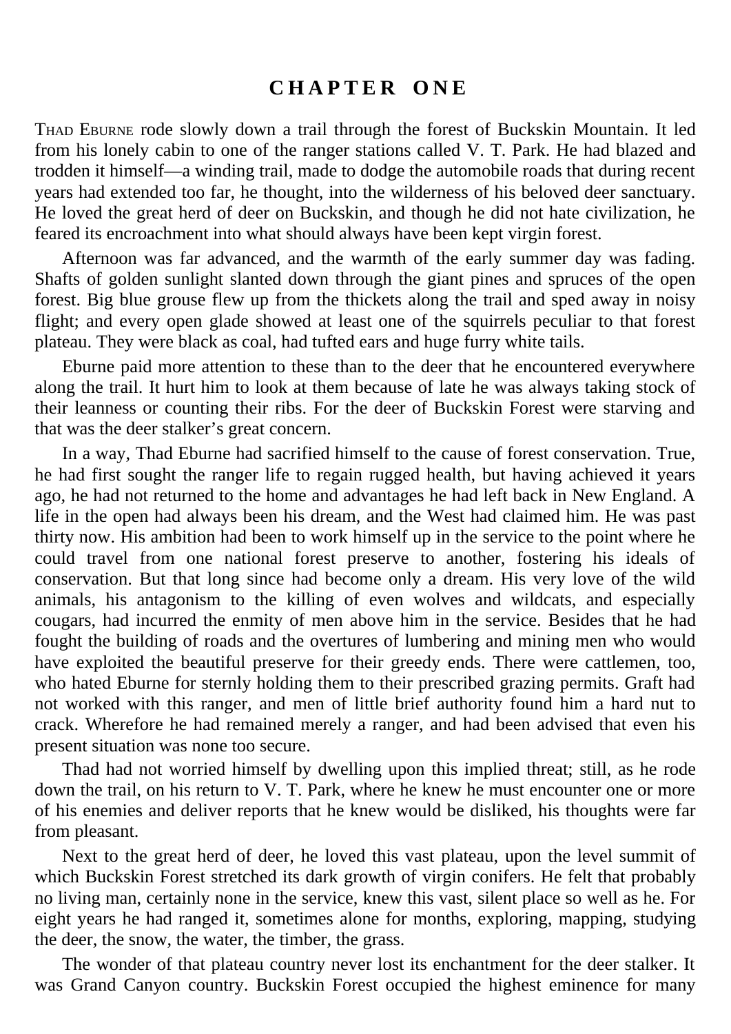# CHAPTER ONE

THAD EBURNE rode slowly down a trail through the forest of Buckskin Mountain. It led from his lonely cabin to one of the ranger stations called V. T. Park. He had blazed and trodden it himself—a winding trail, made to dodge the automobile roads that during recent years had extended too far, he thought, into the wilderness of his beloved deer sanctuary. He loved the great herd of deer on Buckskin, and though he did not hate civilization, he feared its encroachment into what should always have been kept virgin forest.

Afternoon was far advanced, and the warmth of the early summer day was fading. Shafts of golden sunlight slanted down through the giant pines and spruces of the open forest. Big blue grouse flew up from the thickets along the trail and sped away in noisy flight; and every open glade showed at least one of the squirrels peculiar to that forest plateau. They were black as coal, had tufted ears and huge furry white tails.

Eburne paid more attention to these than to the deer that he encountered everywhere along the trail. It hurt him to look at them because of late he was always taking stock of their leanness or counting their ribs. For the deer of Buckskin Forest were starving and that was the deer stalker's great concern.

In a way, Thad Eburne had sacrified himself to the cause of forest conservation. True, he had first sought the ranger life to regain rugged health, but having achieved it years ago, he had not returned to the home and advantages he had left back in New England. A life in the open had always been his dream, and the West had claimed him. He was past thirty now. His ambition had been to work himself up in the service to the point where he could travel from one national forest preserve to another, fostering his ideals of conservation. But that long since had become only a dream. His very love of the wild animals, his antagonism to the killing of even wolves and wildcats, and especially cougars, had incurred the enmity of men above him in the service. Besides that he had fought the building of roads and the overtures of lumbering and mining men who would have exploited the beautiful preserve for their greedy ends. There were cattlemen, too, who hated Eburne for sternly holding them to their prescribed grazing permits. Graft had not worked with this ranger, and men of little brief authority found him a hard nut to crack. Wherefore he had remained merely a ranger, and had been advised that even his present situation was none too secure.

Thad had not worried himself by dwelling upon this implied threat; still, as he rode down the trail, on his return to V. T. Park, where he knew he must encounter one or more of his enemies and deliver reports that he knew would be disliked, his thoughts were far from pleasant.

Next to the great herd of deer, he loved this vast plateau, upon the level summit of which Buckskin Forest stretched its dark growth of virgin conifers. He felt that probably no living man, certainly none in the service, knew this vast, silent place so well as he. For eight years he had ranged it, sometimes alone for months, exploring, mapping, studying the deer, the snow, the water, the timber, the grass.

The wonder of that plateau country never lost its enchantment for the deer stalker. It was Grand Canyon country. Buckskin Forest occupied the highest eminence for many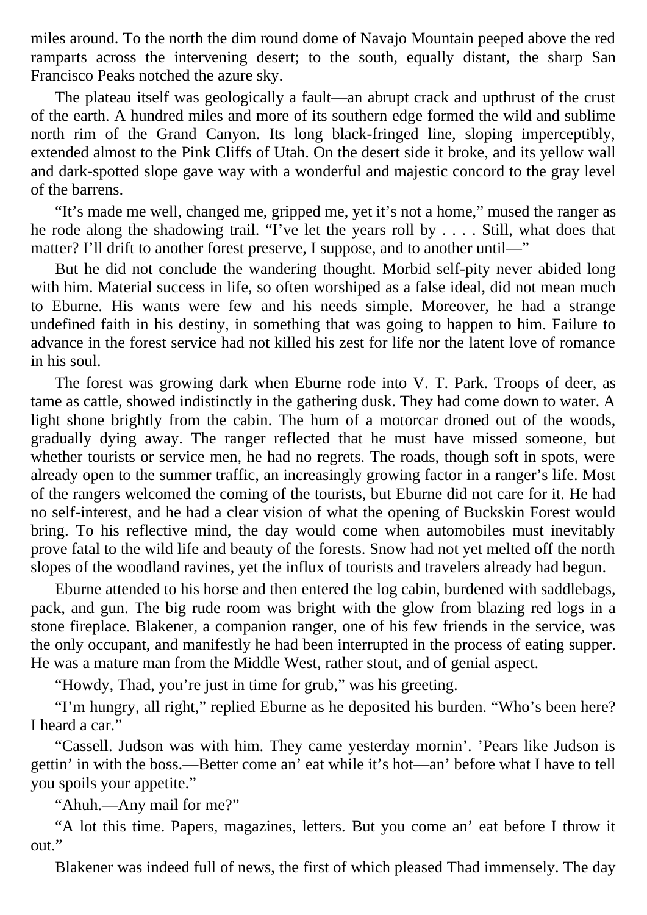miles around. To the north the dim round dome of Navajo Mountain peeped above the red ramparts across the intervening desert; to the south, equally distant, the sharp San Francisco Peaks notched the azure sky.

The plateau itself was geologically a fault—an abrupt crack and upthrust of the crust of the earth. A hundred miles and more of its southern edge formed the wild and sublime north rim of the Grand Canyon. Its long black-fringed line, sloping imperceptibly, extended almost to the Pink Cliffs of Utah. On the desert side it broke, and its yellow wall and dark-spotted slope gave way with a wonderful and majestic concord to the gray level of the barrens.

"It's made me well, changed me, gripped me, yet it's not a home," mused the ranger as he rode along the shadowing trail. "I've let the years roll by . . . . Still, what does that matter? I'll drift to another forest preserve, I suppose, and to another until—"

But he did not conclude the wandering thought. Morbid self-pity never abided long with him. Material success in life, so often worshiped as a false ideal, did not mean much to Eburne. His wants were few and his needs simple. Moreover, he had a strange undefined faith in his destiny, in something that was going to happen to him. Failure to advance in the forest service had not killed his zest for life nor the latent love of romance in his soul.

The forest was growing dark when Eburne rode into V. T. Park. Troops of deer, as tame as cattle, showed indistinctly in the gathering dusk. They had come down to water. A light shone brightly from the cabin. The hum of a motorcar droned out of the woods, gradually dying away. The ranger reflected that he must have missed someone, but whether tourists or service men, he had no regrets. The roads, though soft in spots, were already open to the summer traffic, an increasingly growing factor in a ranger's life. Most of the rangers welcomed the coming of the tourists, but Eburne did not care for it. He had no self-interest, and he had a clear vision of what the opening of Buckskin Forest would bring. To his reflective mind, the day would come when automobiles must inevitably prove fatal to the wild life and beauty of the forests. Snow had not yet melted off the north slopes of the woodland ravines, yet the influx of tourists and travelers already had begun.

Eburne attended to his horse and then entered the log cabin, burdened with saddlebags, pack, and gun. The big rude room was bright with the glow from blazing red logs in a stone fireplace. Blakener, a companion ranger, one of his few friends in the service, was the only occupant, and manifestly he had been interrupted in the process of eating supper. He was a mature man from the Middle West, rather stout, and of genial aspect.

"Howdy, Thad, you're just in time for grub," was his greeting.

"I'm hungry, all right," replied Eburne as he deposited his burden. "Who's been here? I heard a car."

"Cassell. Judson was with him. They came yesterday mornin'. 'Pears like Judson is gettin' in with the boss.—Better come an' eat while it's hot—an' before what I have to tell you spoils your appetite."

"Ahuh.—Any mail for me?"

"A lot this time. Papers, magazines, letters. But you come an' eat before I throw it out."

Blakener was indeed full of news, the first of which pleased Thad immensely. The day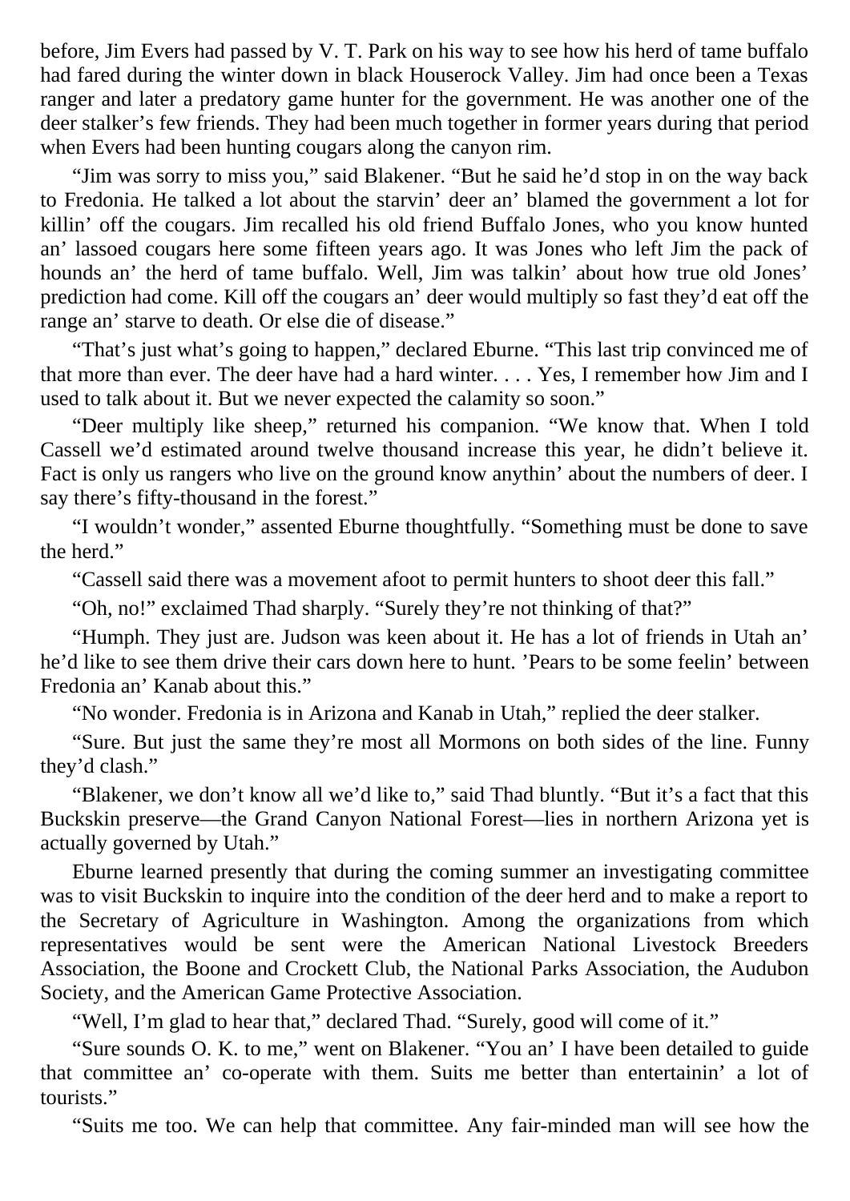before, Jim Evers had passed by V. T. Park on his way to see how his herd of tame buffalo had fared during the winter down in black Houserock Valley. Jim had once been a Texas ranger and later a predatory game hunter for the government. He was another one of the deer stalker's few friends. They had been much together in former years during that period when Evers had been hunting cougars along the canyon rim.

"Jim was sorry to miss you," said Blakener. "But he said he'd stop in on the way back to Fredonia. He talked a lot about the starvin' deer an' blamed the government a lot for killin' off the cougars. Jim recalled his old friend Buffalo Jones, who you know hunted an' lassoed cougars here some fifteen years ago. It was Jones who left Jim the pack of hounds an' the herd of tame buffalo. Well, Jim was talkin' about how true old Jones' prediction had come. Kill off the cougars an' deer would multiply so fast they'd eat off the range an' starve to death. Or else die of disease."

"That's just what's going to happen," declared Eburne. "This last trip convinced me of that more than ever. The deer have had a hard winter. . . . Yes, I remember how Jim and I used to talk about it. But we never expected the calamity so soon."

"Deer multiply like sheep," returned his companion. "We know that. When I told Cassell we'd estimated around twelve thousand increase this year, he didn't believe it. Fact is only us rangers who live on the ground know anythin' about the numbers of deer. I say there's fifty-thousand in the forest."

"I wouldn't wonder," assented Eburne thoughtfully. "Something must be done to save the herd."

"Cassell said there was a movement afoot to permit hunters to shoot deer this fall."

"Oh, no!" exclaimed Thad sharply. "Surely they're not thinking of that?"

"Humph. They just are. Judson was keen about it. He has a lot of friends in Utah an' he'd like to see them drive their cars down here to hunt. 'Pears to be some feelin' between Fredonia an' Kanab about this."

"No wonder. Fredonia is in Arizona and Kanab in Utah," replied the deer stalker.

"Sure. But just the same they're most all Mormons on both sides of the line. Funny they'd clash."

"Blakener, we don't know all we'd like to," said Thad bluntly. "But it's a fact that this Buckskin preserve—the Grand Canyon National Forest—lies in northern Arizona yet is actually governed by Utah."

Eburne learned presently that during the coming summer an investigating committee was to visit Buckskin to inquire into the condition of the deer herd and to make a report to the Secretary of Agriculture in Washington. Among the organizations from which representatives would be sent were the American National Livestock Breeders Association, the Boone and Crockett Club, the National Parks Association, the Audubon Society, and the American Game Protective Association.

"Well, I'm glad to hear that," declared Thad. "Surely, good will come of it."

"Sure sounds O. K. to me," went on Blakener. "You an' I have been detailed to guide that committee an' co-operate with them. Suits me better than entertainin' a lot of tourists."

"Suits me too. We can help that committee. Any fair-minded man will see how the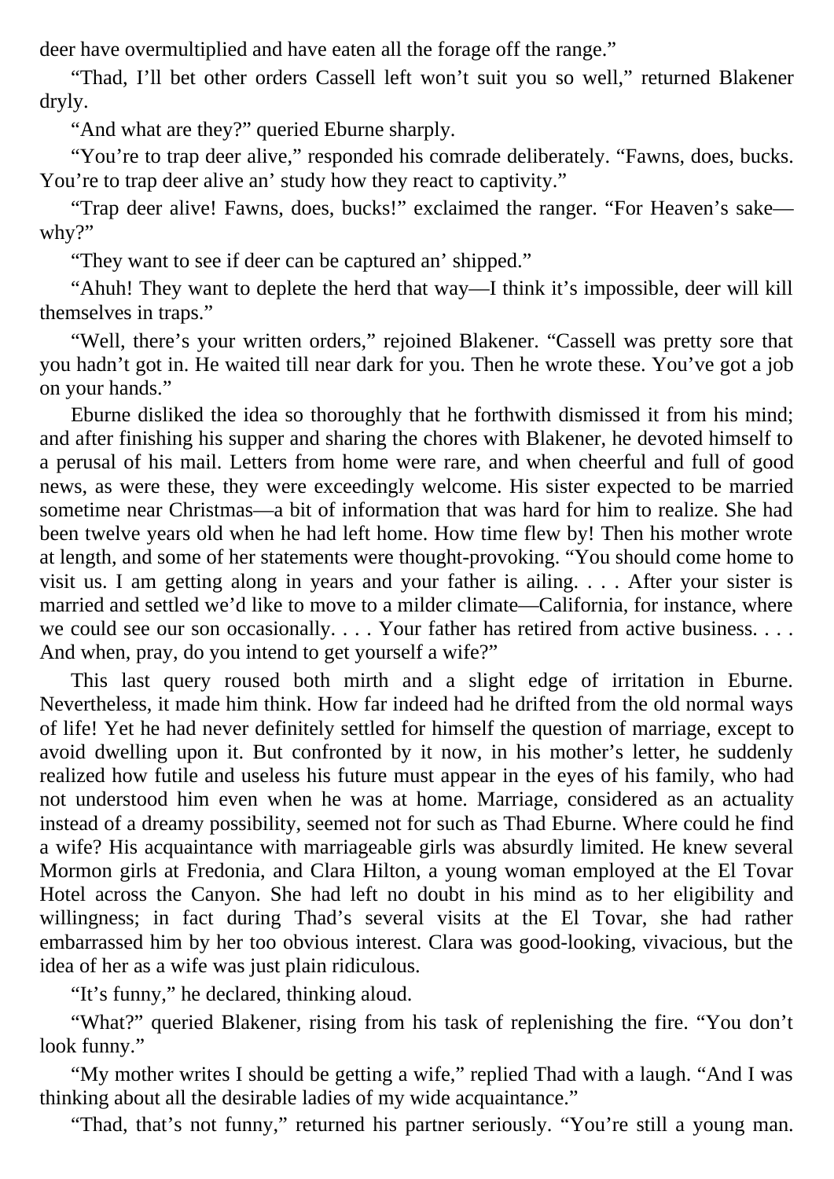deer have overmultiplied and have eaten all the forage off the range."

"Thad, I'll bet other orders Cassell left won't suit you so well," returned Blakener dryly.

"And what are they?" queried Eburne sharply.

"You're to trap deer alive," responded his comrade deliberately. "Fawns, does, bucks. You're to trap deer alive an' study how they react to captivity."

"Trap deer alive! Fawns, does, bucks!" exclaimed the ranger. "For Heaven's sake—why?"

"They want to see if deer can be captured an' shipped."

"Ahuh! They want to deplete the herd that way—I think it's impossible, deer will kill themselves in traps."

"Well, there's your written orders," rejoined Blakener. "Cassell was pretty sore that you hadn't got in. He waited till near dark for you. Then he wrote these. You've got a job on your hands."

Eburne disliked the idea so thoroughly that he forthwith dismissed it from his mind; and after finishing his supper and sharing the chores with Blakener, he devoted himself to a perusal of his mail. Letters from home were rare, and when cheerful and full of good news, as were these, they were exceedingly welcome. His sister expected to be married sometime near Christmas—a bit of information that was hard for him to realize. She had been twelve years old when he had left home. How time flew by! Then his mother wrote at length, and some of her statements were thought-provoking. "You should come home to visit us. I am getting along in years and your father is ailing. . . . After your sister is married and settled we'd like to move to a milder climate—California, for instance, where we could see our son occasionally. . . . Your father has retired from active business. . . . And when, pray, do you intend to get yourself a wife?"

This last query roused both mirth and a slight edge of irritation in Eburne. Nevertheless, it made him think. How far indeed had he drifted from the old normal ways of life! Yet he had never definitely settled for himself the question of marriage, except to avoid dwelling upon it. But confronted by it now, in his mother's letter, he suddenly realized how futile and useless his future must appear in the eyes of his family, who had not understood him even when he was at home. Marriage, considered as an actuality instead of a dreamy possibility, seemed not for such as Thad Eburne. Where could he find a wife? His acquaintance with marriageable girls was absurdly limited. He knew several Mormon girls at Fredonia, and Clara Hilton, a young woman employed at the El Tovar Hotel across the Canyon. She had left no doubt in his mind as to her eligibility and willingness; in fact during Thad's several visits at the El Tovar, she had rather embarrassed him by her too obvious interest. Clara was good-looking, vivacious, but the idea of her as a wife was just plain ridiculous.

"It's funny," he declared, thinking aloud.

"What?" queried Blakener, rising from his task of replenishing the fire. "You don't look funny."

"My mother writes I should be getting a wife," replied Thad with a laugh. "And I was thinking about all the desirable ladies of my wide acquaintance."

"Thad, that's not funny," returned his partner seriously. "You're still a young man.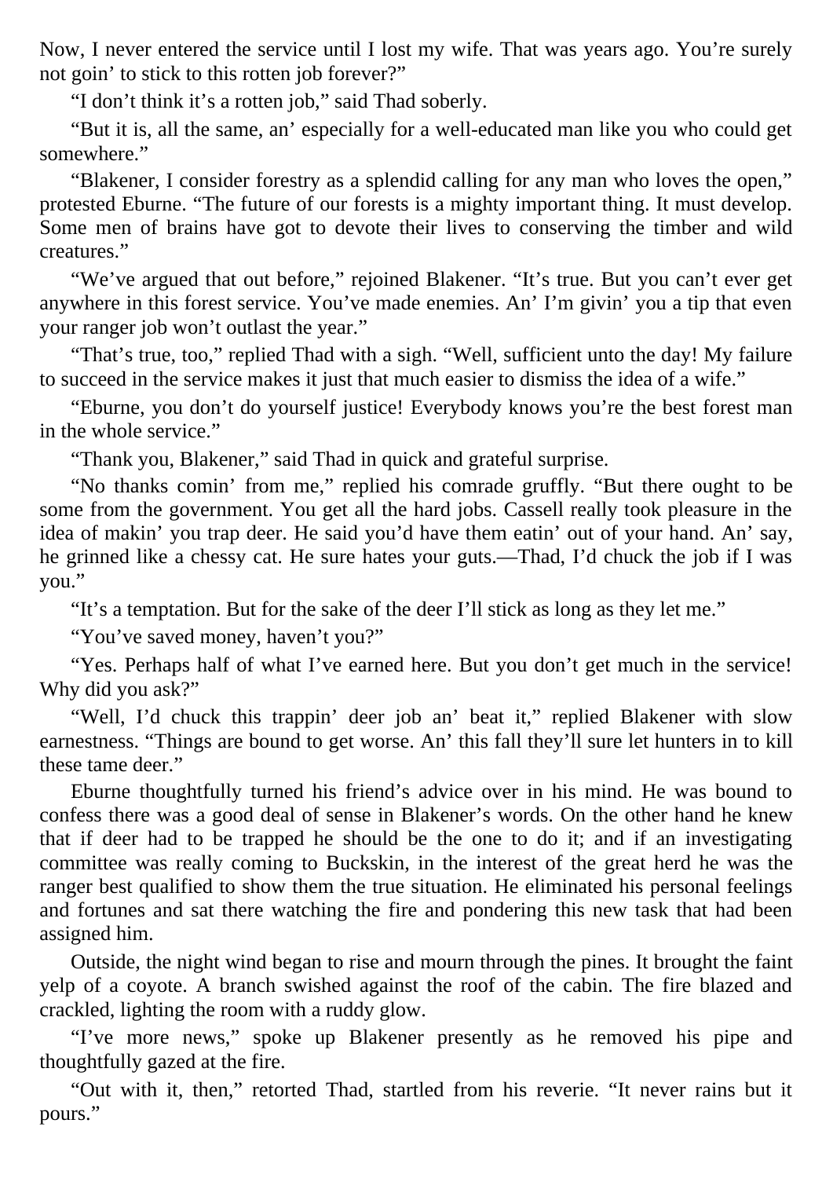Now, I never entered the service until I lost my wife. That was years ago. You're surely not goin' to stick to this rotten job forever?"

"I don't think it's a rotten job," said Thad soberly.

"But it is, all the same, an' especially for a well-educated man like you who could get somewhere."

"Blakener, I consider forestry as a splendid calling for any man who loves the open," protested Eburne. "The future of our forests is a mighty important thing. It must develop. Some men of brains have got to devote their lives to conserving the timber and wild creatures."

"We've argued that out before," rejoined Blakener. "It's true. But you can't ever get anywhere in this forest service. You've made enemies. An' I'm givin' you a tip that even your ranger job won't outlast the year."

"That's true, too," replied Thad with a sigh. "Well, sufficient unto the day! My failure to succeed in the service makes it just that much easier to dismiss the idea of a wife."

"Eburne, you don't do yourself justice! Everybody knows you're the best forest man in the whole service."

"Thank you, Blakener," said Thad in quick and grateful surprise.

"No thanks comin' from me," replied his comrade gruffly. "But there ought to be some from the government. You get all the hard jobs. Cassell really took pleasure in the idea of makin' you trap deer. He said you'd have them eatin' out of your hand. An' say, he grinned like a chessy cat. He sure hates your guts.—Thad, I'd chuck the job if I was you."

"It's a temptation. But for the sake of the deer I'll stick as long as they let me."

"You've saved money, haven't you?"

"Yes. Perhaps half of what I've earned here. But you don't get much in the service! Why did you ask?"

"Well, I'd chuck this trappin' deer job an' beat it," replied Blakener with slow earnestness. "Things are bound to get worse. An' this fall they'll sure let hunters in to kill these tame deer."

Eburne thoughtfully turned his friend's advice over in his mind. He was bound to confess there was a good deal of sense in Blakener's words. On the other hand he knew that if deer had to be trapped he should be the one to do it; and if an investigating committee was really coming to Buckskin, in the interest of the great herd he was the ranger best qualified to show them the true situation. He eliminated his personal feelings and fortunes and sat there watching the fire and pondering this new task that had been assigned him.

Outside, the night wind began to rise and mourn through the pines. It brought the faint yelp of a coyote. A branch swished against the roof of the cabin. The fire blazed and crackled, lighting the room with a ruddy glow.

"I've more news," spoke up Blakener presently as he removed his pipe and thoughtfully gazed at the fire.

"Out with it, then," retorted Thad, startled from his reverie. "It never rains but it pours."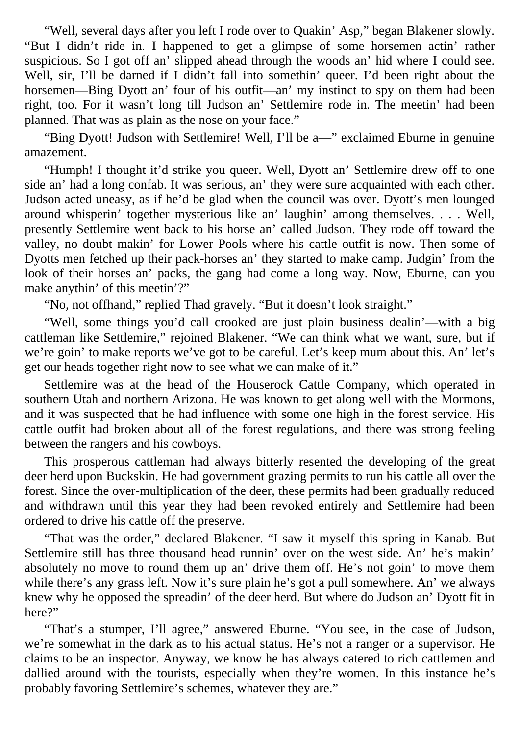"Well, several days after you left I rode over to Quakin' Asp," began Blakener slowly. "But I didn't ride in. I happened to get a glimpse of some horsemen actin' rather suspicious. So I got off an' slipped ahead through the woods an' hid where I could see. Well, sir, I'll be darned if I didn't fall into somethin' queer. I'd been right about the horsemen—Bing Dyott an' four of his outfit—an' my instinct to spy on them had been right, too. For it wasn't long till Judson an' Settlemire rode in. The meetin' had been planned. That was as plain as the nose on your face."

"Bing Dyott! Judson with Settlemire! Well, I'll be a—" exclaimed Eburne in genuine amazement.

"Humph! I thought it'd strike you queer. Well, Dyott an' Settlemire drew off to one side an' had a long confab. It was serious, an' they were sure acquainted with each other. Judson acted uneasy, as if he'd be glad when the council was over. Dyott's men lounged around whisperin' together mysterious like an' laughin' among themselves. . . . Well, presently Settlemire went back to his horse an' called Judson. They rode off toward the valley, no doubt makin' for Lower Pools where his cattle outfit is now. Then some of Dyotts men fetched up their pack-horses an' they started to make camp. Judgin' from the look of their horses an' packs, the gang had come a long way. Now, Eburne, can you make anythin' of this meetin'?"

"No, not offhand," replied Thad gravely. "But it doesn't look straight."

"Well, some things you'd call crooked are just plain business dealin'—with a big cattleman like Settlemire," rejoined Blakener. "We can think what we want, sure, but if we're goin' to make reports we've got to be careful. Let's keep mum about this. An' let's get our heads together right now to see what we can make of it."

Settlemire was at the head of the Houserock Cattle Company, which operated in southern Utah and northern Arizona. He was known to get along well with the Mormons, and it was suspected that he had influence with some one high in the forest service. His cattle outfit had broken about all of the forest regulations, and there was strong feeling between the rangers and his cowboys.

This prosperous cattleman had always bitterly resented the developing of the great deer herd upon Buckskin. He had government grazing permits to run his cattle all over the forest. Since the over-multiplication of the deer, these permits had been gradually reduced and withdrawn until this year they had been revoked entirely and Settlemire had been ordered to drive his cattle off the preserve.

"That was the order," declared Blakener. "I saw it myself this spring in Kanab. But Settlemire still has three thousand head runnin' over on the west side. An' he's makin' absolutely no move to round them up an' drive them off. He's not goin' to move them while there's any grass left. Now it's sure plain he's got a pull somewhere. An' we always knew why he opposed the spreadin' of the deer herd. But where do Judson an' Dyott fit in here?"

"That's a stumper, I'll agree," answered Eburne. "You see, in the case of Judson, we're somewhat in the dark as to his actual status. He's not a ranger or a supervisor. He claims to be an inspector. Anyway, we know he has always catered to rich cattlemen and dallied around with the tourists, especially when they're women. In this instance he's probably favoring Settlemire's schemes, whatever they are."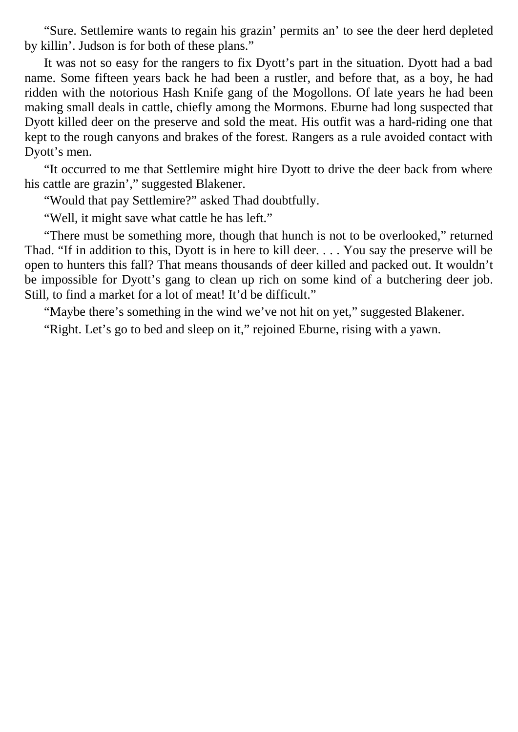“Sure. Settlemire wants to regain his grazin’ permits an’ to see the deer herd depleted by killin’. Judson is for both of these plans.”

It was not so easy for the rangers to fix Dyott’s part in the situation. Dyott had a bad name. Some fifteen years back he had been a rustler, and before that, as a boy, he had ridden with the notorious Hash Knife gang of the Mogollons. Of late years he had been making small deals in cattle, chiefly among the Mormons. Eburne had long suspected that Dyott killed deer on the preserve and sold the meat. His outfit was a hard-riding one that kept to the rough canyons and brakes of the forest. Rangers as a rule avoided contact with Dyott’s men.

“It occurred to me that Settlemire might hire Dyott to drive the deer back from where his cattle are grazin’,” suggested Blakener.

“Would that pay Settlemire?” asked Thad doubtfully.

“Well, it might save what cattle he has left.”

“There must be something more, though that hunch is not to be overlooked,” returned Thad. “If in addition to this, Dyott is in here to kill deer. . . . You say the preserve will be open to hunters this fall? That means thousands of deer killed and packed out. It wouldn’t be impossible for Dyott’s gang to clean up rich on some kind of a butchering deer job. Still, to find a market for a lot of meat! It’d be difficult.”

“Maybe there’s something in the wind we’ve not hit on yet,” suggested Blakener.

“Right. Let’s go to bed and sleep on it,” rejoined Eburne, rising with a yawn.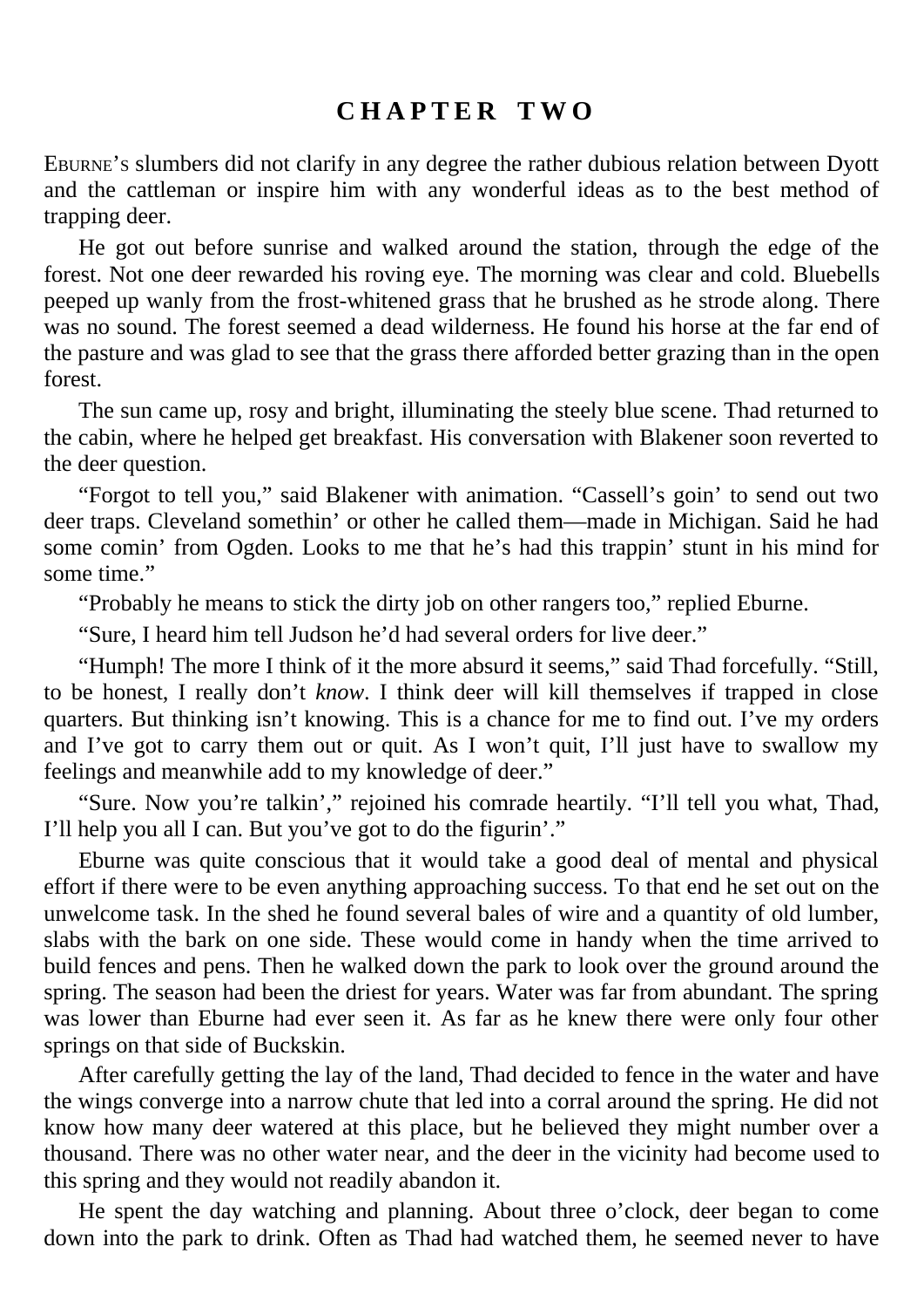## CHAPTER TWO

EBURNE'S slumbers did not clarify in any degree the rather dubious relation between Dyott and the cattleman or inspire him with any wonderful ideas as to the best method of trapping deer.

He got out before sunrise and walked around the station, through the edge of the forest. Not one deer rewarded his roving eye. The morning was clear and cold. Bluebells peeped up wanly from the frost-whitened grass that he brushed as he strode along. There was no sound. The forest seemed a dead wilderness. He found his horse at the far end of the pasture and was glad to see that the grass there afforded better grazing than in the open forest.

The sun came up, rosy and bright, illuminating the steely blue scene. Thad returned to the cabin, where he helped get breakfast. His conversation with Blakener soon reverted to the deer question.

"Forgot to tell you," said Blakener with animation. "Cassell's goin' to send out two deer traps. Cleveland somethin' or other he called them—made in Michigan. Said he had some comin' from Ogden. Looks to me that he's had this trappin' stunt in his mind for some time."

"Probably he means to stick the dirty job on other rangers too," replied Eburne.

"Sure, I heard him tell Judson he'd had several orders for live deer."

"Humph! The more I think of it the more absurd it seems," said Thad forcefully. "Still, to be honest, I really don't *know*. I think deer will kill themselves if trapped in close quarters. But thinking isn't knowing. This is a chance for me to find out. I've my orders and I've got to carry them out or quit. As I won't quit, I'll just have to swallow my feelings and meanwhile add to my knowledge of deer."

"Sure. Now you're talkin'," rejoined his comrade heartily. "I'll tell you what, Thad, I'll help you all I can. But you've got to do the figurin'."

Eburne was quite conscious that it would take a good deal of mental and physical effort if there were to be even anything approaching success. To that end he set out on the unwelcome task. In the shed he found several bales of wire and a quantity of old lumber, slabs with the bark on one side. These would come in handy when the time arrived to build fences and pens. Then he walked down the park to look over the ground around the spring. The season had been the driest for years. Water was far from abundant. The spring was lower than Eburne had ever seen it. As far as he knew there were only four other springs on that side of Buckskin.

After carefully getting the lay of the land, Thad decided to fence in the water and have the wings converge into a narrow chute that led into a corral around the spring. He did not know how many deer watered at this place, but he believed they might number over a thousand. There was no other water near, and the deer in the vicinity had become used to this spring and they would not readily abandon it.

He spent the day watching and planning. About three o'clock, deer began to come down into the park to drink. Often as Thad had watched them, he seemed never to have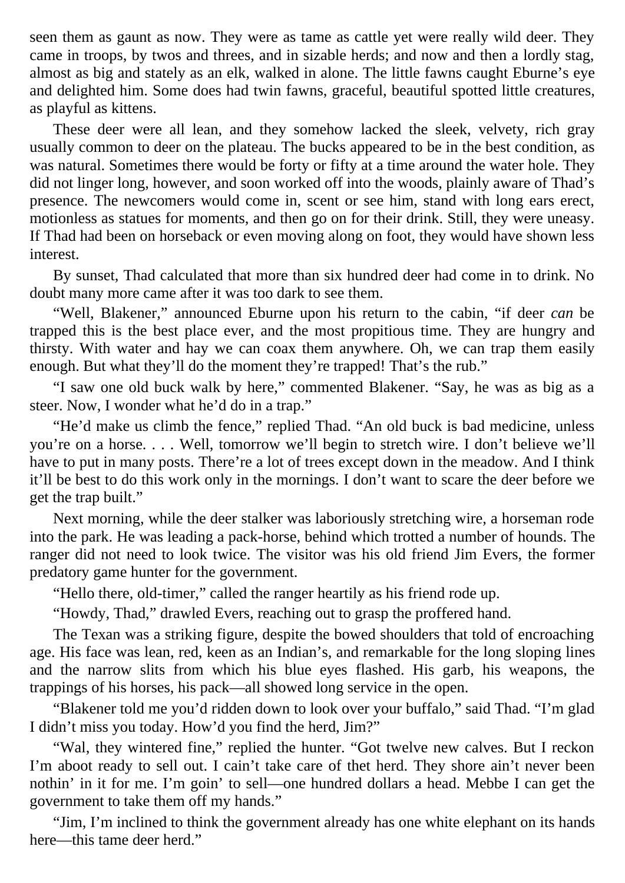seen them as gaunt as now. They were as tame as cattle yet were really wild deer. They came in troops, by twos and threes, and in sizable herds; and now and then a lordly stag, almost as big and stately as an elk, walked in alone. The little fawns caught Eburne's eye and delighted him. Some does had twin fawns, graceful, beautiful spotted little creatures, as playful as kittens.

These deer were all lean, and they somehow lacked the sleek, velvety, rich gray usually common to deer on the plateau. The bucks appeared to be in the best condition, as was natural. Sometimes there would be forty or fifty at a time around the water hole. They did not linger long, however, and soon worked off into the woods, plainly aware of Thad's presence. The newcomers would come in, scent or see him, stand with long ears erect, motionless as statues for moments, and then go on for their drink. Still, they were uneasy. If Thad had been on horseback or even moving along on foot, they would have shown less interest.

By sunset, Thad calculated that more than six hundred deer had come in to drink. No doubt many more came after it was too dark to see them.

"Well, Blakener," announced Eburne upon his return to the cabin, "if deer *can* be trapped this is the best place ever, and the most propitious time. They are hungry and thirsty. With water and hay we can coax them anywhere. Oh, we can trap them easily enough. But what they'll do the moment they're trapped! That's the rub."

"I saw one old buck walk by here," commented Blakener. "Say, he was as big as a steer. Now, I wonder what he'd do in a trap."

"He'd make us climb the fence," replied Thad. "An old buck is bad medicine, unless you're on a horse. . . . Well, tomorrow we'll begin to stretch wire. I don't believe we'll have to put in many posts. There're a lot of trees except down in the meadow. And I think it'll be best to do this work only in the mornings. I don't want to scare the deer before we get the trap built."

Next morning, while the deer stalker was laboriously stretching wire, a horseman rode into the park. He was leading a pack-horse, behind which trotted a number of hounds. The ranger did not need to look twice. The visitor was his old friend Jim Evers, the former predatory game hunter for the government.

"Hello there, old-timer," called the ranger heartily as his friend rode up.

"Howdy, Thad," drawled Evers, reaching out to grasp the proffered hand.

The Texan was a striking figure, despite the bowed shoulders that told of encroaching age. His face was lean, red, keen as an Indian's, and remarkable for the long sloping lines and the narrow slits from which his blue eyes flashed. His garb, his weapons, the trappings of his horses, his pack—all showed long service in the open.

"Blakener told me you'd ridden down to look over your buffalo," said Thad. "I'm glad I didn't miss you today. How'd you find the herd, Jim?"

"Wal, they wintered fine," replied the hunter. "Got twelve new calves. But I reckon I'm aboot ready to sell out. I cain't take care of thet herd. They shore ain't never been nothin' in it for me. I'm goin' to sell—one hundred dollars a head. Mebbe I can get the government to take them off my hands."

"Jim, I'm inclined to think the government already has one white elephant on its hands here—this tame deer herd."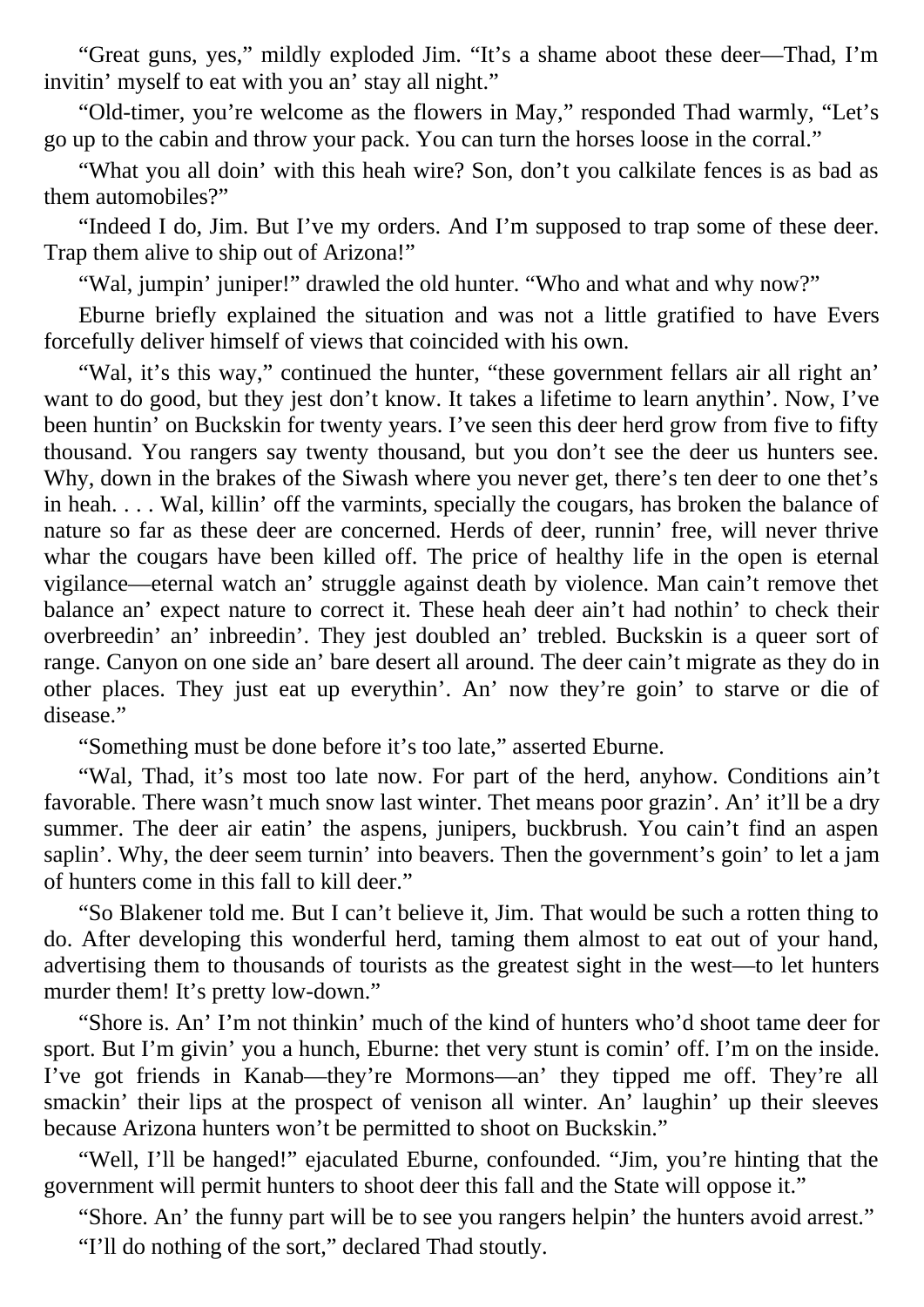"Great guns, yes," mildly exploded Jim. "It's a shame aboot these deer—Thad, I'm invitin' myself to eat with you an' stay all night."

"Old-timer, you're welcome as the flowers in May," responded Thad warmly, "Let's go up to the cabin and throw your pack. You can turn the horses loose in the corral."

"What you all doin' with this heah wire? Son, don't you calkilate fences is as bad as them automobiles?"

"Indeed I do, Jim. But I've my orders. And I'm supposed to trap some of these deer. Trap them alive to ship out of Arizona!"

"Wal, jumpin' juniper!" drawled the old hunter. "Who and what and why now?"

Eburne briefly explained the situation and was not a little gratified to have Evers forcefully deliver himself of views that coincided with his own.

"Wal, it's this way," continued the hunter, "these government fellars air all right an' want to do good, but they jest don't know. It takes a lifetime to learn anythin'. Now, I've been huntin' on Buckskin for twenty years. I've seen this deer herd grow from five to fifty thousand. You rangers say twenty thousand, but you don't see the deer us hunters see. Why, down in the brakes of the Siwash where you never get, there's ten deer to one thet's in heah. . . . Wal, killin' off the varmints, specially the cougars, has broken the balance of nature so far as these deer are concerned. Herds of deer, runnin' free, will never thrive whar the cougars have been killed off. The price of healthy life in the open is eternal vigilance—eternal watch an' struggle against death by violence. Man cain't remove thet balance an' expect nature to correct it. These heah deer ain't had nothin' to check their overbreedin' an' inbreedin'. They jest doubled an' trebled. Buckskin is a queer sort of range. Canyon on one side an' bare desert all around. The deer cain't migrate as they do in other places. They just eat up everythin'. An' now they're goin' to starve or die of disease."

"Something must be done before it's too late," asserted Eburne.

"Wal, Thad, it's most too late now. For part of the herd, anyhow. Conditions ain't favorable. There wasn't much snow last winter. Thet means poor grazin'. An' it'll be a dry summer. The deer air eatin' the aspens, junipers, buckbrush. You cain't find an aspen saplin'. Why, the deer seem turnin' into beavers. Then the government's goin' to let a jam of hunters come in this fall to kill deer."

"So Blakener told me. But I can't believe it, Jim. That would be such a rotten thing to do. After developing this wonderful herd, taming them almost to eat out of your hand, advertising them to thousands of tourists as the greatest sight in the west—to let hunters murder them! It's pretty low-down."

"Shore is. An' I'm not thinkin' much of the kind of hunters who'd shoot tame deer for sport. But I'm givin' you a hunch, Eburne: thet very stunt is comin' off. I'm on the inside. I've got friends in Kanab—they're Mormons—an' they tipped me off. They're all smackin' their lips at the prospect of venison all winter. An' laughin' up their sleeves because Arizona hunters won't be permitted to shoot on Buckskin."

"Well, I'll be hanged!" ejaculated Eburne, confounded. "Jim, you're hinting that the government will permit hunters to shoot deer this fall and the State will oppose it."

"Shore. An' the funny part will be to see you rangers helpin' the hunters avoid arrest."

"I'll do nothing of the sort," declared Thad stoutly.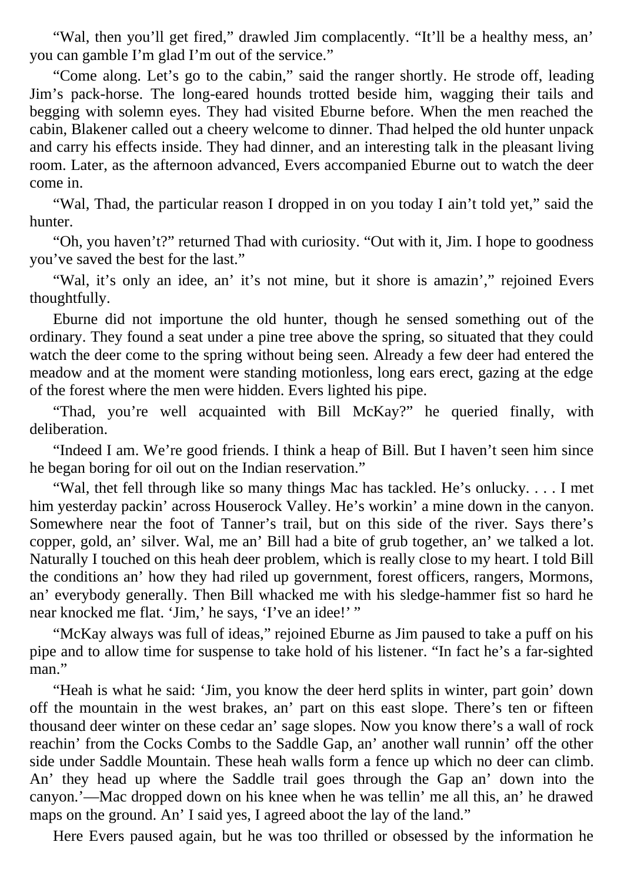"Wal, then you'll get fired," drawled Jim complacently. "It'll be a healthy mess, an' you can gamble I'm glad I'm out of the service."

"Come along. Let's go to the cabin," said the ranger shortly. He strode off, leading Jim's pack-horse. The long-eared hounds trotted beside him, wagging their tails and begging with solemn eyes. They had visited Eburne before. When the men reached the cabin, Blakener called out a cheery welcome to dinner. Thad helped the old hunter unpack and carry his effects inside. They had dinner, and an interesting talk in the pleasant living room. Later, as the afternoon advanced, Evers accompanied Eburne out to watch the deer come in.

"Wal, Thad, the particular reason I dropped in on you today I ain't told yet," said the hunter.

"Oh, you haven't?" returned Thad with curiosity. "Out with it, Jim. I hope to goodness you've saved the best for the last."

"Wal, it's only an idee, an' it's not mine, but it shore is amazin'," rejoined Evers thoughtfully.

Eburne did not importune the old hunter, though he sensed something out of the ordinary. They found a seat under a pine tree above the spring, so situated that they could watch the deer come to the spring without being seen. Already a few deer had entered the meadow and at the moment were standing motionless, long ears erect, gazing at the edge of the forest where the men were hidden. Evers lighted his pipe.

"Thad, you're well acquainted with Bill McKay?" he queried finally, with deliberation.

"Indeed I am. We're good friends. I think a heap of Bill. But I haven't seen him since he began boring for oil out on the Indian reservation."

"Wal, thet fell through like so many things Mac has tackled. He's onlucky. . . . I met him yesterday packin' across Houserock Valley. He's workin' a mine down in the canyon. Somewhere near the foot of Tanner's trail, but on this side of the river. Says there's copper, gold, an' silver. Wal, me an' Bill had a bite of grub together, an' we talked a lot. Naturally I touched on this heah deer problem, which is really close to my heart. I told Bill the conditions an' how they had riled up government, forest officers, rangers, Mormons, an' everybody generally. Then Bill whacked me with his sledge-hammer fist so hard he near knocked me flat. 'Jim,' he says, 'I've an idee!' "

"McKay always was full of ideas," rejoined Eburne as Jim paused to take a puff on his pipe and to allow time for suspense to take hold of his listener. "In fact he's a far-sighted man."

"Heah is what he said: 'Jim, you know the deer herd splits in winter, part goin' down off the mountain in the west brakes, an' part on this east slope. There's ten or fifteen thousand deer winter on these cedar an' sage slopes. Now you know there's a wall of rock reachin' from the Cocks Combs to the Saddle Gap, an' another wall runnin' off the other side under Saddle Mountain. These heah walls form a fence up which no deer can climb. An' they head up where the Saddle trail goes through the Gap an' down into the canyon.'—Mac dropped down on his knee when he was tellin' me all this, an' he drawed maps on the ground. An' I said yes, I agreed aboot the lay of the land."

Here Evers paused again, but he was too thrilled or obsessed by the information he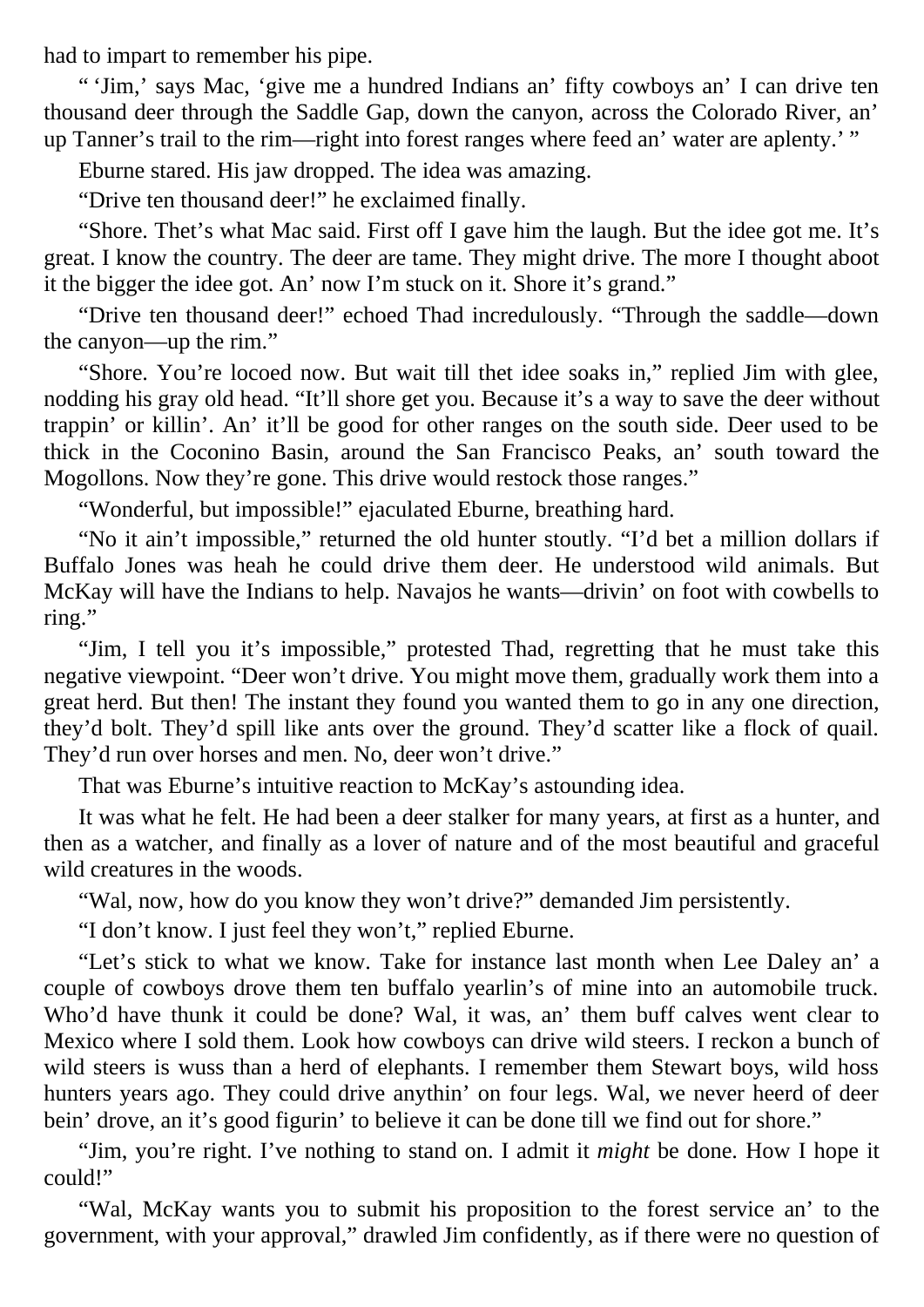had to impart to remember his pipe.

" 'Jim,' says Mac, 'give me a hundred Indians an' fifty cowboys an' I can drive ten thousand deer through the Saddle Gap, down the canyon, across the Colorado River, an' up Tanner's trail to the rim—right into forest ranges where feed an' water are aplenty.' "

Eburne stared. His jaw dropped. The idea was amazing.

"Drive ten thousand deer!" he exclaimed finally.

"Shore. Thet's what Mac said. First off I gave him the laugh. But the idee got me. It's great. I know the country. The deer are tame. They might drive. The more I thought aboot it the bigger the idee got. An' now I'm stuck on it. Shore it's grand."

"Drive ten thousand deer!" echoed Thad incredulously. "Through the saddle—down the canyon—up the rim."

"Shore. You're locoed now. But wait till thet idee soaks in," replied Jim with glee, nodding his gray old head. "It'll shore get you. Because it's a way to save the deer without trappin' or killin'. An' it'll be good for other ranges on the south side. Deer used to be thick in the Coconino Basin, around the San Francisco Peaks, an' south toward the Mogollons. Now they're gone. This drive would restock those ranges."

"Wonderful, but impossible!" ejaculated Eburne, breathing hard.

"No it ain't impossible," returned the old hunter stoutly. "I'd bet a million dollars if Buffalo Jones was heah he could drive them deer. He understood wild animals. But McKay will have the Indians to help. Navajos he wants—drivin' on foot with cowbells to ring."

"Jim, I tell you it's impossible," protested Thad, regretting that he must take this negative viewpoint. "Deer won't drive. You might move them, gradually work them into a great herd. But then! The instant they found you wanted them to go in any one direction, they'd bolt. They'd spill like ants over the ground. They'd scatter like a flock of quail. They'd run over horses and men. No, deer won't drive."

That was Eburne's intuitive reaction to McKay's astounding idea.

It was what he felt. He had been a deer stalker for many years, at first as a hunter, and then as a watcher, and finally as a lover of nature and of the most beautiful and graceful wild creatures in the woods.

"Wal, now, how do you know they won't drive?" demanded Jim persistently.

"I don't know. I just feel they won't," replied Eburne.

"Let's stick to what we know. Take for instance last month when Lee Daley an' a couple of cowboys drove them ten buffalo yearlin's of mine into an automobile truck. Who'd have thunk it could be done? Wal, it was, an' them buff calves went clear to Mexico where I sold them. Look how cowboys can drive wild steers. I reckon a bunch of wild steers is wuss than a herd of elephants. I remember them Stewart boys, wild hoss hunters years ago. They could drive anythin' on four legs. Wal, we never heerd of deer bein' drove, an it's good figurin' to believe it can be done till we find out for shore."

"Jim, you're right. I've nothing to stand on. I admit it *might* be done. How I hope it could!"

"Wal, McKay wants you to submit his proposition to the forest service an' to the government, with your approval," drawled Jim confidently, as if there were no question of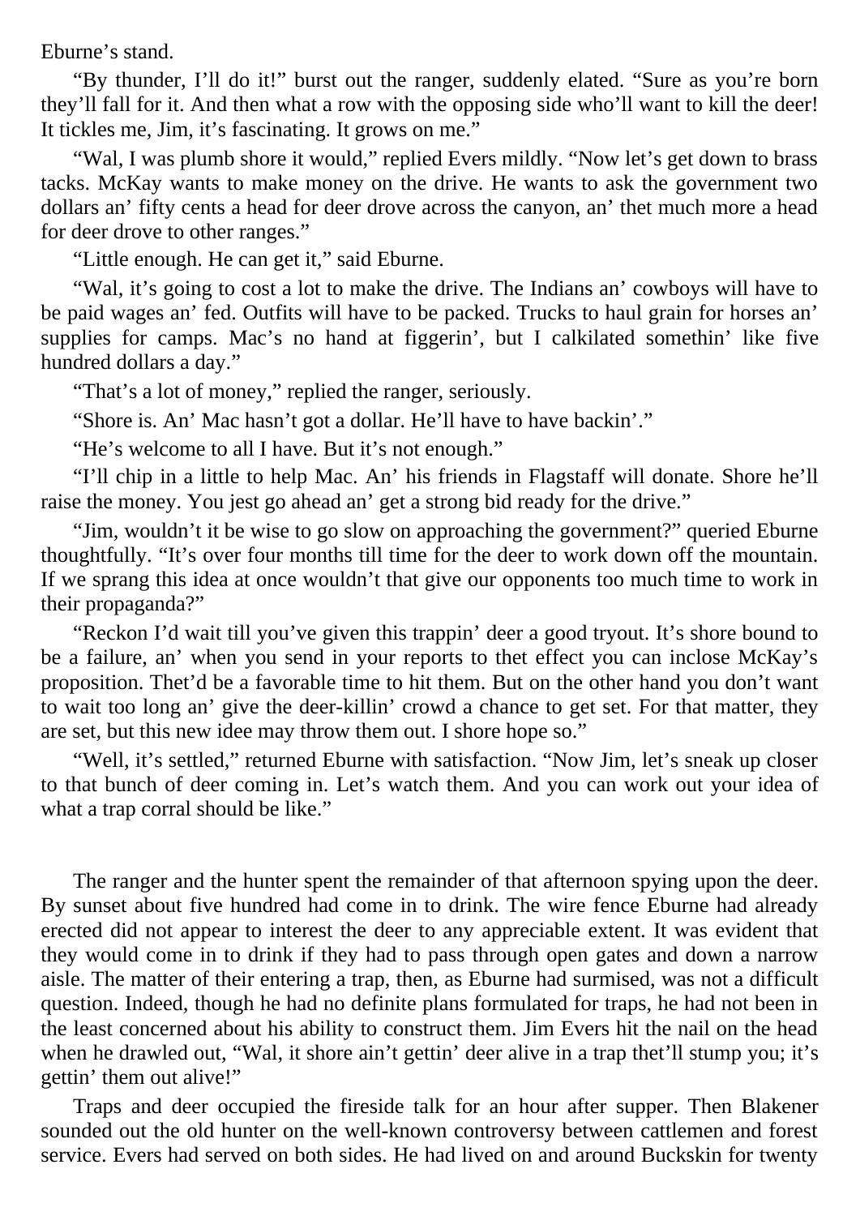Eburne's stand.

"By thunder, I'll do it!" burst out the ranger, suddenly elated. "Sure as you're born they'll fall for it. And then what a row with the opposing side who'll want to kill the deer! It tickles me, Jim, it's fascinating. It grows on me."

"Wal, I was plumb shore it would," replied Evers mildly. "Now let's get down to brass tacks. McKay wants to make money on the drive. He wants to ask the government two dollars an' fifty cents a head for deer drove across the canyon, an' thet much more a head for deer drove to other ranges."

"Little enough. He can get it," said Eburne.

"Wal, it's going to cost a lot to make the drive. The Indians an' cowboys will have to be paid wages an' fed. Outfits will have to be packed. Trucks to haul grain for horses an' supplies for camps. Mac's no hand at figgerin', but I calkilated somethin' like five hundred dollars a day."

"That's a lot of money," replied the ranger, seriously.

"Shore is. An' Mac hasn't got a dollar. He'll have to have backin'."

"He's welcome to all I have. But it's not enough."

"I'll chip in a little to help Mac. An' his friends in Flagstaff will donate. Shore he'll raise the money. You jest go ahead an' get a strong bid ready for the drive."

"Jim, wouldn't it be wise to go slow on approaching the government?" queried Eburne thoughtfully. "It's over four months till time for the deer to work down off the mountain. If we sprang this idea at once wouldn't that give our opponents too much time to work in their propaganda?"

"Reckon I'd wait till you've given this trappin' deer a good tryout. It's shore bound to be a failure, an' when you send in your reports to thet effect you can inclose McKay's proposition. Thet'd be a favorable time to hit them. But on the other hand you don't want to wait too long an' give the deer-killin' crowd a chance to get set. For that matter, they are set, but this new idee may throw them out. I shore hope so."

"Well, it's settled," returned Eburne with satisfaction. "Now Jim, let's sneak up closer to that bunch of deer coming in. Let's watch them. And you can work out your idea of what a trap corral should be like."

The ranger and the hunter spent the remainder of that afternoon spying upon the deer. By sunset about five hundred had come in to drink. The wire fence Eburne had already erected did not appear to interest the deer to any appreciable extent. It was evident that they would come in to drink if they had to pass through open gates and down a narrow aisle. The matter of their entering a trap, then, as Eburne had surmised, was not a difficult question. Indeed, though he had no definite plans formulated for traps, he had not been in the least concerned about his ability to construct them. Jim Evers hit the nail on the head when he drawled out, "Wal, it shore ain't gettin' deer alive in a trap thet'll stump you; it's gettin' them out alive!"

Traps and deer occupied the fireside talk for an hour after supper. Then Blakener sounded out the old hunter on the well-known controversy between cattlemen and forest service. Evers had served on both sides. He had lived on and around Buckskin for twenty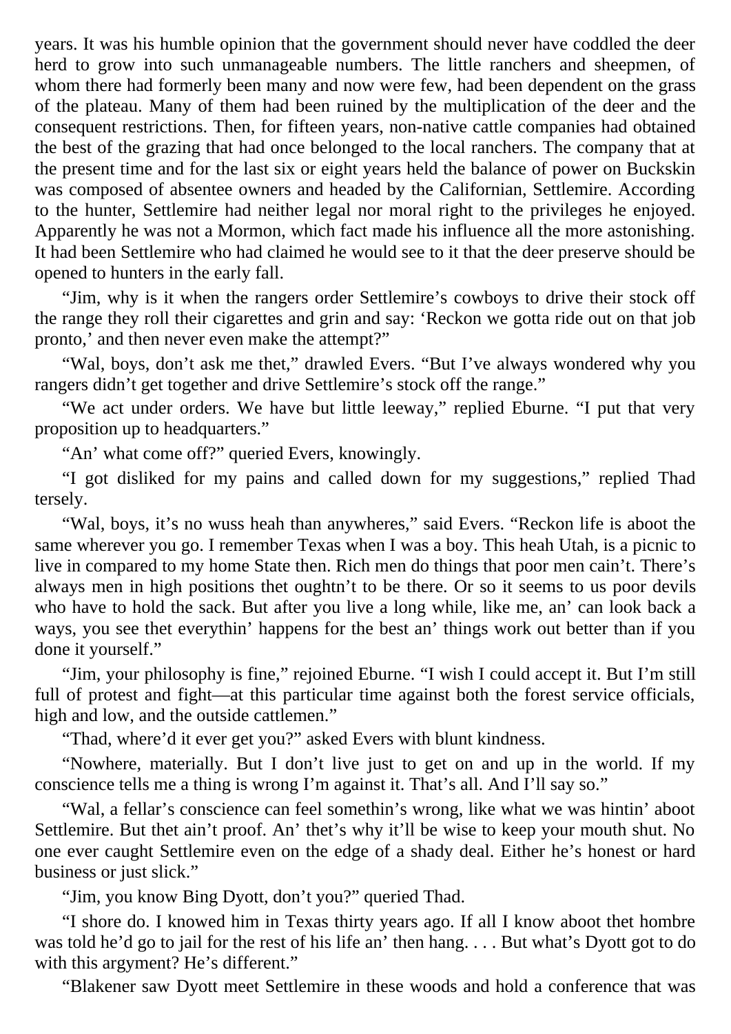years. It was his humble opinion that the government should never have coddled the deer herd to grow into such unmanageable numbers. The little ranchers and sheepmen, of whom there had formerly been many and now were few, had been dependent on the grass of the plateau. Many of them had been ruined by the multiplication of the deer and the consequent restrictions. Then, for fifteen years, non-native cattle companies had obtained the best of the grazing that had once belonged to the local ranchers. The company that at the present time and for the last six or eight years held the balance of power on Buckskin was composed of absentee owners and headed by the Californian, Settlemire. According to the hunter, Settlemire had neither legal nor moral right to the privileges he enjoyed. Apparently he was not a Mormon, which fact made his influence all the more astonishing. It had been Settlemire who had claimed he would see to it that the deer preserve should be opened to hunters in the early fall.

"Jim, why is it when the rangers order Settlemire's cowboys to drive their stock off the range they roll their cigarettes and grin and say: 'Reckon we gotta ride out on that job pronto,' and then never even make the attempt?"

"Wal, boys, don't ask me thet," drawled Evers. "But I've always wondered why you rangers didn't get together and drive Settlemire's stock off the range."

"We act under orders. We have but little leeway," replied Eburne. "I put that very proposition up to headquarters."

"An' what come off?" queried Evers, knowingly.

"I got disliked for my pains and called down for my suggestions," replied Thad tersely.

"Wal, boys, it's no wuss heah than anywheres," said Evers. "Reckon life is aboot the same wherever you go. I remember Texas when I was a boy. This heah Utah, is a picnic to live in compared to my home State then. Rich men do things that poor men cain't. There's always men in high positions thet oughtn't to be there. Or so it seems to us poor devils who have to hold the sack. But after you live a long while, like me, an' can look back a ways, you see thet everythin' happens for the best an' things work out better than if you done it yourself."

"Jim, your philosophy is fine," rejoined Eburne. "I wish I could accept it. But I'm still full of protest and fight—at this particular time against both the forest service officials, high and low, and the outside cattlemen."

"Thad, where'd it ever get you?" asked Evers with blunt kindness.

"Nowhere, materially. But I don't live just to get on and up in the world. If my conscience tells me a thing is wrong I'm against it. That's all. And I'll say so."

"Wal, a fellar's conscience can feel somethin's wrong, like what we was hintin' aboot Settlemire. But thet ain't proof. An' thet's why it'll be wise to keep your mouth shut. No one ever caught Settlemire even on the edge of a shady deal. Either he's honest or hard business or just slick."

"Jim, you know Bing Dyott, don't you?" queried Thad.

"I shore do. I knowed him in Texas thirty years ago. If all I know aboot thet hombre was told he'd go to jail for the rest of his life an' then hang. . . . But what's Dyott got to do with this argyment? He's different."

"Blakener saw Dyott meet Settlemire in these woods and hold a conference that was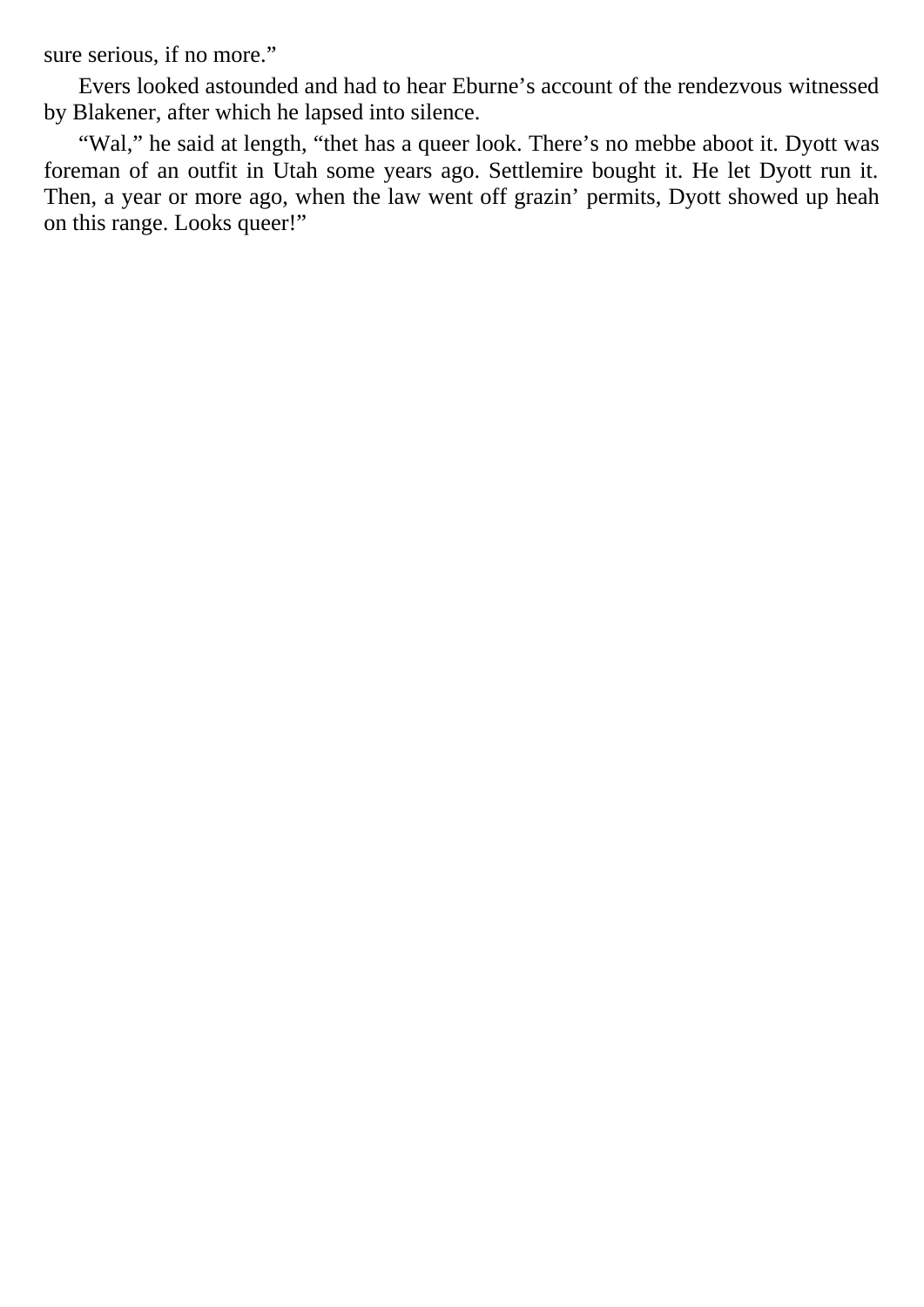sure serious, if no more.”

Evers looked astounded and had to hear Eburne’s account of the rendezvous witnessed by Blakener, after which he lapsed into silence.

“Wal,” he said at length, “thet has a queer look. There’s no mebbe aboot it. Dyott was foreman of an outfit in Utah some years ago. Settlemire bought it. He let Dyott run it. Then, a year or more ago, when the law went off grazin’ permits, Dyott showed up heah on this range. Looks queer!”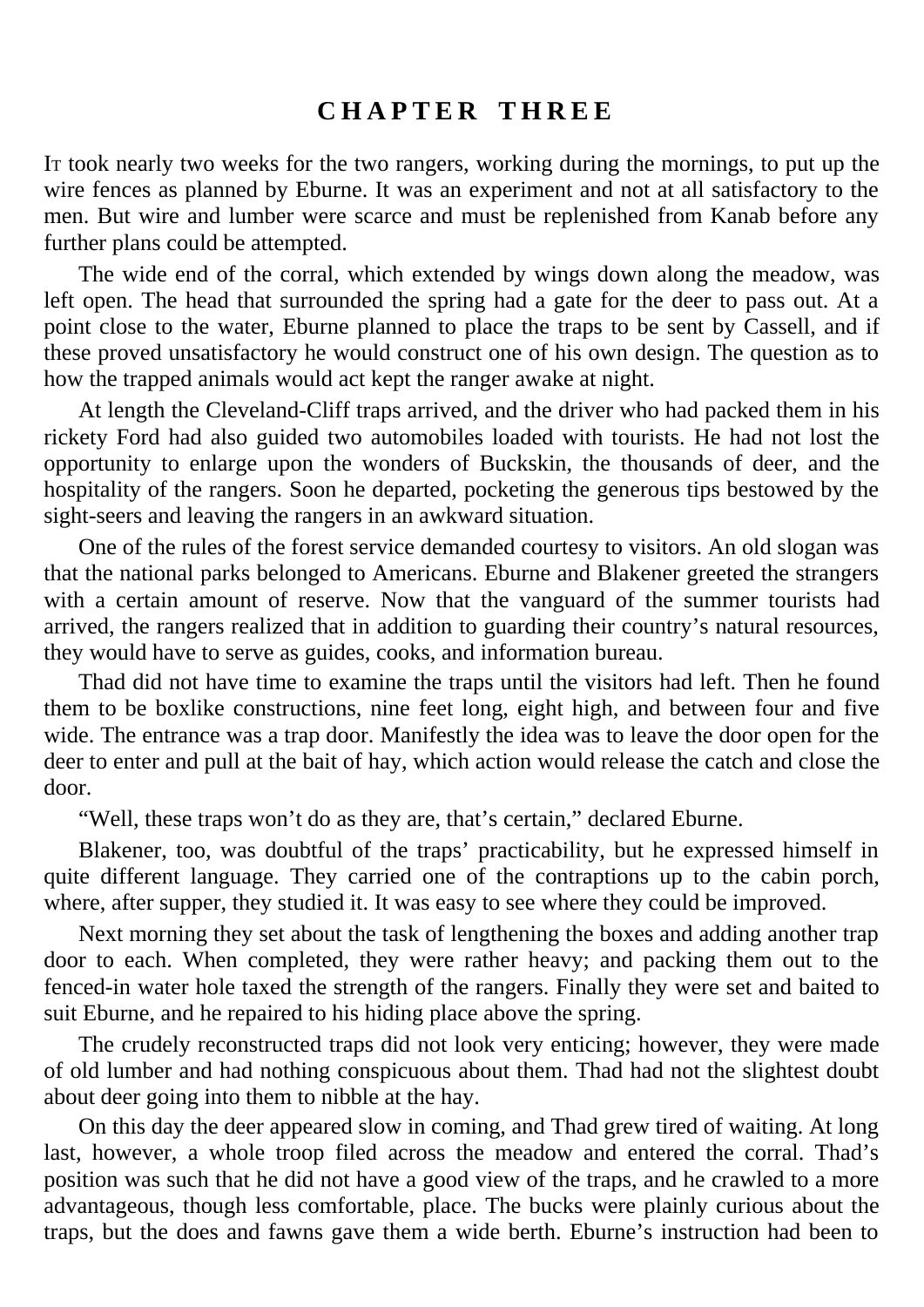# CHAPTER THREE

It took nearly two weeks for the two rangers, working during the mornings, to put up the wire fences as planned by Eburne. It was an experiment and not at all satisfactory to the men. But wire and lumber were scarce and must be replenished from Kanab before any further plans could be attempted.

The wide end of the corral, which extended by wings down along the meadow, was left open. The head that surrounded the spring had a gate for the deer to pass out. At a point close to the water, Eburne planned to place the traps to be sent by Cassell, and if these proved unsatisfactory he would construct one of his own design. The question as to how the trapped animals would act kept the ranger awake at night.

At length the Cleveland-Cliff traps arrived, and the driver who had packed them in his rickety Ford had also guided two automobiles loaded with tourists. He had not lost the opportunity to enlarge upon the wonders of Buckskin, the thousands of deer, and the hospitality of the rangers. Soon he departed, pocketing the generous tips bestowed by the sight-seers and leaving the rangers in an awkward situation.

One of the rules of the forest service demanded courtesy to visitors. An old slogan was that the national parks belonged to Americans. Eburne and Blakener greeted the strangers with a certain amount of reserve. Now that the vanguard of the summer tourists had arrived, the rangers realized that in addition to guarding their country's natural resources, they would have to serve as guides, cooks, and information bureau.

Thad did not have time to examine the traps until the visitors had left. Then he found them to be boxlike constructions, nine feet long, eight high, and between four and five wide. The entrance was a trap door. Manifestly the idea was to leave the door open for the deer to enter and pull at the bait of hay, which action would release the catch and close the door.

"Well, these traps won't do as they are, that's certain," declared Eburne.

Blakener, too, was doubtful of the traps' practicability, but he expressed himself in quite different language. They carried one of the contraptions up to the cabin porch, where, after supper, they studied it. It was easy to see where they could be improved.

Next morning they set about the task of lengthening the boxes and adding another trap door to each. When completed, they were rather heavy; and packing them out to the fenced-in water hole taxed the strength of the rangers. Finally they were set and baited to suit Eburne, and he repaired to his hiding place above the spring.

The crudely reconstructed traps did not look very enticing; however, they were made of old lumber and had nothing conspicuous about them. Thad had not the slightest doubt about deer going into them to nibble at the hay.

On this day the deer appeared slow in coming, and Thad grew tired of waiting. At long last, however, a whole troop filed across the meadow and entered the corral. Thad's position was such that he did not have a good view of the traps, and he crawled to a more advantageous, though less comfortable, place. The bucks were plainly curious about the traps, but the does and fawns gave them a wide berth. Eburne's instruction had been to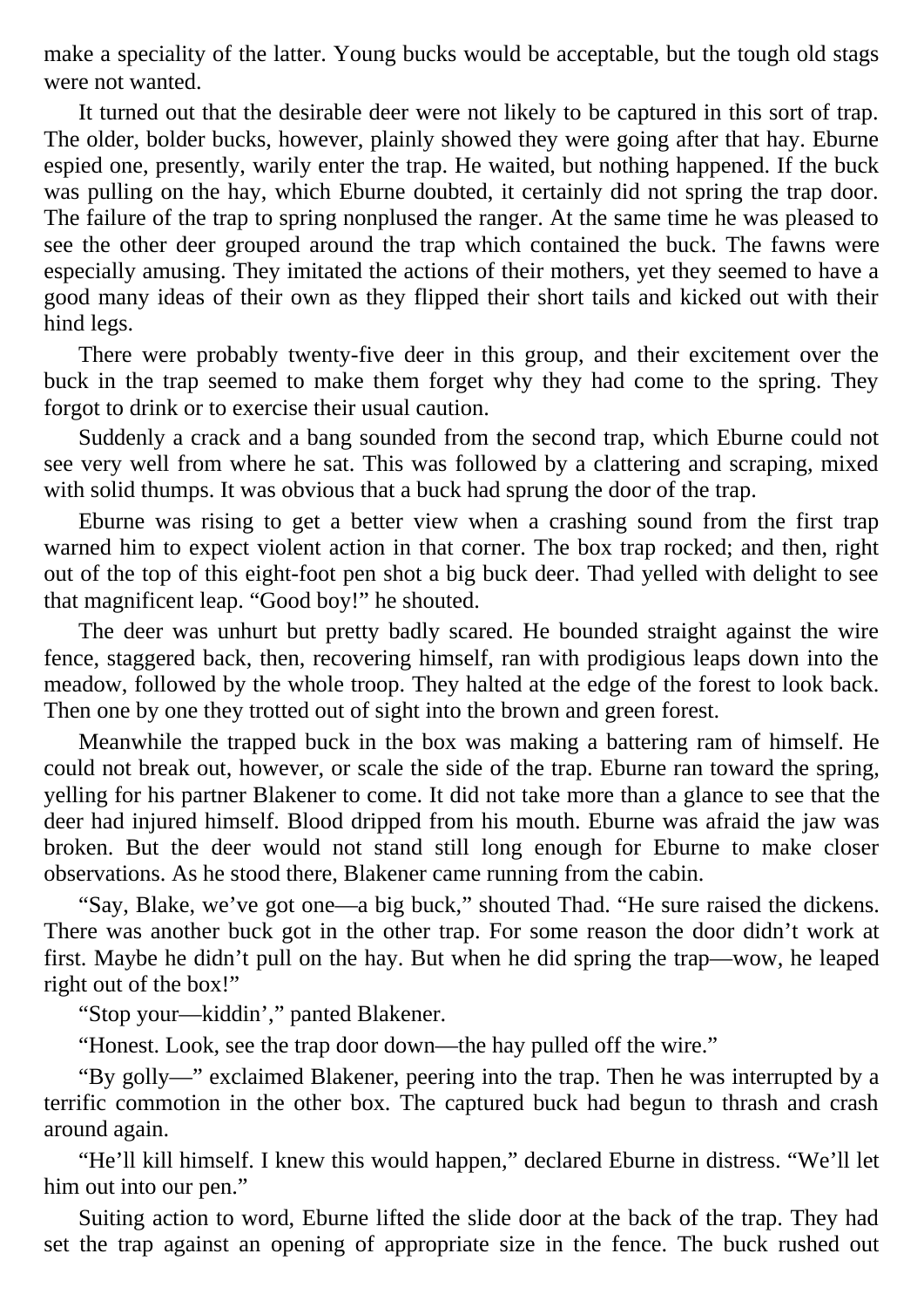make a speciality of the latter. Young bucks would be acceptable, but the tough old stags were not wanted.

It turned out that the desirable deer were not likely to be captured in this sort of trap. The older, bolder bucks, however, plainly showed they were going after that hay. Eburne espied one, presently, warily enter the trap. He waited, but nothing happened. If the buck was pulling on the hay, which Eburne doubted, it certainly did not spring the trap door. The failure of the trap to spring nonplused the ranger. At the same time he was pleased to see the other deer grouped around the trap which contained the buck. The fawns were especially amusing. They imitated the actions of their mothers, yet they seemed to have a good many ideas of their own as they flipped their short tails and kicked out with their hind legs.

There were probably twenty-five deer in this group, and their excitement over the buck in the trap seemed to make them forget why they had come to the spring. They forgot to drink or to exercise their usual caution.

Suddenly a crack and a bang sounded from the second trap, which Eburne could not see very well from where he sat. This was followed by a clattering and scraping, mixed with solid thumps. It was obvious that a buck had sprung the door of the trap.

Eburne was rising to get a better view when a crashing sound from the first trap warned him to expect violent action in that corner. The box trap rocked; and then, right out of the top of this eight-foot pen shot a big buck deer. Thad yelled with delight to see that magnificent leap. “Good boy!” he shouted.

The deer was unhurt but pretty badly scared. He bounded straight against the wire fence, staggered back, then, recovering himself, ran with prodigious leaps down into the meadow, followed by the whole troop. They halted at the edge of the forest to look back. Then one by one they trotted out of sight into the brown and green forest.

Meanwhile the trapped buck in the box was making a battering ram of himself. He could not break out, however, or scale the side of the trap. Eburne ran toward the spring, yelling for his partner Blakener to come. It did not take more than a glance to see that the deer had injured himself. Blood dripped from his mouth. Eburne was afraid the jaw was broken. But the deer would not stand still long enough for Eburne to make closer observations. As he stood there, Blakener came running from the cabin.

“Say, Blake, we’ve got one—a big buck,” shouted Thad. “He sure raised the dickens. There was another buck got in the other trap. For some reason the door didn’t work at first. Maybe he didn’t pull on the hay. But when he did spring the trap—wow, he leaped right out of the box!”

“Stop your—kiddin’,” panted Blakener.

“Honest. Look, see the trap door down—the hay pulled off the wire.”

“By golly—” exclaimed Blakener, peering into the trap. Then he was interrupted by a terrific commotion in the other box. The captured buck had begun to thrash and crash around again.

“He’ll kill himself. I knew this would happen,” declared Eburne in distress. “We’ll let him out into our pen.”

Suiting action to word, Eburne lifted the slide door at the back of the trap. They had set the trap against an opening of appropriate size in the fence. The buck rushed out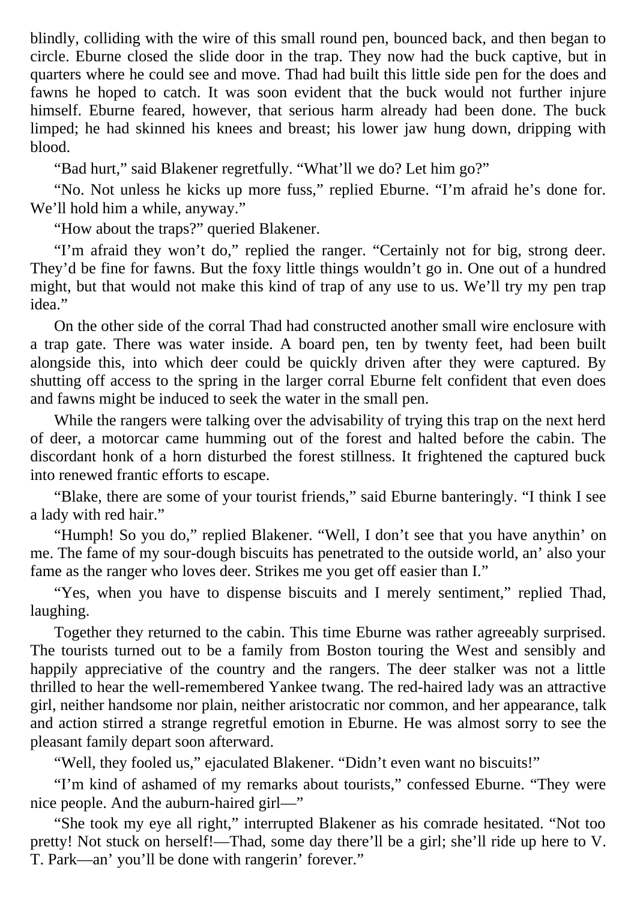blindly, colliding with the wire of this small round pen, bounced back, and then began to circle. Eburne closed the slide door in the trap. They now had the buck captive, but in quarters where he could see and move. Thad had built this little side pen for the does and fawns he hoped to catch. It was soon evident that the buck would not further injure himself. Eburne feared, however, that serious harm already had been done. The buck limped; he had skinned his knees and breast; his lower jaw hung down, dripping with blood.

"Bad hurt," said Blakener regretfully. "What'll we do? Let him go?"

"No. Not unless he kicks up more fuss," replied Eburne. "I'm afraid he's done for. We'll hold him a while, anyway."

"How about the traps?" queried Blakener.

"I'm afraid they won't do," replied the ranger. "Certainly not for big, strong deer. They'd be fine for fawns. But the foxy little things wouldn't go in. One out of a hundred might, but that would not make this kind of trap of any use to us. We'll try my pen trap idea."

On the other side of the corral Thad had constructed another small wire enclosure with a trap gate. There was water inside. A board pen, ten by twenty feet, had been built alongside this, into which deer could be quickly driven after they were captured. By shutting off access to the spring in the larger corral Eburne felt confident that even does and fawns might be induced to seek the water in the small pen.

While the rangers were talking over the advisability of trying this trap on the next herd of deer, a motorcar came humming out of the forest and halted before the cabin. The discordant honk of a horn disturbed the forest stillness. It frightened the captured buck into renewed frantic efforts to escape.

"Blake, there are some of your tourist friends," said Eburne banteringly. "I think I see a lady with red hair."

"Humph! So you do," replied Blakener. "Well, I don't see that you have anythin' on me. The fame of my sour-dough biscuits has penetrated to the outside world, an' also your fame as the ranger who loves deer. Strikes me you get off easier than I."

"Yes, when you have to dispense biscuits and I merely sentiment," replied Thad, laughing.

Together they returned to the cabin. This time Eburne was rather agreeably surprised. The tourists turned out to be a family from Boston touring the West and sensibly and happily appreciative of the country and the rangers. The deer stalker was not a little thrilled to hear the well-remembered Yankee twang. The red-haired lady was an attractive girl, neither handsome nor plain, neither aristocratic nor common, and her appearance, talk and action stirred a strange regretful emotion in Eburne. He was almost sorry to see the pleasant family depart soon afterward.

"Well, they fooled us," ejaculated Blakener. "Didn't even want no biscuits!"

"I'm kind of ashamed of my remarks about tourists," confessed Eburne. "They were nice people. And the auburn-haired girl—"

"She took my eye all right," interrupted Blakener as his comrade hesitated. "Not too pretty! Not stuck on herself!—Thad, some day there'll be a girl; she'll ride up here to V. T. Park—an' you'll be done with rangerin' forever."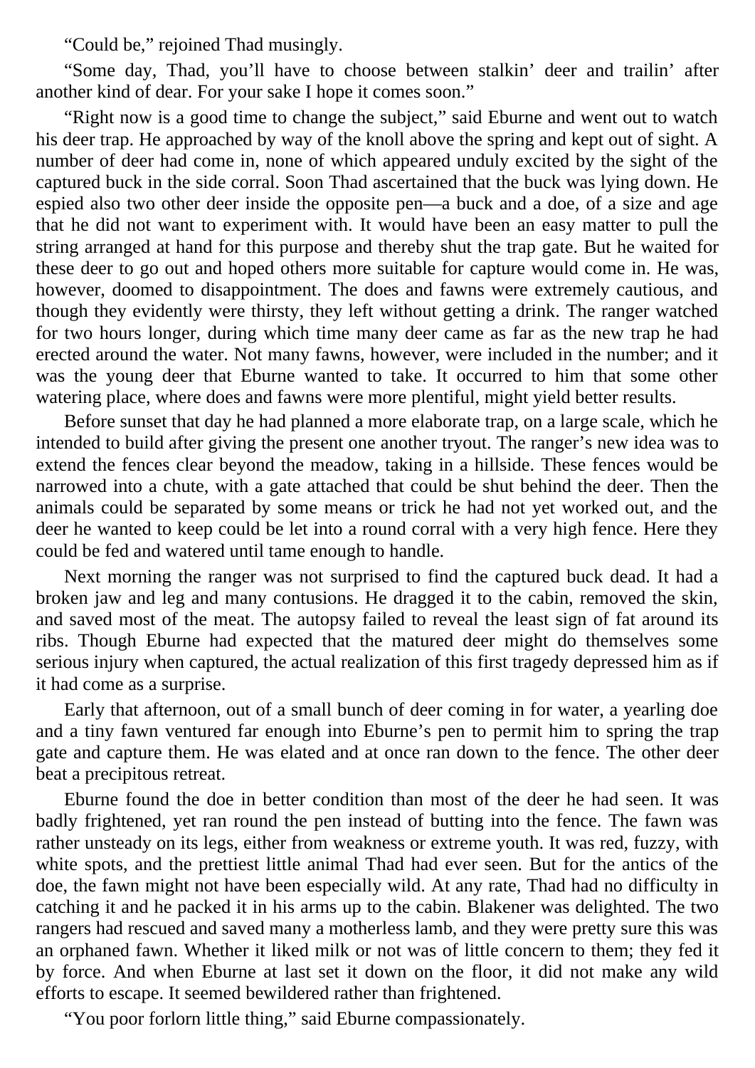"Could be," rejoined Thad musingly.

"Some day, Thad, you'll have to choose between stalkin' deer and trailin' after another kind of dear. For your sake I hope it comes soon."

"Right now is a good time to change the subject," said Eburne and went out to watch his deer trap. He approached by way of the knoll above the spring and kept out of sight. A number of deer had come in, none of which appeared unduly excited by the sight of the captured buck in the side corral. Soon Thad ascertained that the buck was lying down. He espied also two other deer inside the opposite pen—a buck and a doe, of a size and age that he did not want to experiment with. It would have been an easy matter to pull the string arranged at hand for this purpose and thereby shut the trap gate. But he waited for these deer to go out and hoped others more suitable for capture would come in. He was, however, doomed to disappointment. The does and fawns were extremely cautious, and though they evidently were thirsty, they left without getting a drink. The ranger watched for two hours longer, during which time many deer came as far as the new trap he had erected around the water. Not many fawns, however, were included in the number; and it was the young deer that Eburne wanted to take. It occurred to him that some other watering place, where does and fawns were more plentiful, might yield better results.

Before sunset that day he had planned a more elaborate trap, on a large scale, which he intended to build after giving the present one another tryout. The ranger's new idea was to extend the fences clear beyond the meadow, taking in a hillside. These fences would be narrowed into a chute, with a gate attached that could be shut behind the deer. Then the animals could be separated by some means or trick he had not yet worked out, and the deer he wanted to keep could be let into a round corral with a very high fence. Here they could be fed and watered until tame enough to handle.

Next morning the ranger was not surprised to find the captured buck dead. It had a broken jaw and leg and many contusions. He dragged it to the cabin, removed the skin, and saved most of the meat. The autopsy failed to reveal the least sign of fat around its ribs. Though Eburne had expected that the matured deer might do themselves some serious injury when captured, the actual realization of this first tragedy depressed him as if it had come as a surprise.

Early that afternoon, out of a small bunch of deer coming in for water, a yearling doe and a tiny fawn ventured far enough into Eburne's pen to permit him to spring the trap gate and capture them. He was elated and at once ran down to the fence. The other deer beat a precipitous retreat.

Eburne found the doe in better condition than most of the deer he had seen. It was badly frightened, yet ran round the pen instead of butting into the fence. The fawn was rather unsteady on its legs, either from weakness or extreme youth. It was red, fuzzy, with white spots, and the prettiest little animal Thad had ever seen. But for the antics of the doe, the fawn might not have been especially wild. At any rate, Thad had no difficulty in catching it and he packed it in his arms up to the cabin. Blakener was delighted. The two rangers had rescued and saved many a motherless lamb, and they were pretty sure this was an orphaned fawn. Whether it liked milk or not was of little concern to them; they fed it by force. And when Eburne at last set it down on the floor, it did not make any wild efforts to escape. It seemed bewildered rather than frightened.

"You poor forlorn little thing," said Eburne compassionately.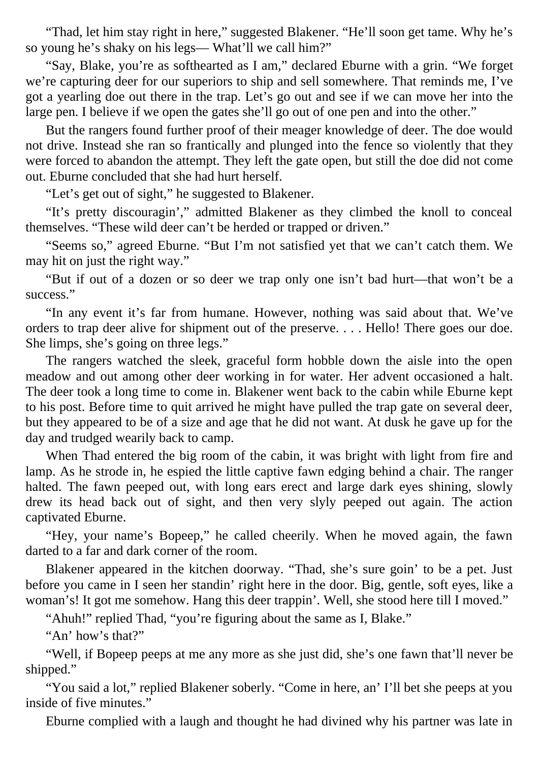"Thad, let him stay right in here," suggested Blakener. "He'll soon get tame. Why he's so young he's shaky on his legs— What'll we call him?"

"Say, Blake, you're as softhearted as I am," declared Eburne with a grin. "We forget we're capturing deer for our superiors to ship and sell somewhere. That reminds me, I've got a yearling doe out there in the trap. Let's go out and see if we can move her into the large pen. I believe if we open the gates she'll go out of one pen and into the other."

But the rangers found further proof of their meager knowledge of deer. The doe would not drive. Instead she ran so frantically and plunged into the fence so violently that they were forced to abandon the attempt. They left the gate open, but still the doe did not come out. Eburne concluded that she had hurt herself.

"Let's get out of sight," he suggested to Blakener.

"It's pretty discouragin'," admitted Blakener as they climbed the knoll to conceal themselves. "These wild deer can't be herded or trapped or driven."

"Seems so," agreed Eburne. "But I'm not satisfied yet that we can't catch them. We may hit on just the right way."

"But if out of a dozen or so deer we trap only one isn't bad hurt—that won't be a success."

"In any event it's far from humane. However, nothing was said about that. We've orders to trap deer alive for shipment out of the preserve. . . . Hello! There goes our doe. She limps, she's going on three legs."

The rangers watched the sleek, graceful form hobble down the aisle into the open meadow and out among other deer working in for water. Her advent occasioned a halt. The deer took a long time to come in. Blakener went back to the cabin while Eburne kept to his post. Before time to quit arrived he might have pulled the trap gate on several deer, but they appeared to be of a size and age that he did not want. At dusk he gave up for the day and trudged wearily back to camp.

When Thad entered the big room of the cabin, it was bright with light from fire and lamp. As he strode in, he espied the little captive fawn edging behind a chair. The ranger halted. The fawn peeped out, with long ears erect and large dark eyes shining, slowly drew its head back out of sight, and then very slyly peeped out again. The action captivated Eburne.

"Hey, your name's Bopeep," he called cheerily. When he moved again, the fawn darted to a far and dark corner of the room.

Blakener appeared in the kitchen doorway. "Thad, she's sure goin' to be a pet. Just before you came in I seen her standin' right here in the door. Big, gentle, soft eyes, like a woman's! It got me somehow. Hang this deer trappin'. Well, she stood here till I moved."

"Ahuh!" replied Thad, "you're figuring about the same as I, Blake."

"An' how's that?"

"Well, if Bopeep peeps at me any more as she just did, she's one fawn that'll never be shipped."

"You said a lot," replied Blakener soberly. "Come in here, an' I'll bet she peeps at you inside of five minutes."

Eburne complied with a laugh and thought he had divined why his partner was late in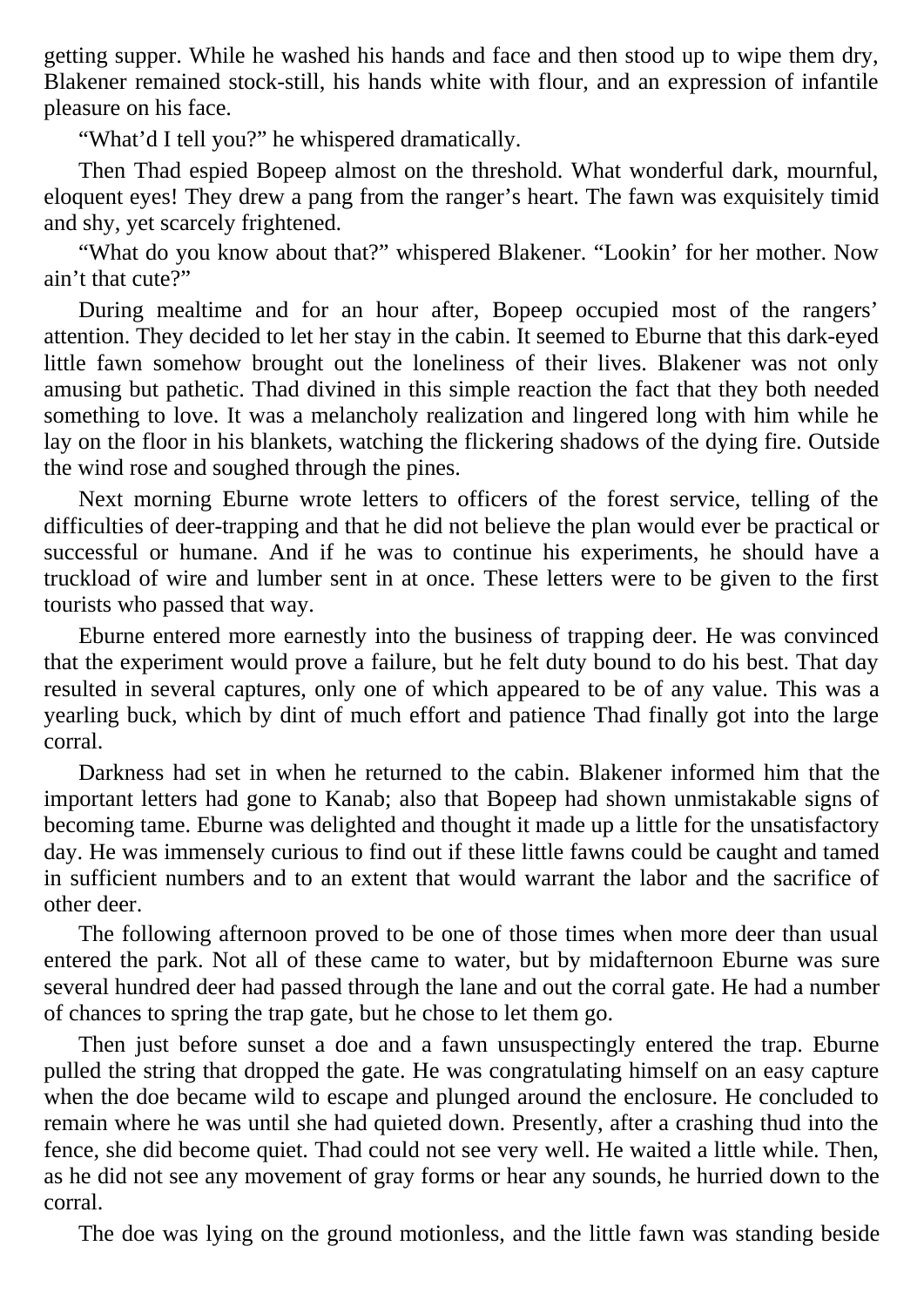getting supper. While he washed his hands and face and then stood up to wipe them dry, Blakener remained stock-still, his hands white with flour, and an expression of infantile pleasure on his face.

"What'd I tell you?" he whispered dramatically.

Then Thad espied Bopeep almost on the threshold. What wonderful dark, mournful, eloquent eyes! They drew a pang from the ranger's heart. The fawn was exquisitely timid and shy, yet scarcely frightened.

"What do you know about that?" whispered Blakener. "Lookin' for her mother. Now ain't that cute?"

During mealtime and for an hour after, Bopeep occupied most of the rangers' attention. They decided to let her stay in the cabin. It seemed to Eburne that this dark-eyed little fawn somehow brought out the loneliness of their lives. Blakener was not only amusing but pathetic. Thad divined in this simple reaction the fact that they both needed something to love. It was a melancholy realization and lingered long with him while he lay on the floor in his blankets, watching the flickering shadows of the dying fire. Outside the wind rose and soughed through the pines.

Next morning Eburne wrote letters to officers of the forest service, telling of the difficulties of deer-trapping and that he did not believe the plan would ever be practical or successful or humane. And if he was to continue his experiments, he should have a truckload of wire and lumber sent in at once. These letters were to be given to the first tourists who passed that way.

Eburne entered more earnestly into the business of trapping deer. He was convinced that the experiment would prove a failure, but he felt duty bound to do his best. That day resulted in several captures, only one of which appeared to be of any value. This was a yearling buck, which by dint of much effort and patience Thad finally got into the large corral.

Darkness had set in when he returned to the cabin. Blakener informed him that the important letters had gone to Kanab; also that Bopeep had shown unmistakable signs of becoming tame. Eburne was delighted and thought it made up a little for the unsatisfactory day. He was immensely curious to find out if these little fawns could be caught and tamed in sufficient numbers and to an extent that would warrant the labor and the sacrifice of other deer.

The following afternoon proved to be one of those times when more deer than usual entered the park. Not all of these came to water, but by midafternoon Eburne was sure several hundred deer had passed through the lane and out the corral gate. He had a number of chances to spring the trap gate, but he chose to let them go.

Then just before sunset a doe and a fawn unsuspectingly entered the trap. Eburne pulled the string that dropped the gate. He was congratulating himself on an easy capture when the doe became wild to escape and plunged around the enclosure. He concluded to remain where he was until she had quieted down. Presently, after a crashing thud into the fence, she did become quiet. Thad could not see very well. He waited a little while. Then, as he did not see any movement of gray forms or hear any sounds, he hurried down to the corral.

The doe was lying on the ground motionless, and the little fawn was standing beside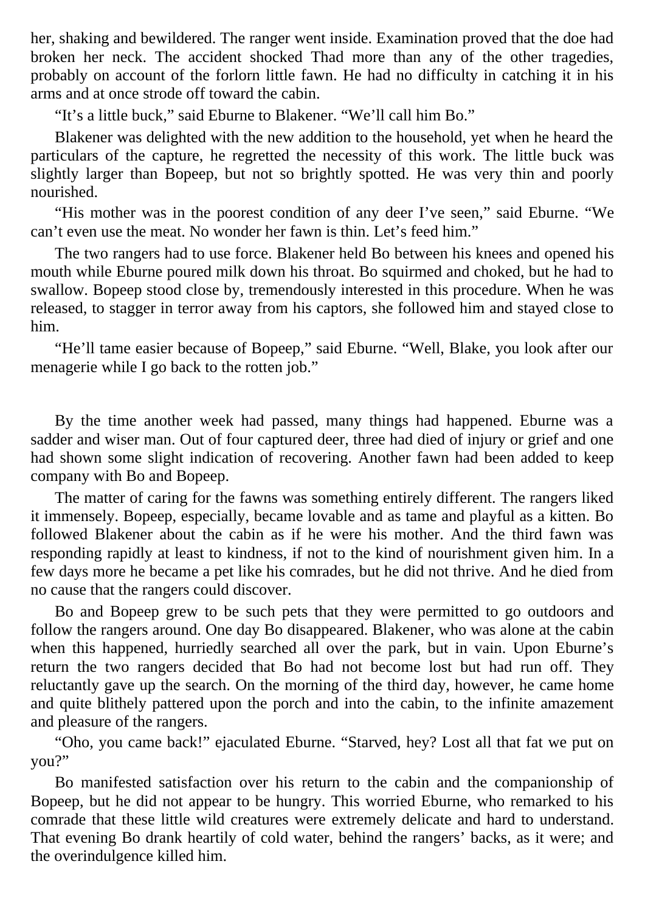her, shaking and bewildered. The ranger went inside. Examination proved that the doe had broken her neck. The accident shocked Thad more than any of the other tragedies, probably on account of the forlorn little fawn. He had no difficulty in catching it in his arms and at once strode off toward the cabin.

"It's a little buck," said Eburne to Blakener. "We'll call him Bo."

Blakener was delighted with the new addition to the household, yet when he heard the particulars of the capture, he regretted the necessity of this work. The little buck was slightly larger than Bopeep, but not so brightly spotted. He was very thin and poorly nourished.

"His mother was in the poorest condition of any deer I've seen," said Eburne. "We can't even use the meat. No wonder her fawn is thin. Let's feed him."

The two rangers had to use force. Blakener held Bo between his knees and opened his mouth while Eburne poured milk down his throat. Bo squirmed and choked, but he had to swallow. Bopeep stood close by, tremendously interested in this procedure. When he was released, to stagger in terror away from his captors, she followed him and stayed close to him.

"He'll tame easier because of Bopeep," said Eburne. "Well, Blake, you look after our menagerie while I go back to the rotten job."

By the time another week had passed, many things had happened. Eburne was a sadder and wiser man. Out of four captured deer, three had died of injury or grief and one had shown some slight indication of recovering. Another fawn had been added to keep company with Bo and Bopeep.

The matter of caring for the fawns was something entirely different. The rangers liked it immensely. Bopeep, especially, became lovable and as tame and playful as a kitten. Bo followed Blakener about the cabin as if he were his mother. And the third fawn was responding rapidly at least to kindness, if not to the kind of nourishment given him. In a few days more he became a pet like his comrades, but he did not thrive. And he died from no cause that the rangers could discover.

Bo and Bopeep grew to be such pets that they were permitted to go outdoors and follow the rangers around. One day Bo disappeared. Blakener, who was alone at the cabin when this happened, hurriedly searched all over the park, but in vain. Upon Eburne's return the two rangers decided that Bo had not become lost but had run off. They reluctantly gave up the search. On the morning of the third day, however, he came home and quite blithely pattered upon the porch and into the cabin, to the infinite amazement and pleasure of the rangers.

"Oho, you came back!" ejaculated Eburne. "Starved, hey? Lost all that fat we put on you?"

Bo manifested satisfaction over his return to the cabin and the companionship of Bopeep, but he did not appear to be hungry. This worried Eburne, who remarked to his comrade that these little wild creatures were extremely delicate and hard to understand. That evening Bo drank heartily of cold water, behind the rangers' backs, as it were; and the overindulgence killed him.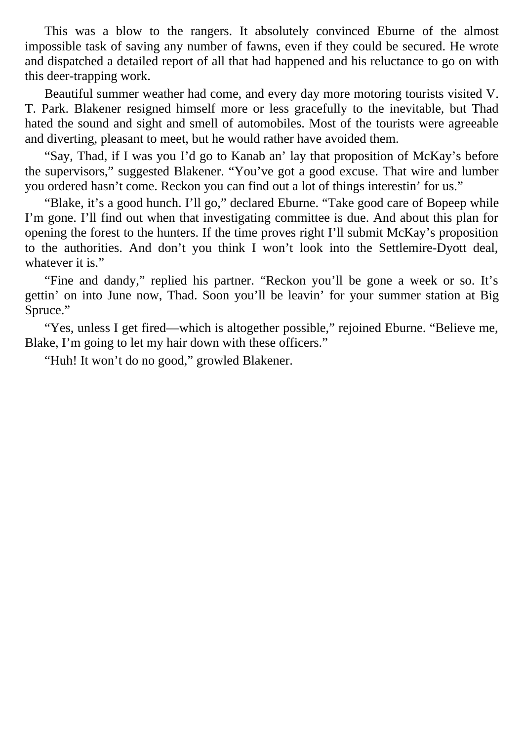This was a blow to the rangers. It absolutely convinced Eburne of the almost impossible task of saving any number of fawns, even if they could be secured. He wrote and dispatched a detailed report of all that had happened and his reluctance to go on with this deer-trapping work.

Beautiful summer weather had come, and every day more motoring tourists visited V. T. Park. Blakener resigned himself more or less gracefully to the inevitable, but Thad hated the sound and sight and smell of automobiles. Most of the tourists were agreeable and diverting, pleasant to meet, but he would rather have avoided them.

"Say, Thad, if I was you I'd go to Kanab an' lay that proposition of McKay's before the supervisors," suggested Blakener. "You've got a good excuse. That wire and lumber you ordered hasn't come. Reckon you can find out a lot of things interestin' for us."

"Blake, it's a good hunch. I'll go," declared Eburne. "Take good care of Bopeep while I'm gone. I'll find out when that investigating committee is due. And about this plan for opening the forest to the hunters. If the time proves right I'll submit McKay's proposition to the authorities. And don't you think I won't look into the Settlemire-Dyott deal, whatever it is."

"Fine and dandy," replied his partner. "Reckon you'll be gone a week or so. It's gettin' on into June now, Thad. Soon you'll be leavin' for your summer station at Big Spruce."

"Yes, unless I get fired—which is altogether possible," rejoined Eburne. "Believe me, Blake, I'm going to let my hair down with these officers."

"Huh! It won't do no good," growled Blakener.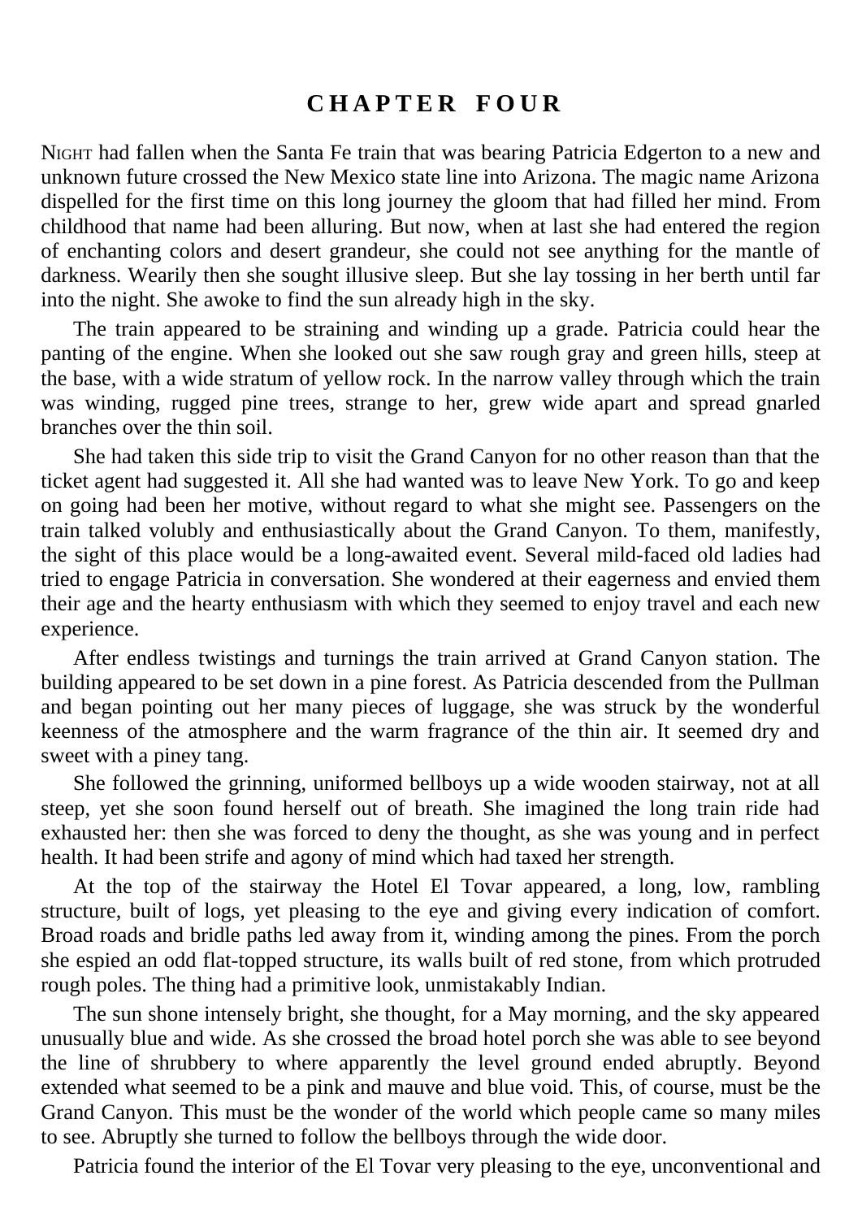## CHAPTER FOUR

NIGHT had fallen when the Santa Fe train that was bearing Patricia Edgerton to a new and unknown future crossed the New Mexico state line into Arizona. The magic name Arizona dispelled for the first time on this long journey the gloom that had filled her mind. From childhood that name had been alluring. But now, when at last she had entered the region of enchanting colors and desert grandeur, she could not see anything for the mantle of darkness. Wearily then she sought illusive sleep. But she lay tossing in her berth until far into the night. She awoke to find the sun already high in the sky.

The train appeared to be straining and winding up a grade. Patricia could hear the panting of the engine. When she looked out she saw rough gray and green hills, steep at the base, with a wide stratum of yellow rock. In the narrow valley through which the train was winding, rugged pine trees, strange to her, grew wide apart and spread gnarled branches over the thin soil.

She had taken this side trip to visit the Grand Canyon for no other reason than that the ticket agent had suggested it. All she had wanted was to leave New York. To go and keep on going had been her motive, without regard to what she might see. Passengers on the train talked volubly and enthusiastically about the Grand Canyon. To them, manifestly, the sight of this place would be a long-awaited event. Several mild-faced old ladies had tried to engage Patricia in conversation. She wondered at their eagerness and envied them their age and the hearty enthusiasm with which they seemed to enjoy travel and each new experience.

After endless twistings and turnings the train arrived at Grand Canyon station. The building appeared to be set down in a pine forest. As Patricia descended from the Pullman and began pointing out her many pieces of luggage, she was struck by the wonderful keenness of the atmosphere and the warm fragrance of the thin air. It seemed dry and sweet with a piney tang.

She followed the grinning, uniformed bellboys up a wide wooden stairway, not at all steep, yet she soon found herself out of breath. She imagined the long train ride had exhausted her: then she was forced to deny the thought, as she was young and in perfect health. It had been strife and agony of mind which had taxed her strength.

At the top of the stairway the Hotel El Tovar appeared, a long, low, rambling structure, built of logs, yet pleasing to the eye and giving every indication of comfort. Broad roads and bridle paths led away from it, winding among the pines. From the porch she espied an odd flat-topped structure, its walls built of red stone, from which protruded rough poles. The thing had a primitive look, unmistakably Indian.

The sun shone intensely bright, she thought, for a May morning, and the sky appeared unusually blue and wide. As she crossed the broad hotel porch she was able to see beyond the line of shrubbery to where apparently the level ground ended abruptly. Beyond extended what seemed to be a pink and mauve and blue void. This, of course, must be the Grand Canyon. This must be the wonder of the world which people came so many miles to see. Abruptly she turned to follow the bellboys through the wide door.

Patricia found the interior of the El Tovar very pleasing to the eye, unconventional and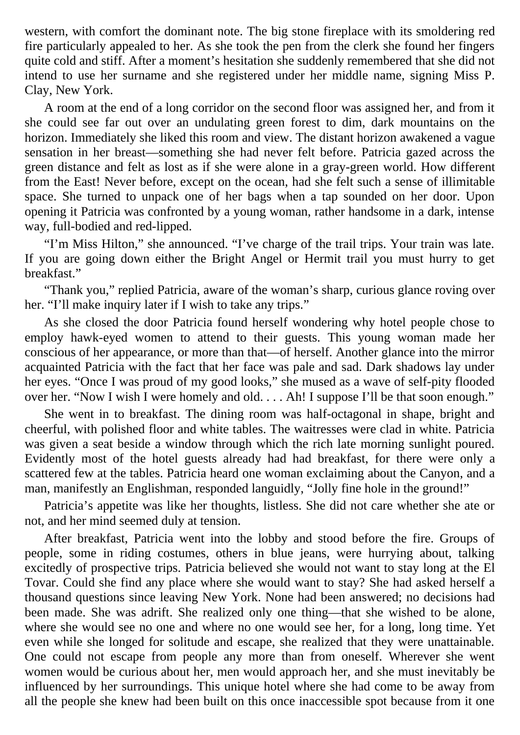western, with comfort the dominant note. The big stone fireplace with its smoldering red fire particularly appealed to her. As she took the pen from the clerk she found her fingers quite cold and stiff. After a moment's hesitation she suddenly remembered that she did not intend to use her surname and she registered under her middle name, signing Miss P. Clay, New York.

A room at the end of a long corridor on the second floor was assigned her, and from it she could see far out over an undulating green forest to dim, dark mountains on the horizon. Immediately she liked this room and view. The distant horizon awakened a vague sensation in her breast—something she had never felt before. Patricia gazed across the green distance and felt as lost as if she were alone in a gray-green world. How different from the East! Never before, except on the ocean, had she felt such a sense of illimitable space. She turned to unpack one of her bags when a tap sounded on her door. Upon opening it Patricia was confronted by a young woman, rather handsome in a dark, intense way, full-bodied and red-lipped.

"I'm Miss Hilton," she announced. "I've charge of the trail trips. Your train was late. If you are going down either the Bright Angel or Hermit trail you must hurry to get breakfast."

"Thank you," replied Patricia, aware of the woman's sharp, curious glance roving over her. "I'll make inquiry later if I wish to take any trips."

As she closed the door Patricia found herself wondering why hotel people chose to employ hawk-eyed women to attend to their guests. This young woman made her conscious of her appearance, or more than that—of herself. Another glance into the mirror acquainted Patricia with the fact that her face was pale and sad. Dark shadows lay under her eyes. "Once I was proud of my good looks," she mused as a wave of self-pity flooded over her. "Now I wish I were homely and old. . . . Ah! I suppose I'll be that soon enough."

She went in to breakfast. The dining room was half-octagonal in shape, bright and cheerful, with polished floor and white tables. The waitresses were clad in white. Patricia was given a seat beside a window through which the rich late morning sunlight poured. Evidently most of the hotel guests already had had breakfast, for there were only a scattered few at the tables. Patricia heard one woman exclaiming about the Canyon, and a man, manifestly an Englishman, responded languidly, "Jolly fine hole in the ground!"

Patricia's appetite was like her thoughts, listless. She did not care whether she ate or not, and her mind seemed dully at tension.

After breakfast, Patricia went into the lobby and stood before the fire. Groups of people, some in riding costumes, others in blue jeans, were hurrying about, talking excitedly of prospective trips. Patricia believed she would not want to stay long at the El Tovar. Could she find any place where she would want to stay? She had asked herself a thousand questions since leaving New York. None had been answered; no decisions had been made. She was adrift. She realized only one thing—that she wished to be alone, where she would see no one and where no one would see her, for a long, long time. Yet even while she longed for solitude and escape, she realized that they were unattainable. One could not escape from people any more than from oneself. Wherever she went women would be curious about her, men would approach her, and she must inevitably be influenced by her surroundings. This unique hotel where she had come to be away from all the people she knew had been built on this once inaccessible spot because from it one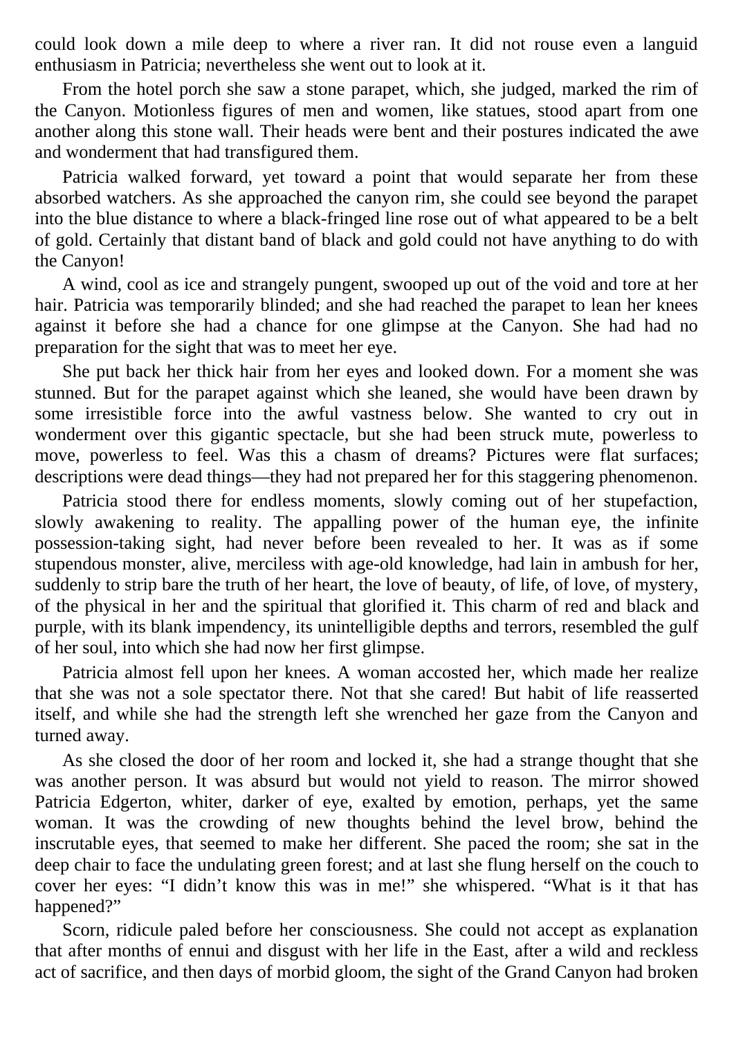could look down a mile deep to where a river ran. It did not rouse even a languid enthusiasm in Patricia; nevertheless she went out to look at it.

From the hotel porch she saw a stone parapet, which, she judged, marked the rim of the Canyon. Motionless figures of men and women, like statues, stood apart from one another along this stone wall. Their heads were bent and their postures indicated the awe and wonderment that had transfigured them.

Patricia walked forward, yet toward a point that would separate her from these absorbed watchers. As she approached the canyon rim, she could see beyond the parapet into the blue distance to where a black-fringed line rose out of what appeared to be a belt of gold. Certainly that distant band of black and gold could not have anything to do with the Canyon!

A wind, cool as ice and strangely pungent, swooped up out of the void and tore at her hair. Patricia was temporarily blinded; and she had reached the parapet to lean her knees against it before she had a chance for one glimpse at the Canyon. She had had no preparation for the sight that was to meet her eye.

She put back her thick hair from her eyes and looked down. For a moment she was stunned. But for the parapet against which she leaned, she would have been drawn by some irresistible force into the awful vastness below. She wanted to cry out in wonderment over this gigantic spectacle, but she had been struck mute, powerless to move, powerless to feel. Was this a chasm of dreams? Pictures were flat surfaces; descriptions were dead things—they had not prepared her for this staggering phenomenon.

Patricia stood there for endless moments, slowly coming out of her stupefaction, slowly awakening to reality. The appalling power of the human eye, the infinite possession-taking sight, had never before been revealed to her. It was as if some stupendous monster, alive, merciless with age-old knowledge, had lain in ambush for her, suddenly to strip bare the truth of her heart, the love of beauty, of life, of love, of mystery, of the physical in her and the spiritual that glorified it. This charm of red and black and purple, with its blank impendency, its unintelligible depths and terrors, resembled the gulf of her soul, into which she had now her first glimpse.

Patricia almost fell upon her knees. A woman accosted her, which made her realize that she was not a sole spectator there. Not that she cared! But habit of life reasserted itself, and while she had the strength left she wrenched her gaze from the Canyon and turned away.

As she closed the door of her room and locked it, she had a strange thought that she was another person. It was absurd but would not yield to reason. The mirror showed Patricia Edgerton, whiter, darker of eye, exalted by emotion, perhaps, yet the same woman. It was the crowding of new thoughts behind the level brow, behind the inscrutable eyes, that seemed to make her different. She paced the room; she sat in the deep chair to face the undulating green forest; and at last she flung herself on the couch to cover her eyes: "I didn't know this was in me!" she whispered. "What is it that has happened?"

Scorn, ridicule paled before her consciousness. She could not accept as explanation that after months of ennui and disgust with her life in the East, after a wild and reckless act of sacrifice, and then days of morbid gloom, the sight of the Grand Canyon had broken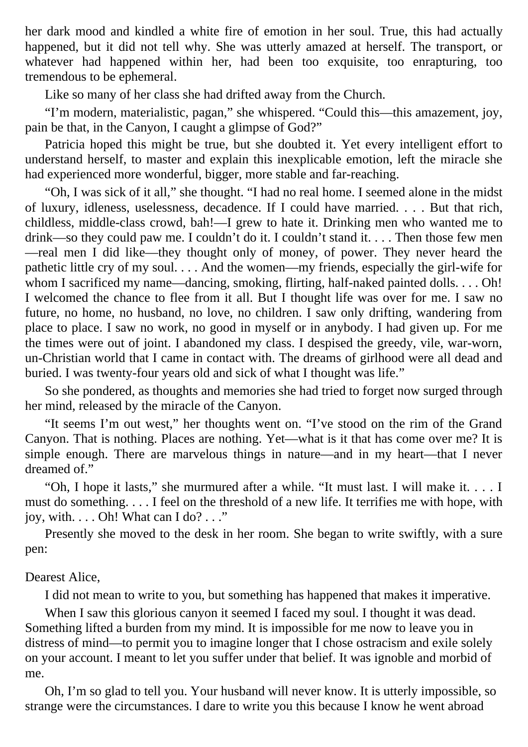her dark mood and kindled a white fire of emotion in her soul. True, this had actually happened, but it did not tell why. She was utterly amazed at herself. The transport, or whatever had happened within her, had been too exquisite, too enrapturing, too tremendous to be ephemeral.

Like so many of her class she had drifted away from the Church.

"I'm modern, materialistic, pagan," she whispered. "Could this—this amazement, joy, pain be that, in the Canyon, I caught a glimpse of God?"

Patricia hoped this might be true, but she doubted it. Yet every intelligent effort to understand herself, to master and explain this inexplicable emotion, left the miracle she had experienced more wonderful, bigger, more stable and far-reaching.

"Oh, I was sick of it all," she thought. "I had no real home. I seemed alone in the midst of luxury, idleness, uselessness, decadence. If I could have married. . . . But that rich, childless, middle-class crowd, bah!—I grew to hate it. Drinking men who wanted me to drink—so they could paw me. I couldn't do it. I couldn't stand it. . . . Then those few men—real men I did like—they thought only of money, of power. They never heard the pathetic little cry of my soul. . . . And the women—my friends, especially the girl-wife for whom I sacrificed my name—dancing, smoking, flirting, half-naked painted dolls. . . . Oh! I welcomed the chance to flee from it all. But I thought life was over for me. I saw no future, no home, no husband, no love, no children. I saw only drifting, wandering from place to place. I saw no work, no good in myself or in anybody. I had given up. For me the times were out of joint. I abandoned my class. I despised the greedy, vile, war-worn, un-Christian world that I came in contact with. The dreams of girlhood were all dead and buried. I was twenty-four years old and sick of what I thought was life."

So she pondered, as thoughts and memories she had tried to forget now surged through her mind, released by the miracle of the Canyon.

"It seems I'm out west," her thoughts went on. "I've stood on the rim of the Grand Canyon. That is nothing. Places are nothing. Yet—what is it that has come over me? It is simple enough. There are marvelous things in nature—and in my heart—that I never dreamed of."

"Oh, I hope it lasts," she murmured after a while. "It must last. I will make it. . . . I must do something. . . . I feel on the threshold of a new life. It terrifies me with hope, with joy, with. . . . Oh! What can I do? . . ."

Presently she moved to the desk in her room. She began to write swiftly, with a sure pen:

Dearest Alice,

I did not mean to write to you, but something has happened that makes it imperative.

When I saw this glorious canyon it seemed I faced my soul. I thought it was dead. Something lifted a burden from my mind. It is impossible for me now to leave you in distress of mind—to permit you to imagine longer that I chose ostracism and exile solely on your account. I meant to let you suffer under that belief. It was ignoble and morbid of me.

Oh, I'm so glad to tell you. Your husband will never know. It is utterly impossible, so strange were the circumstances. I dare to write you this because I know he went abroad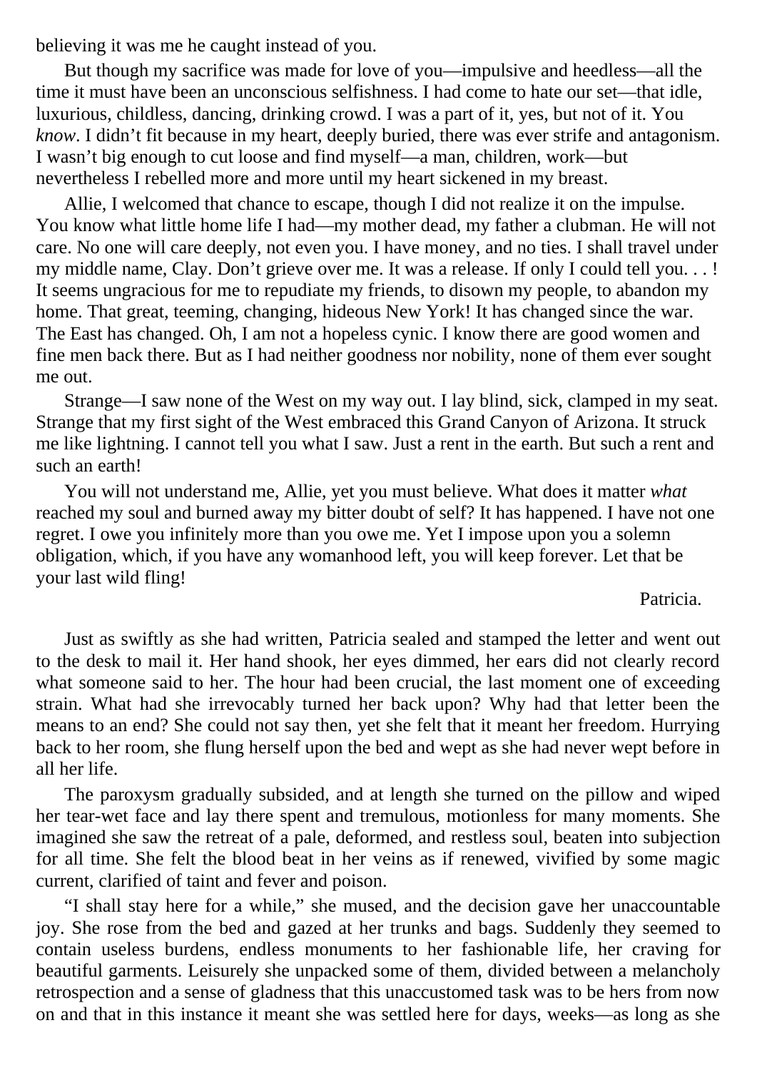believing it was me he caught instead of you.

But though my sacrifice was made for love of you—impulsive and heedless—all the time it must have been an unconscious selfishness. I had come to hate our set—that idle, luxurious, childless, dancing, drinking crowd. I was a part of it, yes, but not of it. You *know*. I didn't fit because in my heart, deeply buried, there was ever strife and antagonism. I wasn't big enough to cut loose and find myself—a man, children, work—but nevertheless I rebelled more and more until my heart sickened in my breast.

Allie, I welcomed that chance to escape, though I did not realize it on the impulse. You know what little home life I had—my mother dead, my father a clubman. He will not care. No one will care deeply, not even you. I have money, and no ties. I shall travel under my middle name, Clay. Don't grieve over me. It was a release. If only I could tell you. . . ! It seems ungracious for me to repudiate my friends, to disown my people, to abandon my home. That great, teeming, changing, hideous New York! It has changed since the war. The East has changed. Oh, I am not a hopeless cynic. I know there are good women and fine men back there. But as I had neither goodness nor nobility, none of them ever sought me out.

Strange—I saw none of the West on my way out. I lay blind, sick, clamped in my seat. Strange that my first sight of the West embraced this Grand Canyon of Arizona. It struck me like lightning. I cannot tell you what I saw. Just a rent in the earth. But such a rent and such an earth!

You will not understand me, Allie, yet you must believe. What does it matter *what* reached my soul and burned away my bitter doubt of self? It has happened. I have not one regret. I owe you infinitely more than you owe me. Yet I impose upon you a solemn obligation, which, if you have any womanhood left, you will keep forever. Let that be your last wild fling!

Patricia.

Just as swiftly as she had written, Patricia sealed and stamped the letter and went out to the desk to mail it. Her hand shook, her eyes dimmed, her ears did not clearly record what someone said to her. The hour had been crucial, the last moment one of exceeding strain. What had she irrevocably turned her back upon? Why had that letter been the means to an end? She could not say then, yet she felt that it meant her freedom. Hurrying back to her room, she flung herself upon the bed and wept as she had never wept before in all her life.

The paroxysm gradually subsided, and at length she turned on the pillow and wiped her tear-wet face and lay there spent and tremulous, motionless for many moments. She imagined she saw the retreat of a pale, deformed, and restless soul, beaten into subjection for all time. She felt the blood beat in her veins as if renewed, vivified by some magic current, clarified of taint and fever and poison.

"I shall stay here for a while," she mused, and the decision gave her unaccountable joy. She rose from the bed and gazed at her trunks and bags. Suddenly they seemed to contain useless burdens, endless monuments to her fashionable life, her craving for beautiful garments. Leisurely she unpacked some of them, divided between a melancholy retrospection and a sense of gladness that this unaccustomed task was to be hers from now on and that in this instance it meant she was settled here for days, weeks—as long as she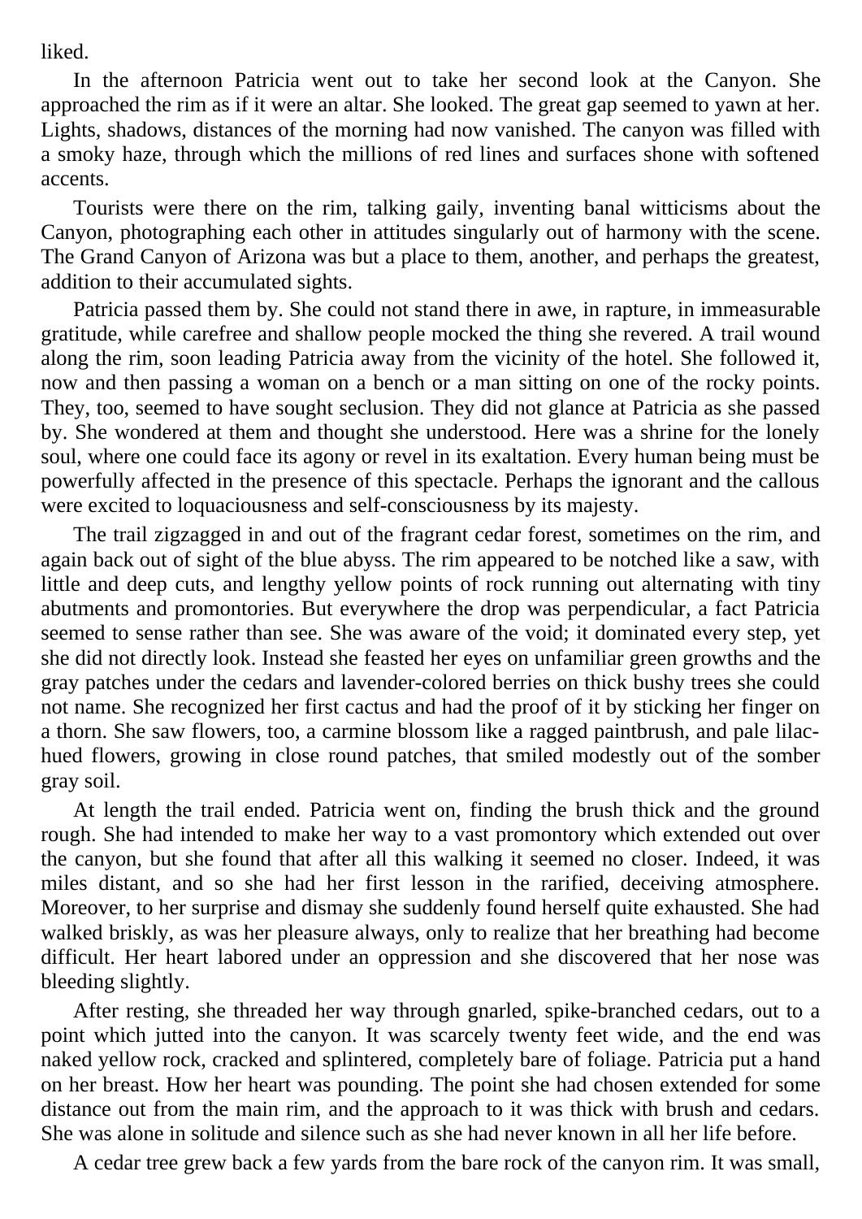liked.

In the afternoon Patricia went out to take her second look at the Canyon. She approached the rim as if it were an altar. She looked. The great gap seemed to yawn at her. Lights, shadows, distances of the morning had now vanished. The canyon was filled with a smoky haze, through which the millions of red lines and surfaces shone with softened accents.

Tourists were there on the rim, talking gaily, inventing banal witticisms about the Canyon, photographing each other in attitudes singularly out of harmony with the scene. The Grand Canyon of Arizona was but a place to them, another, and perhaps the greatest, addition to their accumulated sights.

Patricia passed them by. She could not stand there in awe, in rapture, in immeasurable gratitude, while carefree and shallow people mocked the thing she revered. A trail wound along the rim, soon leading Patricia away from the vicinity of the hotel. She followed it, now and then passing a woman on a bench or a man sitting on one of the rocky points. They, too, seemed to have sought seclusion. They did not glance at Patricia as she passed by. She wondered at them and thought she understood. Here was a shrine for the lonely soul, where one could face its agony or revel in its exaltation. Every human being must be powerfully affected in the presence of this spectacle. Perhaps the ignorant and the callous were excited to loquaciousness and self-consciousness by its majesty.

The trail zigzagged in and out of the fragrant cedar forest, sometimes on the rim, and again back out of sight of the blue abyss. The rim appeared to be notched like a saw, with little and deep cuts, and lengthy yellow points of rock running out alternating with tiny abutments and promontories. But everywhere the drop was perpendicular, a fact Patricia seemed to sense rather than see. She was aware of the void; it dominated every step, yet she did not directly look. Instead she feasted her eyes on unfamiliar green growths and the gray patches under the cedars and lavender-colored berries on thick bushy trees she could not name. She recognized her first cactus and had the proof of it by sticking her finger on a thorn. She saw flowers, too, a carmine blossom like a ragged paintbrush, and pale lilac-hued flowers, growing in close round patches, that smiled modestly out of the somber gray soil.

At length the trail ended. Patricia went on, finding the brush thick and the ground rough. She had intended to make her way to a vast promontory which extended out over the canyon, but she found that after all this walking it seemed no closer. Indeed, it was miles distant, and so she had her first lesson in the rarified, deceiving atmosphere. Moreover, to her surprise and dismay she suddenly found herself quite exhausted. She had walked briskly, as was her pleasure always, only to realize that her breathing had become difficult. Her heart labored under an oppression and she discovered that her nose was bleeding slightly.

After resting, she threaded her way through gnarled, spike-branched cedars, out to a point which jutted into the canyon. It was scarcely twenty feet wide, and the end was naked yellow rock, cracked and splintered, completely bare of foliage. Patricia put a hand on her breast. How her heart was pounding. The point she had chosen extended for some distance out from the main rim, and the approach to it was thick with brush and cedars. She was alone in solitude and silence such as she had never known in all her life before.

A cedar tree grew back a few yards from the bare rock of the canyon rim. It was small,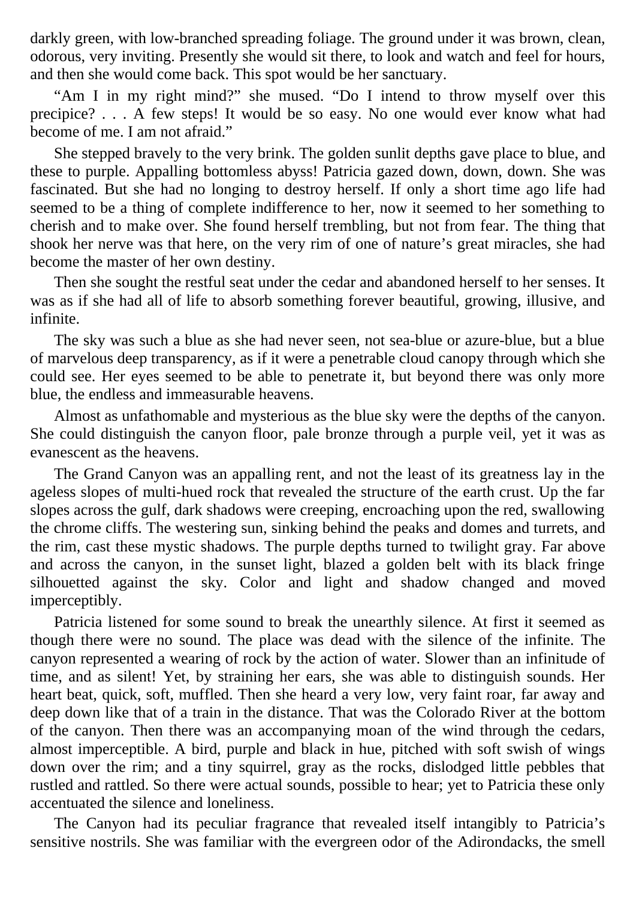darkly green, with low-branched spreading foliage. The ground under it was brown, clean, odorous, very inviting. Presently she would sit there, to look and watch and feel for hours, and then she would come back. This spot would be her sanctuary.

"Am I in my right mind?" she mused. "Do I intend to throw myself over this precipice? . . . A few steps! It would be so easy. No one would ever know what had become of me. I am not afraid."

She stepped bravely to the very brink. The golden sunlit depths gave place to blue, and these to purple. Appalling bottomless abyss! Patricia gazed down, down, down. She was fascinated. But she had no longing to destroy herself. If only a short time ago life had seemed to be a thing of complete indifference to her, now it seemed to her something to cherish and to make over. She found herself trembling, but not from fear. The thing that shook her nerve was that here, on the very rim of one of nature's great miracles, she had become the master of her own destiny.

Then she sought the restful seat under the cedar and abandoned herself to her senses. It was as if she had all of life to absorb something forever beautiful, growing, illusive, and infinite.

The sky was such a blue as she had never seen, not sea-blue or azure-blue, but a blue of marvelous deep transparency, as if it were a penetrable cloud canopy through which she could see. Her eyes seemed to be able to penetrate it, but beyond there was only more blue, the endless and immeasurable heavens.

Almost as unfathomable and mysterious as the blue sky were the depths of the canyon. She could distinguish the canyon floor, pale bronze through a purple veil, yet it was as evanescent as the heavens.

The Grand Canyon was an appalling rent, and not the least of its greatness lay in the ageless slopes of multi-hued rock that revealed the structure of the earth crust. Up the far slopes across the gulf, dark shadows were creeping, encroaching upon the red, swallowing the chrome cliffs. The westering sun, sinking behind the peaks and domes and turrets, and the rim, cast these mystic shadows. The purple depths turned to twilight gray. Far above and across the canyon, in the sunset light, blazed a golden belt with its black fringe silhouetted against the sky. Color and light and shadow changed and moved imperceptibly.

Patricia listened for some sound to break the unearthly silence. At first it seemed as though there were no sound. The place was dead with the silence of the infinite. The canyon represented a wearing of rock by the action of water. Slower than an infinitude of time, and as silent! Yet, by straining her ears, she was able to distinguish sounds. Her heart beat, quick, soft, muffled. Then she heard a very low, very faint roar, far away and deep down like that of a train in the distance. That was the Colorado River at the bottom of the canyon. Then there was an accompanying moan of the wind through the cedars, almost imperceptible. A bird, purple and black in hue, pitched with soft swish of wings down over the rim; and a tiny squirrel, gray as the rocks, dislodged little pebbles that rustled and rattled. So there were actual sounds, possible to hear; yet to Patricia these only accentuated the silence and loneliness.

The Canyon had its peculiar fragrance that revealed itself intangibly to Patricia's sensitive nostrils. She was familiar with the evergreen odor of the Adirondacks, the smell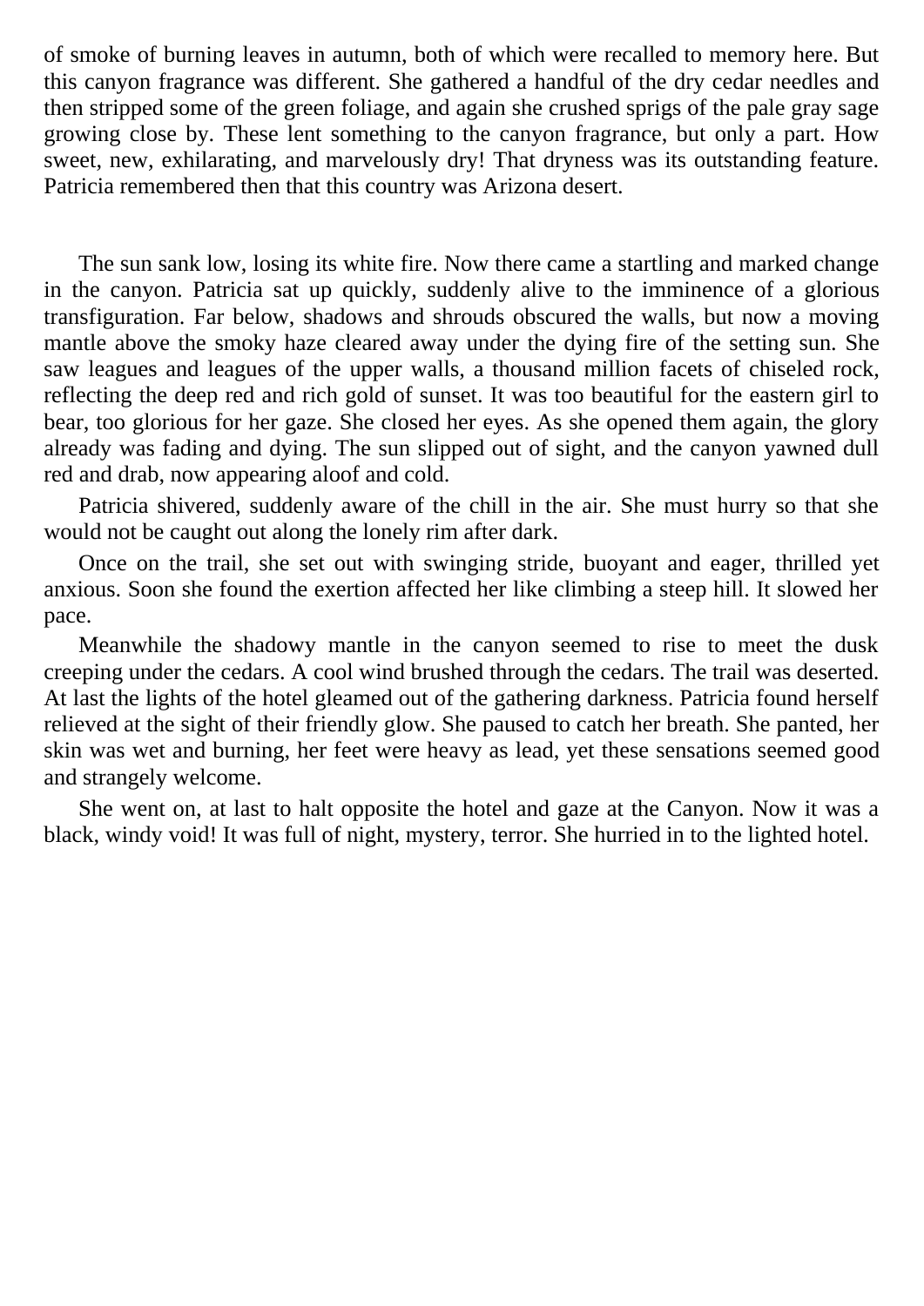of smoke of burning leaves in autumn, both of which were recalled to memory here. But this canyon fragrance was different. She gathered a handful of the dry cedar needles and then stripped some of the green foliage, and again she crushed sprigs of the pale gray sage growing close by. These lent something to the canyon fragrance, but only a part. How sweet, new, exhilarating, and marvelously dry! That dryness was its outstanding feature. Patricia remembered then that this country was Arizona desert.

The sun sank low, losing its white fire. Now there came a startling and marked change in the canyon. Patricia sat up quickly, suddenly alive to the imminence of a glorious transfiguration. Far below, shadows and shrouds obscured the walls, but now a moving mantle above the smoky haze cleared away under the dying fire of the setting sun. She saw leagues and leagues of the upper walls, a thousand million facets of chiseled rock, reflecting the deep red and rich gold of sunset. It was too beautiful for the eastern girl to bear, too glorious for her gaze. She closed her eyes. As she opened them again, the glory already was fading and dying. The sun slipped out of sight, and the canyon yawned dull red and drab, now appearing aloof and cold.

Patricia shivered, suddenly aware of the chill in the air. She must hurry so that she would not be caught out along the lonely rim after dark.

Once on the trail, she set out with swinging stride, buoyant and eager, thrilled yet anxious. Soon she found the exertion affected her like climbing a steep hill. It slowed her pace.

Meanwhile the shadowy mantle in the canyon seemed to rise to meet the dusk creeping under the cedars. A cool wind brushed through the cedars. The trail was deserted. At last the lights of the hotel gleamed out of the gathering darkness. Patricia found herself relieved at the sight of their friendly glow. She paused to catch her breath. She panted, her skin was wet and burning, her feet were heavy as lead, yet these sensations seemed good and strangely welcome.

She went on, at last to halt opposite the hotel and gaze at the Canyon. Now it was a black, windy void! It was full of night, mystery, terror. She hurried in to the lighted hotel.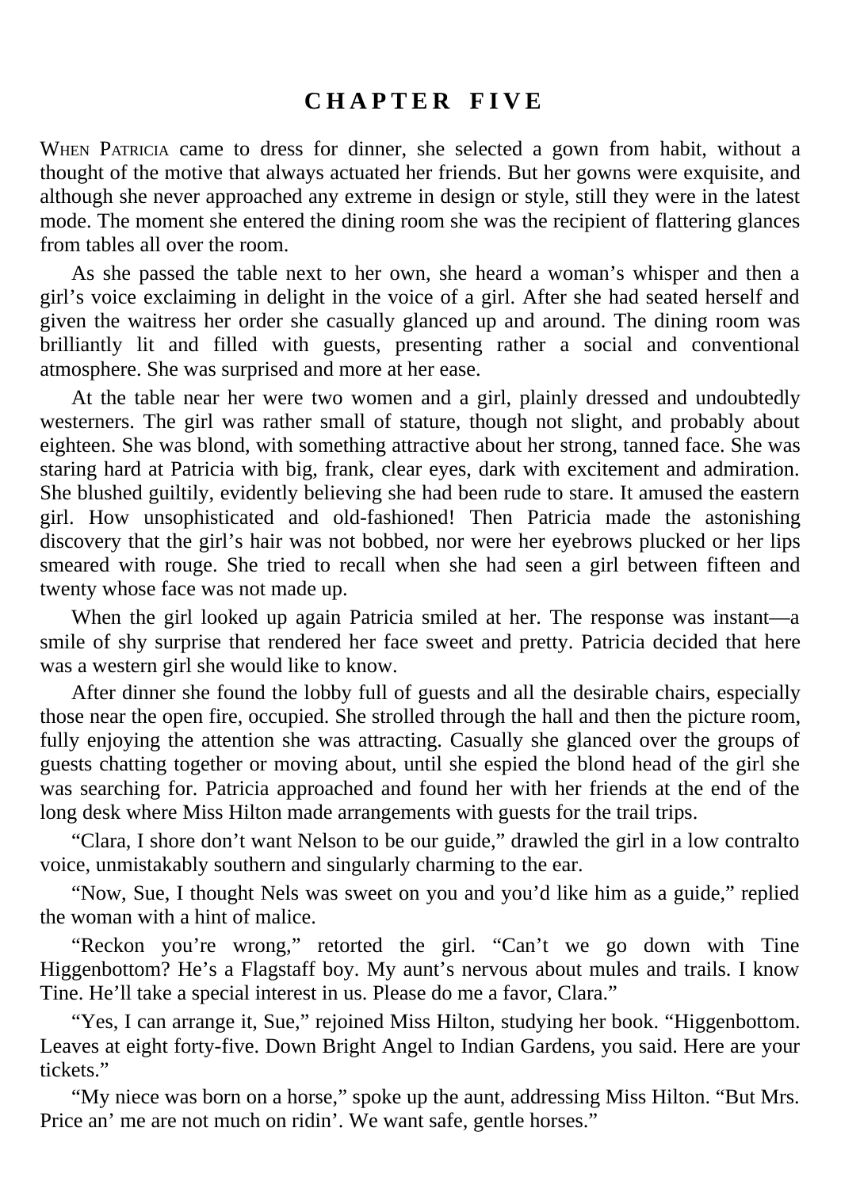# CHAPTER FIVE

When Patricia came to dress for dinner, she selected a gown from habit, without a thought of the motive that always actuated her friends. But her gowns were exquisite, and although she never approached any extreme in design or style, still they were in the latest mode. The moment she entered the dining room she was the recipient of flattering glances from tables all over the room.

As she passed the table next to her own, she heard a woman's whisper and then a girl's voice exclaiming in delight in the voice of a girl. After she had seated herself and given the waitress her order she casually glanced up and around. The dining room was brilliantly lit and filled with guests, presenting rather a social and conventional atmosphere. She was surprised and more at her ease.

At the table near her were two women and a girl, plainly dressed and undoubtedly westerners. The girl was rather small of stature, though not slight, and probably about eighteen. She was blond, with something attractive about her strong, tanned face. She was staring hard at Patricia with big, frank, clear eyes, dark with excitement and admiration. She blushed guiltily, evidently believing she had been rude to stare. It amused the eastern girl. How unsophisticated and old-fashioned! Then Patricia made the astonishing discovery that the girl's hair was not bobbed, nor were her eyebrows plucked or her lips smeared with rouge. She tried to recall when she had seen a girl between fifteen and twenty whose face was not made up.

When the girl looked up again Patricia smiled at her. The response was instant—a smile of shy surprise that rendered her face sweet and pretty. Patricia decided that here was a western girl she would like to know.

After dinner she found the lobby full of guests and all the desirable chairs, especially those near the open fire, occupied. She strolled through the hall and then the picture room, fully enjoying the attention she was attracting. Casually she glanced over the groups of guests chatting together or moving about, until she espied the blond head of the girl she was searching for. Patricia approached and found her with her friends at the end of the long desk where Miss Hilton made arrangements with guests for the trail trips.

"Clara, I shore don't want Nelson to be our guide," drawled the girl in a low contralto voice, unmistakably southern and singularly charming to the ear.

"Now, Sue, I thought Nels was sweet on you and you'd like him as a guide," replied the woman with a hint of malice.

"Reckon you're wrong," retorted the girl. "Can't we go down with Tine Higgenbottom? He's a Flagstaff boy. My aunt's nervous about mules and trails. I know Tine. He'll take a special interest in us. Please do me a favor, Clara."

"Yes, I can arrange it, Sue," rejoined Miss Hilton, studying her book. "Higgenbottom. Leaves at eight forty-five. Down Bright Angel to Indian Gardens, you said. Here are your tickets."

"My niece was born on a horse," spoke up the aunt, addressing Miss Hilton. "But Mrs. Price an' me are not much on ridin'. We want safe, gentle horses."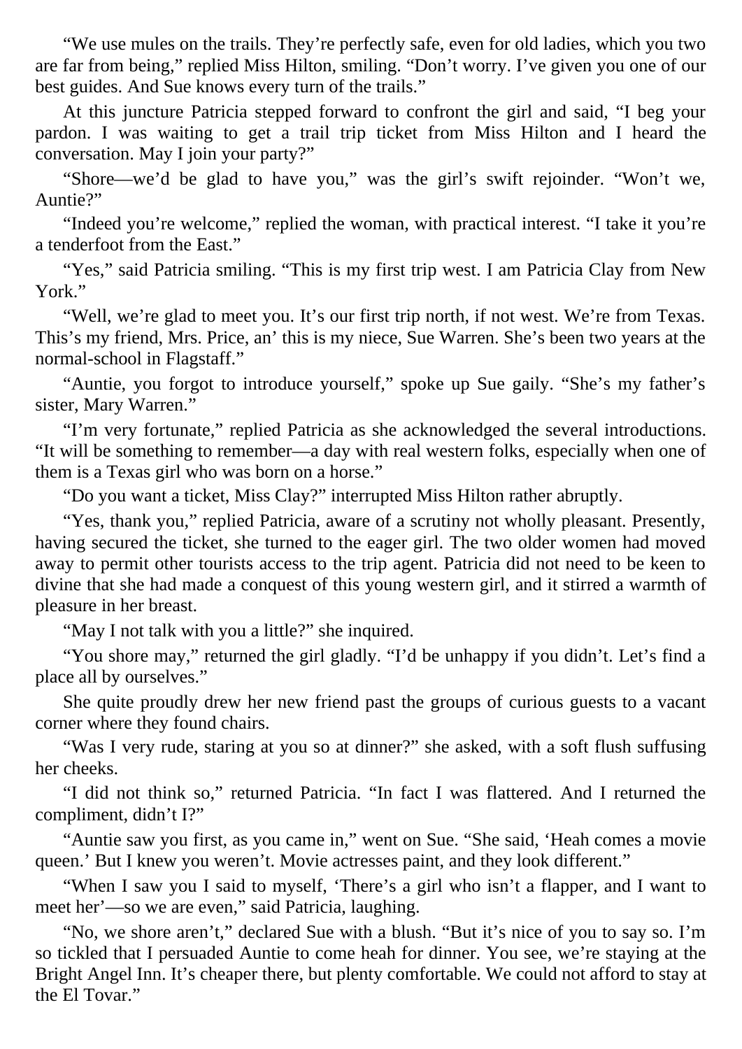"We use mules on the trails. They're perfectly safe, even for old ladies, which you two are far from being," replied Miss Hilton, smiling. "Don't worry. I've given you one of our best guides. And Sue knows every turn of the trails."

At this juncture Patricia stepped forward to confront the girl and said, "I beg your pardon. I was waiting to get a trail trip ticket from Miss Hilton and I heard the conversation. May I join your party?"

"Shore—we'd be glad to have you," was the girl's swift rejoinder. "Won't we, Auntie?"

"Indeed you're welcome," replied the woman, with practical interest. "I take it you're a tenderfoot from the East."

"Yes," said Patricia smiling. "This is my first trip west. I am Patricia Clay from New York."

"Well, we're glad to meet you. It's our first trip north, if not west. We're from Texas. This's my friend, Mrs. Price, an' this is my niece, Sue Warren. She's been two years at the normal-school in Flagstaff."

"Auntie, you forgot to introduce yourself," spoke up Sue gaily. "She's my father's sister, Mary Warren."

"I'm very fortunate," replied Patricia as she acknowledged the several introductions. "It will be something to remember—a day with real western folks, especially when one of them is a Texas girl who was born on a horse."

"Do you want a ticket, Miss Clay?" interrupted Miss Hilton rather abruptly.

"Yes, thank you," replied Patricia, aware of a scrutiny not wholly pleasant. Presently, having secured the ticket, she turned to the eager girl. The two older women had moved away to permit other tourists access to the trip agent. Patricia did not need to be keen to divine that she had made a conquest of this young western girl, and it stirred a warmth of pleasure in her breast.

"May I not talk with you a little?" she inquired.

"You shore may," returned the girl gladly. "I'd be unhappy if you didn't. Let's find a place all by ourselves."

She quite proudly drew her new friend past the groups of curious guests to a vacant corner where they found chairs.

"Was I very rude, staring at you so at dinner?" she asked, with a soft flush suffusing her cheeks.

"I did not think so," returned Patricia. "In fact I was flattered. And I returned the compliment, didn't I?"

"Auntie saw you first, as you came in," went on Sue. "She said, 'Heah comes a movie queen.' But I knew you weren't. Movie actresses paint, and they look different."

"When I saw you I said to myself, 'There's a girl who isn't a flapper, and I want to meet her'—so we are even," said Patricia, laughing.

"No, we shore aren't," declared Sue with a blush. "But it's nice of you to say so. I'm so tickled that I persuaded Auntie to come heah for dinner. You see, we're staying at the Bright Angel Inn. It's cheaper there, but plenty comfortable. We could not afford to stay at the El Tovar."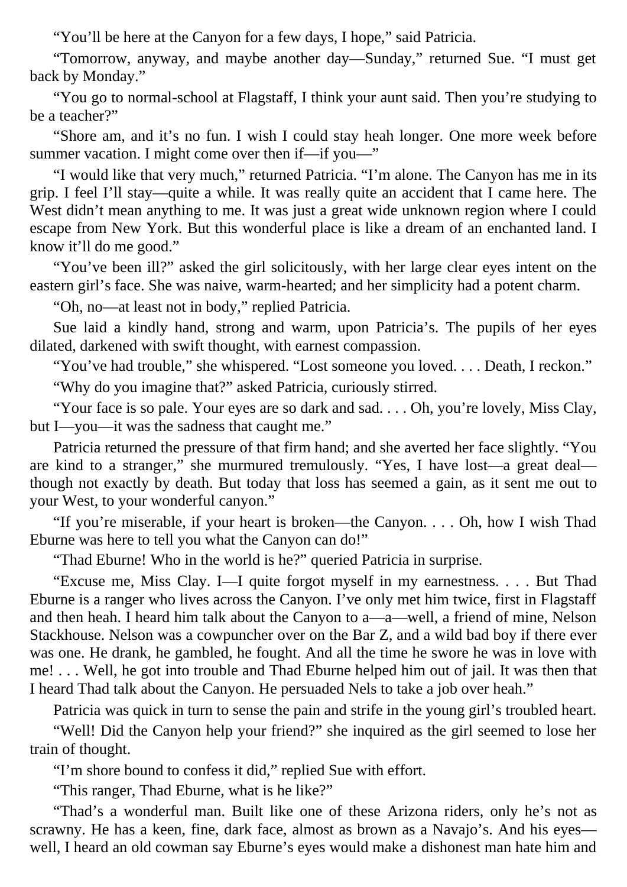"You'll be here at the Canyon for a few days, I hope," said Patricia.

"Tomorrow, anyway, and maybe another day—Sunday," returned Sue. "I must get back by Monday."

"You go to normal-school at Flagstaff, I think your aunt said. Then you're studying to be a teacher?"

"Shore am, and it's no fun. I wish I could stay heah longer. One more week before summer vacation. I might come over then if—if you—"

"I would like that very much," returned Patricia. "I'm alone. The Canyon has me in its grip. I feel I'll stay—quite a while. It was really quite an accident that I came here. The West didn't mean anything to me. It was just a great wide unknown region where I could escape from New York. But this wonderful place is like a dream of an enchanted land. I know it'll do me good."

"You've been ill?" asked the girl solicitously, with her large clear eyes intent on the eastern girl's face. She was naive, warm-hearted; and her simplicity had a potent charm.

"Oh, no—at least not in body," replied Patricia.

Sue laid a kindly hand, strong and warm, upon Patricia's. The pupils of her eyes dilated, darkened with swift thought, with earnest compassion.

"You've had trouble," she whispered. "Lost someone you loved. . . . Death, I reckon."

"Why do you imagine that?" asked Patricia, curiously stirred.

"Your face is so pale. Your eyes are so dark and sad. . . . Oh, you're lovely, Miss Clay, but I—you—it was the sadness that caught me."

Patricia returned the pressure of that firm hand; and she averted her face slightly. "You are kind to a stranger," she murmured tremulously. "Yes, I have lost—a great deal—though not exactly by death. But today that loss has seemed a gain, as it sent me out to your West, to your wonderful canyon."

"If you're miserable, if your heart is broken—the Canyon. . . . Oh, how I wish Thad Eburne was here to tell you what the Canyon can do!"

"Thad Eburne! Who in the world is he?" queried Patricia in surprise.

"Excuse me, Miss Clay. I—I quite forgot myself in my earnestness. . . . But Thad Eburne is a ranger who lives across the Canyon. I've only met him twice, first in Flagstaff and then heah. I heard him talk about the Canyon to a—a—well, a friend of mine, Nelson Stackhouse. Nelson was a cowpuncher over on the Bar Z, and a wild bad boy if there ever was one. He drank, he gambled, he fought. And all the time he swore he was in love with me! . . . Well, he got into trouble and Thad Eburne helped him out of jail. It was then that I heard Thad talk about the Canyon. He persuaded Nels to take a job over heah."

Patricia was quick in turn to sense the pain and strife in the young girl's troubled heart.

"Well! Did the Canyon help your friend?" she inquired as the girl seemed to lose her train of thought.

"I'm shore bound to confess it did," replied Sue with effort.

"This ranger, Thad Eburne, what is he like?"

"Thad's a wonderful man. Built like one of these Arizona riders, only he's not as scrawny. He has a keen, fine, dark face, almost as brown as a Navajo's. And his eyes—well, I heard an old cowman say Eburne's eyes would make a dishonest man hate him and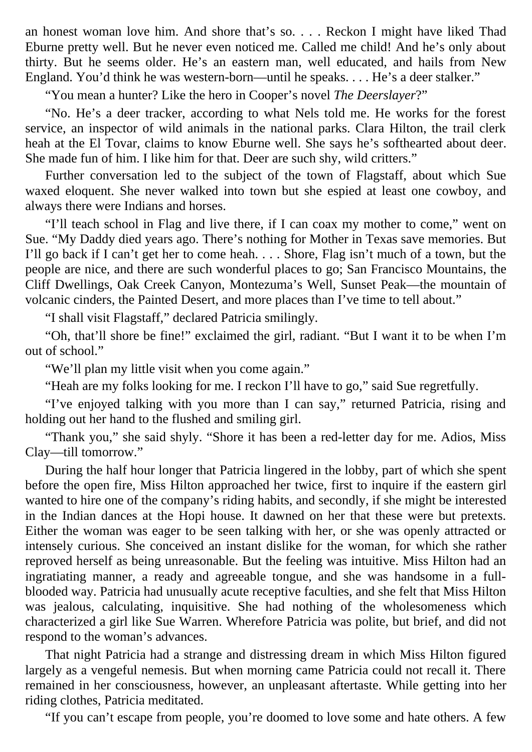an honest woman love him. And shore that's so. . . . Reckon I might have liked Thad Eburne pretty well. But he never even noticed me. Called me child! And he's only about thirty. But he seems older. He's an eastern man, well educated, and hails from New England. You'd think he was western-born—until he speaks. . . . He's a deer stalker."

"You mean a hunter? Like the hero in Cooper's novel *The Deerslayer*?"

"No. He's a deer tracker, according to what Nels told me. He works for the forest service, an inspector of wild animals in the national parks. Clara Hilton, the trail clerk heah at the El Tovar, claims to know Eburne well. She says he's softhearted about deer. She made fun of him. I like him for that. Deer are such shy, wild critters."

Further conversation led to the subject of the town of Flagstaff, about which Sue waxed eloquent. She never walked into town but she espied at least one cowboy, and always there were Indians and horses.

"I'll teach school in Flag and live there, if I can coax my mother to come," went on Sue. "My Daddy died years ago. There's nothing for Mother in Texas save memories. But I'll go back if I can't get her to come heah. . . . Shore, Flag isn't much of a town, but the people are nice, and there are such wonderful places to go; San Francisco Mountains, the Cliff Dwellings, Oak Creek Canyon, Montezuma's Well, Sunset Peak—the mountain of volcanic cinders, the Painted Desert, and more places than I've time to tell about."

"I shall visit Flagstaff," declared Patricia smilingly.

"Oh, that'll shore be fine!" exclaimed the girl, radiant. "But I want it to be when I'm out of school."

"We'll plan my little visit when you come again."

"Heah are my folks looking for me. I reckon I'll have to go," said Sue regretfully.

"I've enjoyed talking with you more than I can say," returned Patricia, rising and holding out her hand to the flushed and smiling girl.

"Thank you," she said shyly. "Shore it has been a red-letter day for me. Adios, Miss Clay—till tomorrow."

During the half hour longer that Patricia lingered in the lobby, part of which she spent before the open fire, Miss Hilton approached her twice, first to inquire if the eastern girl wanted to hire one of the company's riding habits, and secondly, if she might be interested in the Indian dances at the Hopi house. It dawned on her that these were but pretexts. Either the woman was eager to be seen talking with her, or she was openly attracted or intensely curious. She conceived an instant dislike for the woman, for which she rather reproved herself as being unreasonable. But the feeling was intuitive. Miss Hilton had an ingratiating manner, a ready and agreeable tongue, and she was handsome in a full-blooded way. Patricia had unusually acute receptive faculties, and she felt that Miss Hilton was jealous, calculating, inquisitive. She had nothing of the wholesomeness which characterized a girl like Sue Warren. Wherefore Patricia was polite, but brief, and did not respond to the woman's advances.

That night Patricia had a strange and distressing dream in which Miss Hilton figured largely as a vengeful nemesis. But when morning came Patricia could not recall it. There remained in her consciousness, however, an unpleasant aftertaste. While getting into her riding clothes, Patricia meditated.

"If you can't escape from people, you're doomed to love some and hate others. A few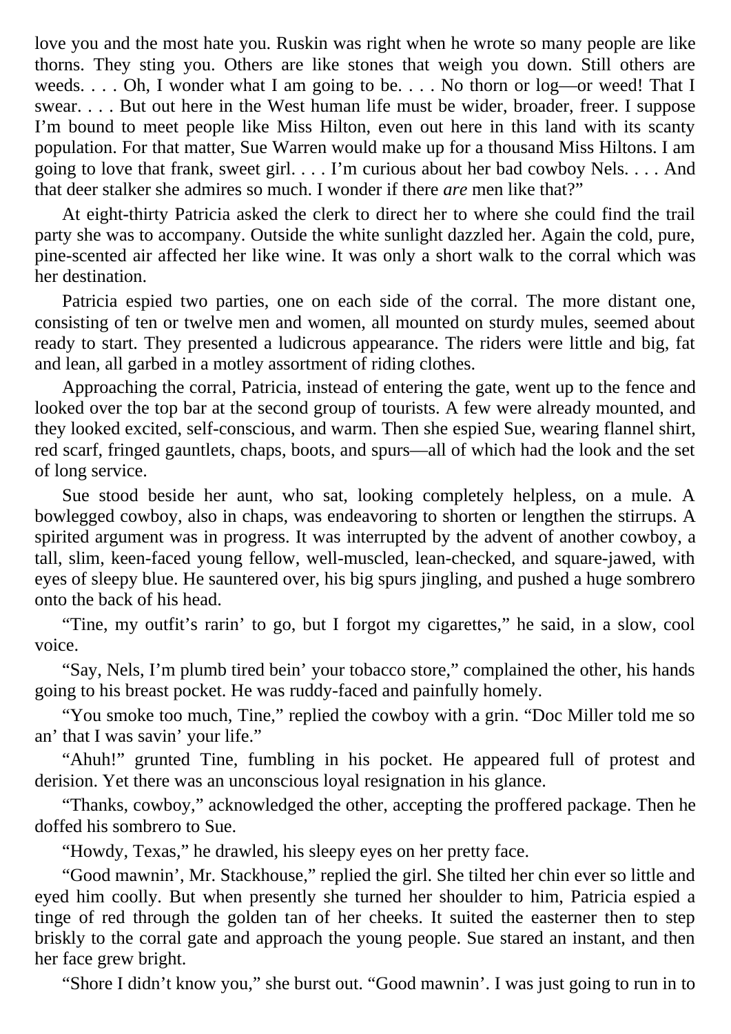love you and the most hate you. Ruskin was right when he wrote so many people are like thorns. They sting you. Others are like stones that weigh you down. Still others are weeds. . . . Oh, I wonder what I am going to be. . . . No thorn or log—or weed! That I swear. . . . But out here in the West human life must be wider, broader, freer. I suppose I'm bound to meet people like Miss Hilton, even out here in this land with its scanty population. For that matter, Sue Warren would make up for a thousand Miss Hiltons. I am going to love that frank, sweet girl. . . . I'm curious about her bad cowboy Nels. . . . And that deer stalker she admires so much. I wonder if there *are* men like that?"

At eight-thirty Patricia asked the clerk to direct her to where she could find the trail party she was to accompany. Outside the white sunlight dazzled her. Again the cold, pure, pine-scented air affected her like wine. It was only a short walk to the corral which was her destination.

Patricia espied two parties, one on each side of the corral. The more distant one, consisting of ten or twelve men and women, all mounted on sturdy mules, seemed about ready to start. They presented a ludicrous appearance. The riders were little and big, fat and lean, all garbed in a motley assortment of riding clothes.

Approaching the corral, Patricia, instead of entering the gate, went up to the fence and looked over the top bar at the second group of tourists. A few were already mounted, and they looked excited, self-conscious, and warm. Then she espied Sue, wearing flannel shirt, red scarf, fringed gauntlets, chaps, boots, and spurs—all of which had the look and the set of long service.

Sue stood beside her aunt, who sat, looking completely helpless, on a mule. A bowlegged cowboy, also in chaps, was endeavoring to shorten or lengthen the stirrups. A spirited argument was in progress. It was interrupted by the advent of another cowboy, a tall, slim, keen-faced young fellow, well-muscled, lean-checked, and square-jawed, with eyes of sleepy blue. He sauntered over, his big spurs jingling, and pushed a huge sombrero onto the back of his head.

"Tine, my outfit's rarin' to go, but I forgot my cigarettes," he said, in a slow, cool voice.

"Say, Nels, I'm plumb tired bein' your tobacco store," complained the other, his hands going to his breast pocket. He was ruddy-faced and painfully homely.

"You smoke too much, Tine," replied the cowboy with a grin. "Doc Miller told me so an' that I was savin' your life."

"Ahuh!" grunted Tine, fumbling in his pocket. He appeared full of protest and derision. Yet there was an unconscious loyal resignation in his glance.

"Thanks, cowboy," acknowledged the other, accepting the proffered package. Then he doffed his sombrero to Sue.

"Howdy, Texas," he drawled, his sleepy eyes on her pretty face.

"Good mawnin', Mr. Stackhouse," replied the girl. She tilted her chin ever so little and eyed him coolly. But when presently she turned her shoulder to him, Patricia espied a tinge of red through the golden tan of her cheeks. It suited the easterner then to step briskly to the corral gate and approach the young people. Sue stared an instant, and then her face grew bright.

"Shore I didn't know you," she burst out. "Good mawnin'. I was just going to run in to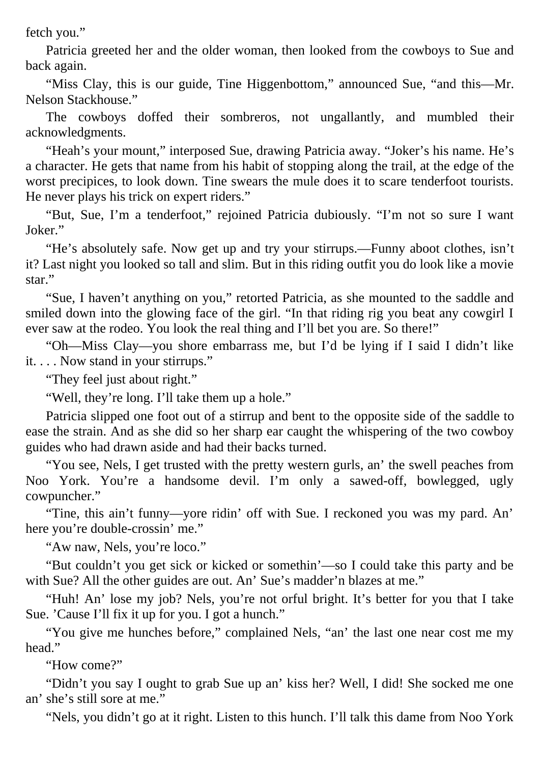fetch you."

Patricia greeted her and the older woman, then looked from the cowboys to Sue and back again.

"Miss Clay, this is our guide, Tine Higgenbottom," announced Sue, "and this—Mr. Nelson Stackhouse."

The cowboys doffed their sombreros, not ungallantly, and mumbled their acknowledgments.

"Heah's your mount," interposed Sue, drawing Patricia away. "Joker's his name. He's a character. He gets that name from his habit of stopping along the trail, at the edge of the worst precipices, to look down. Tine swears the mule does it to scare tenderfoot tourists. He never plays his trick on expert riders."

"But, Sue, I'm a tenderfoot," rejoined Patricia dubiously. "I'm not so sure I want Joker."

"He's absolutely safe. Now get up and try your stirrups.—Funny aboot clothes, isn't it? Last night you looked so tall and slim. But in this riding outfit you do look like a movie star."

"Sue, I haven't anything on you," retorted Patricia, as she mounted to the saddle and smiled down into the glowing face of the girl. "In that riding rig you beat any cowgirl I ever saw at the rodeo. You look the real thing and I'll bet you are. So there!"

"Oh—Miss Clay—you shore embarrass me, but I'd be lying if I said I didn't like it. . . . Now stand in your stirrups."

"They feel just about right."

"Well, they're long. I'll take them up a hole."

Patricia slipped one foot out of a stirrup and bent to the opposite side of the saddle to ease the strain. And as she did so her sharp ear caught the whispering of the two cowboy guides who had drawn aside and had their backs turned.

"You see, Nels, I get trusted with the pretty western gurls, an' the swell peaches from Noo York. You're a handsome devil. I'm only a sawed-off, bowlegged, ugly cowpuncher."

"Tine, this ain't funny—yore ridin' off with Sue. I reckoned you was my pard. An' here you're double-crossin' me."

"Aw naw, Nels, you're loco."

"But couldn't you get sick or kicked or somethin'—so I could take this party and be with Sue? All the other guides are out. An' Sue's madder'n blazes at me."

"Huh! An' lose my job? Nels, you're not orful bright. It's better for you that I take Sue. 'Cause I'll fix it up for you. I got a hunch."

"You give me hunches before," complained Nels, "an' the last one near cost me my head."

"How come?"

"Didn't you say I ought to grab Sue up an' kiss her? Well, I did! She socked me one an' she's still sore at me."

"Nels, you didn't go at it right. Listen to this hunch. I'll talk this dame from Noo York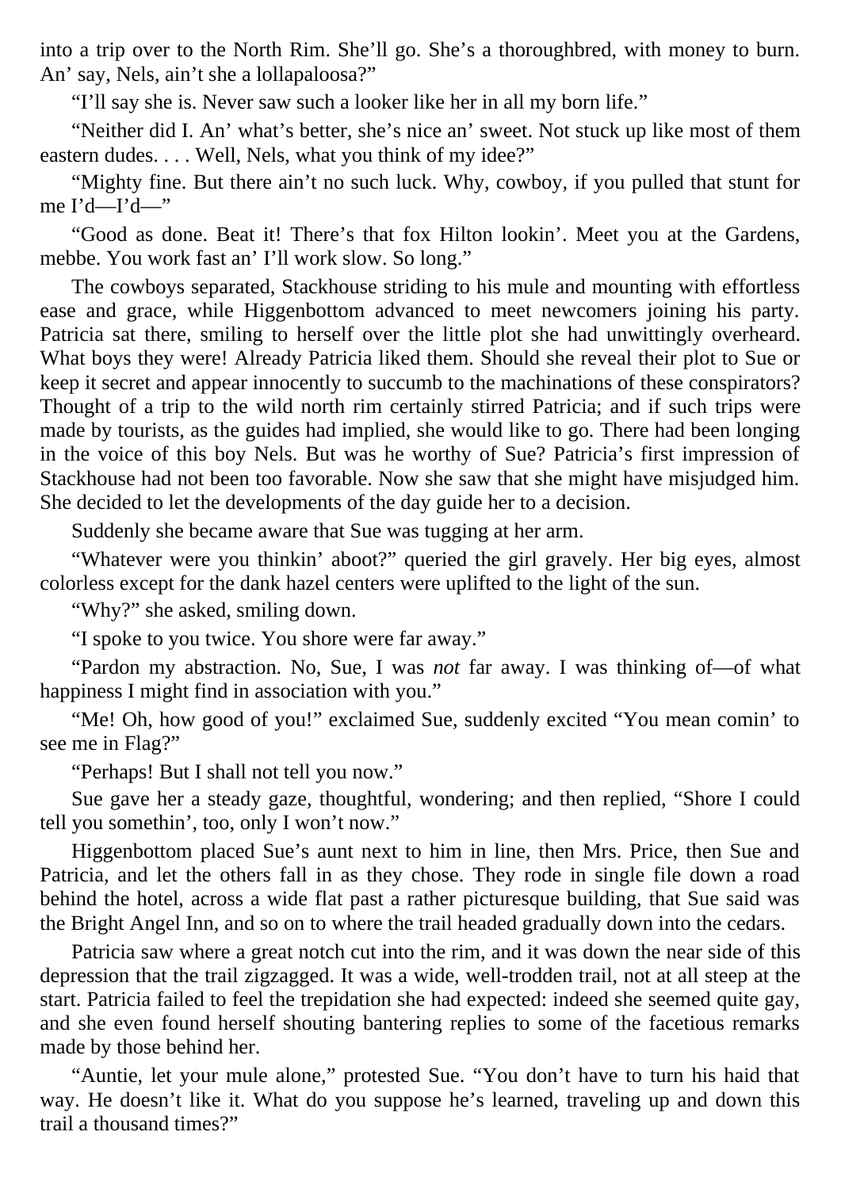into a trip over to the North Rim. She'll go. She's a thoroughbred, with money to burn. An' say, Nels, ain't she a lollapaloosa?"

"I'll say she is. Never saw such a looker like her in all my born life."

"Neither did I. An' what's better, she's nice an' sweet. Not stuck up like most of them eastern dudes. . . . Well, Nels, what you think of my idee?"

"Mighty fine. But there ain't no such luck. Why, cowboy, if you pulled that stunt for me I'd—I'd—"

"Good as done. Beat it! There's that fox Hilton lookin'. Meet you at the Gardens, mebbe. You work fast an' I'll work slow. So long."

The cowboys separated, Stackhouse striding to his mule and mounting with effortless ease and grace, while Higgenbottom advanced to meet newcomers joining his party. Patricia sat there, smiling to herself over the little plot she had unwittingly overheard. What boys they were! Already Patricia liked them. Should she reveal their plot to Sue or keep it secret and appear innocently to succumb to the machinations of these conspirators? Thought of a trip to the wild north rim certainly stirred Patricia; and if such trips were made by tourists, as the guides had implied, she would like to go. There had been longing in the voice of this boy Nels. But was he worthy of Sue? Patricia's first impression of Stackhouse had not been too favorable. Now she saw that she might have misjudged him. She decided to let the developments of the day guide her to a decision.

Suddenly she became aware that Sue was tugging at her arm.

"Whatever were you thinkin' aboot?" queried the girl gravely. Her big eyes, almost colorless except for the dank hazel centers were uplifted to the light of the sun.

"Why?" she asked, smiling down.

"I spoke to you twice. You shore were far away."

"Pardon my abstraction. No, Sue, I was *not* far away. I was thinking of—of what happiness I might find in association with you."

"Me! Oh, how good of you!" exclaimed Sue, suddenly excited "You mean comin' to see me in Flag?"

"Perhaps! But I shall not tell you now."

Sue gave her a steady gaze, thoughtful, wondering; and then replied, "Shore I could tell you somethin', too, only I won't now."

Higgenbottom placed Sue's aunt next to him in line, then Mrs. Price, then Sue and Patricia, and let the others fall in as they chose. They rode in single file down a road behind the hotel, across a wide flat past a rather picturesque building, that Sue said was the Bright Angel Inn, and so on to where the trail headed gradually down into the cedars.

Patricia saw where a great notch cut into the rim, and it was down the near side of this depression that the trail zigzagged. It was a wide, well-trodden trail, not at all steep at the start. Patricia failed to feel the trepidation she had expected: indeed she seemed quite gay, and she even found herself shouting bantering replies to some of the facetious remarks made by those behind her.

"Auntie, let your mule alone," protested Sue. "You don't have to turn his haid that way. He doesn't like it. What do you suppose he's learned, traveling up and down this trail a thousand times?"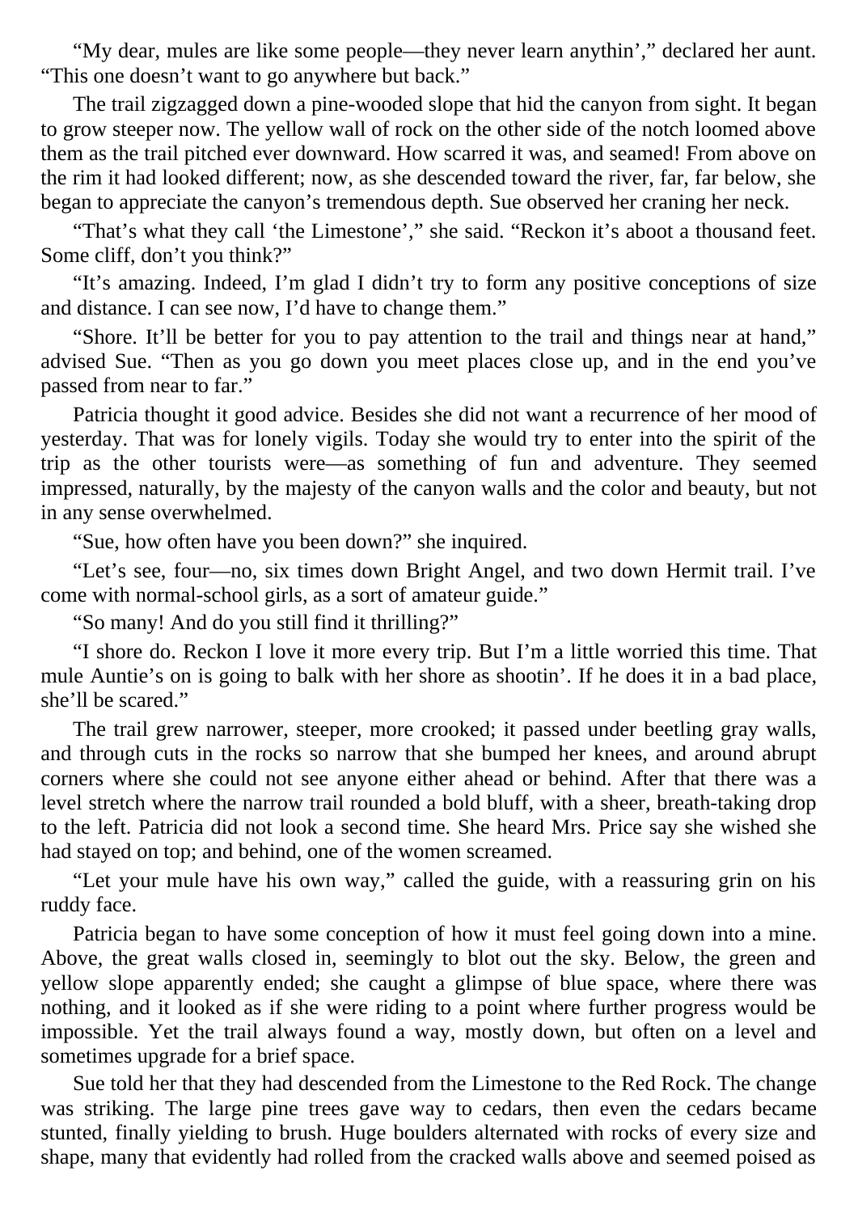"My dear, mules are like some people—they never learn anythin'," declared her aunt. "This one doesn't want to go anywhere but back."

The trail zigzagged down a pine-wooded slope that hid the canyon from sight. It began to grow steeper now. The yellow wall of rock on the other side of the notch loomed above them as the trail pitched ever downward. How scarred it was, and seamed! From above on the rim it had looked different; now, as she descended toward the river, far, far below, she began to appreciate the canyon's tremendous depth. Sue observed her craning her neck.

"That's what they call 'the Limestone'," she said. "Reckon it's aboot a thousand feet. Some cliff, don't you think?"

"It's amazing. Indeed, I'm glad I didn't try to form any positive conceptions of size and distance. I can see now, I'd have to change them."

"Shore. It'll be better for you to pay attention to the trail and things near at hand," advised Sue. "Then as you go down you meet places close up, and in the end you've passed from near to far."

Patricia thought it good advice. Besides she did not want a recurrence of her mood of yesterday. That was for lonely vigils. Today she would try to enter into the spirit of the trip as the other tourists were—as something of fun and adventure. They seemed impressed, naturally, by the majesty of the canyon walls and the color and beauty, but not in any sense overwhelmed.

"Sue, how often have you been down?" she inquired.

"Let's see, four—no, six times down Bright Angel, and two down Hermit trail. I've come with normal-school girls, as a sort of amateur guide."

"So many! And do you still find it thrilling?"

"I shore do. Reckon I love it more every trip. But I'm a little worried this time. That mule Auntie's on is going to balk with her shore as shootin'. If he does it in a bad place, she'll be scared."

The trail grew narrower, steeper, more crooked; it passed under beetling gray walls, and through cuts in the rocks so narrow that she bumped her knees, and around abrupt corners where she could not see anyone either ahead or behind. After that there was a level stretch where the narrow trail rounded a bold bluff, with a sheer, breath-taking drop to the left. Patricia did not look a second time. She heard Mrs. Price say she wished she had stayed on top; and behind, one of the women screamed.

"Let your mule have his own way," called the guide, with a reassuring grin on his ruddy face.

Patricia began to have some conception of how it must feel going down into a mine. Above, the great walls closed in, seemingly to blot out the sky. Below, the green and yellow slope apparently ended; she caught a glimpse of blue space, where there was nothing, and it looked as if she were riding to a point where further progress would be impossible. Yet the trail always found a way, mostly down, but often on a level and sometimes upgrade for a brief space.

Sue told her that they had descended from the Limestone to the Red Rock. The change was striking. The large pine trees gave way to cedars, then even the cedars became stunted, finally yielding to brush. Huge boulders alternated with rocks of every size and shape, many that evidently had rolled from the cracked walls above and seemed poised as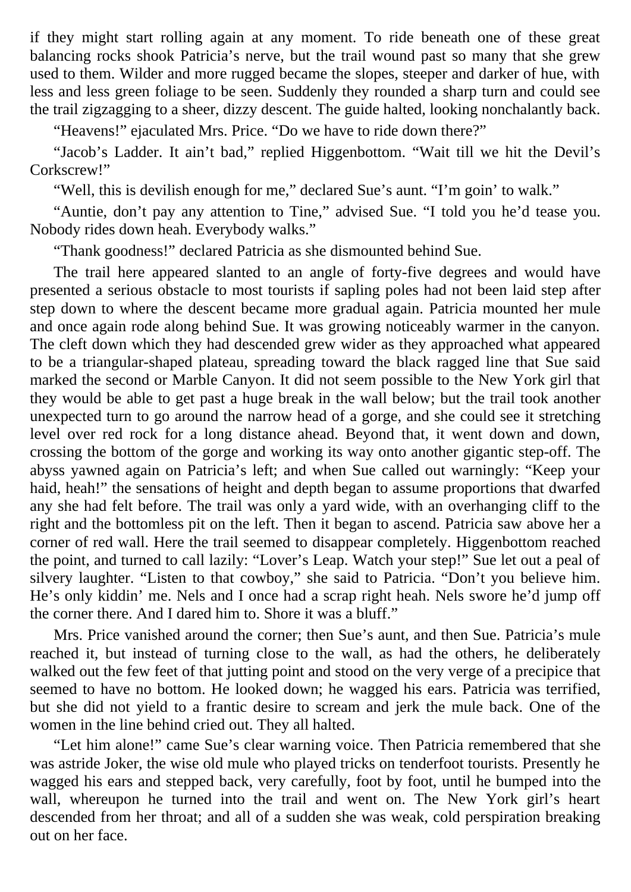if they might start rolling again at any moment. To ride beneath one of these great balancing rocks shook Patricia's nerve, but the trail wound past so many that she grew used to them. Wilder and more rugged became the slopes, steeper and darker of hue, with less and less green foliage to be seen. Suddenly they rounded a sharp turn and could see the trail zigzagging to a sheer, dizzy descent. The guide halted, looking nonchalantly back.

"Heavens!" ejaculated Mrs. Price. "Do we have to ride down there?"

"Jacob's Ladder. It ain't bad," replied Higgenbottom. "Wait till we hit the Devil's Corkscrew!"

"Well, this is devilish enough for me," declared Sue's aunt. "I'm goin' to walk."

"Auntie, don't pay any attention to Tine," advised Sue. "I told you he'd tease you. Nobody rides down heah. Everybody walks."

"Thank goodness!" declared Patricia as she dismounted behind Sue.

The trail here appeared slanted to an angle of forty-five degrees and would have presented a serious obstacle to most tourists if sapling poles had not been laid step after step down to where the descent became more gradual again. Patricia mounted her mule and once again rode along behind Sue. It was growing noticeably warmer in the canyon. The cleft down which they had descended grew wider as they approached what appeared to be a triangular-shaped plateau, spreading toward the black ragged line that Sue said marked the second or Marble Canyon. It did not seem possible to the New York girl that they would be able to get past a huge break in the wall below; but the trail took another unexpected turn to go around the narrow head of a gorge, and she could see it stretching level over red rock for a long distance ahead. Beyond that, it went down and down, crossing the bottom of the gorge and working its way onto another gigantic step-off. The abyss yawned again on Patricia's left; and when Sue called out warningly: "Keep your haid, heah!" the sensations of height and depth began to assume proportions that dwarfed any she had felt before. The trail was only a yard wide, with an overhanging cliff to the right and the bottomless pit on the left. Then it began to ascend. Patricia saw above her a corner of red wall. Here the trail seemed to disappear completely. Higgenbottom reached the point, and turned to call lazily: "Lover's Leap. Watch your step!" Sue let out a peal of silvery laughter. "Listen to that cowboy," she said to Patricia. "Don't you believe him. He's only kiddin' me. Nels and I once had a scrap right heah. Nels swore he'd jump off the corner there. And I dared him to. Shore it was a bluff."

Mrs. Price vanished around the corner; then Sue's aunt, and then Sue. Patricia's mule reached it, but instead of turning close to the wall, as had the others, he deliberately walked out the few feet of that jutting point and stood on the very verge of a precipice that seemed to have no bottom. He looked down; he wagged his ears. Patricia was terrified, but she did not yield to a frantic desire to scream and jerk the mule back. One of the women in the line behind cried out. They all halted.

"Let him alone!" came Sue's clear warning voice. Then Patricia remembered that she was astride Joker, the wise old mule who played tricks on tenderfoot tourists. Presently he wagged his ears and stepped back, very carefully, foot by foot, until he bumped into the wall, whereupon he turned into the trail and went on. The New York girl's heart descended from her throat; and all of a sudden she was weak, cold perspiration breaking out on her face.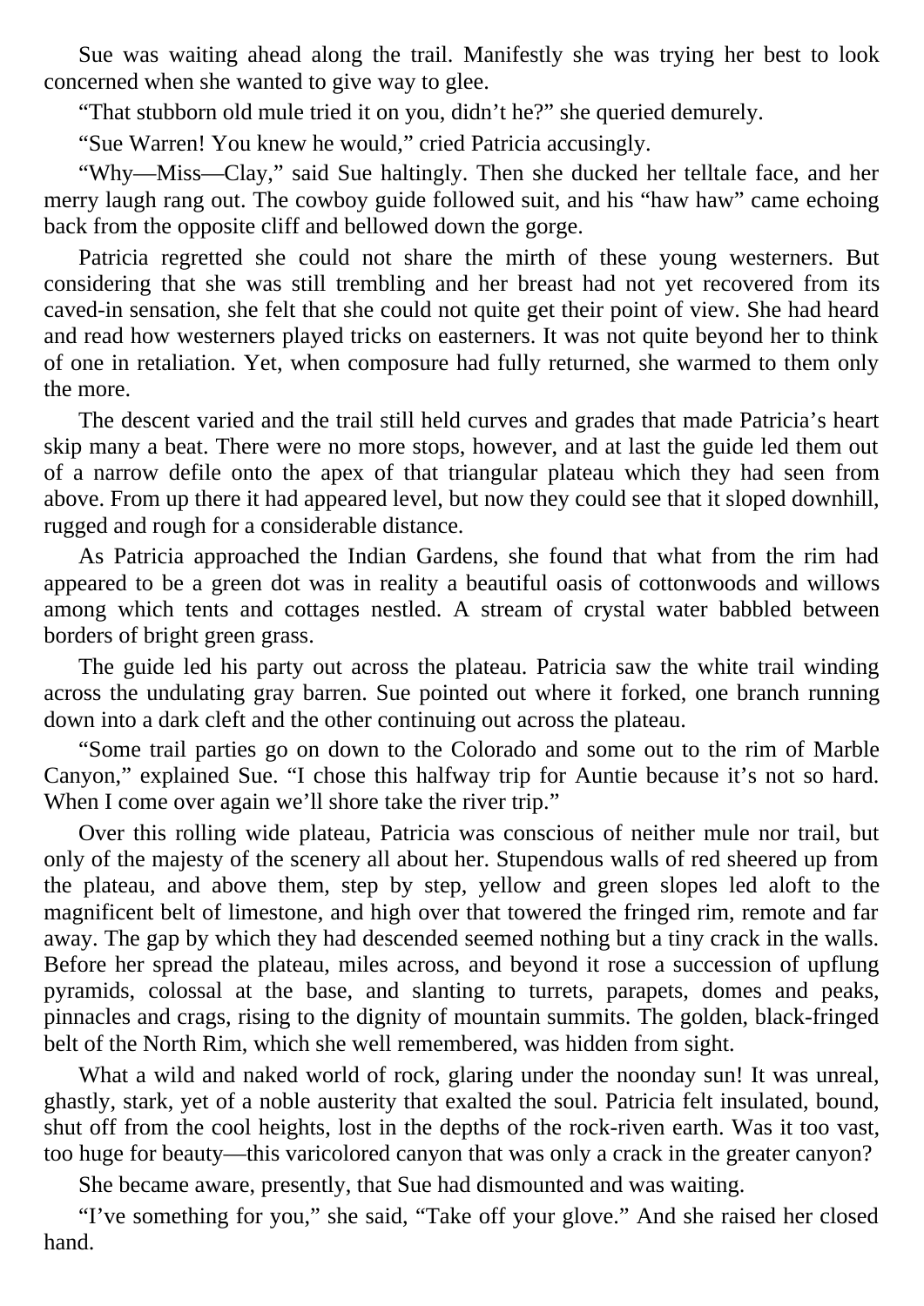Sue was waiting ahead along the trail. Manifestly she was trying her best to look concerned when she wanted to give way to glee.

"That stubborn old mule tried it on you, didn't he?" she queried demurely.

"Sue Warren! You knew he would," cried Patricia accusingly.

"Why—Miss—Clay," said Sue haltingly. Then she ducked her telltale face, and her merry laugh rang out. The cowboy guide followed suit, and his "haw haw" came echoing back from the opposite cliff and bellowed down the gorge.

Patricia regretted she could not share the mirth of these young westerners. But considering that she was still trembling and her breast had not yet recovered from its caved-in sensation, she felt that she could not quite get their point of view. She had heard and read how westerners played tricks on easterners. It was not quite beyond her to think of one in retaliation. Yet, when composure had fully returned, she warmed to them only the more.

The descent varied and the trail still held curves and grades that made Patricia's heart skip many a beat. There were no more stops, however, and at last the guide led them out of a narrow defile onto the apex of that triangular plateau which they had seen from above. From up there it had appeared level, but now they could see that it sloped downhill, rugged and rough for a considerable distance.

As Patricia approached the Indian Gardens, she found that what from the rim had appeared to be a green dot was in reality a beautiful oasis of cottonwoods and willows among which tents and cottages nestled. A stream of crystal water babbled between borders of bright green grass.

The guide led his party out across the plateau. Patricia saw the white trail winding across the undulating gray barren. Sue pointed out where it forked, one branch running down into a dark cleft and the other continuing out across the plateau.

"Some trail parties go on down to the Colorado and some out to the rim of Marble Canyon," explained Sue. "I chose this halfway trip for Auntie because it's not so hard. When I come over again we'll shore take the river trip."

Over this rolling wide plateau, Patricia was conscious of neither mule nor trail, but only of the majesty of the scenery all about her. Stupendous walls of red sheered up from the plateau, and above them, step by step, yellow and green slopes led aloft to the magnificent belt of limestone, and high over that towered the fringed rim, remote and far away. The gap by which they had descended seemed nothing but a tiny crack in the walls. Before her spread the plateau, miles across, and beyond it rose a succession of upflung pyramids, colossal at the base, and slanting to turrets, parapets, domes and peaks, pinnacles and crags, rising to the dignity of mountain summits. The golden, black-fringed belt of the North Rim, which she well remembered, was hidden from sight.

What a wild and naked world of rock, glaring under the noonday sun! It was unreal, ghastly, stark, yet of a noble austerity that exalted the soul. Patricia felt insulated, bound, shut off from the cool heights, lost in the depths of the rock-riven earth. Was it too vast, too huge for beauty—this varicolored canyon that was only a crack in the greater canyon?

She became aware, presently, that Sue had dismounted and was waiting.

"I've something for you," she said, "Take off your glove." And she raised her closed hand.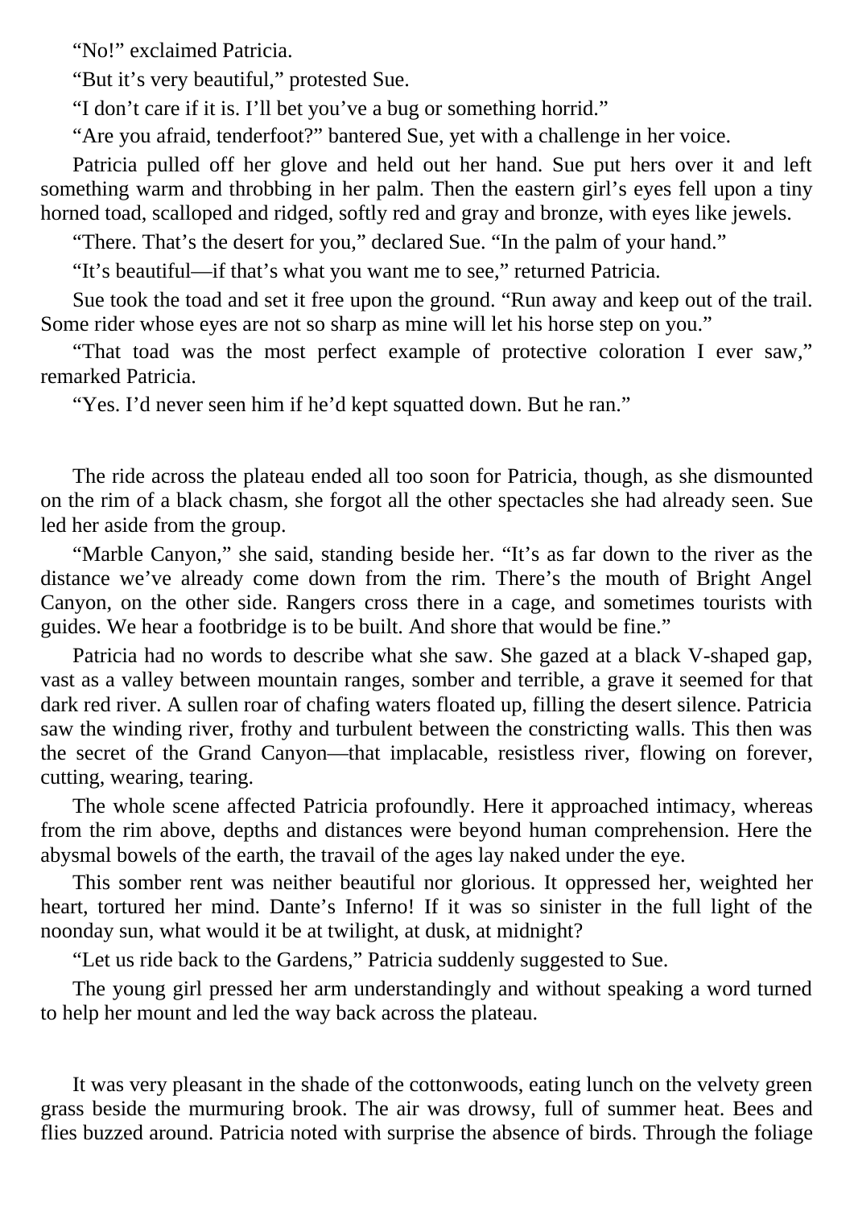"No!" exclaimed Patricia.

"But it's very beautiful," protested Sue.

"I don't care if it is. I'll bet you've a bug or something horrid."

"Are you afraid, tenderfoot?" bantered Sue, yet with a challenge in her voice.

Patricia pulled off her glove and held out her hand. Sue put hers over it and left something warm and throbbing in her palm. Then the eastern girl's eyes fell upon a tiny horned toad, scalloped and ridged, softly red and gray and bronze, with eyes like jewels.

"There. That's the desert for you," declared Sue. "In the palm of your hand."

"It's beautiful—if that's what you want me to see," returned Patricia.

Sue took the toad and set it free upon the ground. "Run away and keep out of the trail. Some rider whose eyes are not so sharp as mine will let his horse step on you."

"That toad was the most perfect example of protective coloration I ever saw," remarked Patricia.

"Yes. I'd never seen him if he'd kept squatted down. But he ran."

The ride across the plateau ended all too soon for Patricia, though, as she dismounted on the rim of a black chasm, she forgot all the other spectacles she had already seen. Sue led her aside from the group.

"Marble Canyon," she said, standing beside her. "It's as far down to the river as the distance we've already come down from the rim. There's the mouth of Bright Angel Canyon, on the other side. Rangers cross there in a cage, and sometimes tourists with guides. We hear a footbridge is to be built. And shore that would be fine."

Patricia had no words to describe what she saw. She gazed at a black V-shaped gap, vast as a valley between mountain ranges, somber and terrible, a grave it seemed for that dark red river. A sullen roar of chafing waters floated up, filling the desert silence. Patricia saw the winding river, frothy and turbulent between the constricting walls. This then was the secret of the Grand Canyon—that implacable, resistless river, flowing on forever, cutting, wearing, tearing.

The whole scene affected Patricia profoundly. Here it approached intimacy, whereas from the rim above, depths and distances were beyond human comprehension. Here the abysmal bowels of the earth, the travail of the ages lay naked under the eye.

This somber rent was neither beautiful nor glorious. It oppressed her, weighted her heart, tortured her mind. Dante's Inferno! If it was so sinister in the full light of the noonday sun, what would it be at twilight, at dusk, at midnight?

"Let us ride back to the Gardens," Patricia suddenly suggested to Sue.

The young girl pressed her arm understandingly and without speaking a word turned to help her mount and led the way back across the plateau.

It was very pleasant in the shade of the cottonwoods, eating lunch on the velvety green grass beside the murmuring brook. The air was drowsy, full of summer heat. Bees and flies buzzed around. Patricia noted with surprise the absence of birds. Through the foliage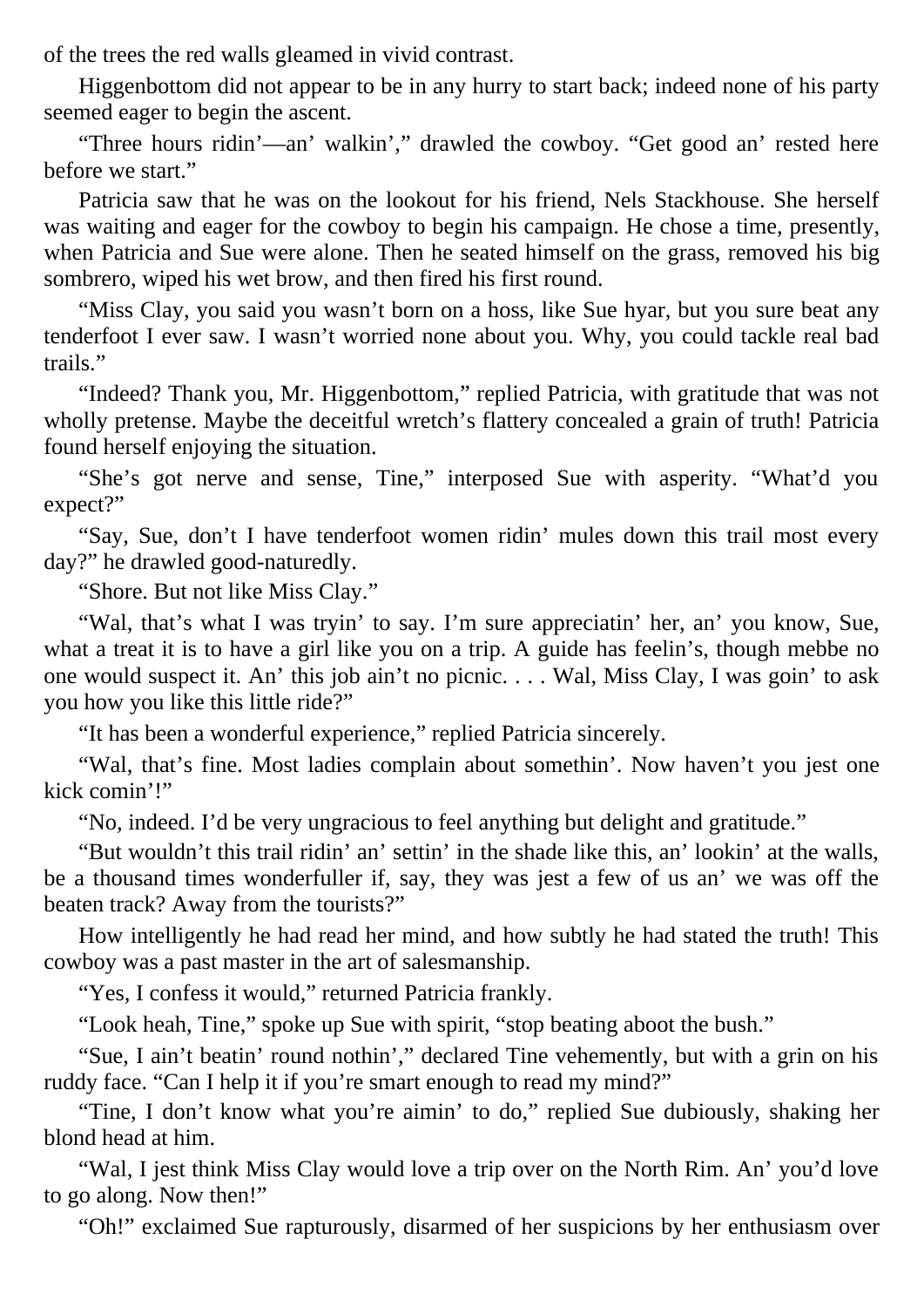of the trees the red walls gleamed in vivid contrast.

Higgenbottom did not appear to be in any hurry to start back; indeed none of his party seemed eager to begin the ascent.

"Three hours ridin'—an' walkin'," drawled the cowboy. "Get good an' rested here before we start."

Patricia saw that he was on the lookout for his friend, Nels Stackhouse. She herself was waiting and eager for the cowboy to begin his campaign. He chose a time, presently, when Patricia and Sue were alone. Then he seated himself on the grass, removed his big sombrero, wiped his wet brow, and then fired his first round.

"Miss Clay, you said you wasn't born on a hoss, like Sue hyar, but you sure beat any tenderfoot I ever saw. I wasn't worried none about you. Why, you could tackle real bad trails."

"Indeed? Thank you, Mr. Higgenbottom," replied Patricia, with gratitude that was not wholly pretense. Maybe the deceitful wretch's flattery concealed a grain of truth! Patricia found herself enjoying the situation.

"She's got nerve and sense, Tine," interposed Sue with asperity. "What'd you expect?"

"Say, Sue, don't I have tenderfoot women ridin' mules down this trail most every day?" he drawled good-naturedly.

"Shore. But not like Miss Clay."

"Wal, that's what I was tryin' to say. I'm sure appreciatin' her, an' you know, Sue, what a treat it is to have a girl like you on a trip. A guide has feelin's, though mebbe no one would suspect it. An' this job ain't no picnic. . . . Wal, Miss Clay, I was goin' to ask you how you like this little ride?"

"It has been a wonderful experience," replied Patricia sincerely.

"Wal, that's fine. Most ladies complain about somethin'. Now haven't you jest one kick comin'!"

"No, indeed. I'd be very ungracious to feel anything but delight and gratitude."

"But wouldn't this trail ridin' an' settin' in the shade like this, an' lookin' at the walls, be a thousand times wonderfuller if, say, they was jest a few of us an' we was off the beaten track? Away from the tourists?"

How intelligently he had read her mind, and how subtly he had stated the truth! This cowboy was a past master in the art of salesmanship.

"Yes, I confess it would," returned Patricia frankly.

"Look heah, Tine," spoke up Sue with spirit, "stop beating aboot the bush."

"Sue, I ain't beatin' round nothin'," declared Tine vehemently, but with a grin on his ruddy face. "Can I help it if you're smart enough to read my mind?"

"Tine, I don't know what you're aimin' to do," replied Sue dubiously, shaking her blond head at him.

"Wal, I jest think Miss Clay would love a trip over on the North Rim. An' you'd love to go along. Now then!"

"Oh!" exclaimed Sue rapturously, disarmed of her suspicions by her enthusiasm over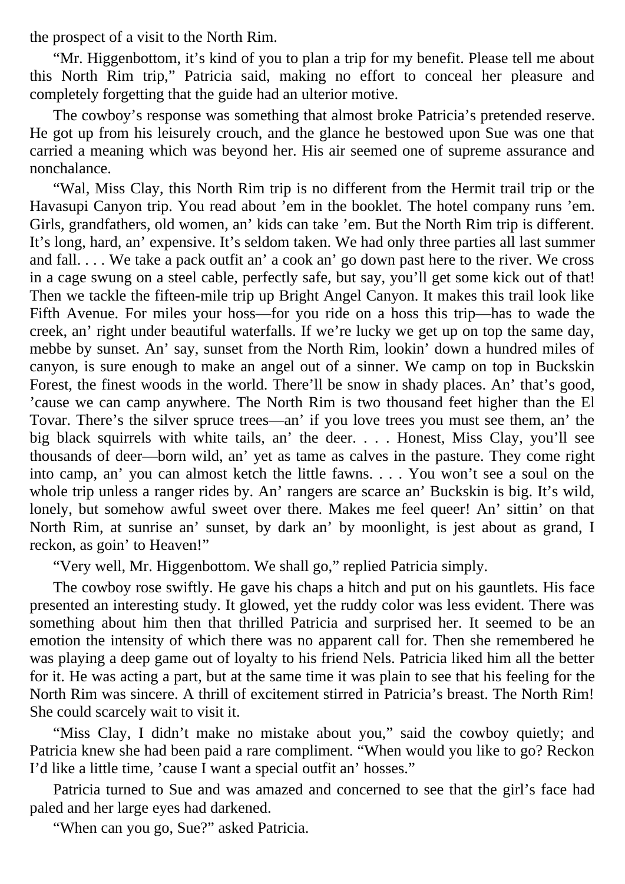the prospect of a visit to the North Rim.

"Mr. Higgenbottom, it's kind of you to plan a trip for my benefit. Please tell me about this North Rim trip," Patricia said, making no effort to conceal her pleasure and completely forgetting that the guide had an ulterior motive.

The cowboy's response was something that almost broke Patricia's pretended reserve. He got up from his leisurely crouch, and the glance he bestowed upon Sue was one that carried a meaning which was beyond her. His air seemed one of supreme assurance and nonchalance.

"Wal, Miss Clay, this North Rim trip is no different from the Hermit trail trip or the Havasupi Canyon trip. You read about 'em in the booklet. The hotel company runs 'em. Girls, grandfathers, old women, an' kids can take 'em. But the North Rim trip is different. It's long, hard, an' expensive. It's seldom taken. We had only three parties all last summer and fall. . . . We take a pack outfit an' a cook an' go down past here to the river. We cross in a cage swung on a steel cable, perfectly safe, but say, you'll get some kick out of that! Then we tackle the fifteen-mile trip up Bright Angel Canyon. It makes this trail look like Fifth Avenue. For miles your hoss—for you ride on a hoss this trip—has to wade the creek, an' right under beautiful waterfalls. If we're lucky we get up on top the same day, mebbe by sunset. An' say, sunset from the North Rim, lookin' down a hundred miles of canyon, is sure enough to make an angel out of a sinner. We camp on top in Buckskin Forest, the finest woods in the world. There'll be snow in shady places. An' that's good, 'cause we can camp anywhere. The North Rim is two thousand feet higher than the El Tovar. There's the silver spruce trees—an' if you love trees you must see them, an' the big black squirrels with white tails, an' the deer. . . . Honest, Miss Clay, you'll see thousands of deer—born wild, an' yet as tame as calves in the pasture. They come right into camp, an' you can almost ketch the little fawns. . . . You won't see a soul on the whole trip unless a ranger rides by. An' rangers are scarce an' Buckskin is big. It's wild, lonely, but somehow awful sweet over there. Makes me feel queer! An' sittin' on that North Rim, at sunrise an' sunset, by dark an' by moonlight, is jest about as grand, I reckon, as goin' to Heaven!"

"Very well, Mr. Higgenbottom. We shall go," replied Patricia simply.

The cowboy rose swiftly. He gave his chaps a hitch and put on his gauntlets. His face presented an interesting study. It glowed, yet the ruddy color was less evident. There was something about him then that thrilled Patricia and surprised her. It seemed to be an emotion the intensity of which there was no apparent call for. Then she remembered he was playing a deep game out of loyalty to his friend Nels. Patricia liked him all the better for it. He was acting a part, but at the same time it was plain to see that his feeling for the North Rim was sincere. A thrill of excitement stirred in Patricia's breast. The North Rim! She could scarcely wait to visit it.

"Miss Clay, I didn't make no mistake about you," said the cowboy quietly; and Patricia knew she had been paid a rare compliment. "When would you like to go? Reckon I'd like a little time, 'cause I want a special outfit an' hosses."

Patricia turned to Sue and was amazed and concerned to see that the girl's face had paled and her large eyes had darkened.

"When can you go, Sue?" asked Patricia.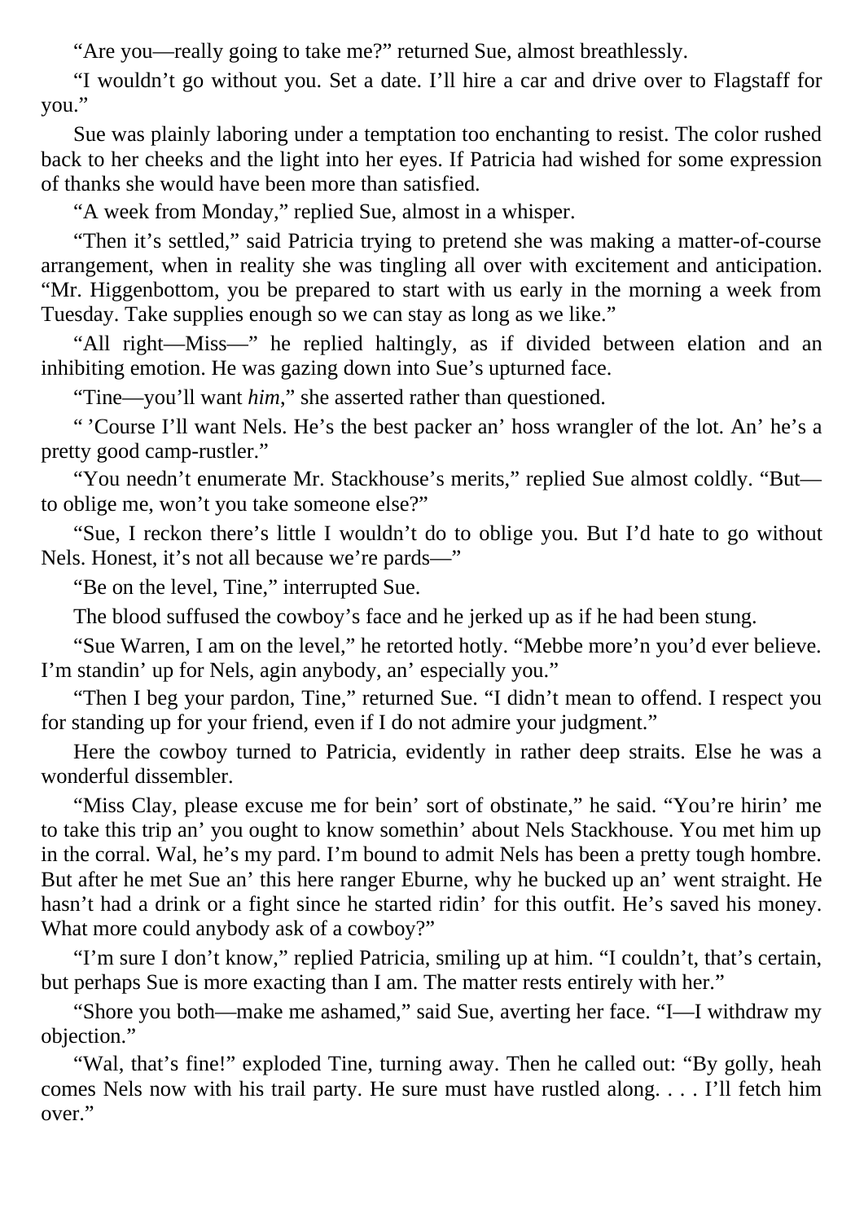"Are you—really going to take me?" returned Sue, almost breathlessly.

"I wouldn't go without you. Set a date. I'll hire a car and drive over to Flagstaff for you."

Sue was plainly laboring under a temptation too enchanting to resist. The color rushed back to her cheeks and the light into her eyes. If Patricia had wished for some expression of thanks she would have been more than satisfied.

"A week from Monday," replied Sue, almost in a whisper.

"Then it's settled," said Patricia trying to pretend she was making a matter-of-course arrangement, when in reality she was tingling all over with excitement and anticipation. "Mr. Higgenbottom, you be prepared to start with us early in the morning a week from Tuesday. Take supplies enough so we can stay as long as we like."

"All right—Miss—" he replied haltingly, as if divided between elation and an inhibiting emotion. He was gazing down into Sue's upturned face.

"Tine—you'll want *him*," she asserted rather than questioned.

" 'Course I'll want Nels. He's the best packer an' hoss wrangler of the lot. An' he's a pretty good camp-rustler."

"You needn't enumerate Mr. Stackhouse's merits," replied Sue almost coldly. "But—to oblige me, won't you take someone else?"

"Sue, I reckon there's little I wouldn't do to oblige you. But I'd hate to go without Nels. Honest, it's not all because we're pards—"

"Be on the level, Tine," interrupted Sue.

The blood suffused the cowboy's face and he jerked up as if he had been stung.

"Sue Warren, I am on the level," he retorted hotly. "Mebbe more'n you'd ever believe. I'm standin' up for Nels, agin anybody, an' especially you."

"Then I beg your pardon, Tine," returned Sue. "I didn't mean to offend. I respect you for standing up for your friend, even if I do not admire your judgment."

Here the cowboy turned to Patricia, evidently in rather deep straits. Else he was a wonderful dissembler.

"Miss Clay, please excuse me for bein' sort of obstinate," he said. "You're hirin' me to take this trip an' you ought to know somethin' about Nels Stackhouse. You met him up in the corral. Wal, he's my pard. I'm bound to admit Nels has been a pretty tough hombre. But after he met Sue an' this here ranger Eburne, why he bucked up an' went straight. He hasn't had a drink or a fight since he started ridin' for this outfit. He's saved his money. What more could anybody ask of a cowboy?"

"I'm sure I don't know," replied Patricia, smiling up at him. "I couldn't, that's certain, but perhaps Sue is more exacting than I am. The matter rests entirely with her."

"Shore you both—make me ashamed," said Sue, averting her face. "I—I withdraw my objection."

"Wal, that's fine!" exploded Tine, turning away. Then he called out: "By golly, heah comes Nels now with his trail party. He sure must have rustled along. . . . I'll fetch him over."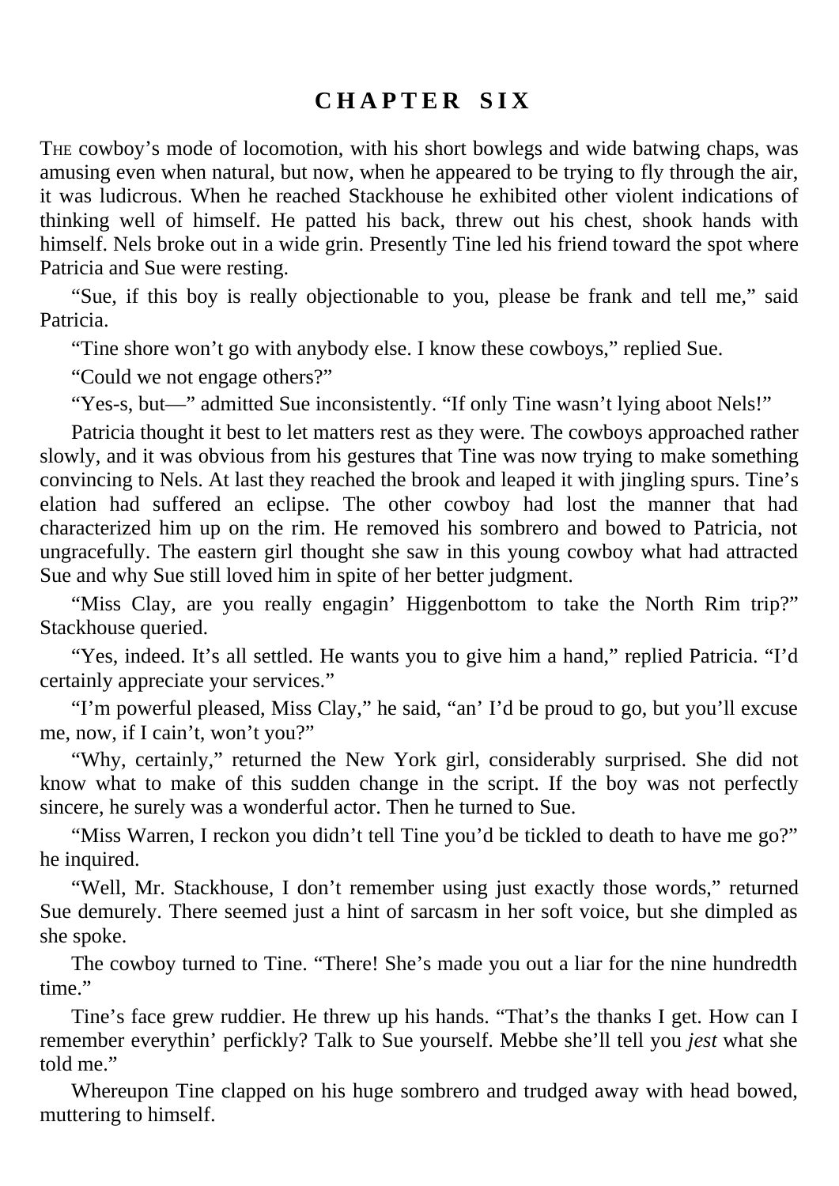## CHAPTER SIX

THE cowboy's mode of locomotion, with his short bowlegs and wide batwing chaps, was amusing even when natural, but now, when he appeared to be trying to fly through the air, it was ludicrous. When he reached Stackhouse he exhibited other violent indications of thinking well of himself. He patted his back, threw out his chest, shook hands with himself. Nels broke out in a wide grin. Presently Tine led his friend toward the spot where Patricia and Sue were resting.

"Sue, if this boy is really objectionable to you, please be frank and tell me," said Patricia.

"Tine shore won't go with anybody else. I know these cowboys," replied Sue.

"Could we not engage others?"

"Yes-s, but—" admitted Sue inconsistently. "If only Tine wasn't lying aboot Nels!"

Patricia thought it best to let matters rest as they were. The cowboys approached rather slowly, and it was obvious from his gestures that Tine was now trying to make something convincing to Nels. At last they reached the brook and leaped it with jingling spurs. Tine's elation had suffered an eclipse. The other cowboy had lost the manner that had characterized him up on the rim. He removed his sombrero and bowed to Patricia, not ungracefully. The eastern girl thought she saw in this young cowboy what had attracted Sue and why Sue still loved him in spite of her better judgment.

"Miss Clay, are you really engagin' Higgenbottom to take the North Rim trip?" Stackhouse queried.

"Yes, indeed. It's all settled. He wants you to give him a hand," replied Patricia. "I'd certainly appreciate your services."

"I'm powerful pleased, Miss Clay," he said, "an' I'd be proud to go, but you'll excuse me, now, if I cain't, won't you?"

"Why, certainly," returned the New York girl, considerably surprised. She did not know what to make of this sudden change in the script. If the boy was not perfectly sincere, he surely was a wonderful actor. Then he turned to Sue.

"Miss Warren, I reckon you didn't tell Tine you'd be tickled to death to have me go?" he inquired.

"Well, Mr. Stackhouse, I don't remember using just exactly those words," returned Sue demurely. There seemed just a hint of sarcasm in her soft voice, but she dimpled as she spoke.

The cowboy turned to Tine. "There! She's made you out a liar for the nine hundredth time."

Tine's face grew ruddier. He threw up his hands. "That's the thanks I get. How can I remember everythin' perfickly? Talk to Sue yourself. Mebbe she'll tell you *jest* what she told me."

Whereupon Tine clapped on his huge sombrero and trudged away with head bowed, muttering to himself.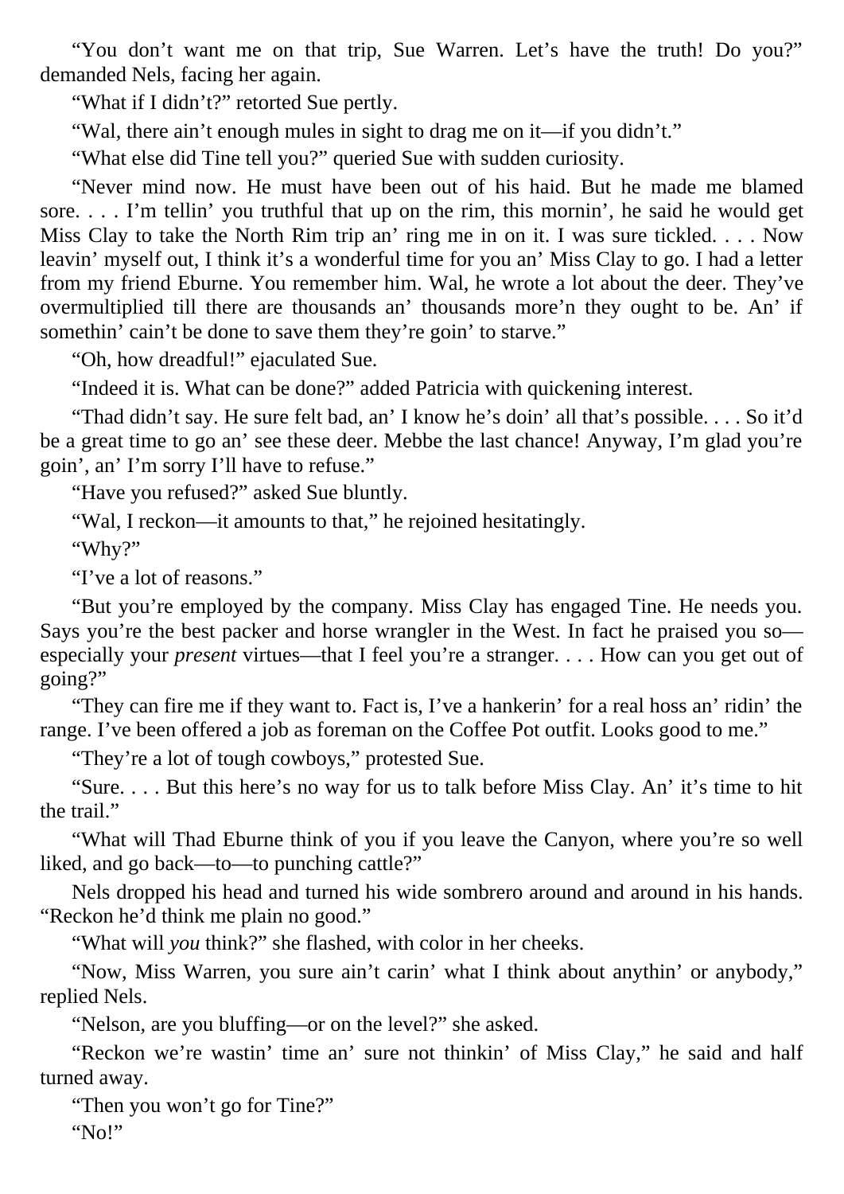"You don't want me on that trip, Sue Warren. Let's have the truth! Do you?" demanded Nels, facing her again.

"What if I didn't?" retorted Sue pertly.

"Wal, there ain't enough mules in sight to drag me on it—if you didn't."

"What else did Tine tell you?" queried Sue with sudden curiosity.

"Never mind now. He must have been out of his haid. But he made me blamed sore. . . . I'm tellin' you truthful that up on the rim, this mornin', he said he would get Miss Clay to take the North Rim trip an' ring me in on it. I was sure tickled. . . . Now leavin' myself out, I think it's a wonderful time for you an' Miss Clay to go. I had a letter from my friend Eburne. You remember him. Wal, he wrote a lot about the deer. They've overmultiplied till there are thousands an' thousands more'n they ought to be. An' if somethin' cain't be done to save them they're goin' to starve."

"Oh, how dreadful!" ejaculated Sue.

"Indeed it is. What can be done?" added Patricia with quickening interest.

"Thad didn't say. He sure felt bad, an' I know he's doin' all that's possible. . . . So it'd be a great time to go an' see these deer. Mebbe the last chance! Anyway, I'm glad you're goin', an' I'm sorry I'll have to refuse."

"Have you refused?" asked Sue bluntly.

"Wal, I reckon—it amounts to that," he rejoined hesitatingly.

"Why?"

"I've a lot of reasons."

"But you're employed by the company. Miss Clay has engaged Tine. He needs you. Says you're the best packer and horse wrangler in the West. In fact he praised you so—especially your *present* virtues—that I feel you're a stranger. . . . How can you get out of going?"

"They can fire me if they want to. Fact is, I've a hankerin' for a real hoss an' ridin' the range. I've been offered a job as foreman on the Coffee Pot outfit. Looks good to me."

"They're a lot of tough cowboys," protested Sue.

"Sure. . . . But this here's no way for us to talk before Miss Clay. An' it's time to hit the trail."

"What will Thad Eburne think of you if you leave the Canyon, where you're so well liked, and go back—to—to punching cattle?"

Nels dropped his head and turned his wide sombrero around and around in his hands. "Reckon he'd think me plain no good."

"What will *you* think?" she flashed, with color in her cheeks.

"Now, Miss Warren, you sure ain't carin' what I think about anythin' or anybody," replied Nels.

"Nelson, are you bluffing—or on the level?" she asked.

"Reckon we're wastin' time an' sure not thinkin' of Miss Clay," he said and half turned away.

"Then you won't go for Tine?"

"No!"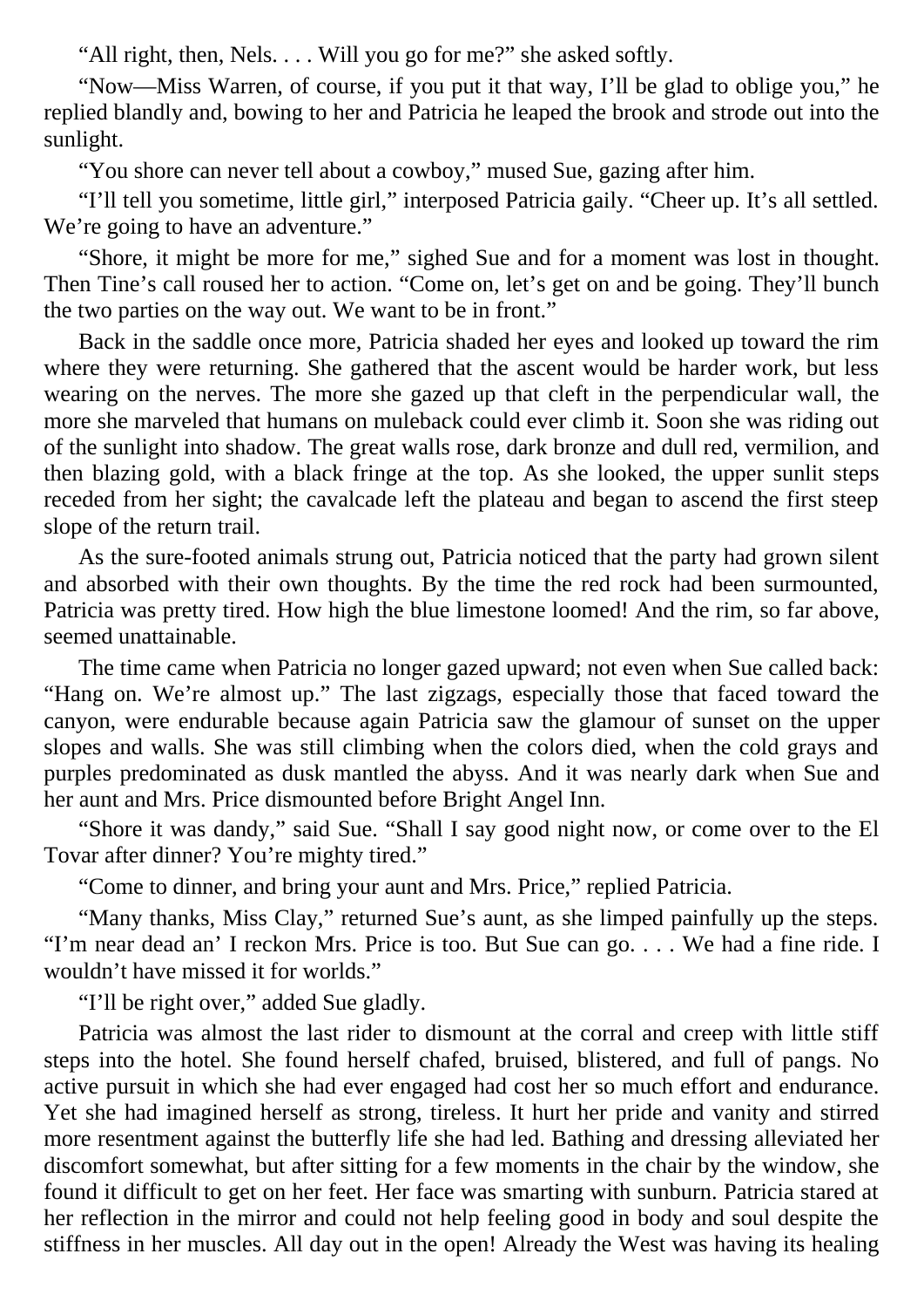"All right, then, Nels. . . . Will you go for me?" she asked softly.

"Now—Miss Warren, of course, if you put it that way, I'll be glad to oblige you," he replied blandly and, bowing to her and Patricia he leaped the brook and strode out into the sunlight.

"You shore can never tell about a cowboy," mused Sue, gazing after him.

"I'll tell you sometime, little girl," interposed Patricia gaily. "Cheer up. It's all settled. We're going to have an adventure."

"Shore, it might be more for me," sighed Sue and for a moment was lost in thought. Then Tine's call roused her to action. "Come on, let's get on and be going. They'll bunch the two parties on the way out. We want to be in front."

Back in the saddle once more, Patricia shaded her eyes and looked up toward the rim where they were returning. She gathered that the ascent would be harder work, but less wearing on the nerves. The more she gazed up that cleft in the perpendicular wall, the more she marveled that humans on muleback could ever climb it. Soon she was riding out of the sunlight into shadow. The great walls rose, dark bronze and dull red, vermilion, and then blazing gold, with a black fringe at the top. As she looked, the upper sunlit steps receded from her sight; the cavalcade left the plateau and began to ascend the first steep slope of the return trail.

As the sure-footed animals strung out, Patricia noticed that the party had grown silent and absorbed with their own thoughts. By the time the red rock had been surmounted, Patricia was pretty tired. How high the blue limestone loomed! And the rim, so far above, seemed unattainable.

The time came when Patricia no longer gazed upward; not even when Sue called back: "Hang on. We're almost up." The last zigzags, especially those that faced toward the canyon, were endurable because again Patricia saw the glamour of sunset on the upper slopes and walls. She was still climbing when the colors died, when the cold grays and purples predominated as dusk mantled the abyss. And it was nearly dark when Sue and her aunt and Mrs. Price dismounted before Bright Angel Inn.

"Shore it was dandy," said Sue. "Shall I say good night now, or come over to the El Tovar after dinner? You're mighty tired."

"Come to dinner, and bring your aunt and Mrs. Price," replied Patricia.

"Many thanks, Miss Clay," returned Sue's aunt, as she limped painfully up the steps. "I'm near dead an' I reckon Mrs. Price is too. But Sue can go. . . . We had a fine ride. I wouldn't have missed it for worlds."

"I'll be right over," added Sue gladly.

Patricia was almost the last rider to dismount at the corral and creep with little stiff steps into the hotel. She found herself chafed, bruised, blistered, and full of pangs. No active pursuit in which she had ever engaged had cost her so much effort and endurance. Yet she had imagined herself as strong, tireless. It hurt her pride and vanity and stirred more resentment against the butterfly life she had led. Bathing and dressing alleviated her discomfort somewhat, but after sitting for a few moments in the chair by the window, she found it difficult to get on her feet. Her face was smarting with sunburn. Patricia stared at her reflection in the mirror and could not help feeling good in body and soul despite the stiffness in her muscles. All day out in the open! Already the West was having its healing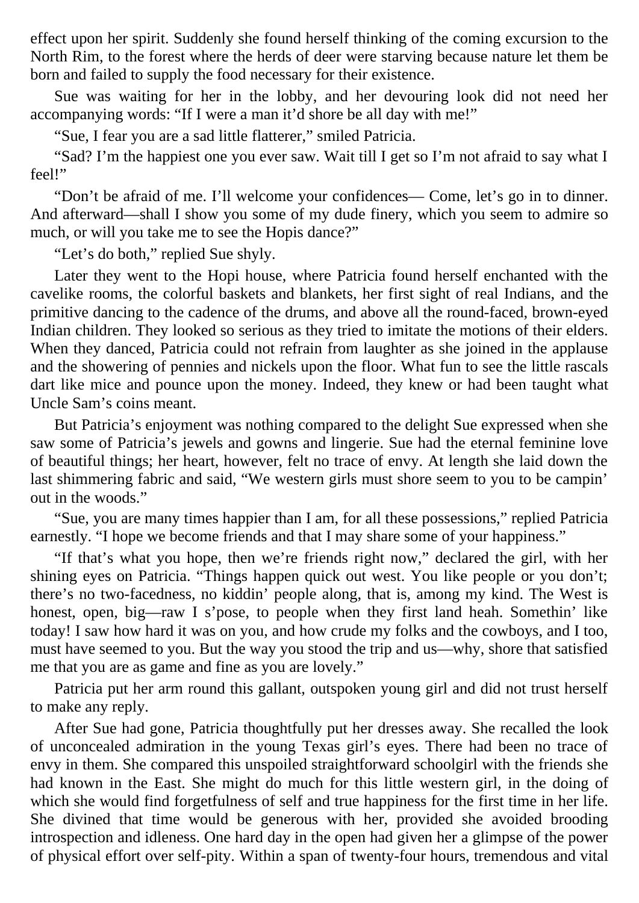effect upon her spirit. Suddenly she found herself thinking of the coming excursion to the North Rim, to the forest where the herds of deer were starving because nature let them be born and failed to supply the food necessary for their existence.

Sue was waiting for her in the lobby, and her devouring look did not need her accompanying words: "If I were a man it'd shore be all day with me!"

"Sue, I fear you are a sad little flatterer," smiled Patricia.

"Sad? I'm the happiest one you ever saw. Wait till I get so I'm not afraid to say what I feel!"

"Don't be afraid of me. I'll welcome your confidences— Come, let's go in to dinner. And afterward—shall I show you some of my dude finery, which you seem to admire so much, or will you take me to see the Hopis dance?"

"Let's do both," replied Sue shyly.

Later they went to the Hopi house, where Patricia found herself enchanted with the cavelike rooms, the colorful baskets and blankets, her first sight of real Indians, and the primitive dancing to the cadence of the drums, and above all the round-faced, brown-eyed Indian children. They looked so serious as they tried to imitate the motions of their elders. When they danced, Patricia could not refrain from laughter as she joined in the applause and the showering of pennies and nickels upon the floor. What fun to see the little rascals dart like mice and pounce upon the money. Indeed, they knew or had been taught what Uncle Sam's coins meant.

But Patricia's enjoyment was nothing compared to the delight Sue expressed when she saw some of Patricia's jewels and gowns and lingerie. Sue had the eternal feminine love of beautiful things; her heart, however, felt no trace of envy. At length she laid down the last shimmering fabric and said, "We western girls must shore seem to you to be campin' out in the woods."

"Sue, you are many times happier than I am, for all these possessions," replied Patricia earnestly. "I hope we become friends and that I may share some of your happiness."

"If that's what you hope, then we're friends right now," declared the girl, with her shining eyes on Patricia. "Things happen quick out west. You like people or you don't; there's no two-facedness, no kiddin' people along, that is, among my kind. The West is honest, open, big—raw I s'pose, to people when they first land heah. Somethin' like today! I saw how hard it was on you, and how crude my folks and the cowboys, and I too, must have seemed to you. But the way you stood the trip and us—why, shore that satisfied me that you are as game and fine as you are lovely."

Patricia put her arm round this gallant, outspoken young girl and did not trust herself to make any reply.

After Sue had gone, Patricia thoughtfully put her dresses away. She recalled the look of unconcealed admiration in the young Texas girl's eyes. There had been no trace of envy in them. She compared this unspoiled straightforward schoolgirl with the friends she had known in the East. She might do much for this little western girl, in the doing of which she would find forgetfulness of self and true happiness for the first time in her life. She divined that time would be generous with her, provided she avoided brooding introspection and idleness. One hard day in the open had given her a glimpse of the power of physical effort over self-pity. Within a span of twenty-four hours, tremendous and vital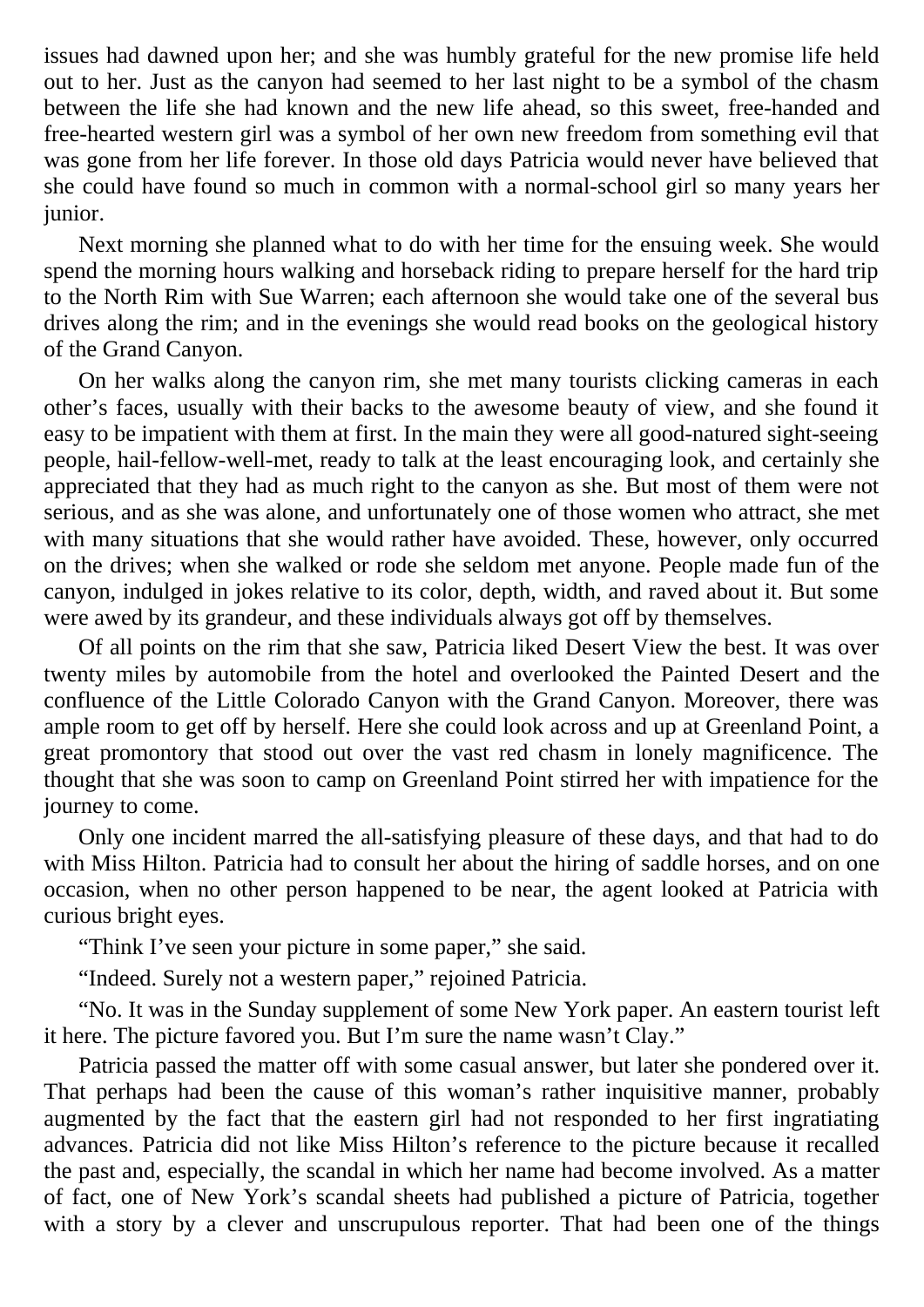issues had dawned upon her; and she was humbly grateful for the new promise life held out to her. Just as the canyon had seemed to her last night to be a symbol of the chasm between the life she had known and the new life ahead, so this sweet, free-handed and free-hearted western girl was a symbol of her own new freedom from something evil that was gone from her life forever. In those old days Patricia would never have believed that she could have found so much in common with a normal-school girl so many years her junior.

Next morning she planned what to do with her time for the ensuing week. She would spend the morning hours walking and horseback riding to prepare herself for the hard trip to the North Rim with Sue Warren; each afternoon she would take one of the several bus drives along the rim; and in the evenings she would read books on the geological history of the Grand Canyon.

On her walks along the canyon rim, she met many tourists clicking cameras in each other's faces, usually with their backs to the awesome beauty of view, and she found it easy to be impatient with them at first. In the main they were all good-natured sight-seeing people, hail-fellow-well-met, ready to talk at the least encouraging look, and certainly she appreciated that they had as much right to the canyon as she. But most of them were not serious, and as she was alone, and unfortunately one of those women who attract, she met with many situations that she would rather have avoided. These, however, only occurred on the drives; when she walked or rode she seldom met anyone. People made fun of the canyon, indulged in jokes relative to its color, depth, width, and raved about it. But some were awed by its grandeur, and these individuals always got off by themselves.

Of all points on the rim that she saw, Patricia liked Desert View the best. It was over twenty miles by automobile from the hotel and overlooked the Painted Desert and the confluence of the Little Colorado Canyon with the Grand Canyon. Moreover, there was ample room to get off by herself. Here she could look across and up at Greenland Point, a great promontory that stood out over the vast red chasm in lonely magnificence. The thought that she was soon to camp on Greenland Point stirred her with impatience for the journey to come.

Only one incident marred the all-satisfying pleasure of these days, and that had to do with Miss Hilton. Patricia had to consult her about the hiring of saddle horses, and on one occasion, when no other person happened to be near, the agent looked at Patricia with curious bright eyes.

"Think I've seen your picture in some paper," she said.

"Indeed. Surely not a western paper," rejoined Patricia.

"No. It was in the Sunday supplement of some New York paper. An eastern tourist left it here. The picture favored you. But I'm sure the name wasn't Clay."

Patricia passed the matter off with some casual answer, but later she pondered over it. That perhaps had been the cause of this woman's rather inquisitive manner, probably augmented by the fact that the eastern girl had not responded to her first ingratiating advances. Patricia did not like Miss Hilton's reference to the picture because it recalled the past and, especially, the scandal in which her name had become involved. As a matter of fact, one of New York's scandal sheets had published a picture of Patricia, together with a story by a clever and unscrupulous reporter. That had been one of the things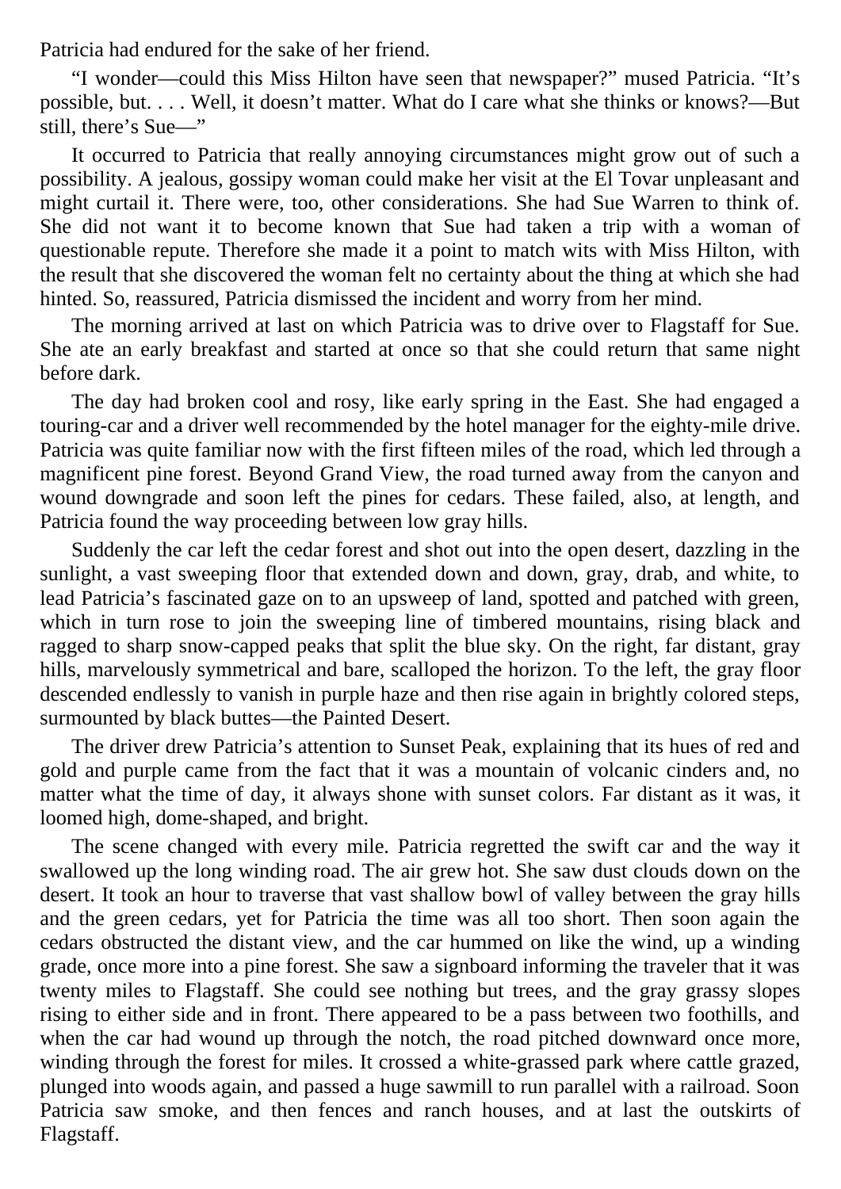Patricia had endured for the sake of her friend.

"I wonder—could this Miss Hilton have seen that newspaper?" mused Patricia. "It's possible, but. . . . Well, it doesn't matter. What do I care what she thinks or knows?—But still, there's Sue—"

It occurred to Patricia that really annoying circumstances might grow out of such a possibility. A jealous, gossipy woman could make her visit at the El Tovar unpleasant and might curtail it. There were, too, other considerations. She had Sue Warren to think of. She did not want it to become known that Sue had taken a trip with a woman of questionable repute. Therefore she made it a point to match wits with Miss Hilton, with the result that she discovered the woman felt no certainty about the thing at which she had hinted. So, reassured, Patricia dismissed the incident and worry from her mind.

The morning arrived at last on which Patricia was to drive over to Flagstaff for Sue. She ate an early breakfast and started at once so that she could return that same night before dark.

The day had broken cool and rosy, like early spring in the East. She had engaged a touring-car and a driver well recommended by the hotel manager for the eighty-mile drive. Patricia was quite familiar now with the first fifteen miles of the road, which led through a magnificent pine forest. Beyond Grand View, the road turned away from the canyon and wound downgrade and soon left the pines for cedars. These failed, also, at length, and Patricia found the way proceeding between low gray hills.

Suddenly the car left the cedar forest and shot out into the open desert, dazzling in the sunlight, a vast sweeping floor that extended down and down, gray, drab, and white, to lead Patricia's fascinated gaze on to an upsweep of land, spotted and patched with green, which in turn rose to join the sweeping line of timbered mountains, rising black and ragged to sharp snow-capped peaks that split the blue sky. On the right, far distant, gray hills, marvelously symmetrical and bare, scalloped the horizon. To the left, the gray floor descended endlessly to vanish in purple haze and then rise again in brightly colored steps, surmounted by black buttes—the Painted Desert.

The driver drew Patricia's attention to Sunset Peak, explaining that its hues of red and gold and purple came from the fact that it was a mountain of volcanic cinders and, no matter what the time of day, it always shone with sunset colors. Far distant as it was, it loomed high, dome-shaped, and bright.

The scene changed with every mile. Patricia regretted the swift car and the way it swallowed up the long winding road. The air grew hot. She saw dust clouds down on the desert. It took an hour to traverse that vast shallow bowl of valley between the gray hills and the green cedars, yet for Patricia the time was all too short. Then soon again the cedars obstructed the distant view, and the car hummed on like the wind, up a winding grade, once more into a pine forest. She saw a signboard informing the traveler that it was twenty miles to Flagstaff. She could see nothing but trees, and the gray grassy slopes rising to either side and in front. There appeared to be a pass between two foothills, and when the car had wound up through the notch, the road pitched downward once more, winding through the forest for miles. It crossed a white-grassed park where cattle grazed, plunged into woods again, and passed a huge sawmill to run parallel with a railroad. Soon Patricia saw smoke, and then fences and ranch houses, and at last the outskirts of Flagstaff.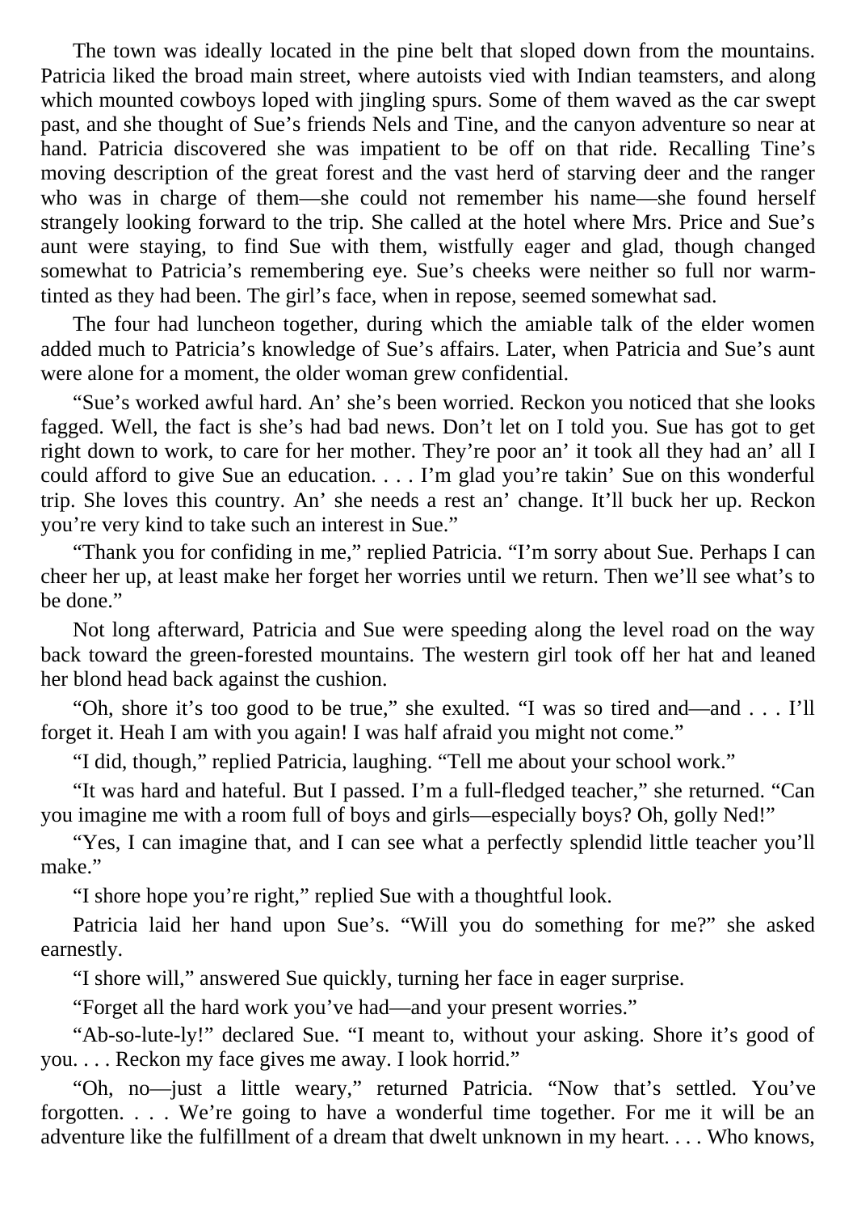The town was ideally located in the pine belt that sloped down from the mountains. Patricia liked the broad main street, where autoists vied with Indian teamsters, and along which mounted cowboys loped with jingling spurs. Some of them waved as the car swept past, and she thought of Sue's friends Nels and Tine, and the canyon adventure so near at hand. Patricia discovered she was impatient to be off on that ride. Recalling Tine's moving description of the great forest and the vast herd of starving deer and the ranger who was in charge of them—she could not remember his name—she found herself strangely looking forward to the trip. She called at the hotel where Mrs. Price and Sue's aunt were staying, to find Sue with them, wistfully eager and glad, though changed somewhat to Patricia's remembering eye. Sue's cheeks were neither so full nor warm-tinted as they had been. The girl's face, when in repose, seemed somewhat sad.

The four had luncheon together, during which the amiable talk of the elder women added much to Patricia's knowledge of Sue's affairs. Later, when Patricia and Sue's aunt were alone for a moment, the older woman grew confidential.

"Sue's worked awful hard. An' she's been worried. Reckon you noticed that she looks fagged. Well, the fact is she's had bad news. Don't let on I told you. Sue has got to get right down to work, to care for her mother. They're poor an' it took all they had an' all I could afford to give Sue an education. . . . I'm glad you're takin' Sue on this wonderful trip. She loves this country. An' she needs a rest an' change. It'll buck her up. Reckon you're very kind to take such an interest in Sue."

"Thank you for confiding in me," replied Patricia. "I'm sorry about Sue. Perhaps I can cheer her up, at least make her forget her worries until we return. Then we'll see what's to be done."

Not long afterward, Patricia and Sue were speeding along the level road on the way back toward the green-forested mountains. The western girl took off her hat and leaned her blond head back against the cushion.

"Oh, shore it's too good to be true," she exulted. "I was so tired and—and . . . I'll forget it. Heah I am with you again! I was half afraid you might not come."

"I did, though," replied Patricia, laughing. "Tell me about your school work."

"It was hard and hateful. But I passed. I'm a full-fledged teacher," she returned. "Can you imagine me with a room full of boys and girls—especially boys? Oh, golly Ned!"

"Yes, I can imagine that, and I can see what a perfectly splendid little teacher you'll make."

"I shore hope you're right," replied Sue with a thoughtful look.

Patricia laid her hand upon Sue's. "Will you do something for me?" she asked earnestly.

"I shore will," answered Sue quickly, turning her face in eager surprise.

"Forget all the hard work you've had—and your present worries."

"Ab-so-lute-ly!" declared Sue. "I meant to, without your asking. Shore it's good of you. . . . Reckon my face gives me away. I look horrid."

"Oh, no—just a little weary," returned Patricia. "Now that's settled. You've forgotten. . . . We're going to have a wonderful time together. For me it will be an adventure like the fulfillment of a dream that dwelt unknown in my heart. . . . Who knows,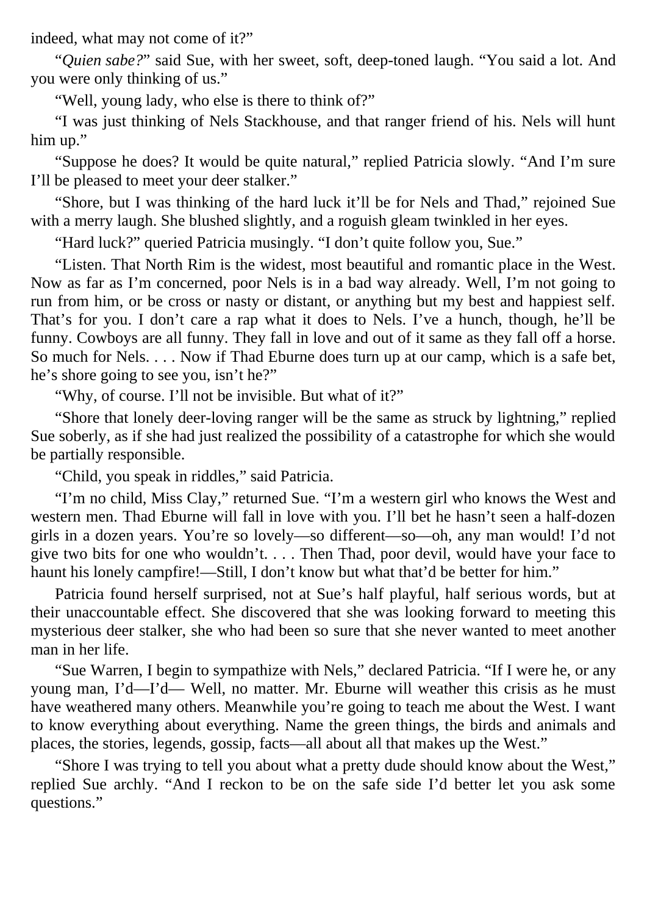indeed, what may not come of it?"

"*Quien sabe?*" said Sue, with her sweet, soft, deep-toned laugh. "You said a lot. And you were only thinking of us."

"Well, young lady, who else is there to think of?"

"I was just thinking of Nels Stackhouse, and that ranger friend of his. Nels will hunt him up."

"Suppose he does? It would be quite natural," replied Patricia slowly. "And I'm sure I'll be pleased to meet your deer stalker."

"Shore, but I was thinking of the hard luck it'll be for Nels and Thad," rejoined Sue with a merry laugh. She blushed slightly, and a roguish gleam twinkled in her eyes.

"Hard luck?" queried Patricia musingly. "I don't quite follow you, Sue."

"Listen. That North Rim is the widest, most beautiful and romantic place in the West. Now as far as I'm concerned, poor Nels is in a bad way already. Well, I'm not going to run from him, or be cross or nasty or distant, or anything but my best and happiest self. That's for you. I don't care a rap what it does to Nels. I've a hunch, though, he'll be funny. Cowboys are all funny. They fall in love and out of it same as they fall off a horse. So much for Nels. . . . Now if Thad Eburne does turn up at our camp, which is a safe bet, he's shore going to see you, isn't he?"

"Why, of course. I'll not be invisible. But what of it?"

"Shore that lonely deer-loving ranger will be the same as struck by lightning," replied Sue soberly, as if she had just realized the possibility of a catastrophe for which she would be partially responsible.

"Child, you speak in riddles," said Patricia.

"I'm no child, Miss Clay," returned Sue. "I'm a western girl who knows the West and western men. Thad Eburne will fall in love with you. I'll bet he hasn't seen a half-dozen girls in a dozen years. You're so lovely—so different—so—oh, any man would! I'd not give two bits for one who wouldn't. . . . Then Thad, poor devil, would have your face to haunt his lonely campfire!—Still, I don't know but what that'd be better for him."

Patricia found herself surprised, not at Sue's half playful, half serious words, but at their unaccountable effect. She discovered that she was looking forward to meeting this mysterious deer stalker, she who had been so sure that she never wanted to meet another man in her life.

"Sue Warren, I begin to sympathize with Nels," declared Patricia. "If I were he, or any young man, I'd—I'd— Well, no matter. Mr. Eburne will weather this crisis as he must have weathered many others. Meanwhile you're going to teach me about the West. I want to know everything about everything. Name the green things, the birds and animals and places, the stories, legends, gossip, facts—all about all that makes up the West."

"Shore I was trying to tell you about what a pretty dude should know about the West," replied Sue archly. "And I reckon to be on the safe side I'd better let you ask some questions."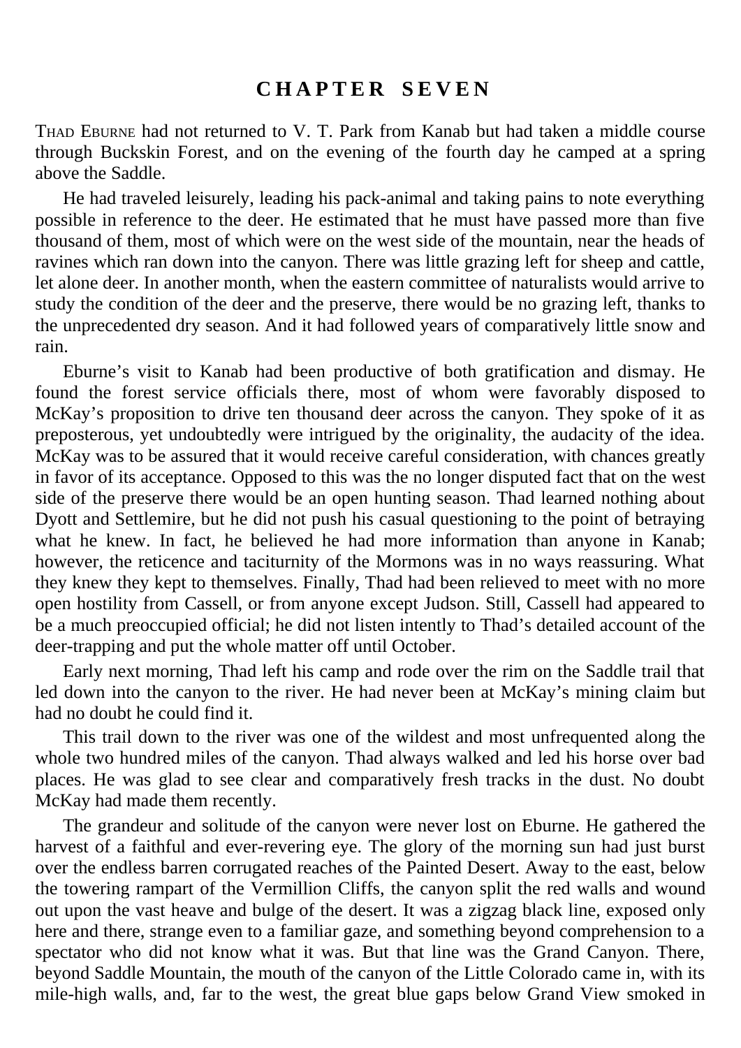# CHAPTER SEVEN

THAD EBURNE had not returned to V. T. Park from Kanab but had taken a middle course through Buckskin Forest, and on the evening of the fourth day he camped at a spring above the Saddle.

He had traveled leisurely, leading his pack-animal and taking pains to note everything possible in reference to the deer. He estimated that he must have passed more than five thousand of them, most of which were on the west side of the mountain, near the heads of ravines which ran down into the canyon. There was little grazing left for sheep and cattle, let alone deer. In another month, when the eastern committee of naturalists would arrive to study the condition of the deer and the preserve, there would be no grazing left, thanks to the unprecedented dry season. And it had followed years of comparatively little snow and rain.

Eburne's visit to Kanab had been productive of both gratification and dismay. He found the forest service officials there, most of whom were favorably disposed to McKay's proposition to drive ten thousand deer across the canyon. They spoke of it as preposterous, yet undoubtedly were intrigued by the originality, the audacity of the idea. McKay was to be assured that it would receive careful consideration, with chances greatly in favor of its acceptance. Opposed to this was the no longer disputed fact that on the west side of the preserve there would be an open hunting season. Thad learned nothing about Dyott and Settlemire, but he did not push his casual questioning to the point of betraying what he knew. In fact, he believed he had more information than anyone in Kanab; however, the reticence and taciturnity of the Mormons was in no ways reassuring. What they knew they kept to themselves. Finally, Thad had been relieved to meet with no more open hostility from Cassell, or from anyone except Judson. Still, Cassell had appeared to be a much preoccupied official; he did not listen intently to Thad's detailed account of the deer-trapping and put the whole matter off until October.

Early next morning, Thad left his camp and rode over the rim on the Saddle trail that led down into the canyon to the river. He had never been at McKay's mining claim but had no doubt he could find it.

This trail down to the river was one of the wildest and most unfrequented along the whole two hundred miles of the canyon. Thad always walked and led his horse over bad places. He was glad to see clear and comparatively fresh tracks in the dust. No doubt McKay had made them recently.

The grandeur and solitude of the canyon were never lost on Eburne. He gathered the harvest of a faithful and ever-revering eye. The glory of the morning sun had just burst over the endless barren corrugated reaches of the Painted Desert. Away to the east, below the towering rampart of the Vermillion Cliffs, the canyon split the red walls and wound out upon the vast heave and bulge of the desert. It was a zigzag black line, exposed only here and there, strange even to a familiar gaze, and something beyond comprehension to a spectator who did not know what it was. But that line was the Grand Canyon. There, beyond Saddle Mountain, the mouth of the canyon of the Little Colorado came in, with its mile-high walls, and, far to the west, the great blue gaps below Grand View smoked in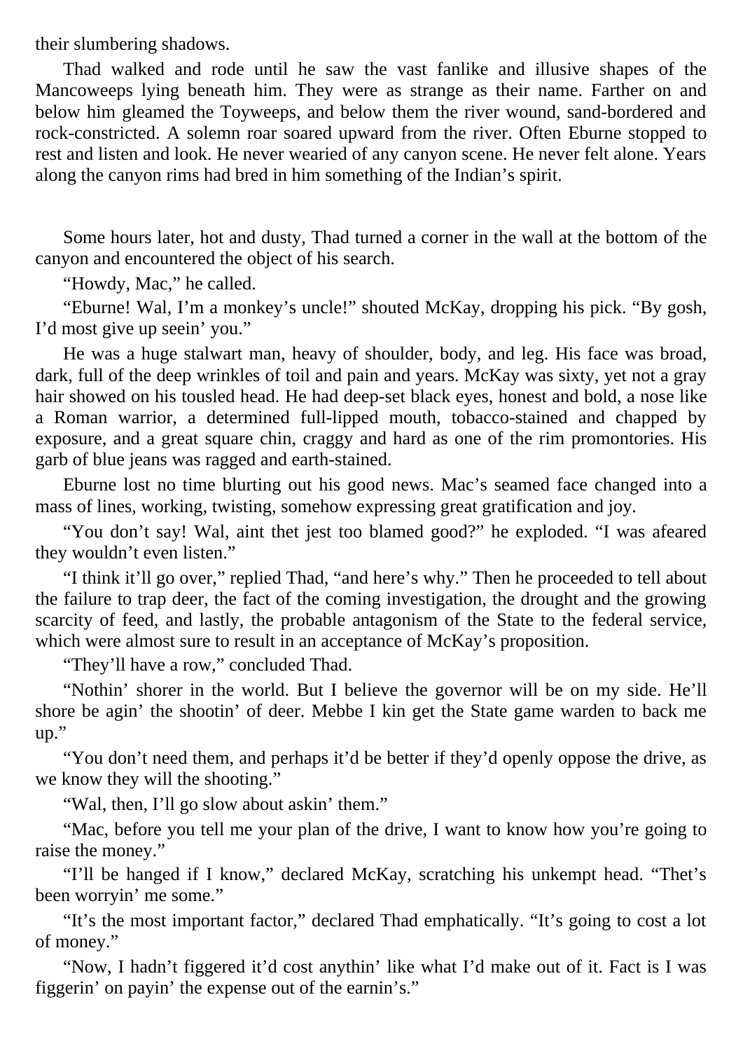their slumbering shadows.

Thad walked and rode until he saw the vast fanlike and illusive shapes of the Mancoweeps lying beneath him. They were as strange as their name. Farther on and below him gleamed the Toyweeps, and below them the river wound, sand-bordered and rock-constricted. A solemn roar soared upward from the river. Often Eburne stopped to rest and listen and look. He never wearied of any canyon scene. He never felt alone. Years along the canyon rims had bred in him something of the Indian's spirit.

Some hours later, hot and dusty, Thad turned a corner in the wall at the bottom of the canyon and encountered the object of his search.

"Howdy, Mac," he called.

"Eburne! Wal, I'm a monkey's uncle!" shouted McKay, dropping his pick. "By gosh, I'd most give up seein' you."

He was a huge stalwart man, heavy of shoulder, body, and leg. His face was broad, dark, full of the deep wrinkles of toil and pain and years. McKay was sixty, yet not a gray hair showed on his tousled head. He had deep-set black eyes, honest and bold, a nose like a Roman warrior, a determined full-lipped mouth, tobacco-stained and chapped by exposure, and a great square chin, craggy and hard as one of the rim promontories. His garb of blue jeans was ragged and earth-stained.

Eburne lost no time blurting out his good news. Mac's seamed face changed into a mass of lines, working, twisting, somehow expressing great gratification and joy.

"You don't say! Wal, aint thet jest too blamed good?" he exploded. "I was afeared they wouldn't even listen."

"I think it'll go over," replied Thad, "and here's why." Then he proceeded to tell about the failure to trap deer, the fact of the coming investigation, the drought and the growing scarcity of feed, and lastly, the probable antagonism of the State to the federal service, which were almost sure to result in an acceptance of McKay's proposition.

"They'll have a row," concluded Thad.

"Nothin' shorer in the world. But I believe the governor will be on my side. He'll shore be agin' the shootin' of deer. Mebbe I kin get the State game warden to back me up."

"You don't need them, and perhaps it'd be better if they'd openly oppose the drive, as we know they will the shooting."

"Wal, then, I'll go slow about askin' them."

"Mac, before you tell me your plan of the drive, I want to know how you're going to raise the money."

"I'll be hanged if I know," declared McKay, scratching his unkempt head. "Thet's been worryin' me some."

"It's the most important factor," declared Thad emphatically. "It's going to cost a lot of money."

"Now, I hadn't figgered it'd cost anythin' like what I'd make out of it. Fact is I was figgerin' on payin' the expense out of the earnin's."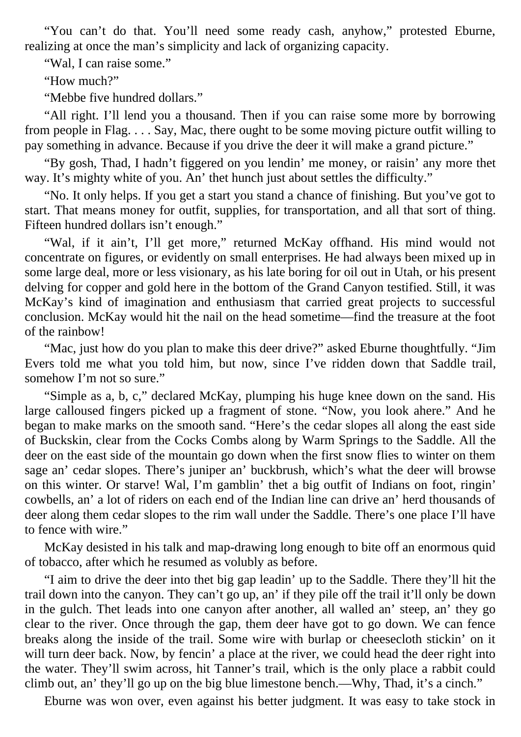"You can't do that. You'll need some ready cash, anyhow," protested Eburne, realizing at once the man's simplicity and lack of organizing capacity.

"Wal, I can raise some."

"How much?"

"Mebbe five hundred dollars."

"All right. I'll lend you a thousand. Then if you can raise some more by borrowing from people in Flag. . . . Say, Mac, there ought to be some moving picture outfit willing to pay something in advance. Because if you drive the deer it will make a grand picture."

"By gosh, Thad, I hadn't figgered on you lendin' me money, or raisin' any more thet way. It's mighty white of you. An' thet hunch just about settles the difficulty."

"No. It only helps. If you get a start you stand a chance of finishing. But you've got to start. That means money for outfit, supplies, for transportation, and all that sort of thing. Fifteen hundred dollars isn't enough."

"Wal, if it ain't, I'll get more," returned McKay offhand. His mind would not concentrate on figures, or evidently on small enterprises. He had always been mixed up in some large deal, more or less visionary, as his late boring for oil out in Utah, or his present delving for copper and gold here in the bottom of the Grand Canyon testified. Still, it was McKay's kind of imagination and enthusiasm that carried great projects to successful conclusion. McKay would hit the nail on the head sometime—find the treasure at the foot of the rainbow!

"Mac, just how do you plan to make this deer drive?" asked Eburne thoughtfully. "Jim Evers told me what you told him, but now, since I've ridden down that Saddle trail, somehow I'm not so sure."

"Simple as a, b, c," declared McKay, plumping his huge knee down on the sand. His large calloused fingers picked up a fragment of stone. "Now, you look ahere." And he began to make marks on the smooth sand. "Here's the cedar slopes all along the east side of Buckskin, clear from the Cocks Combs along by Warm Springs to the Saddle. All the deer on the east side of the mountain go down when the first snow flies to winter on them sage an' cedar slopes. There's juniper an' buckbrush, which's what the deer will browse on this winter. Or starve! Wal, I'm gamblin' thet a big outfit of Indians on foot, ringin' cowbells, an' a lot of riders on each end of the Indian line can drive an' herd thousands of deer along them cedar slopes to the rim wall under the Saddle. There's one place I'll have to fence with wire."

McKay desisted in his talk and map-drawing long enough to bite off an enormous quid of tobacco, after which he resumed as volubly as before.

"I aim to drive the deer into thet big gap leadin' up to the Saddle. There they'll hit the trail down into the canyon. They can't go up, an' if they pile off the trail it'll only be down in the gulch. Thet leads into one canyon after another, all walled an' steep, an' they go clear to the river. Once through the gap, them deer have got to go down. We can fence breaks along the inside of the trail. Some wire with burlap or cheesecloth stickin' on it will turn deer back. Now, by fencin' a place at the river, we could head the deer right into the water. They'll swim across, hit Tanner's trail, which is the only place a rabbit could climb out, an' they'll go up on the big blue limestone bench.—Why, Thad, it's a cinch."

Eburne was won over, even against his better judgment. It was easy to take stock in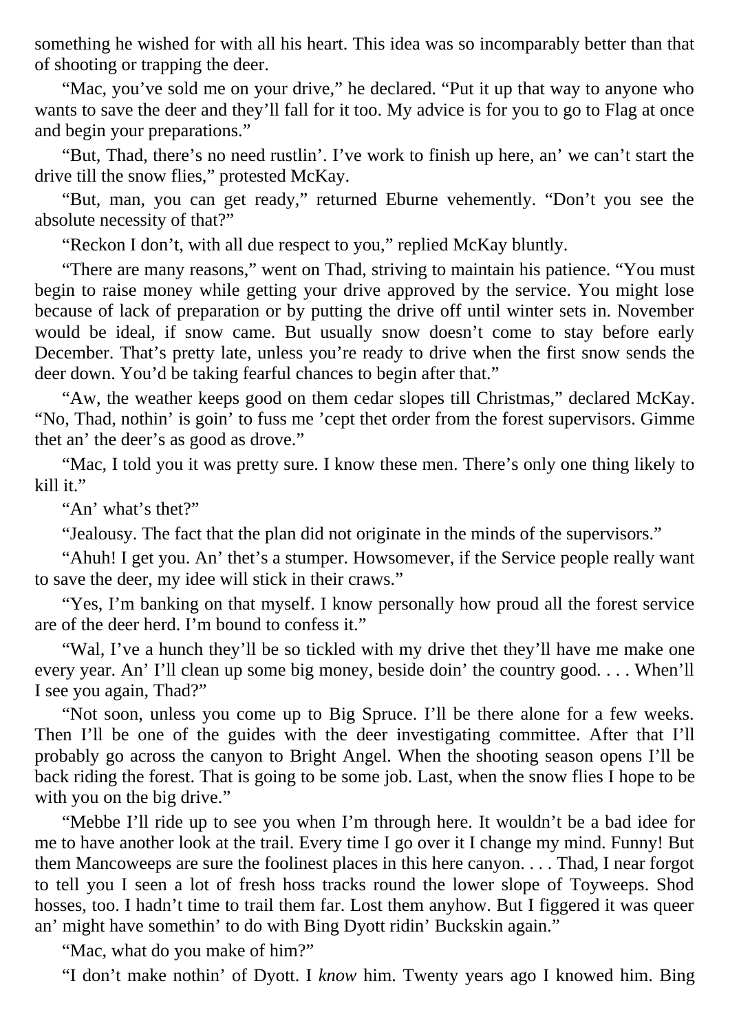something he wished for with all his heart. This idea was so incomparably better than that of shooting or trapping the deer.

“Mac, you’ve sold me on your drive,” he declared. “Put it up that way to anyone who wants to save the deer and they’ll fall for it too. My advice is for you to go to Flag at once and begin your preparations.”

“But, Thad, there’s no need rustlin’. I’ve work to finish up here, an’ we can’t start the drive till the snow flies,” protested McKay.

“But, man, you can get ready,” returned Eburne vehemently. “Don’t you see the absolute necessity of that?”

“Reckon I don’t, with all due respect to you,” replied McKay bluntly.

“There are many reasons,” went on Thad, striving to maintain his patience. “You must begin to raise money while getting your drive approved by the service. You might lose because of lack of preparation or by putting the drive off until winter sets in. November would be ideal, if snow came. But usually snow doesn’t come to stay before early December. That’s pretty late, unless you’re ready to drive when the first snow sends the deer down. You’d be taking fearful chances to begin after that.”

“Aw, the weather keeps good on them cedar slopes till Christmas,” declared McKay. “No, Thad, nothin’ is goin’ to fuss me ’cept thet order from the forest supervisors. Gimme thet an’ the deer’s as good as drove.”

“Mac, I told you it was pretty sure. I know these men. There’s only one thing likely to kill it.”

“An’ what’s thet?”

“Jealousy. The fact that the plan did not originate in the minds of the supervisors.”

“Ahuh! I get you. An’ thet’s a stumper. Howsomever, if the Service people really want to save the deer, my idee will stick in their craws.”

“Yes, I’m banking on that myself. I know personally how proud all the forest service are of the deer herd. I’m bound to confess it.”

“Wal, I’ve a hunch they’ll be so tickled with my drive thet they’ll have me make one every year. An’ I’ll clean up some big money, beside doin’ the country good. . . . When’ll I see you again, Thad?”

“Not soon, unless you come up to Big Spruce. I’ll be there alone for a few weeks. Then I’ll be one of the guides with the deer investigating committee. After that I’ll probably go across the canyon to Bright Angel. When the shooting season opens I’ll be back riding the forest. That is going to be some job. Last, when the snow flies I hope to be with you on the big drive.”

“Mebbe I’ll ride up to see you when I’m through here. It wouldn’t be a bad idee for me to have another look at the trail. Every time I go over it I change my mind. Funny! But them Mancoweeps are sure the foolinest places in this here canyon. . . . Thad, I near forgot to tell you I seen a lot of fresh hoss tracks round the lower slope of Toyweeps. Shod hosses, too. I hadn’t time to trail them far. Lost them anyhow. But I figgered it was queer an’ might have somethin’ to do with Bing Dyott ridin’ Buckskin again.”

“Mac, what do you make of him?”

“I don’t make nothin’ of Dyott. I *know* him. Twenty years ago I knowed him. Bing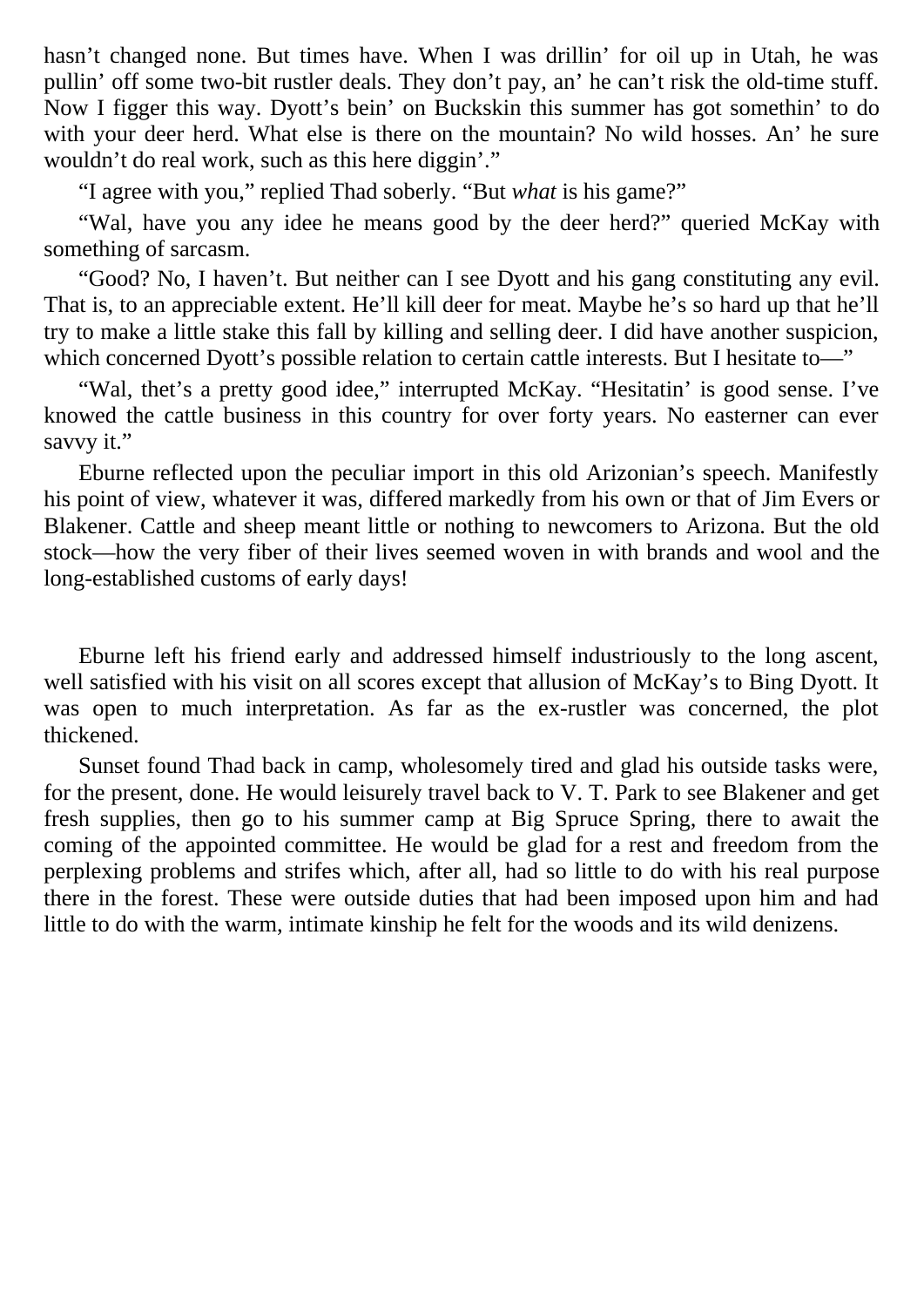hasn't changed none. But times have. When I was drillin' for oil up in Utah, he was pullin' off some two-bit rustler deals. They don't pay, an' he can't risk the old-time stuff. Now I figger this way. Dyott's bein' on Buckskin this summer has got somethin' to do with your deer herd. What else is there on the mountain? No wild hosses. An' he sure wouldn't do real work, such as this here diggin'."

"I agree with you," replied Thad soberly. "But *what* is his game?"

"Wal, have you any idee he means good by the deer herd?" queried McKay with something of sarcasm.

"Good? No, I haven't. But neither can I see Dyott and his gang constituting any evil. That is, to an appreciable extent. He'll kill deer for meat. Maybe he's so hard up that he'll try to make a little stake this fall by killing and selling deer. I did have another suspicion, which concerned Dyott's possible relation to certain cattle interests. But I hesitate to—"

"Wal, thet's a pretty good idee," interrupted McKay. "Hesitatin' is good sense. I've knowed the cattle business in this country for over forty years. No easterner can ever savvy it."

Eburne reflected upon the peculiar import in this old Arizonian's speech. Manifestly his point of view, whatever it was, differed markedly from his own or that of Jim Evers or Blakener. Cattle and sheep meant little or nothing to newcomers to Arizona. But the old stock—how the very fiber of their lives seemed woven in with brands and wool and the long-established customs of early days!

Eburne left his friend early and addressed himself industriously to the long ascent, well satisfied with his visit on all scores except that allusion of McKay's to Bing Dyott. It was open to much interpretation. As far as the ex-rustler was concerned, the plot thickened.

Sunset found Thad back in camp, wholesomely tired and glad his outside tasks were, for the present, done. He would leisurely travel back to V. T. Park to see Blakener and get fresh supplies, then go to his summer camp at Big Spruce Spring, there to await the coming of the appointed committee. He would be glad for a rest and freedom from the perplexing problems and strifes which, after all, had so little to do with his real purpose there in the forest. These were outside duties that had been imposed upon him and had little to do with the warm, intimate kinship he felt for the woods and its wild denizens.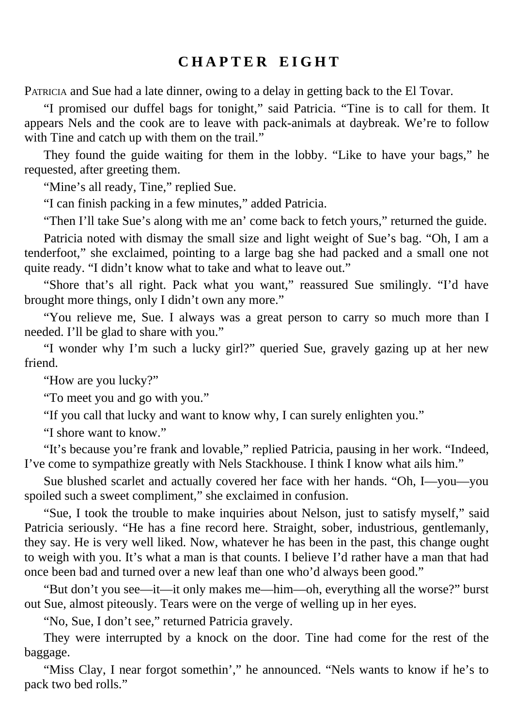## CHAPTER EIGHT

PATRICIA and Sue had a late dinner, owing to a delay in getting back to the El Tovar.

"I promised our duffel bags for tonight," said Patricia. "Tine is to call for them. It appears Nels and the cook are to leave with pack-animals at daybreak. We're to follow with Tine and catch up with them on the trail."

They found the guide waiting for them in the lobby. "Like to have your bags," he requested, after greeting them.

"Mine's all ready, Tine," replied Sue.

"I can finish packing in a few minutes," added Patricia.

"Then I'll take Sue's along with me an' come back to fetch yours," returned the guide.

Patricia noted with dismay the small size and light weight of Sue's bag. "Oh, I am a tenderfoot," she exclaimed, pointing to a large bag she had packed and a small one not quite ready. "I didn't know what to take and what to leave out."

"Shore that's all right. Pack what you want," reassured Sue smilingly. "I'd have brought more things, only I didn't own any more."

"You relieve me, Sue. I always was a great person to carry so much more than I needed. I'll be glad to share with you."

"I wonder why I'm such a lucky girl?" queried Sue, gravely gazing up at her new friend.

"How are you lucky?"

"To meet you and go with you."

"If you call that lucky and want to know why, I can surely enlighten you."

"I shore want to know."

"It's because you're frank and lovable," replied Patricia, pausing in her work. "Indeed, I've come to sympathize greatly with Nels Stackhouse. I think I know what ails him."

Sue blushed scarlet and actually covered her face with her hands. "Oh, I—you—you spoiled such a sweet compliment," she exclaimed in confusion.

"Sue, I took the trouble to make inquiries about Nelson, just to satisfy myself," said Patricia seriously. "He has a fine record here. Straight, sober, industrious, gentlemanly, they say. He is very well liked. Now, whatever he has been in the past, this change ought to weigh with you. It's what a man is that counts. I believe I'd rather have a man that had once been bad and turned over a new leaf than one who'd always been good."

"But don't you see—it—it only makes me—him—oh, everything all the worse?" burst out Sue, almost piteously. Tears were on the verge of welling up in her eyes.

"No, Sue, I don't see," returned Patricia gravely.

They were interrupted by a knock on the door. Tine had come for the rest of the baggage.

"Miss Clay, I near forgot somethin'," he announced. "Nels wants to know if he's to pack two bed rolls."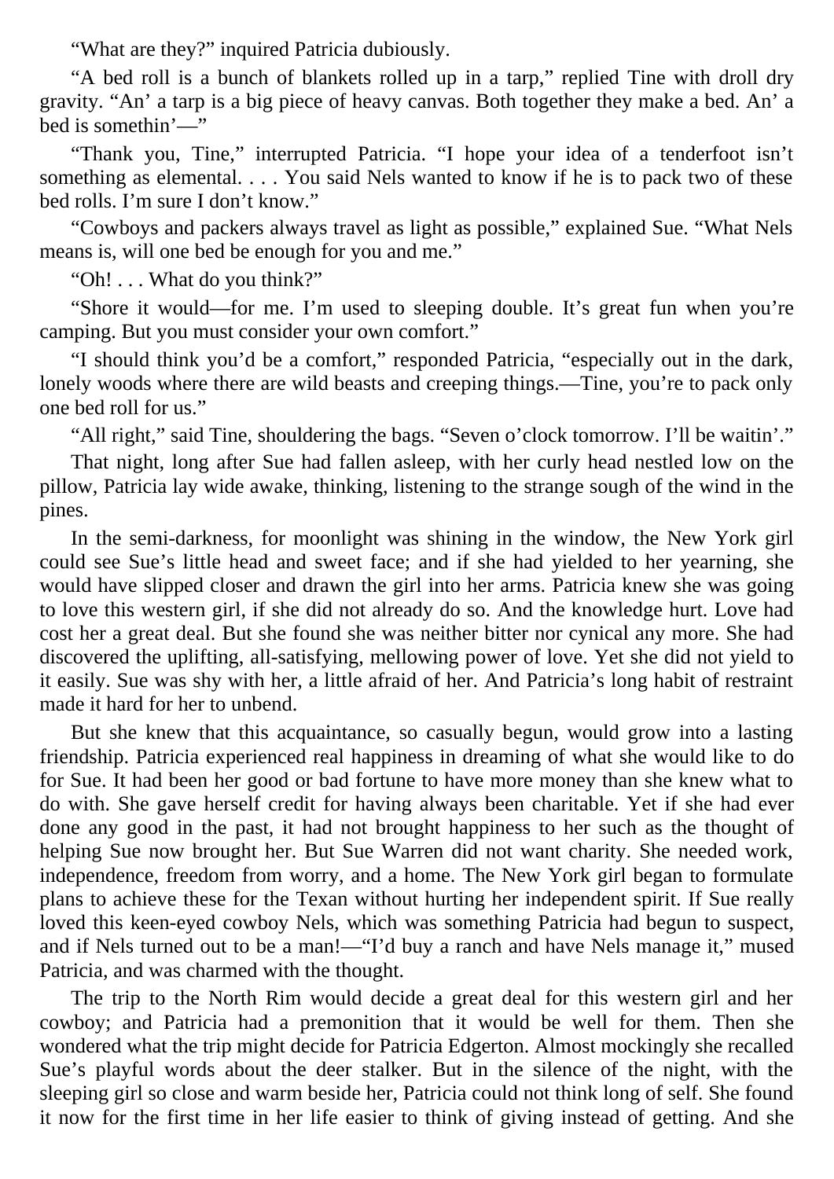"What are they?" inquired Patricia dubiously.

"A bed roll is a bunch of blankets rolled up in a tarp," replied Tine with droll dry gravity. "An' a tarp is a big piece of heavy canvas. Both together they make a bed. An' a bed is somethin'—"

"Thank you, Tine," interrupted Patricia. "I hope your idea of a tenderfoot isn't something as elemental. . . . You said Nels wanted to know if he is to pack two of these bed rolls. I'm sure I don't know."

"Cowboys and packers always travel as light as possible," explained Sue. "What Nels means is, will one bed be enough for you and me."

"Oh! . . . What do you think?"

"Shore it would—for me. I'm used to sleeping double. It's great fun when you're camping. But you must consider your own comfort."

"I should think you'd be a comfort," responded Patricia, "especially out in the dark, lonely woods where there are wild beasts and creeping things.—Tine, you're to pack only one bed roll for us."

"All right," said Tine, shouldering the bags. "Seven o'clock tomorrow. I'll be waitin'."

That night, long after Sue had fallen asleep, with her curly head nestled low on the pillow, Patricia lay wide awake, thinking, listening to the strange sough of the wind in the pines.

In the semi-darkness, for moonlight was shining in the window, the New York girl could see Sue's little head and sweet face; and if she had yielded to her yearning, she would have slipped closer and drawn the girl into her arms. Patricia knew she was going to love this western girl, if she did not already do so. And the knowledge hurt. Love had cost her a great deal. But she found she was neither bitter nor cynical any more. She had discovered the uplifting, all-satisfying, mellowing power of love. Yet she did not yield to it easily. Sue was shy with her, a little afraid of her. And Patricia's long habit of restraint made it hard for her to unbend.

But she knew that this acquaintance, so casually begun, would grow into a lasting friendship. Patricia experienced real happiness in dreaming of what she would like to do for Sue. It had been her good or bad fortune to have more money than she knew what to do with. She gave herself credit for having always been charitable. Yet if she had ever done any good in the past, it had not brought happiness to her such as the thought of helping Sue now brought her. But Sue Warren did not want charity. She needed work, independence, freedom from worry, and a home. The New York girl began to formulate plans to achieve these for the Texan without hurting her independent spirit. If Sue really loved this keen-eyed cowboy Nels, which was something Patricia had begun to suspect, and if Nels turned out to be a man!—"I'd buy a ranch and have Nels manage it," mused Patricia, and was charmed with the thought.

The trip to the North Rim would decide a great deal for this western girl and her cowboy; and Patricia had a premonition that it would be well for them. Then she wondered what the trip might decide for Patricia Edgerton. Almost mockingly she recalled Sue's playful words about the deer stalker. But in the silence of the night, with the sleeping girl so close and warm beside her, Patricia could not think long of self. She found it now for the first time in her life easier to think of giving instead of getting. And she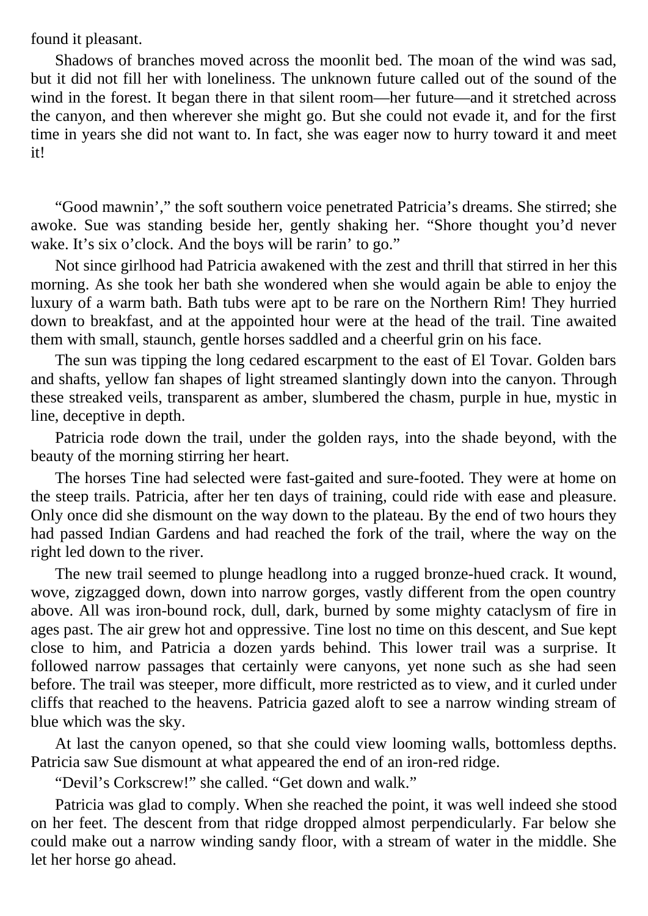found it pleasant.

Shadows of branches moved across the moonlit bed. The moan of the wind was sad, but it did not fill her with loneliness. The unknown future called out of the sound of the wind in the forest. It began there in that silent room—her future—and it stretched across the canyon, and then wherever she might go. But she could not evade it, and for the first time in years she did not want to. In fact, she was eager now to hurry toward it and meet it!

"Good mawnin'," the soft southern voice penetrated Patricia's dreams. She stirred; she awoke. Sue was standing beside her, gently shaking her. "Shore thought you'd never wake. It's six o'clock. And the boys will be rarin' to go."

Not since girlhood had Patricia awakened with the zest and thrill that stirred in her this morning. As she took her bath she wondered when she would again be able to enjoy the luxury of a warm bath. Bath tubs were apt to be rare on the Northern Rim! They hurried down to breakfast, and at the appointed hour were at the head of the trail. Tine awaited them with small, staunch, gentle horses saddled and a cheerful grin on his face.

The sun was tipping the long cedared escarpment to the east of El Tovar. Golden bars and shafts, yellow fan shapes of light streamed slantingly down into the canyon. Through these streaked veils, transparent as amber, slumbered the chasm, purple in hue, mystic in line, deceptive in depth.

Patricia rode down the trail, under the golden rays, into the shade beyond, with the beauty of the morning stirring her heart.

The horses Tine had selected were fast-gaited and sure-footed. They were at home on the steep trails. Patricia, after her ten days of training, could ride with ease and pleasure. Only once did she dismount on the way down to the plateau. By the end of two hours they had passed Indian Gardens and had reached the fork of the trail, where the way on the right led down to the river.

The new trail seemed to plunge headlong into a rugged bronze-hued crack. It wound, wove, zigzagged down, down into narrow gorges, vastly different from the open country above. All was iron-bound rock, dull, dark, burned by some mighty cataclysm of fire in ages past. The air grew hot and oppressive. Tine lost no time on this descent, and Sue kept close to him, and Patricia a dozen yards behind. This lower trail was a surprise. It followed narrow passages that certainly were canyons, yet none such as she had seen before. The trail was steeper, more difficult, more restricted as to view, and it curled under cliffs that reached to the heavens. Patricia gazed aloft to see a narrow winding stream of blue which was the sky.

At last the canyon opened, so that she could view looming walls, bottomless depths. Patricia saw Sue dismount at what appeared the end of an iron-red ridge.

"Devil's Corkscrew!" she called. "Get down and walk."

Patricia was glad to comply. When she reached the point, it was well indeed she stood on her feet. The descent from that ridge dropped almost perpendicularly. Far below she could make out a narrow winding sandy floor, with a stream of water in the middle. She let her horse go ahead.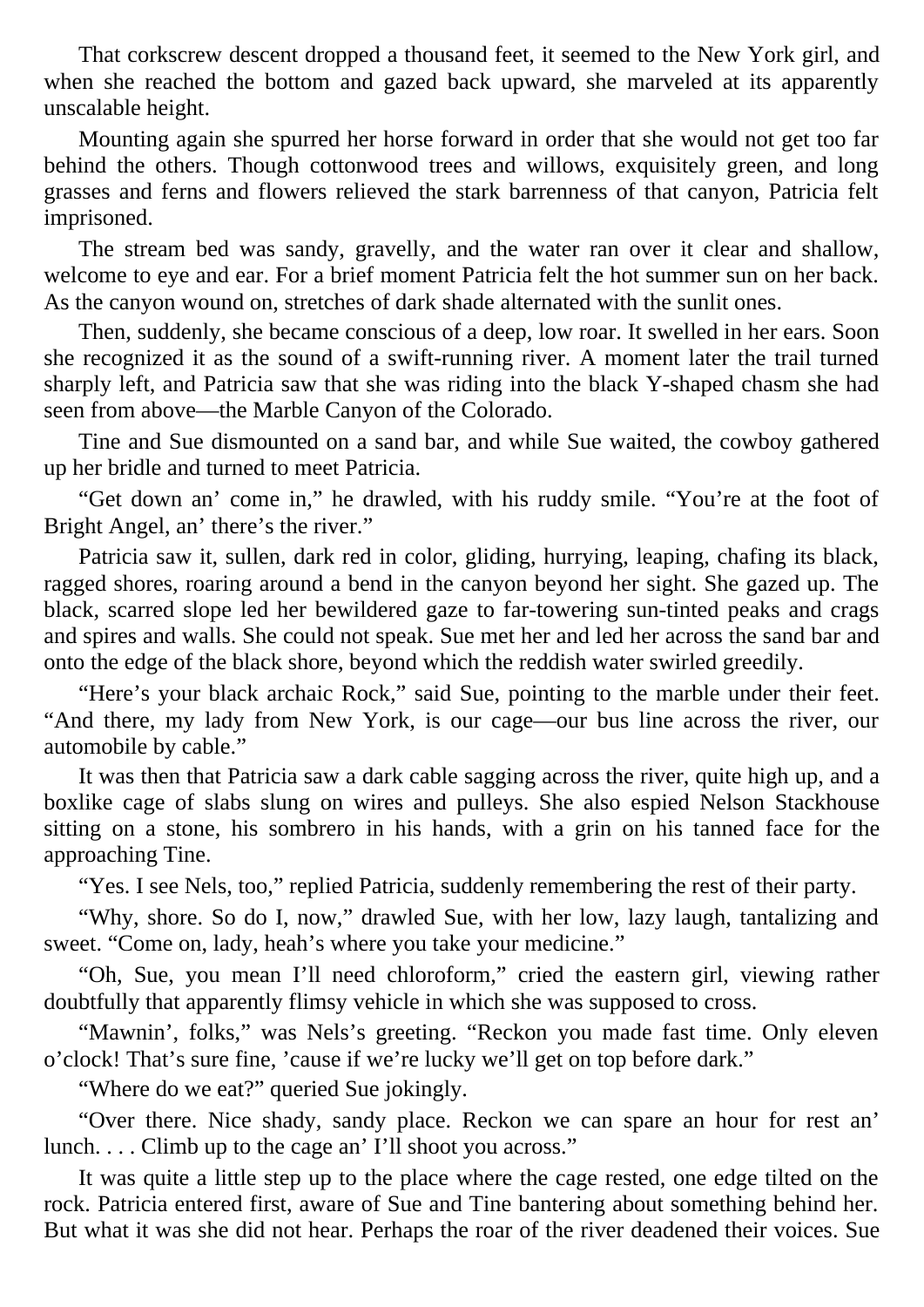That corkscrew descent dropped a thousand feet, it seemed to the New York girl, and when she reached the bottom and gazed back upward, she marveled at its apparently unscalable height.

Mounting again she spurred her horse forward in order that she would not get too far behind the others. Though cottonwood trees and willows, exquisitely green, and long grasses and ferns and flowers relieved the stark barrenness of that canyon, Patricia felt imprisoned.

The stream bed was sandy, gravelly, and the water ran over it clear and shallow, welcome to eye and ear. For a brief moment Patricia felt the hot summer sun on her back. As the canyon wound on, stretches of dark shade alternated with the sunlit ones.

Then, suddenly, she became conscious of a deep, low roar. It swelled in her ears. Soon she recognized it as the sound of a swift-running river. A moment later the trail turned sharply left, and Patricia saw that she was riding into the black Y-shaped chasm she had seen from above—the Marble Canyon of the Colorado.

Tine and Sue dismounted on a sand bar, and while Sue waited, the cowboy gathered up her bridle and turned to meet Patricia.

"Get down an' come in," he drawled, with his ruddy smile. "You're at the foot of Bright Angel, an' there's the river."

Patricia saw it, sullen, dark red in color, gliding, hurrying, leaping, chafing its black, ragged shores, roaring around a bend in the canyon beyond her sight. She gazed up. The black, scarred slope led her bewildered gaze to far-towering sun-tinted peaks and crags and spires and walls. She could not speak. Sue met her and led her across the sand bar and onto the edge of the black shore, beyond which the reddish water swirled greedily.

"Here's your black archaic Rock," said Sue, pointing to the marble under their feet. "And there, my lady from New York, is our cage—our bus line across the river, our automobile by cable."

It was then that Patricia saw a dark cable sagging across the river, quite high up, and a boxlike cage of slabs slung on wires and pulleys. She also espied Nelson Stackhouse sitting on a stone, his sombrero in his hands, with a grin on his tanned face for the approaching Tine.

"Yes. I see Nels, too," replied Patricia, suddenly remembering the rest of their party.

"Why, shore. So do I, now," drawled Sue, with her low, lazy laugh, tantalizing and sweet. "Come on, lady, heah's where you take your medicine."

"Oh, Sue, you mean I'll need chloroform," cried the eastern girl, viewing rather doubtfully that apparently flimsy vehicle in which she was supposed to cross.

"Mawnin', folks," was Nels's greeting. "Reckon you made fast time. Only eleven o'clock! That's sure fine, 'cause if we're lucky we'll get on top before dark."

"Where do we eat?" queried Sue jokingly.

"Over there. Nice shady, sandy place. Reckon we can spare an hour for rest an' lunch. . . . Climb up to the cage an' I'll shoot you across."

It was quite a little step up to the place where the cage rested, one edge tilted on the rock. Patricia entered first, aware of Sue and Tine bantering about something behind her. But what it was she did not hear. Perhaps the roar of the river deadened their voices. Sue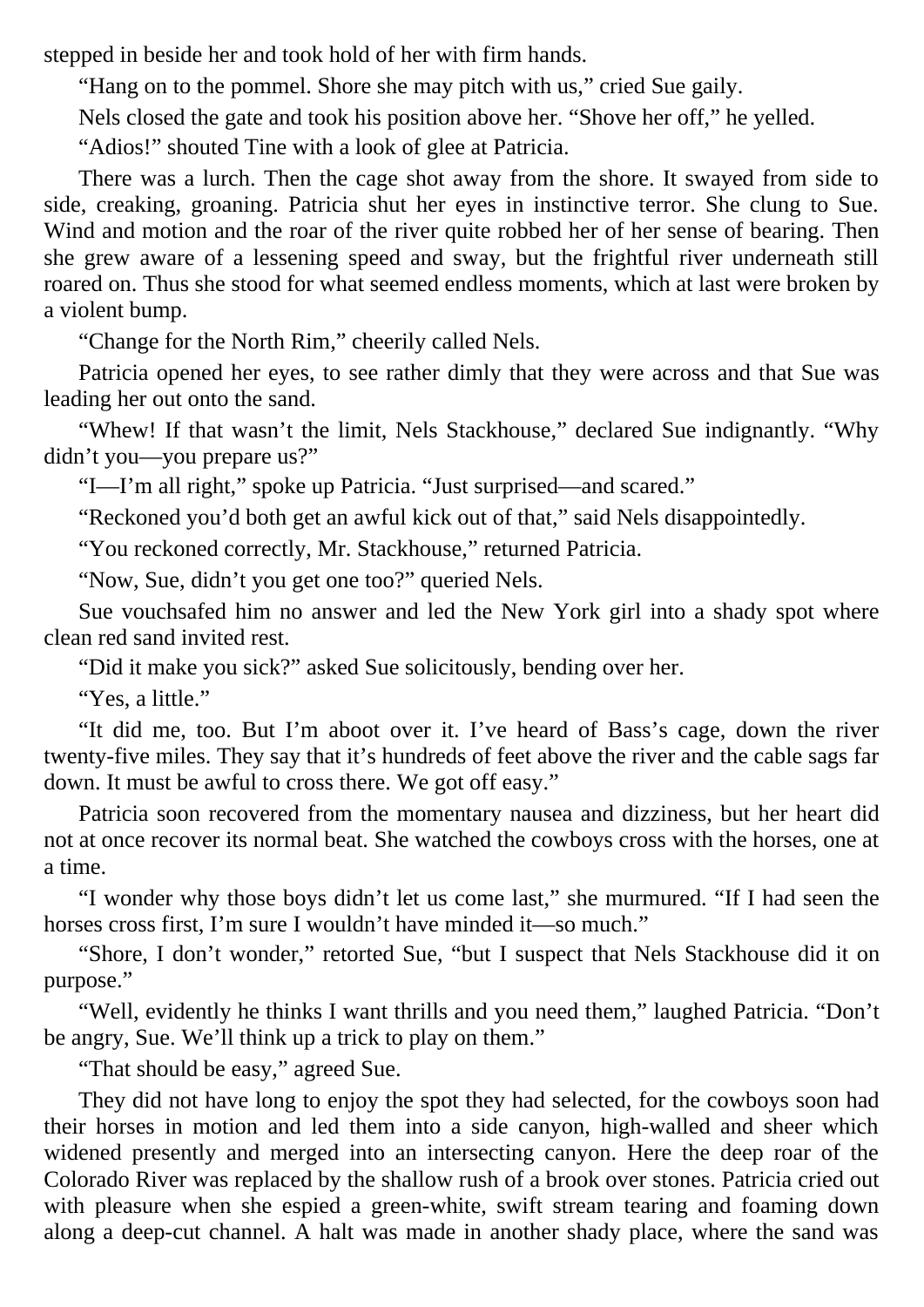stepped in beside her and took hold of her with firm hands.

"Hang on to the pommel. Shore she may pitch with us," cried Sue gaily.

Nels closed the gate and took his position above her. "Shove her off," he yelled.

"Adios!" shouted Tine with a look of glee at Patricia.

There was a lurch. Then the cage shot away from the shore. It swayed from side to side, creaking, groaning. Patricia shut her eyes in instinctive terror. She clung to Sue. Wind and motion and the roar of the river quite robbed her of her sense of bearing. Then she grew aware of a lessening speed and sway, but the frightful river underneath still roared on. Thus she stood for what seemed endless moments, which at last were broken by a violent bump.

"Change for the North Rim," cheerily called Nels.

Patricia opened her eyes, to see rather dimly that they were across and that Sue was leading her out onto the sand.

"Whew! If that wasn't the limit, Nels Stackhouse," declared Sue indignantly. "Why didn't you—you prepare us?"

"I—I'm all right," spoke up Patricia. "Just surprised—and scared."

"Reckoned you'd both get an awful kick out of that," said Nels disappointedly.

"You reckoned correctly, Mr. Stackhouse," returned Patricia.

"Now, Sue, didn't you get one too?" queried Nels.

Sue vouchsafed him no answer and led the New York girl into a shady spot where clean red sand invited rest.

"Did it make you sick?" asked Sue solicitously, bending over her.

"Yes, a little."

"It did me, too. But I'm aboot over it. I've heard of Bass's cage, down the river twenty-five miles. They say that it's hundreds of feet above the river and the cable sags far down. It must be awful to cross there. We got off easy."

Patricia soon recovered from the momentary nausea and dizziness, but her heart did not at once recover its normal beat. She watched the cowboys cross with the horses, one at a time.

"I wonder why those boys didn't let us come last," she murmured. "If I had seen the horses cross first, I'm sure I wouldn't have minded it—so much."

"Shore, I don't wonder," retorted Sue, "but I suspect that Nels Stackhouse did it on purpose."

"Well, evidently he thinks I want thrills and you need them," laughed Patricia. "Don't be angry, Sue. We'll think up a trick to play on them."

"That should be easy," agreed Sue.

They did not have long to enjoy the spot they had selected, for the cowboys soon had their horses in motion and led them into a side canyon, high-walled and sheer which widened presently and merged into an intersecting canyon. Here the deep roar of the Colorado River was replaced by the shallow rush of a brook over stones. Patricia cried out with pleasure when she espied a green-white, swift stream tearing and foaming down along a deep-cut channel. A halt was made in another shady place, where the sand was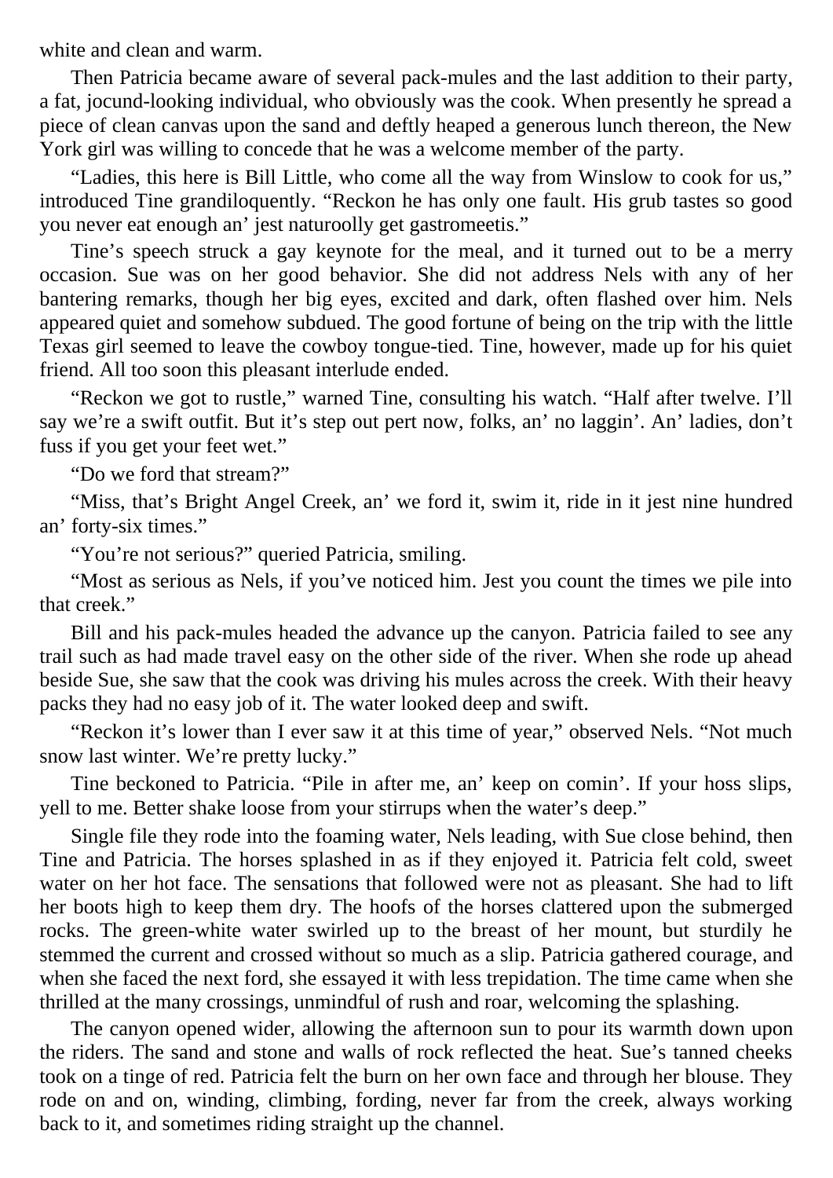white and clean and warm.

Then Patricia became aware of several pack-mules and the last addition to their party, a fat, jocund-looking individual, who obviously was the cook. When presently he spread a piece of clean canvas upon the sand and deftly heaped a generous lunch thereon, the New York girl was willing to concede that he was a welcome member of the party.

"Ladies, this here is Bill Little, who come all the way from Winslow to cook for us," introduced Tine grandiloquently. "Reckon he has only one fault. His grub tastes so good you never eat enough an' jest naturoolly get gastromeetis."

Tine's speech struck a gay keynote for the meal, and it turned out to be a merry occasion. Sue was on her good behavior. She did not address Nels with any of her bantering remarks, though her big eyes, excited and dark, often flashed over him. Nels appeared quiet and somehow subdued. The good fortune of being on the trip with the little Texas girl seemed to leave the cowboy tongue-tied. Tine, however, made up for his quiet friend. All too soon this pleasant interlude ended.

"Reckon we got to rustle," warned Tine, consulting his watch. "Half after twelve. I'll say we're a swift outfit. But it's step out pert now, folks, an' no laggin'. An' ladies, don't fuss if you get your feet wet."

"Do we ford that stream?"

"Miss, that's Bright Angel Creek, an' we ford it, swim it, ride in it jest nine hundred an' forty-six times."

"You're not serious?" queried Patricia, smiling.

"Most as serious as Nels, if you've noticed him. Jest you count the times we pile into that creek."

Bill and his pack-mules headed the advance up the canyon. Patricia failed to see any trail such as had made travel easy on the other side of the river. When she rode up ahead beside Sue, she saw that the cook was driving his mules across the creek. With their heavy packs they had no easy job of it. The water looked deep and swift.

"Reckon it's lower than I ever saw it at this time of year," observed Nels. "Not much snow last winter. We're pretty lucky."

Tine beckoned to Patricia. "Pile in after me, an' keep on comin'. If your hoss slips, yell to me. Better shake loose from your stirrups when the water's deep."

Single file they rode into the foaming water, Nels leading, with Sue close behind, then Tine and Patricia. The horses splashed in as if they enjoyed it. Patricia felt cold, sweet water on her hot face. The sensations that followed were not as pleasant. She had to lift her boots high to keep them dry. The hoofs of the horses clattered upon the submerged rocks. The green-white water swirled up to the breast of her mount, but sturdily he stemmed the current and crossed without so much as a slip. Patricia gathered courage, and when she faced the next ford, she essayed it with less trepidation. The time came when she thrilled at the many crossings, unmindful of rush and roar, welcoming the splashing.

The canyon opened wider, allowing the afternoon sun to pour its warmth down upon the riders. The sand and stone and walls of rock reflected the heat. Sue's tanned cheeks took on a tinge of red. Patricia felt the burn on her own face and through her blouse. They rode on and on, winding, climbing, fording, never far from the creek, always working back to it, and sometimes riding straight up the channel.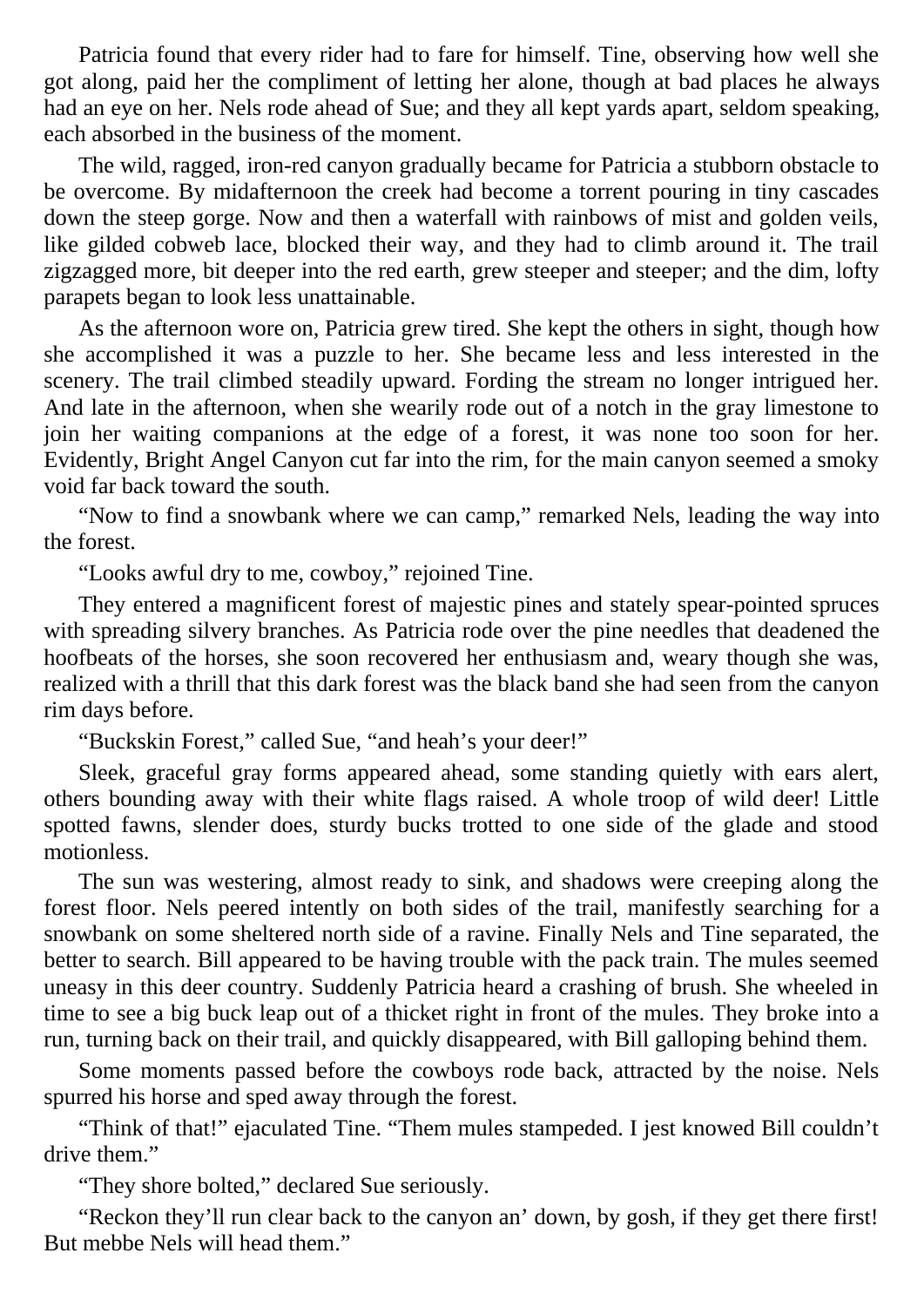Patricia found that every rider had to fare for himself. Tine, observing how well she got along, paid her the compliment of letting her alone, though at bad places he always had an eye on her. Nels rode ahead of Sue; and they all kept yards apart, seldom speaking, each absorbed in the business of the moment.

The wild, ragged, iron-red canyon gradually became for Patricia a stubborn obstacle to be overcome. By midafternoon the creek had become a torrent pouring in tiny cascades down the steep gorge. Now and then a waterfall with rainbows of mist and golden veils, like gilded cobweb lace, blocked their way, and they had to climb around it. The trail zigzagged more, bit deeper into the red earth, grew steeper and steeper; and the dim, lofty parapets began to look less unattainable.

As the afternoon wore on, Patricia grew tired. She kept the others in sight, though how she accomplished it was a puzzle to her. She became less and less interested in the scenery. The trail climbed steadily upward. Fording the stream no longer intrigued her. And late in the afternoon, when she wearily rode out of a notch in the gray limestone to join her waiting companions at the edge of a forest, it was none too soon for her. Evidently, Bright Angel Canyon cut far into the rim, for the main canyon seemed a smoky void far back toward the south.

"Now to find a snowbank where we can camp," remarked Nels, leading the way into the forest.

"Looks awful dry to me, cowboy," rejoined Tine.

They entered a magnificent forest of majestic pines and stately spear-pointed spruces with spreading silvery branches. As Patricia rode over the pine needles that deadened the hoofbeats of the horses, she soon recovered her enthusiasm and, weary though she was, realized with a thrill that this dark forest was the black band she had seen from the canyon rim days before.

"Buckskin Forest," called Sue, "and heah's your deer!"

Sleek, graceful gray forms appeared ahead, some standing quietly with ears alert, others bounding away with their white flags raised. A whole troop of wild deer! Little spotted fawns, slender does, sturdy bucks trotted to one side of the glade and stood motionless.

The sun was westering, almost ready to sink, and shadows were creeping along the forest floor. Nels peered intently on both sides of the trail, manifestly searching for a snowbank on some sheltered north side of a ravine. Finally Nels and Tine separated, the better to search. Bill appeared to be having trouble with the pack train. The mules seemed uneasy in this deer country. Suddenly Patricia heard a crashing of brush. She wheeled in time to see a big buck leap out of a thicket right in front of the mules. They broke into a run, turning back on their trail, and quickly disappeared, with Bill galloping behind them.

Some moments passed before the cowboys rode back, attracted by the noise. Nels spurred his horse and sped away through the forest.

"Think of that!" ejaculated Tine. "Them mules stampeded. I jest knowed Bill couldn't drive them."

"They shore bolted," declared Sue seriously.

"Reckon they'll run clear back to the canyon an' down, by gosh, if they get there first! But mebbe Nels will head them."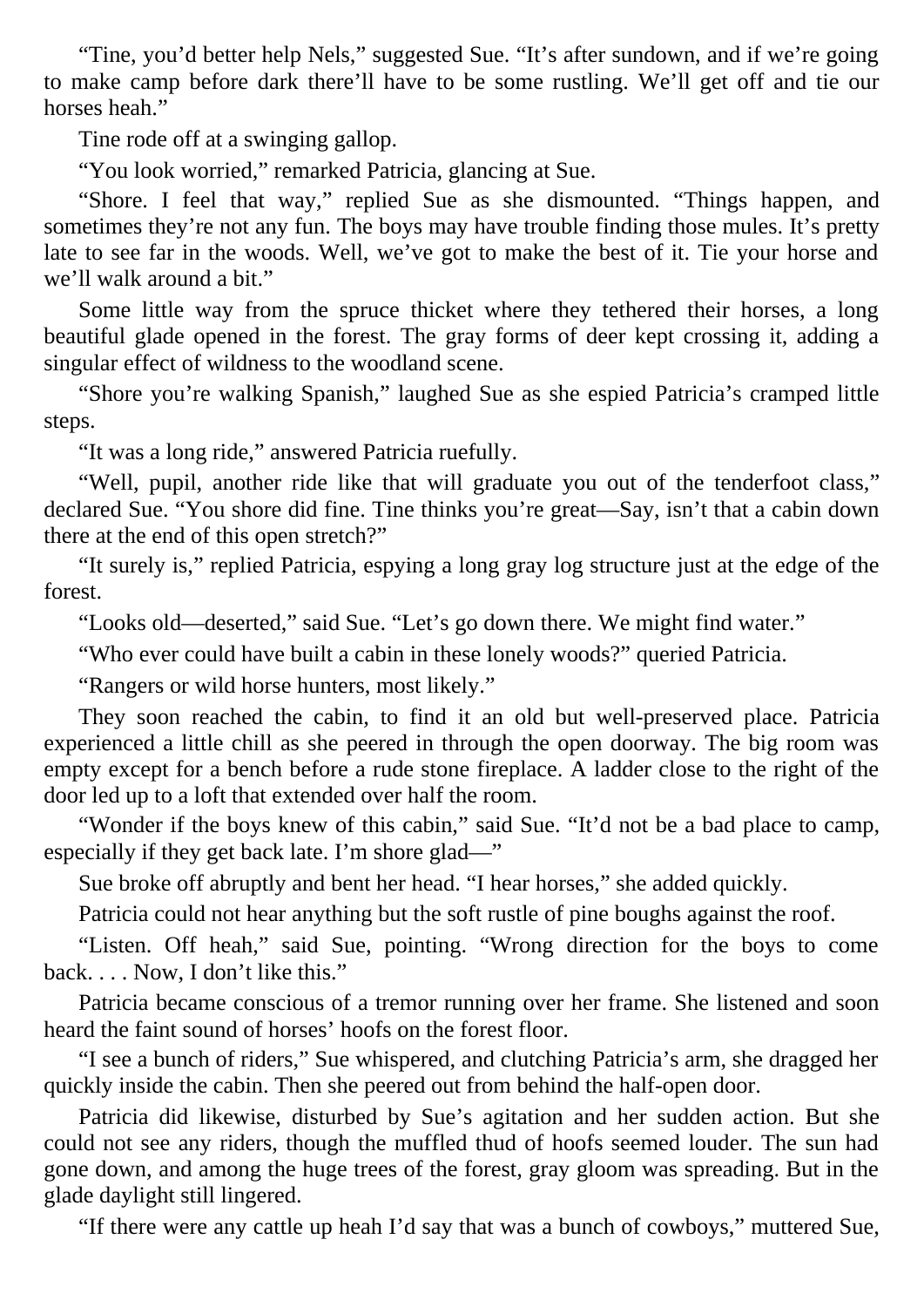"Tine, you'd better help Nels," suggested Sue. "It's after sundown, and if we're going to make camp before dark there'll have to be some rustling. We'll get off and tie our horses heah."

Tine rode off at a swinging gallop.

"You look worried," remarked Patricia, glancing at Sue.

"Shore. I feel that way," replied Sue as she dismounted. "Things happen, and sometimes they're not any fun. The boys may have trouble finding those mules. It's pretty late to see far in the woods. Well, we've got to make the best of it. Tie your horse and we'll walk around a bit."

Some little way from the spruce thicket where they tethered their horses, a long beautiful glade opened in the forest. The gray forms of deer kept crossing it, adding a singular effect of wildness to the woodland scene.

"Shore you're walking Spanish," laughed Sue as she espied Patricia's cramped little steps.

"It was a long ride," answered Patricia ruefully.

"Well, pupil, another ride like that will graduate you out of the tenderfoot class," declared Sue. "You shore did fine. Tine thinks you're great—Say, isn't that a cabin down there at the end of this open stretch?"

"It surely is," replied Patricia, espying a long gray log structure just at the edge of the forest.

"Looks old—deserted," said Sue. "Let's go down there. We might find water."

"Who ever could have built a cabin in these lonely woods?" queried Patricia.

"Rangers or wild horse hunters, most likely."

They soon reached the cabin, to find it an old but well-preserved place. Patricia experienced a little chill as she peered in through the open doorway. The big room was empty except for a bench before a rude stone fireplace. A ladder close to the right of the door led up to a loft that extended over half the room.

"Wonder if the boys knew of this cabin," said Sue. "It'd not be a bad place to camp, especially if they get back late. I'm shore glad—"

Sue broke off abruptly and bent her head. "I hear horses," she added quickly.

Patricia could not hear anything but the soft rustle of pine boughs against the roof.

"Listen. Off heah," said Sue, pointing. "Wrong direction for the boys to come back. . . . Now, I don't like this."

Patricia became conscious of a tremor running over her frame. She listened and soon heard the faint sound of horses' hoofs on the forest floor.

"I see a bunch of riders," Sue whispered, and clutching Patricia's arm, she dragged her quickly inside the cabin. Then she peered out from behind the half-open door.

Patricia did likewise, disturbed by Sue's agitation and her sudden action. But she could not see any riders, though the muffled thud of hoofs seemed louder. The sun had gone down, and among the huge trees of the forest, gray gloom was spreading. But in the glade daylight still lingered.

"If there were any cattle up heah I'd say that was a bunch of cowboys," muttered Sue,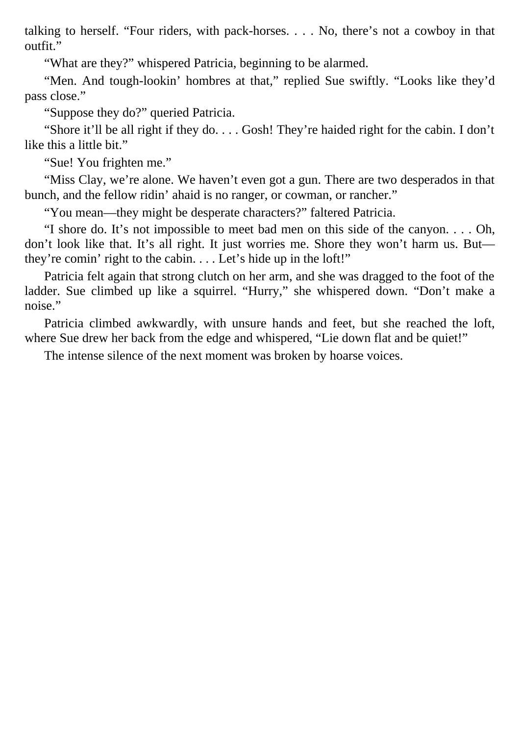talking to herself. “Four riders, with pack-horses. . . . No, there’s not a cowboy in that outfit.”

“What are they?” whispered Patricia, beginning to be alarmed.

“Men. And tough-lookin’ hombres at that,” replied Sue swiftly. “Looks like they’d pass close.”

“Suppose they do?” queried Patricia.

“Shore it’ll be all right if they do. . . . Gosh! They’re haided right for the cabin. I don’t like this a little bit.”

“Sue! You frighten me.”

“Miss Clay, we’re alone. We haven’t even got a gun. There are two desperados in that bunch, and the fellow ridin’ ahaid is no ranger, or cowman, or rancher.”

“You mean—they might be desperate characters?” faltered Patricia.

“I shore do. It’s not impossible to meet bad men on this side of the canyon. . . . Oh, don’t look like that. It’s all right. It just worries me. Shore they won’t harm us. But—they’re comin’ right to the cabin. . . . Let’s hide up in the loft!”

Patricia felt again that strong clutch on her arm, and she was dragged to the foot of the ladder. Sue climbed up like a squirrel. “Hurry,” she whispered down. “Don’t make a noise.”

Patricia climbed awkwardly, with unsure hands and feet, but she reached the loft, where Sue drew her back from the edge and whispered, “Lie down flat and be quiet!”

The intense silence of the next moment was broken by hoarse voices.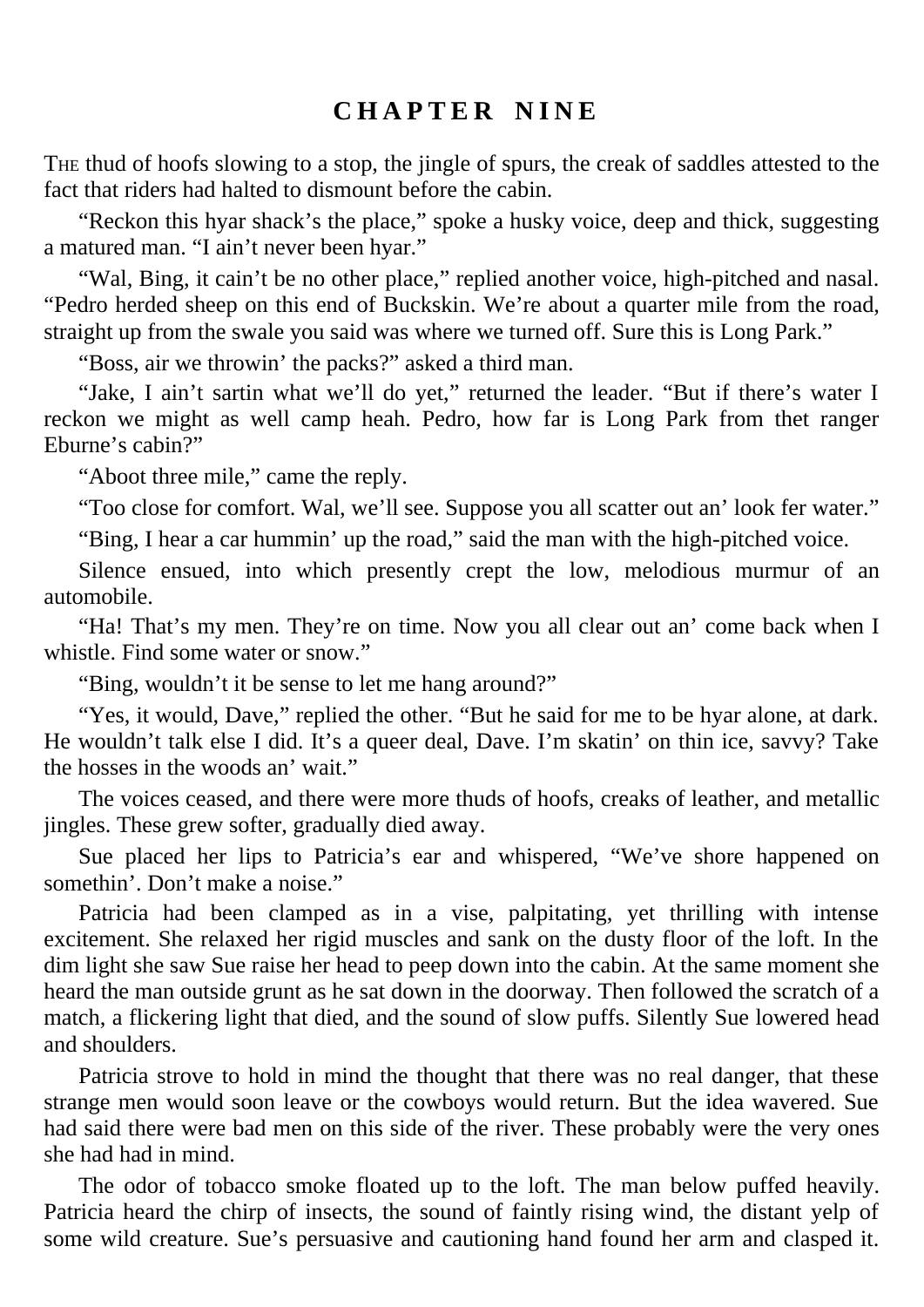## CHAPTER NINE

THE thud of hoofs slowing to a stop, the jingle of spurs, the creak of saddles attested to the fact that riders had halted to dismount before the cabin.

"Reckon this hyar shack's the place," spoke a husky voice, deep and thick, suggesting a matured man. "I ain't never been hyar."

"Wal, Bing, it cain't be no other place," replied another voice, high-pitched and nasal. "Pedro herded sheep on this end of Buckskin. We're about a quarter mile from the road, straight up from the swale you said was where we turned off. Sure this is Long Park."

"Boss, air we throwin' the packs?" asked a third man.

"Jake, I ain't sartin what we'll do yet," returned the leader. "But if there's water I reckon we might as well camp heah. Pedro, how far is Long Park from thet ranger Eburne's cabin?"

"Aboot three mile," came the reply.

"Too close for comfort. Wal, we'll see. Suppose you all scatter out an' look fer water."

"Bing, I hear a car hummin' up the road," said the man with the high-pitched voice.

Silence ensued, into which presently crept the low, melodious murmur of an automobile.

"Ha! That's my men. They're on time. Now you all clear out an' come back when I whistle. Find some water or snow."

"Bing, wouldn't it be sense to let me hang around?"

"Yes, it would, Dave," replied the other. "But he said for me to be hyar alone, at dark. He wouldn't talk else I did. It's a queer deal, Dave. I'm skatin' on thin ice, savvy? Take the hosses in the woods an' wait."

The voices ceased, and there were more thuds of hoofs, creaks of leather, and metallic jingles. These grew softer, gradually died away.

Sue placed her lips to Patricia's ear and whispered, "We've shore happened on somethin'. Don't make a noise."

Patricia had been clamped as in a vise, palpitating, yet thrilling with intense excitement. She relaxed her rigid muscles and sank on the dusty floor of the loft. In the dim light she saw Sue raise her head to peep down into the cabin. At the same moment she heard the man outside grunt as he sat down in the doorway. Then followed the scratch of a match, a flickering light that died, and the sound of slow puffs. Silently Sue lowered head and shoulders.

Patricia strove to hold in mind the thought that there was no real danger, that these strange men would soon leave or the cowboys would return. But the idea wavered. Sue had said there were bad men on this side of the river. These probably were the very ones she had had in mind.

The odor of tobacco smoke floated up to the loft. The man below puffed heavily. Patricia heard the chirp of insects, the sound of faintly rising wind, the distant yelp of some wild creature. Sue's persuasive and cautioning hand found her arm and clasped it.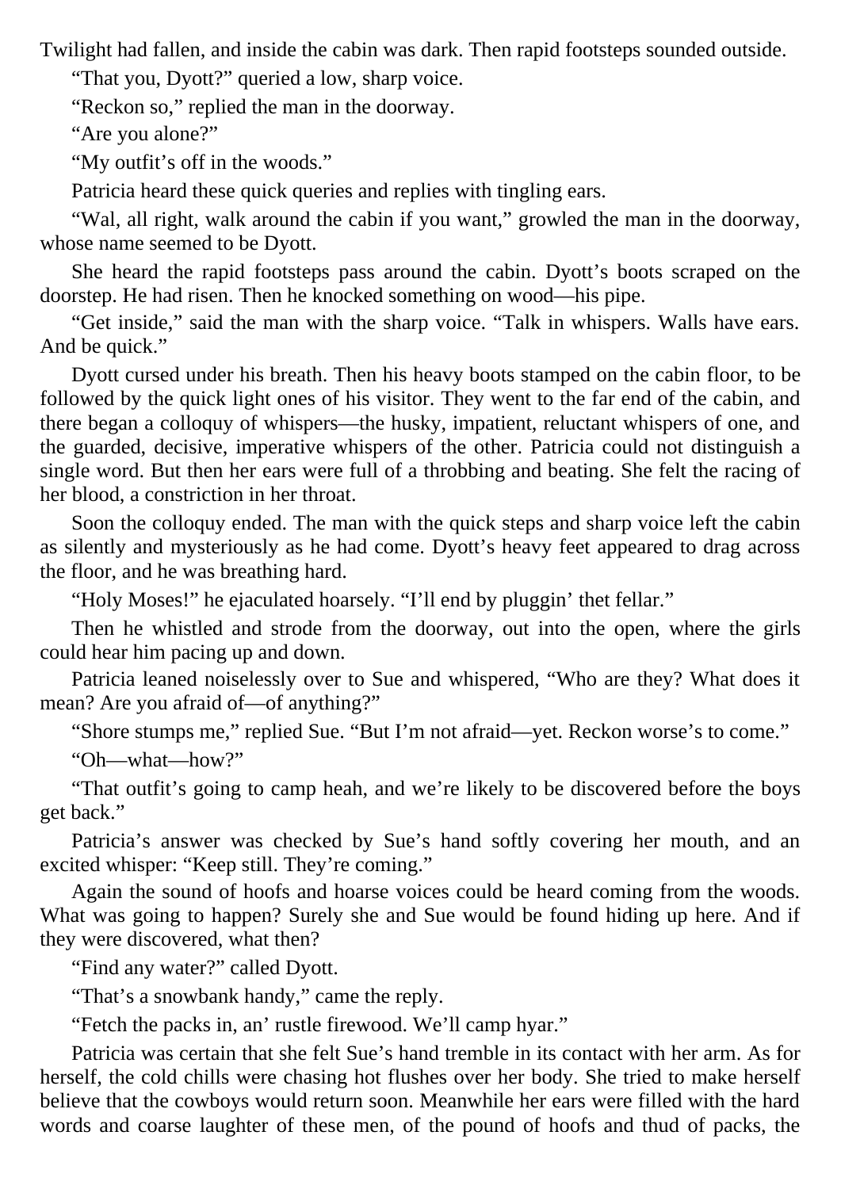Twilight had fallen, and inside the cabin was dark. Then rapid footsteps sounded outside.

"That you, Dyott?" queried a low, sharp voice.

"Reckon so," replied the man in the doorway.

"Are you alone?"

"My outfit's off in the woods."

Patricia heard these quick queries and replies with tingling ears.

"Wal, all right, walk around the cabin if you want," growled the man in the doorway, whose name seemed to be Dyott.

She heard the rapid footsteps pass around the cabin. Dyott's boots scraped on the doorstep. He had risen. Then he knocked something on wood—his pipe.

"Get inside," said the man with the sharp voice. "Talk in whispers. Walls have ears. And be quick."

Dyott cursed under his breath. Then his heavy boots stamped on the cabin floor, to be followed by the quick light ones of his visitor. They went to the far end of the cabin, and there began a colloquy of whispers—the husky, impatient, reluctant whispers of one, and the guarded, decisive, imperative whispers of the other. Patricia could not distinguish a single word. But then her ears were full of a throbbing and beating. She felt the racing of her blood, a constriction in her throat.

Soon the colloquy ended. The man with the quick steps and sharp voice left the cabin as silently and mysteriously as he had come. Dyott's heavy feet appeared to drag across the floor, and he was breathing hard.

"Holy Moses!" he ejaculated hoarsely. "I'll end by pluggin' thet fellar."

Then he whistled and strode from the doorway, out into the open, where the girls could hear him pacing up and down.

Patricia leaned noiselessly over to Sue and whispered, "Who are they? What does it mean? Are you afraid of—of anything?"

"Shore stumps me," replied Sue. "But I'm not afraid—yet. Reckon worse's to come."

"Oh—what—how?"

"That outfit's going to camp heah, and we're likely to be discovered before the boys get back."

Patricia's answer was checked by Sue's hand softly covering her mouth, and an excited whisper: "Keep still. They're coming."

Again the sound of hoofs and hoarse voices could be heard coming from the woods. What was going to happen? Surely she and Sue would be found hiding up here. And if they were discovered, what then?

"Find any water?" called Dyott.

"That's a snowbank handy," came the reply.

"Fetch the packs in, an' rustle firewood. We'll camp hyar."

Patricia was certain that she felt Sue's hand tremble in its contact with her arm. As for herself, the cold chills were chasing hot flushes over her body. She tried to make herself believe that the cowboys would return soon. Meanwhile her ears were filled with the hard words and coarse laughter of these men, of the pound of hoofs and thud of packs, the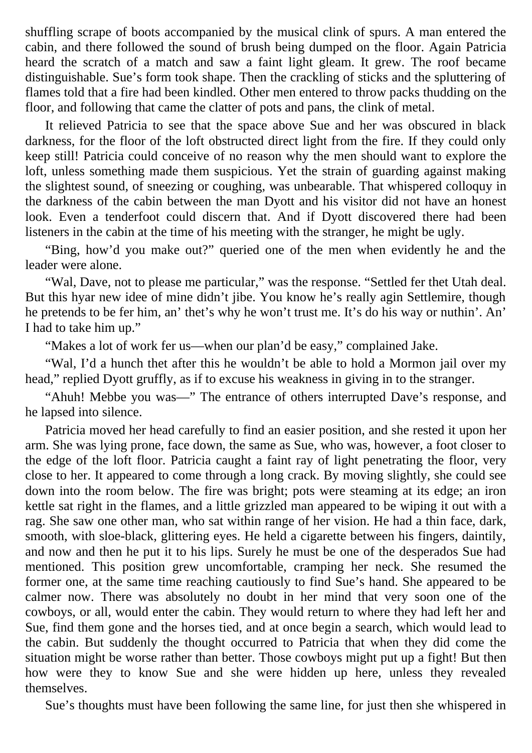shuffling scrape of boots accompanied by the musical clink of spurs. A man entered the cabin, and there followed the sound of brush being dumped on the floor. Again Patricia heard the scratch of a match and saw a faint light gleam. It grew. The roof became distinguishable. Sue's form took shape. Then the crackling of sticks and the spluttering of flames told that a fire had been kindled. Other men entered to throw packs thudding on the floor, and following that came the clatter of pots and pans, the clink of metal.

It relieved Patricia to see that the space above Sue and her was obscured in black darkness, for the floor of the loft obstructed direct light from the fire. If they could only keep still! Patricia could conceive of no reason why the men should want to explore the loft, unless something made them suspicious. Yet the strain of guarding against making the slightest sound, of sneezing or coughing, was unbearable. That whispered colloquy in the darkness of the cabin between the man Dyott and his visitor did not have an honest look. Even a tenderfoot could discern that. And if Dyott discovered there had been listeners in the cabin at the time of his meeting with the stranger, he might be ugly.

"Bing, how'd you make out?" queried one of the men when evidently he and the leader were alone.

"Wal, Dave, not to please me particular," was the response. "Settled fer thet Utah deal. But this hyar new idee of mine didn't jibe. You know he's really agin Settlemire, though he pretends to be fer him, an' thet's why he won't trust me. It's do his way or nuthin'. An' I had to take him up."

"Makes a lot of work fer us—when our plan'd be easy," complained Jake.

"Wal, I'd a hunch thet after this he wouldn't be able to hold a Mormon jail over my head," replied Dyott gruffly, as if to excuse his weakness in giving in to the stranger.

"Ahuh! Mebbe you was—" The entrance of others interrupted Dave's response, and he lapsed into silence.

Patricia moved her head carefully to find an easier position, and she rested it upon her arm. She was lying prone, face down, the same as Sue, who was, however, a foot closer to the edge of the loft floor. Patricia caught a faint ray of light penetrating the floor, very close to her. It appeared to come through a long crack. By moving slightly, she could see down into the room below. The fire was bright; pots were steaming at its edge; an iron kettle sat right in the flames, and a little grizzled man appeared to be wiping it out with a rag. She saw one other man, who sat within range of her vision. He had a thin face, dark, smooth, with sloe-black, glittering eyes. He held a cigarette between his fingers, daintily, and now and then he put it to his lips. Surely he must be one of the desperados Sue had mentioned. This position grew uncomfortable, cramping her neck. She resumed the former one, at the same time reaching cautiously to find Sue's hand. She appeared to be calmer now. There was absolutely no doubt in her mind that very soon one of the cowboys, or all, would enter the cabin. They would return to where they had left her and Sue, find them gone and the horses tied, and at once begin a search, which would lead to the cabin. But suddenly the thought occurred to Patricia that when they did come the situation might be worse rather than better. Those cowboys might put up a fight! But then how were they to know Sue and she were hidden up here, unless they revealed themselves.

Sue's thoughts must have been following the same line, for just then she whispered in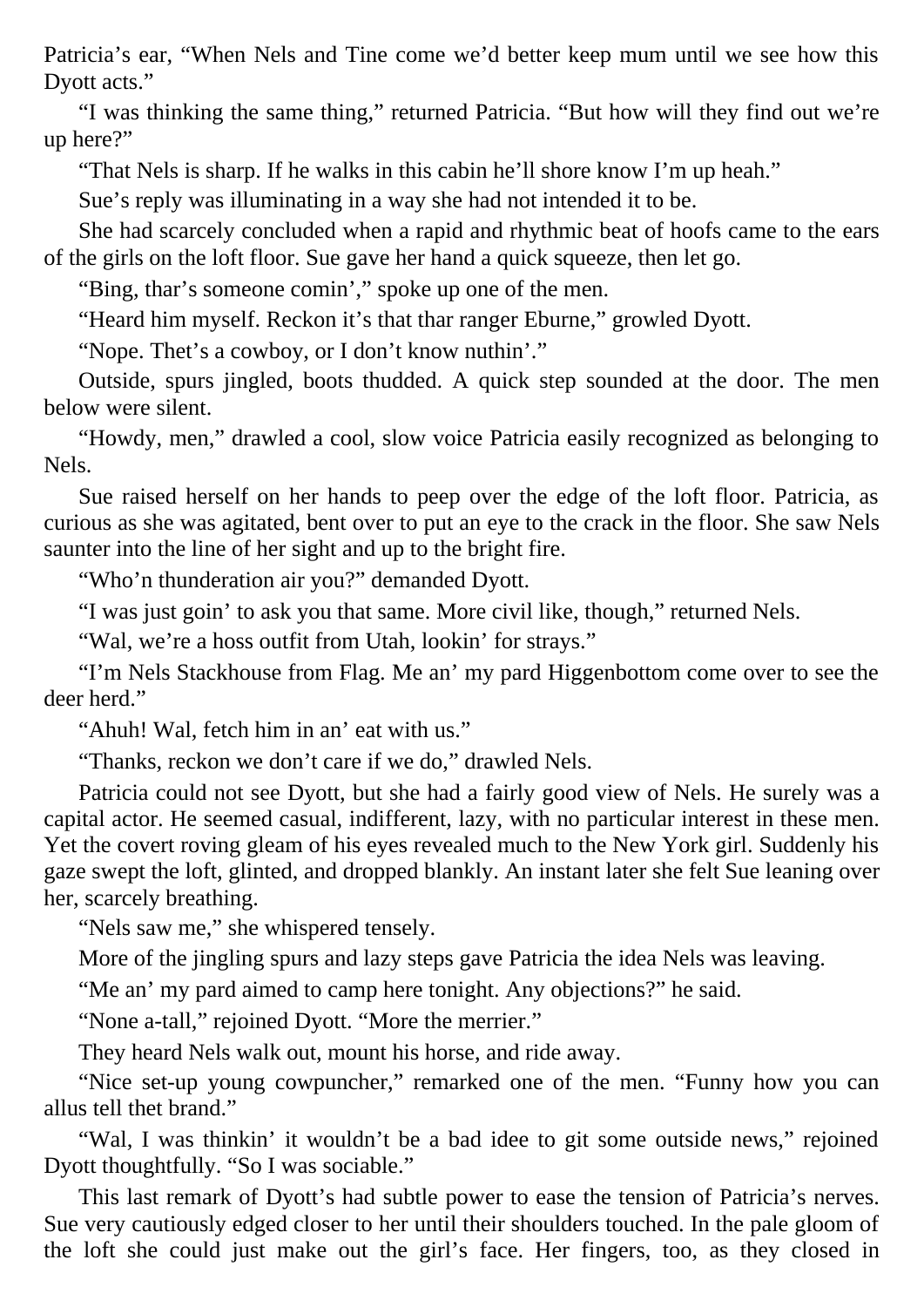Patricia's ear, "When Nels and Tine come we'd better keep mum until we see how this Dyott acts."

"I was thinking the same thing," returned Patricia. "But how will they find out we're up here?"

"That Nels is sharp. If he walks in this cabin he'll shore know I'm up heah."

Sue's reply was illuminating in a way she had not intended it to be.

She had scarcely concluded when a rapid and rhythmic beat of hoofs came to the ears of the girls on the loft floor. Sue gave her hand a quick squeeze, then let go.

"Bing, thar's someone comin'," spoke up one of the men.

"Heard him myself. Reckon it's that thar ranger Eburne," growled Dyott.

"Nope. Thet's a cowboy, or I don't know nuthin'."

Outside, spurs jingled, boots thudded. A quick step sounded at the door. The men below were silent.

"Howdy, men," drawled a cool, slow voice Patricia easily recognized as belonging to Nels.

Sue raised herself on her hands to peep over the edge of the loft floor. Patricia, as curious as she was agitated, bent over to put an eye to the crack in the floor. She saw Nels saunter into the line of her sight and up to the bright fire.

"Who'n thunderation air you?" demanded Dyott.

"I was just goin' to ask you that same. More civil like, though," returned Nels.

"Wal, we're a hoss outfit from Utah, lookin' for strays."

"I'm Nels Stackhouse from Flag. Me an' my pard Higgenbottom come over to see the deer herd."

"Ahuh! Wal, fetch him in an' eat with us."

"Thanks, reckon we don't care if we do," drawled Nels.

Patricia could not see Dyott, but she had a fairly good view of Nels. He surely was a capital actor. He seemed casual, indifferent, lazy, with no particular interest in these men. Yet the covert roving gleam of his eyes revealed much to the New York girl. Suddenly his gaze swept the loft, glinted, and dropped blankly. An instant later she felt Sue leaning over her, scarcely breathing.

"Nels saw me," she whispered tensely.

More of the jingling spurs and lazy steps gave Patricia the idea Nels was leaving.

"Me an' my pard aimed to camp here tonight. Any objections?" he said.

"None a-tall," rejoined Dyott. "More the merrier."

They heard Nels walk out, mount his horse, and ride away.

"Nice set-up young cowpuncher," remarked one of the men. "Funny how you can allus tell thet brand."

"Wal, I was thinkin' it wouldn't be a bad idee to git some outside news," rejoined Dyott thoughtfully. "So I was sociable."

This last remark of Dyott's had subtle power to ease the tension of Patricia's nerves. Sue very cautiously edged closer to her until their shoulders touched. In the pale gloom of the loft she could just make out the girl's face. Her fingers, too, as they closed in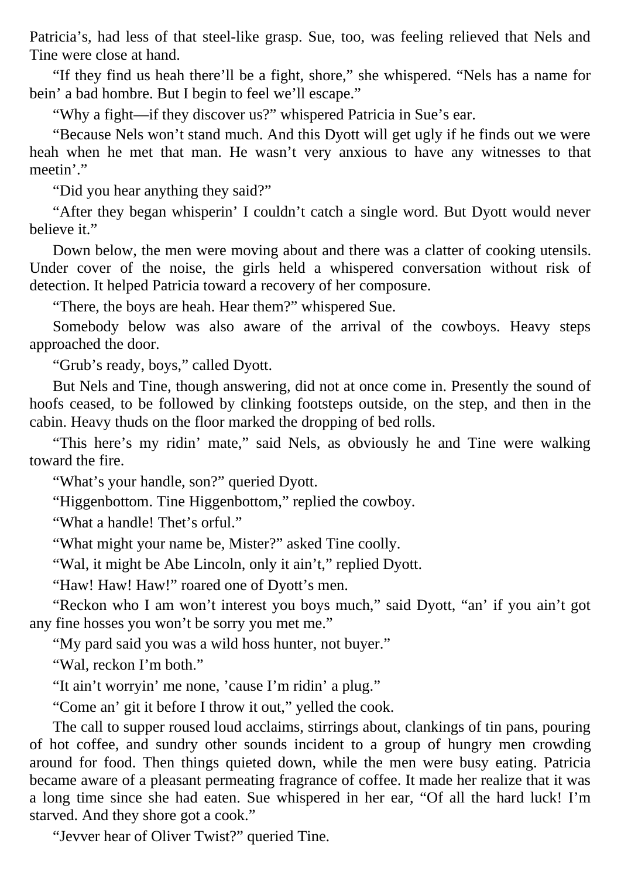Patricia’s, had less of that steel-like grasp. Sue, too, was feeling relieved that Nels and Tine were close at hand.

“If they find us heah there’ll be a fight, shore,” she whispered. “Nels has a name for bein’ a bad hombre. But I begin to feel we’ll escape.”

“Why a fight—if they discover us?” whispered Patricia in Sue’s ear.

“Because Nels won’t stand much. And this Dyott will get ugly if he finds out we were heah when he met that man. He wasn’t very anxious to have any witnesses to that meetin’.”

“Did you hear anything they said?”

“After they began whisperin’ I couldn’t catch a single word. But Dyott would never believe it.”

Down below, the men were moving about and there was a clatter of cooking utensils. Under cover of the noise, the girls held a whispered conversation without risk of detection. It helped Patricia toward a recovery of her composure.

“There, the boys are heah. Hear them?” whispered Sue.

Somebody below was also aware of the arrival of the cowboys. Heavy steps approached the door.

“Grub’s ready, boys,” called Dyott.

But Nels and Tine, though answering, did not at once come in. Presently the sound of hoofs ceased, to be followed by clinking footsteps outside, on the step, and then in the cabin. Heavy thuds on the floor marked the dropping of bed rolls.

“This here’s my ridin’ mate,” said Nels, as obviously he and Tine were walking toward the fire.

“What’s your handle, son?” queried Dyott.

“Higgenbottom. Tine Higgenbottom,” replied the cowboy.

“What a handle! Thet’s orful.”

“What might your name be, Mister?” asked Tine coolly.

“Wal, it might be Abe Lincoln, only it ain’t,” replied Dyott.

“Haw! Haw! Haw!” roared one of Dyott’s men.

“Reckon who I am won’t interest you boys much,” said Dyott, “an’ if you ain’t got any fine hosses you won’t be sorry you met me.”

“My pard said you was a wild hoss hunter, not buyer.”

“Wal, reckon I’m both.”

“It ain’t worryin’ me none, ’cause I’m ridin’ a plug.”

“Come an’ git it before I throw it out,” yelled the cook.

The call to supper roused loud acclaims, stirrings about, clankings of tin pans, pouring of hot coffee, and sundry other sounds incident to a group of hungry men crowding around for food. Then things quieted down, while the men were busy eating. Patricia became aware of a pleasant permeating fragrance of coffee. It made her realize that it was a long time since she had eaten. Sue whispered in her ear, “Of all the hard luck! I’m starved. And they shore got a cook.”

“Jevver hear of Oliver Twist?” queried Tine.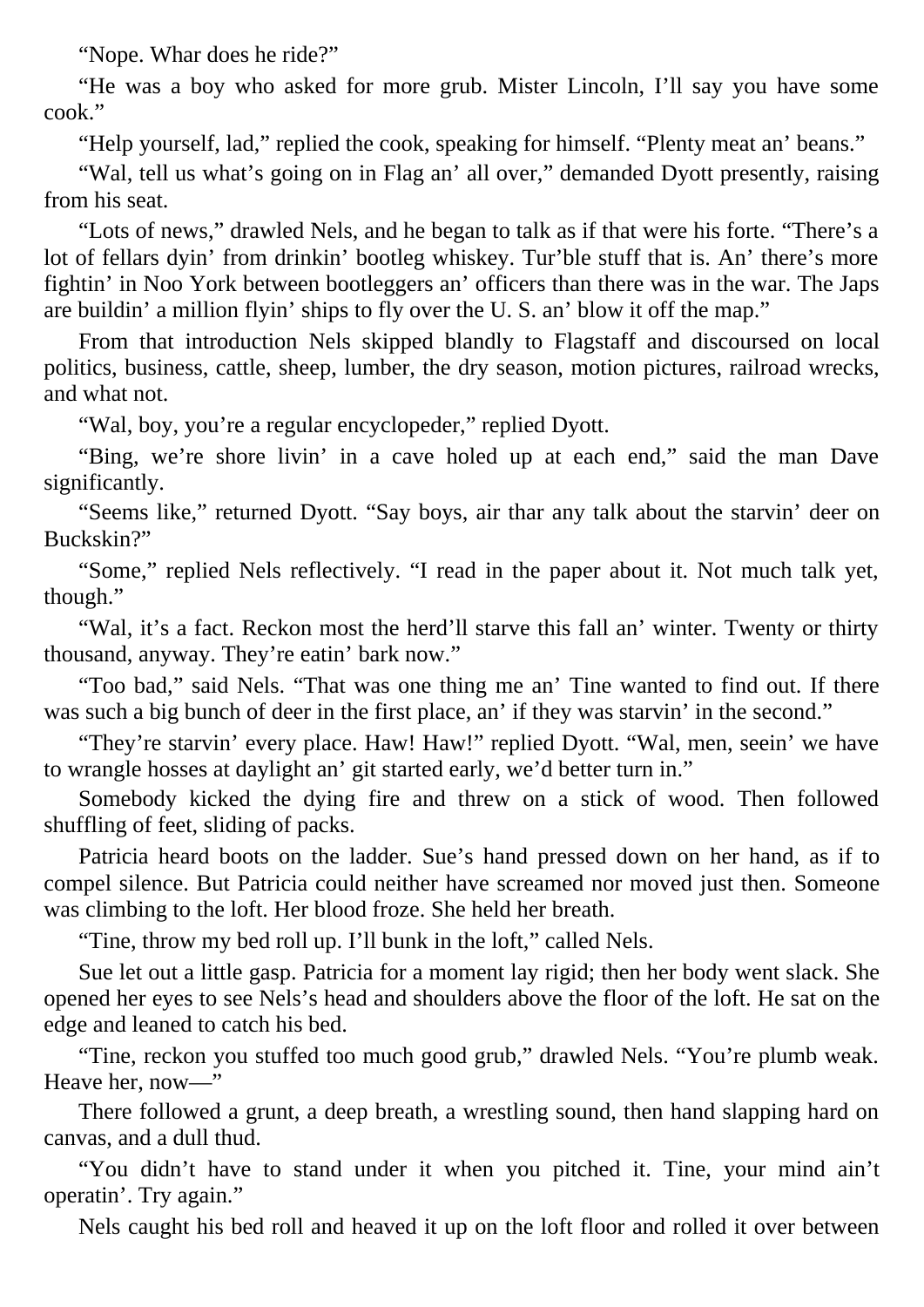"Nope. Whar does he ride?"

"He was a boy who asked for more grub. Mister Lincoln, I'll say you have some cook."

"Help yourself, lad," replied the cook, speaking for himself. "Plenty meat an' beans."

"Wal, tell us what's going on in Flag an' all over," demanded Dyott presently, raising from his seat.

"Lots of news," drawled Nels, and he began to talk as if that were his forte. "There's a lot of fellars dyin' from drinkin' bootleg whiskey. Tur'ble stuff that is. An' there's more fightin' in Noo York between bootleggers an' officers than there was in the war. The Japs are buildin' a million flyin' ships to fly over the U. S. an' blow it off the map."

From that introduction Nels skipped blandly to Flagstaff and discoursed on local politics, business, cattle, sheep, lumber, the dry season, motion pictures, railroad wrecks, and what not.

"Wal, boy, you're a regular encyclopeder," replied Dyott.

"Bing, we're shore livin' in a cave holed up at each end," said the man Dave significantly.

"Seems like," returned Dyott. "Say boys, air thar any talk about the starvin' deer on Buckskin?"

"Some," replied Nels reflectively. "I read in the paper about it. Not much talk yet, though."

"Wal, it's a fact. Reckon most the herd'll starve this fall an' winter. Twenty or thirty thousand, anyway. They're eatin' bark now."

"Too bad," said Nels. "That was one thing me an' Tine wanted to find out. If there was such a big bunch of deer in the first place, an' if they was starvin' in the second."

"They're starvin' every place. Haw! Haw!" replied Dyott. "Wal, men, seein' we have to wrangle hosses at daylight an' git started early, we'd better turn in."

Somebody kicked the dying fire and threw on a stick of wood. Then followed shuffling of feet, sliding of packs.

Patricia heard boots on the ladder. Sue's hand pressed down on her hand, as if to compel silence. But Patricia could neither have screamed nor moved just then. Someone was climbing to the loft. Her blood froze. She held her breath.

"Tine, throw my bed roll up. I'll bunk in the loft," called Nels.

Sue let out a little gasp. Patricia for a moment lay rigid; then her body went slack. She opened her eyes to see Nels's head and shoulders above the floor of the loft. He sat on the edge and leaned to catch his bed.

"Tine, reckon you stuffed too much good grub," drawled Nels. "You're plumb weak. Heave her, now—"

There followed a grunt, a deep breath, a wrestling sound, then hand slapping hard on canvas, and a dull thud.

"You didn't have to stand under it when you pitched it. Tine, your mind ain't operatin'. Try again."

Nels caught his bed roll and heaved it up on the loft floor and rolled it over between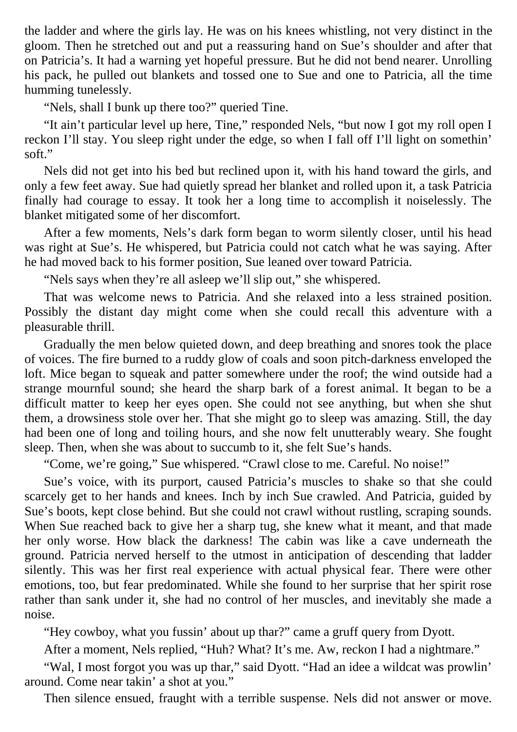the ladder and where the girls lay. He was on his knees whistling, not very distinct in the gloom. Then he stretched out and put a reassuring hand on Sue's shoulder and after that on Patricia's. It had a warning yet hopeful pressure. But he did not bend nearer. Unrolling his pack, he pulled out blankets and tossed one to Sue and one to Patricia, all the time humming tunelessly.

"Nels, shall I bunk up there too?" queried Tine.

"It ain't particular level up here, Tine," responded Nels, "but now I got my roll open I reckon I'll stay. You sleep right under the edge, so when I fall off I'll light on somethin' soft."

Nels did not get into his bed but reclined upon it, with his hand toward the girls, and only a few feet away. Sue had quietly spread her blanket and rolled upon it, a task Patricia finally had courage to essay. It took her a long time to accomplish it noiselessly. The blanket mitigated some of her discomfort.

After a few moments, Nels's dark form began to worm silently closer, until his head was right at Sue's. He whispered, but Patricia could not catch what he was saying. After he had moved back to his former position, Sue leaned over toward Patricia.

"Nels says when they're all asleep we'll slip out," she whispered.

That was welcome news to Patricia. And she relaxed into a less strained position. Possibly the distant day might come when she could recall this adventure with a pleasurable thrill.

Gradually the men below quieted down, and deep breathing and snores took the place of voices. The fire burned to a ruddy glow of coals and soon pitch-darkness enveloped the loft. Mice began to squeak and patter somewhere under the roof; the wind outside had a strange mournful sound; she heard the sharp bark of a forest animal. It began to be a difficult matter to keep her eyes open. She could not see anything, but when she shut them, a drowsiness stole over her. That she might go to sleep was amazing. Still, the day had been one of long and toiling hours, and she now felt unutterably weary. She fought sleep. Then, when she was about to succumb to it, she felt Sue's hands.

"Come, we're going," Sue whispered. "Crawl close to me. Careful. No noise!"

Sue's voice, with its purport, caused Patricia's muscles to shake so that she could scarcely get to her hands and knees. Inch by inch Sue crawled. And Patricia, guided by Sue's boots, kept close behind. But she could not crawl without rustling, scraping sounds. When Sue reached back to give her a sharp tug, she knew what it meant, and that made her only worse. How black the darkness! The cabin was like a cave underneath the ground. Patricia nerved herself to the utmost in anticipation of descending that ladder silently. This was her first real experience with actual physical fear. There were other emotions, too, but fear predominated. While she found to her surprise that her spirit rose rather than sank under it, she had no control of her muscles, and inevitably she made a noise.

"Hey cowboy, what you fussin' about up thar?" came a gruff query from Dyott.

After a moment, Nels replied, "Huh? What? It's me. Aw, reckon I had a nightmare."

"Wal, I most forgot you was up thar," said Dyott. "Had an idee a wildcat was prowlin' around. Come near takin' a shot at you."

Then silence ensued, fraught with a terrible suspense. Nels did not answer or move.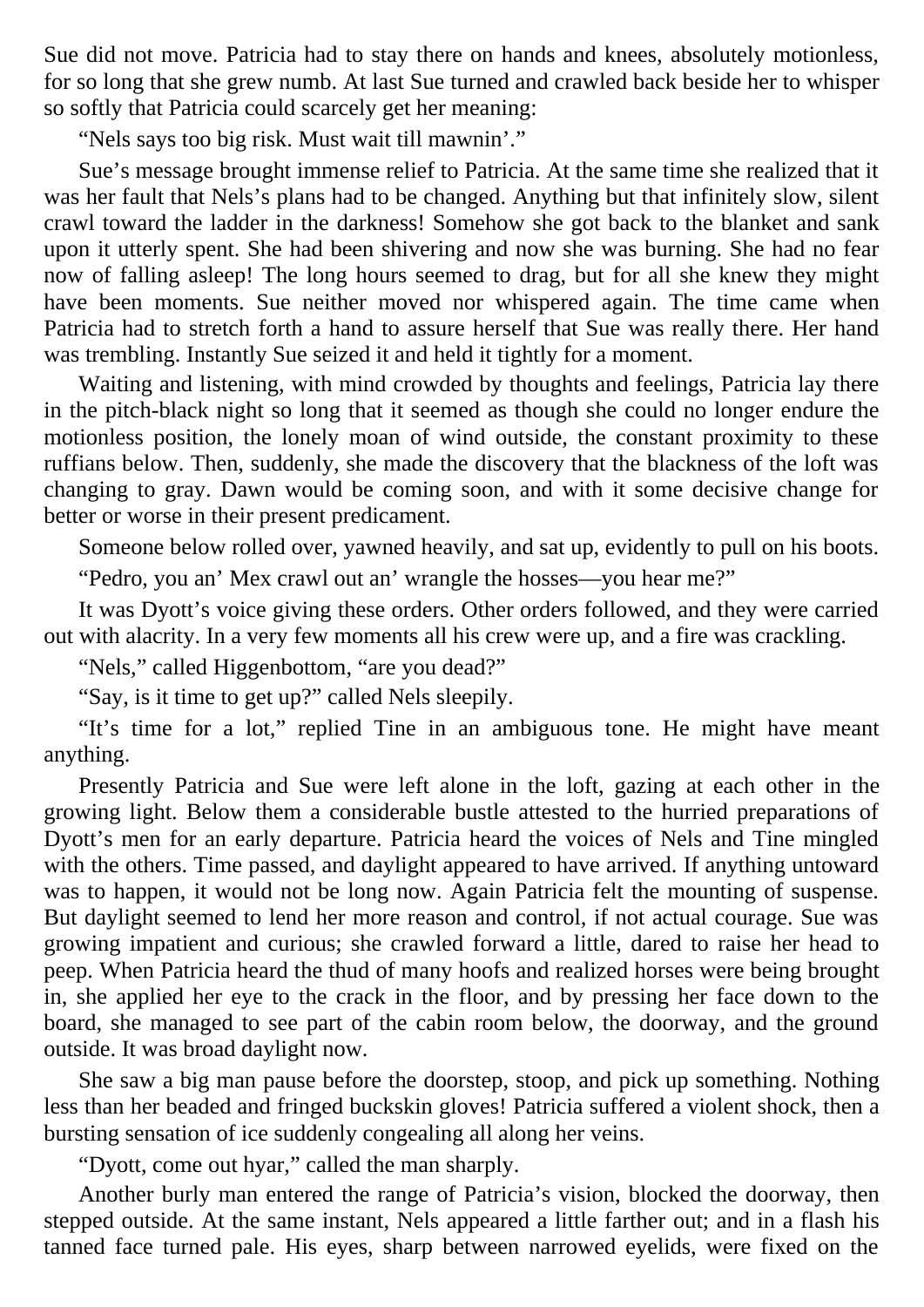Sue did not move. Patricia had to stay there on hands and knees, absolutely motionless, for so long that she grew numb. At last Sue turned and crawled back beside her to whisper so softly that Patricia could scarcely get her meaning:

"Nels says too big risk. Must wait till mawnin'."

Sue's message brought immense relief to Patricia. At the same time she realized that it was her fault that Nels's plans had to be changed. Anything but that infinitely slow, silent crawl toward the ladder in the darkness! Somehow she got back to the blanket and sank upon it utterly spent. She had been shivering and now she was burning. She had no fear now of falling asleep! The long hours seemed to drag, but for all she knew they might have been moments. Sue neither moved nor whispered again. The time came when Patricia had to stretch forth a hand to assure herself that Sue was really there. Her hand was trembling. Instantly Sue seized it and held it tightly for a moment.

Waiting and listening, with mind crowded by thoughts and feelings, Patricia lay there in the pitch-black night so long that it seemed as though she could no longer endure the motionless position, the lonely moan of wind outside, the constant proximity to these ruffians below. Then, suddenly, she made the discovery that the blackness of the loft was changing to gray. Dawn would be coming soon, and with it some decisive change for better or worse in their present predicament.

Someone below rolled over, yawned heavily, and sat up, evidently to pull on his boots.

"Pedro, you an' Mex crawl out an' wrangle the hosses—you hear me?"

It was Dyott's voice giving these orders. Other orders followed, and they were carried out with alacrity. In a very few moments all his crew were up, and a fire was crackling.

"Nels," called Higgenbottom, "are you dead?"

"Say, is it time to get up?" called Nels sleepily.

"It's time for a lot," replied Tine in an ambiguous tone. He might have meant anything.

Presently Patricia and Sue were left alone in the loft, gazing at each other in the growing light. Below them a considerable bustle attested to the hurried preparations of Dyott's men for an early departure. Patricia heard the voices of Nels and Tine mingled with the others. Time passed, and daylight appeared to have arrived. If anything untoward was to happen, it would not be long now. Again Patricia felt the mounting of suspense. But daylight seemed to lend her more reason and control, if not actual courage. Sue was growing impatient and curious; she crawled forward a little, dared to raise her head to peep. When Patricia heard the thud of many hoofs and realized horses were being brought in, she applied her eye to the crack in the floor, and by pressing her face down to the board, she managed to see part of the cabin room below, the doorway, and the ground outside. It was broad daylight now.

She saw a big man pause before the doorstep, stoop, and pick up something. Nothing less than her beaded and fringed buckskin gloves! Patricia suffered a violent shock, then a bursting sensation of ice suddenly congealing all along her veins.

"Dyott, come out hyar," called the man sharply.

Another burly man entered the range of Patricia's vision, blocked the doorway, then stepped outside. At the same instant, Nels appeared a little farther out; and in a flash his tanned face turned pale. His eyes, sharp between narrowed eyelids, were fixed on the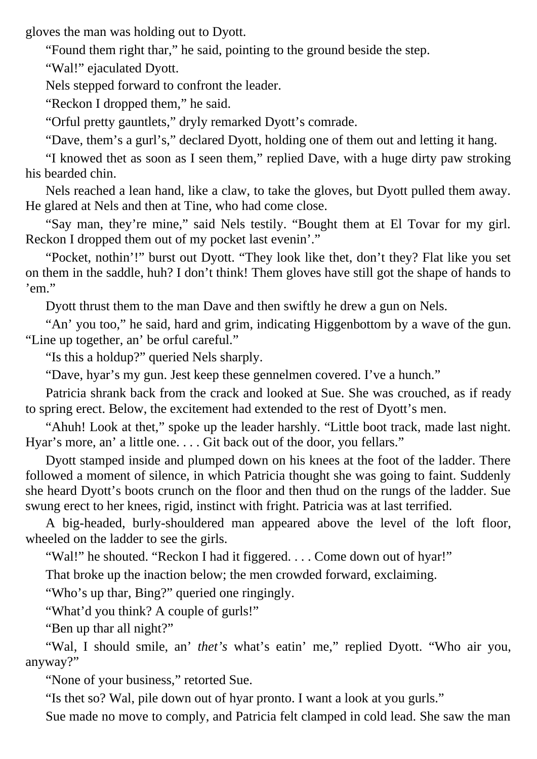gloves the man was holding out to Dyott.

"Found them right thar," he said, pointing to the ground beside the step.

"Wal!" ejaculated Dyott.

Nels stepped forward to confront the leader.

"Reckon I dropped them," he said.

"Orful pretty gauntlets," dryly remarked Dyott's comrade.

"Dave, them's a gurl's," declared Dyott, holding one of them out and letting it hang.

"I knowed thet as soon as I seen them," replied Dave, with a huge dirty paw stroking his bearded chin.

Nels reached a lean hand, like a claw, to take the gloves, but Dyott pulled them away. He glared at Nels and then at Tine, who had come close.

"Say man, they're mine," said Nels testily. "Bought them at El Tovar for my girl. Reckon I dropped them out of my pocket last evenin'."

"Pocket, nothin'!" burst out Dyott. "They look like thet, don't they? Flat like you set on them in the saddle, huh? I don't think! Them gloves have still got the shape of hands to 'em."

Dyott thrust them to the man Dave and then swiftly he drew a gun on Nels.

"An' you too," he said, hard and grim, indicating Higgenbottom by a wave of the gun. "Line up together, an' be orful careful."

"Is this a holdup?" queried Nels sharply.

"Dave, hyar's my gun. Jest keep these gennelmen covered. I've a hunch."

Patricia shrank back from the crack and looked at Sue. She was crouched, as if ready to spring erect. Below, the excitement had extended to the rest of Dyott's men.

"Ahuh! Look at thet," spoke up the leader harshly. "Little boot track, made last night. Hyar's more, an' a little one. . . . Git back out of the door, you fellars."

Dyott stamped inside and plumped down on his knees at the foot of the ladder. There followed a moment of silence, in which Patricia thought she was going to faint. Suddenly she heard Dyott's boots crunch on the floor and then thud on the rungs of the ladder. Sue swung erect to her knees, rigid, instinct with fright. Patricia was at last terrified.

A big-headed, burly-shouldered man appeared above the level of the loft floor, wheeled on the ladder to see the girls.

"Wal!" he shouted. "Reckon I had it figgered. . . . Come down out of hyar!"

That broke up the inaction below; the men crowded forward, exclaiming.

"Who's up thar, Bing?" queried one ringingly.

"What'd you think? A couple of gurls!"

"Ben up thar all night?"

"Wal, I should smile, an' *thet's* what's eatin' me," replied Dyott. "Who air you, anyway?"

"None of your business," retorted Sue.

"Is thet so? Wal, pile down out of hyar pronto. I want a look at you gurls."

Sue made no move to comply, and Patricia felt clamped in cold lead. She saw the man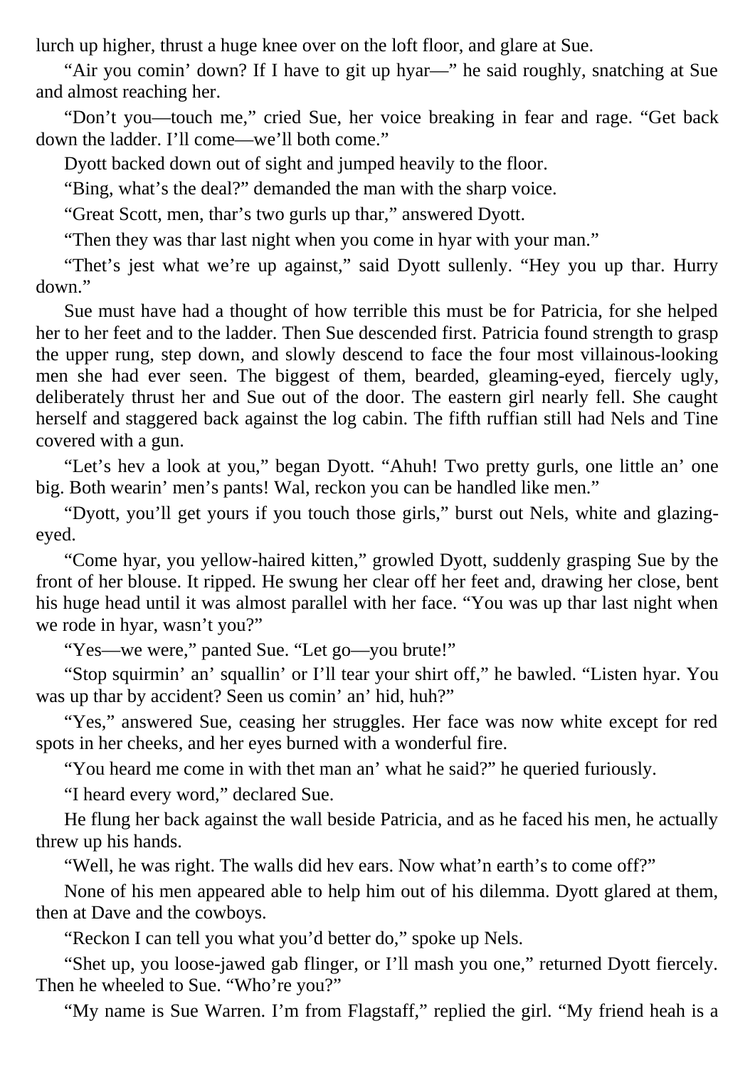lurch up higher, thrust a huge knee over on the loft floor, and glare at Sue.

"Air you comin' down? If I have to git up hyar—" he said roughly, snatching at Sue and almost reaching her.

"Don't you—touch me," cried Sue, her voice breaking in fear and rage. "Get back down the ladder. I'll come—we'll both come."

Dyott backed down out of sight and jumped heavily to the floor.

"Bing, what's the deal?" demanded the man with the sharp voice.

"Great Scott, men, thar's two gurls up thar," answered Dyott.

"Then they was thar last night when you come in hyar with your man."

"Thet's jest what we're up against," said Dyott sullenly. "Hey you up thar. Hurry down."

Sue must have had a thought of how terrible this must be for Patricia, for she helped her to her feet and to the ladder. Then Sue descended first. Patricia found strength to grasp the upper rung, step down, and slowly descend to face the four most villainous-looking men she had ever seen. The biggest of them, bearded, gleaming-eyed, fiercely ugly, deliberately thrust her and Sue out of the door. The eastern girl nearly fell. She caught herself and staggered back against the log cabin. The fifth ruffian still had Nels and Tine covered with a gun.

"Let's hev a look at you," began Dyott. "Ahuh! Two pretty gurls, one little an' one big. Both wearin' men's pants! Wal, reckon you can be handled like men."

"Dyott, you'll get yours if you touch those girls," burst out Nels, white and glazing-eyed.

"Come hyar, you yellow-haired kitten," growled Dyott, suddenly grasping Sue by the front of her blouse. It ripped. He swung her clear off her feet and, drawing her close, bent his huge head until it was almost parallel with her face. "You was up thar last night when we rode in hyar, wasn't you?"

"Yes—we were," panted Sue. "Let go—you brute!"

"Stop squirmin' an' squallin' or I'll tear your shirt off," he bawled. "Listen hyar. You was up thar by accident? Seen us comin' an' hid, huh?"

"Yes," answered Sue, ceasing her struggles. Her face was now white except for red spots in her cheeks, and her eyes burned with a wonderful fire.

"You heard me come in with thet man an' what he said?" he queried furiously.

"I heard every word," declared Sue.

He flung her back against the wall beside Patricia, and as he faced his men, he actually threw up his hands.

"Well, he was right. The walls did hev ears. Now what'n earth's to come off?"

None of his men appeared able to help him out of his dilemma. Dyott glared at them, then at Dave and the cowboys.

"Reckon I can tell you what you'd better do," spoke up Nels.

"Shet up, you loose-jawed gab flinger, or I'll mash you one," returned Dyott fiercely. Then he wheeled to Sue. "Who're you?"

"My name is Sue Warren. I'm from Flagstaff," replied the girl. "My friend heah is a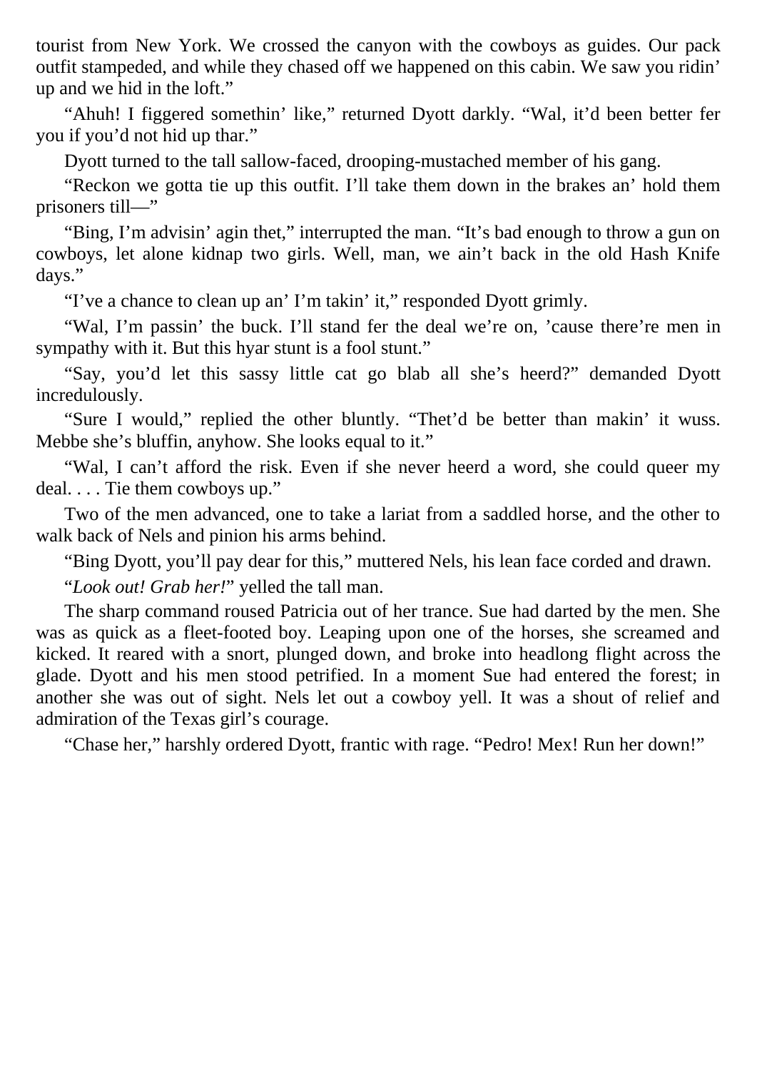tourist from New York. We crossed the canyon with the cowboys as guides. Our pack outfit stampeded, and while they chased off we happened on this cabin. We saw you ridin' up and we hid in the loft."

"Ahuh! I figgered somethin' like," returned Dyott darkly. "Wal, it'd been better fer you if you'd not hid up thar."

Dyott turned to the tall sallow-faced, drooping-mustached member of his gang.

"Reckon we gotta tie up this outfit. I'll take them down in the brakes an' hold them prisoners till—"

"Bing, I'm advisin' agin thet," interrupted the man. "It's bad enough to throw a gun on cowboys, let alone kidnap two girls. Well, man, we ain't back in the old Hash Knife days."

"I've a chance to clean up an' I'm takin' it," responded Dyott grimly.

"Wal, I'm passin' the buck. I'll stand fer the deal we're on, 'cause there're men in sympathy with it. But this hyar stunt is a fool stunt."

"Say, you'd let this sassy little cat go blab all she's heerd?" demanded Dyott incredulously.

"Sure I would," replied the other bluntly. "Thet'd be better than makin' it wuss. Mebbe she's bluffin, anyhow. She looks equal to it."

"Wal, I can't afford the risk. Even if she never heerd a word, she could queer my deal. . . . Tie them cowboys up."

Two of the men advanced, one to take a lariat from a saddled horse, and the other to walk back of Nels and pinion his arms behind.

"Bing Dyott, you'll pay dear for this," muttered Nels, his lean face corded and drawn.

"*Look out! Grab her!*" yelled the tall man.

The sharp command roused Patricia out of her trance. Sue had darted by the men. She was as quick as a fleet-footed boy. Leaping upon one of the horses, she screamed and kicked. It reared with a snort, plunged down, and broke into headlong flight across the glade. Dyott and his men stood petrified. In a moment Sue had entered the forest; in another she was out of sight. Nels let out a cowboy yell. It was a shout of relief and admiration of the Texas girl's courage.

"Chase her," harshly ordered Dyott, frantic with rage. "Pedro! Mex! Run her down!"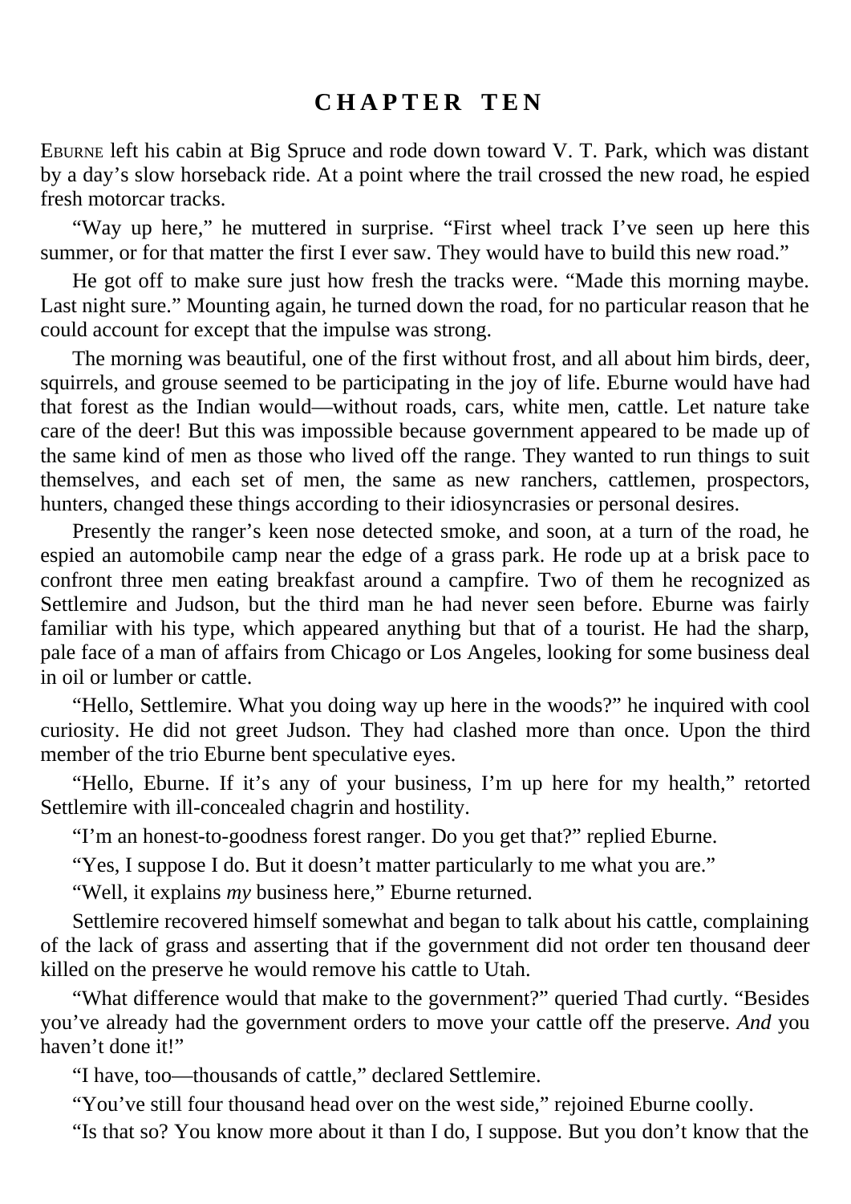# CHAPTER TEN

EBURNE left his cabin at Big Spruce and rode down toward V. T. Park, which was distant by a day's slow horseback ride. At a point where the trail crossed the new road, he espied fresh motorcar tracks.

"Way up here," he muttered in surprise. "First wheel track I've seen up here this summer, or for that matter the first I ever saw. They would have to build this new road."

He got off to make sure just how fresh the tracks were. "Made this morning maybe. Last night sure." Mounting again, he turned down the road, for no particular reason that he could account for except that the impulse was strong.

The morning was beautiful, one of the first without frost, and all about him birds, deer, squirrels, and grouse seemed to be participating in the joy of life. Eburne would have had that forest as the Indian would—without roads, cars, white men, cattle. Let nature take care of the deer! But this was impossible because government appeared to be made up of the same kind of men as those who lived off the range. They wanted to run things to suit themselves, and each set of men, the same as new ranchers, cattlemen, prospectors, hunters, changed these things according to their idiosyncrasies or personal desires.

Presently the ranger's keen nose detected smoke, and soon, at a turn of the road, he espied an automobile camp near the edge of a grass park. He rode up at a brisk pace to confront three men eating breakfast around a campfire. Two of them he recognized as Settlemire and Judson, but the third man he had never seen before. Eburne was fairly familiar with his type, which appeared anything but that of a tourist. He had the sharp, pale face of a man of affairs from Chicago or Los Angeles, looking for some business deal in oil or lumber or cattle.

"Hello, Settlemire. What you doing way up here in the woods?" he inquired with cool curiosity. He did not greet Judson. They had clashed more than once. Upon the third member of the trio Eburne bent speculative eyes.

"Hello, Eburne. If it's any of your business, I'm up here for my health," retorted Settlemire with ill-concealed chagrin and hostility.

"I'm an honest-to-goodness forest ranger. Do you get that?" replied Eburne.

"Yes, I suppose I do. But it doesn't matter particularly to me what you are."

"Well, it explains *my* business here," Eburne returned.

Settlemire recovered himself somewhat and began to talk about his cattle, complaining of the lack of grass and asserting that if the government did not order ten thousand deer killed on the preserve he would remove his cattle to Utah.

"What difference would that make to the government?" queried Thad curtly. "Besides you've already had the government orders to move your cattle off the preserve. *And* you haven't done it!"

"I have, too—thousands of cattle," declared Settlemire.

"You've still four thousand head over on the west side," rejoined Eburne coolly.

"Is that so? You know more about it than I do, I suppose. But you don't know that the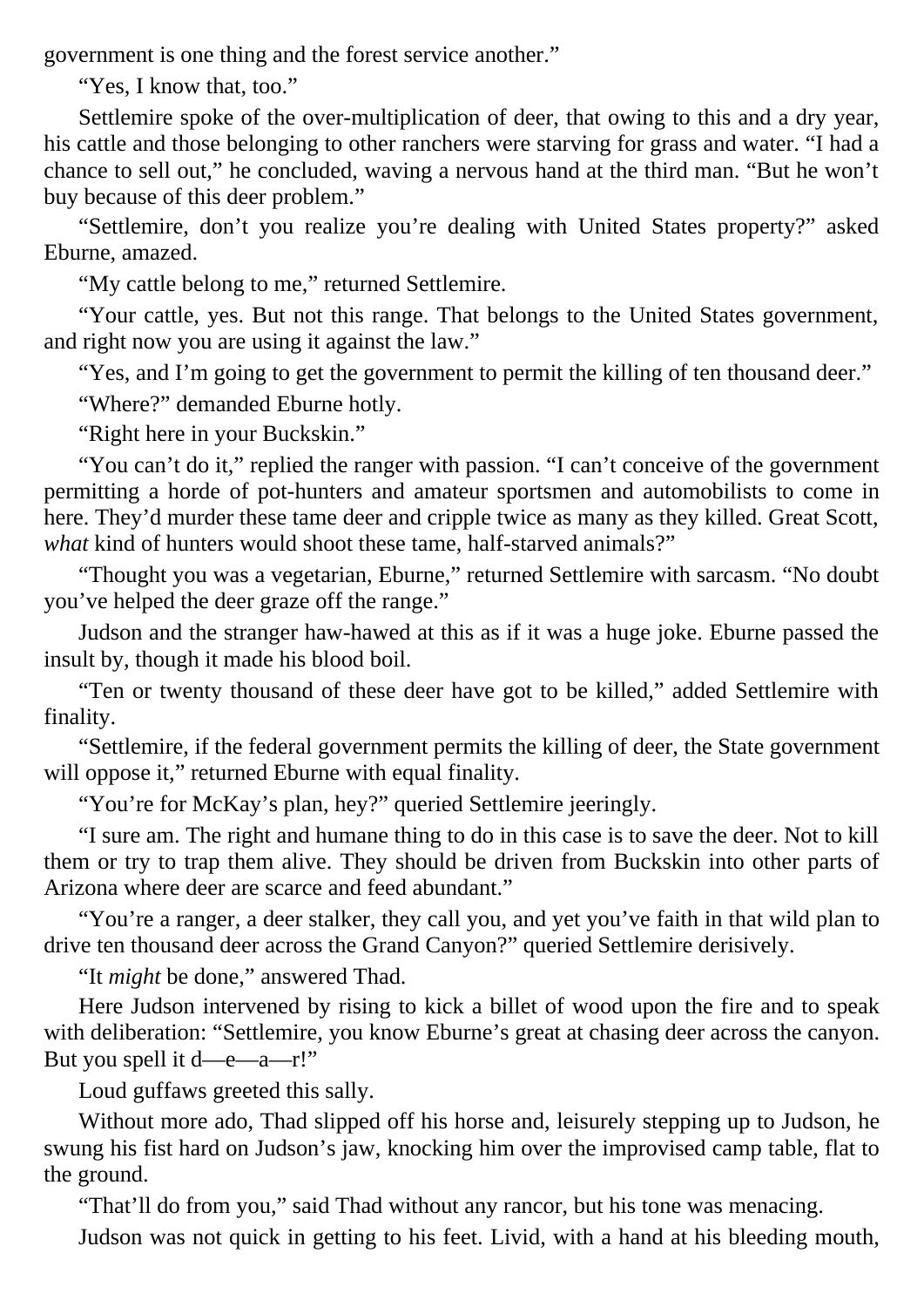government is one thing and the forest service another."

"Yes, I know that, too."

Settlemire spoke of the over-multiplication of deer, that owing to this and a dry year, his cattle and those belonging to other ranchers were starving for grass and water. "I had a chance to sell out," he concluded, waving a nervous hand at the third man. "But he won't buy because of this deer problem."

"Settlemire, don't you realize you're dealing with United States property?" asked Eburne, amazed.

"My cattle belong to me," returned Settlemire.

"Your cattle, yes. But not this range. That belongs to the United States government, and right now you are using it against the law."

"Yes, and I'm going to get the government to permit the killing of ten thousand deer."

"Where?" demanded Eburne hotly.

"Right here in your Buckskin."

"You can't do it," replied the ranger with passion. "I can't conceive of the government permitting a horde of pot-hunters and amateur sportsmen and automobilists to come in here. They'd murder these tame deer and cripple twice as many as they killed. Great Scott, *what* kind of hunters would shoot these tame, half-starved animals?"

"Thought you was a vegetarian, Eburne," returned Settlemire with sarcasm. "No doubt you've helped the deer graze off the range."

Judson and the stranger haw-hawed at this as if it was a huge joke. Eburne passed the insult by, though it made his blood boil.

"Ten or twenty thousand of these deer have got to be killed," added Settlemire with finality.

"Settlemire, if the federal government permits the killing of deer, the State government will oppose it," returned Eburne with equal finality.

"You're for McKay's plan, hey?" queried Settlemire jeeringly.

"I sure am. The right and humane thing to do in this case is to save the deer. Not to kill them or try to trap them alive. They should be driven from Buckskin into other parts of Arizona where deer are scarce and feed abundant."

"You're a ranger, a deer stalker, they call you, and yet you've faith in that wild plan to drive ten thousand deer across the Grand Canyon?" queried Settlemire derisively.

"It *might* be done," answered Thad.

Here Judson intervened by rising to kick a billet of wood upon the fire and to speak with deliberation: "Settlemire, you know Eburne's great at chasing deer across the canyon. But you spell it d—e—a—r!"

Loud guffaws greeted this sally.

Without more ado, Thad slipped off his horse and, leisurely stepping up to Judson, he swung his fist hard on Judson's jaw, knocking him over the improvised camp table, flat to the ground.

"That'll do from you," said Thad without any rancor, but his tone was menacing.

Judson was not quick in getting to his feet. Livid, with a hand at his bleeding mouth,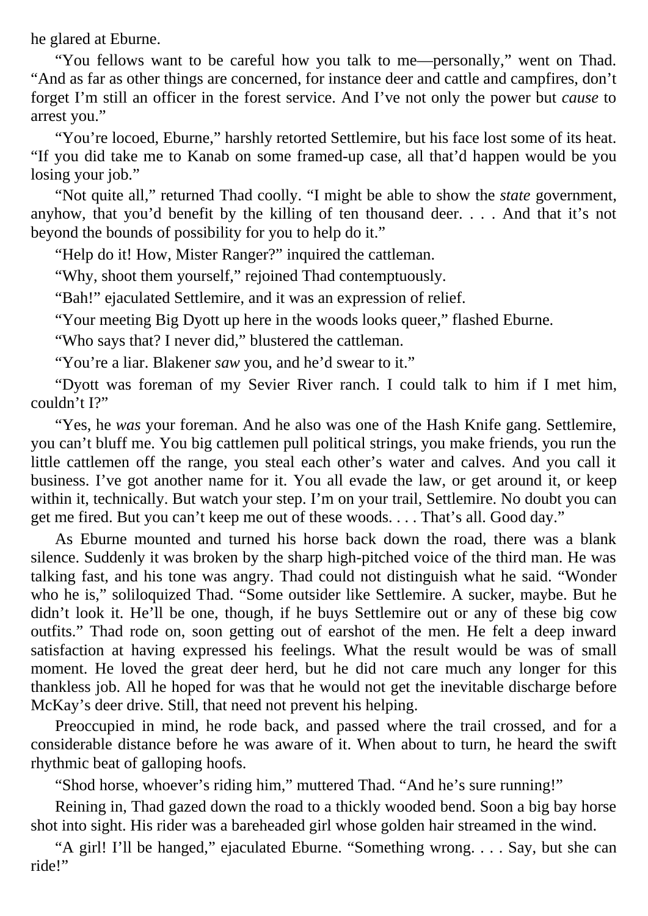he glared at Eburne.

“You fellows want to be careful how you talk to me—personally,” went on Thad. “And as far as other things are concerned, for instance deer and cattle and campfires, don’t forget I’m still an officer in the forest service. And I’ve not only the power but *cause* to arrest you.”

“You’re locoed, Eburne,” harshly retorted Settlemire, but his face lost some of its heat. “If you did take me to Kanab on some framed-up case, all that’d happen would be you losing your job.”

“Not quite all,” returned Thad coolly. “I might be able to show the *state* government, anyhow, that you’d benefit by the killing of ten thousand deer. . . . And that it’s not beyond the bounds of possibility for you to help do it.”

“Help do it! How, Mister Ranger?” inquired the cattleman.

“Why, shoot them yourself,” rejoined Thad contemptuously.

“Bah!” ejaculated Settlemire, and it was an expression of relief.

“Your meeting Big Dyott up here in the woods looks queer,” flashed Eburne.

“Who says that? I never did,” blustered the cattleman.

“You’re a liar. Blakener *saw* you, and he’d swear to it.”

“Dyott was foreman of my Sevier River ranch. I could talk to him if I met him, couldn’t I?”

“Yes, he *was* your foreman. And he also was one of the Hash Knife gang. Settlemire, you can’t bluff me. You big cattlemen pull political strings, you make friends, you run the little cattlemen off the range, you steal each other’s water and calves. And you call it business. I’ve got another name for it. You all evade the law, or get around it, or keep within it, technically. But watch your step. I’m on your trail, Settlemire. No doubt you can get me fired. But you can’t keep me out of these woods. . . . That’s all. Good day.”

As Eburne mounted and turned his horse back down the road, there was a blank silence. Suddenly it was broken by the sharp high-pitched voice of the third man. He was talking fast, and his tone was angry. Thad could not distinguish what he said. “Wonder who he is,” soliloquized Thad. “Some outsider like Settlemire. A sucker, maybe. But he didn’t look it. He’ll be one, though, if he buys Settlemire out or any of these big cow outfits.” Thad rode on, soon getting out of earshot of the men. He felt a deep inward satisfaction at having expressed his feelings. What the result would be was of small moment. He loved the great deer herd, but he did not care much any longer for this thankless job. All he hoped for was that he would not get the inevitable discharge before McKay’s deer drive. Still, that need not prevent his helping.

Preoccupied in mind, he rode back, and passed where the trail crossed, and for a considerable distance before he was aware of it. When about to turn, he heard the swift rhythmic beat of galloping hoofs.

“Shod horse, whoever’s riding him,” muttered Thad. “And he’s sure running!”

Reining in, Thad gazed down the road to a thickly wooded bend. Soon a big bay horse shot into sight. His rider was a bareheaded girl whose golden hair streamed in the wind.

“A girl! I’ll be hanged,” ejaculated Eburne. “Something wrong. . . . Say, but she can ride!”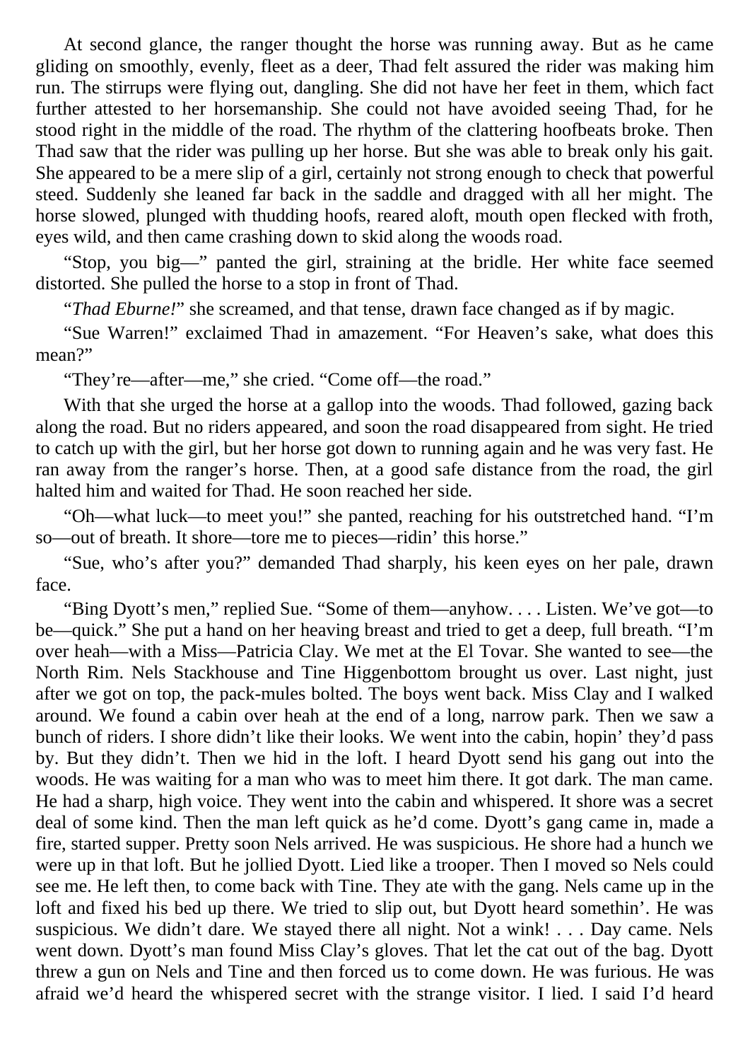At second glance, the ranger thought the horse was running away. But as he came gliding on smoothly, evenly, fleet as a deer, Thad felt assured the rider was making him run. The stirrups were flying out, dangling. She did not have her feet in them, which fact further attested to her horsemanship. She could not have avoided seeing Thad, for he stood right in the middle of the road. The rhythm of the clattering hoofbeats broke. Then Thad saw that the rider was pulling up her horse. But she was able to break only his gait. She appeared to be a mere slip of a girl, certainly not strong enough to check that powerful steed. Suddenly she leaned far back in the saddle and dragged with all her might. The horse slowed, plunged with thudding hoofs, reared aloft, mouth open flecked with froth, eyes wild, and then came crashing down to skid along the woods road.

"Stop, you big—" panted the girl, straining at the bridle. Her white face seemed distorted. She pulled the horse to a stop in front of Thad.

"*Thad Eburne!*" she screamed, and that tense, drawn face changed as if by magic.

"Sue Warren!" exclaimed Thad in amazement. "For Heaven's sake, what does this mean?"

"They're—after—me," she cried. "Come off—the road."

With that she urged the horse at a gallop into the woods. Thad followed, gazing back along the road. But no riders appeared, and soon the road disappeared from sight. He tried to catch up with the girl, but her horse got down to running again and he was very fast. He ran away from the ranger's horse. Then, at a good safe distance from the road, the girl halted him and waited for Thad. He soon reached her side.

"Oh—what luck—to meet you!" she panted, reaching for his outstretched hand. "I'm so—out of breath. It shore—tore me to pieces—ridin' this horse."

"Sue, who's after you?" demanded Thad sharply, his keen eyes on her pale, drawn face.

"Bing Dyott's men," replied Sue. "Some of them—anyhow. . . . Listen. We've got—to be—quick." She put a hand on her heaving breast and tried to get a deep, full breath. "I'm over heah—with a Miss—Patricia Clay. We met at the El Tovar. She wanted to see—the North Rim. Nels Stackhouse and Tine Higgenbottom brought us over. Last night, just after we got on top, the pack-mules bolted. The boys went back. Miss Clay and I walked around. We found a cabin over heah at the end of a long, narrow park. Then we saw a bunch of riders. I shore didn't like their looks. We went into the cabin, hopin' they'd pass by. But they didn't. Then we hid in the loft. I heard Dyott send his gang out into the woods. He was waiting for a man who was to meet him there. It got dark. The man came. He had a sharp, high voice. They went into the cabin and whispered. It shore was a secret deal of some kind. Then the man left quick as he'd come. Dyott's gang came in, made a fire, started supper. Pretty soon Nels arrived. He was suspicious. He shore had a hunch we were up in that loft. But he jollied Dyott. Lied like a trooper. Then I moved so Nels could see me. He left then, to come back with Tine. They ate with the gang. Nels came up in the loft and fixed his bed up there. We tried to slip out, but Dyott heard somethin'. He was suspicious. We didn't dare. We stayed there all night. Not a wink! . . . Day came. Nels went down. Dyott's man found Miss Clay's gloves. That let the cat out of the bag. Dyott threw a gun on Nels and Tine and then forced us to come down. He was furious. He was afraid we'd heard the whispered secret with the strange visitor. I lied. I said I'd heard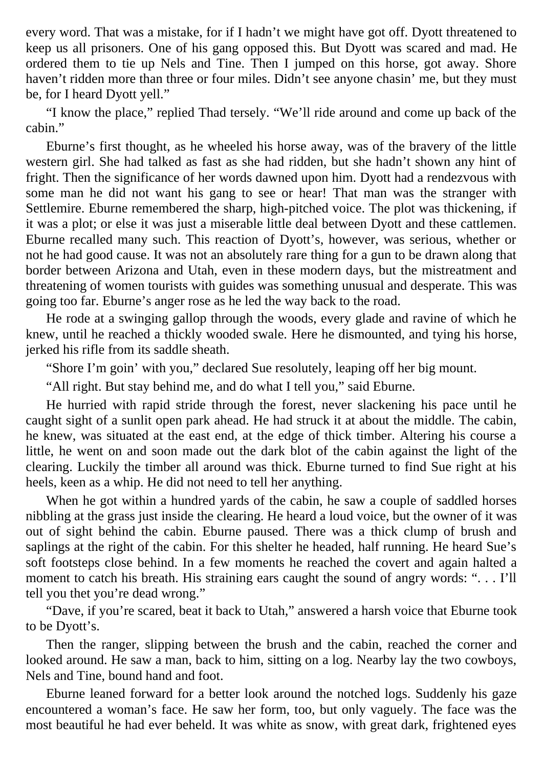every word. That was a mistake, for if I hadn't we might have got off. Dyott threatened to keep us all prisoners. One of his gang opposed this. But Dyott was scared and mad. He ordered them to tie up Nels and Tine. Then I jumped on this horse, got away. Shore haven't ridden more than three or four miles. Didn't see anyone chasin' me, but they must be, for I heard Dyott yell."

"I know the place," replied Thad tersely. "We'll ride around and come up back of the cabin."

Eburne's first thought, as he wheeled his horse away, was of the bravery of the little western girl. She had talked as fast as she had ridden, but she hadn't shown any hint of fright. Then the significance of her words dawned upon him. Dyott had a rendezvous with some man he did not want his gang to see or hear! That man was the stranger with Settlemire. Eburne remembered the sharp, high-pitched voice. The plot was thickening, if it was a plot; or else it was just a miserable little deal between Dyott and these cattlemen. Eburne recalled many such. This reaction of Dyott's, however, was serious, whether or not he had good cause. It was not an absolutely rare thing for a gun to be drawn along that border between Arizona and Utah, even in these modern days, but the mistreatment and threatening of women tourists with guides was something unusual and desperate. This was going too far. Eburne's anger rose as he led the way back to the road.

He rode at a swinging gallop through the woods, every glade and ravine of which he knew, until he reached a thickly wooded swale. Here he dismounted, and tying his horse, jerked his rifle from its saddle sheath.

"Shore I'm goin' with you," declared Sue resolutely, leaping off her big mount.

"All right. But stay behind me, and do what I tell you," said Eburne.

He hurried with rapid stride through the forest, never slackening his pace until he caught sight of a sunlit open park ahead. He had struck it at about the middle. The cabin, he knew, was situated at the east end, at the edge of thick timber. Altering his course a little, he went on and soon made out the dark blot of the cabin against the light of the clearing. Luckily the timber all around was thick. Eburne turned to find Sue right at his heels, keen as a whip. He did not need to tell her anything.

When he got within a hundred yards of the cabin, he saw a couple of saddled horses nibbling at the grass just inside the clearing. He heard a loud voice, but the owner of it was out of sight behind the cabin. Eburne paused. There was a thick clump of brush and saplings at the right of the cabin. For this shelter he headed, half running. He heard Sue's soft footsteps close behind. In a few moments he reached the covert and again halted a moment to catch his breath. His straining ears caught the sound of angry words: ". . . I'll tell you thet you're dead wrong."

"Dave, if you're scared, beat it back to Utah," answered a harsh voice that Eburne took to be Dyott's.

Then the ranger, slipping between the brush and the cabin, reached the corner and looked around. He saw a man, back to him, sitting on a log. Nearby lay the two cowboys, Nels and Tine, bound hand and foot.

Eburne leaned forward for a better look around the notched logs. Suddenly his gaze encountered a woman's face. He saw her form, too, but only vaguely. The face was the most beautiful he had ever beheld. It was white as snow, with great dark, frightened eyes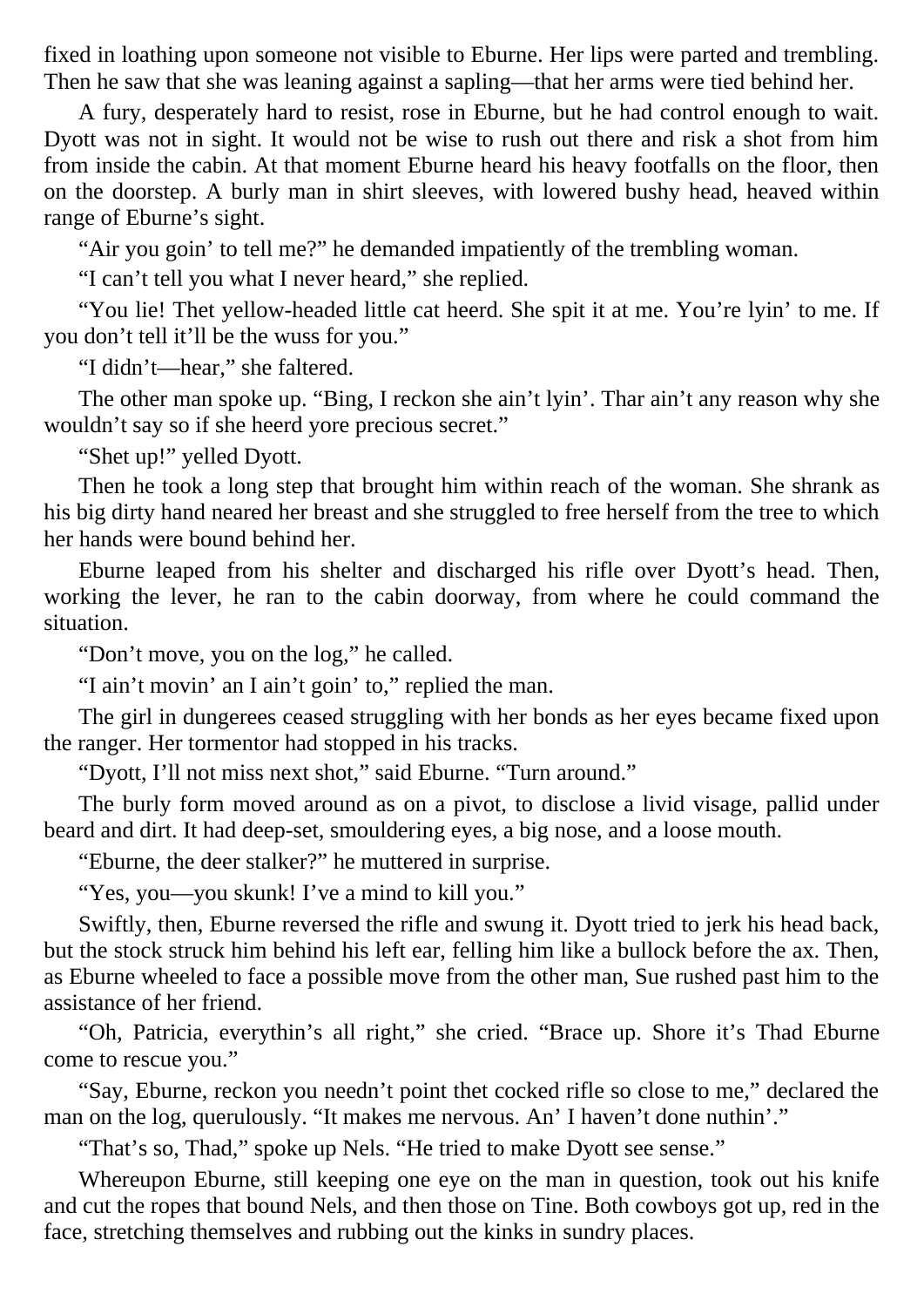fixed in loathing upon someone not visible to Eburne. Her lips were parted and trembling. Then he saw that she was leaning against a sapling—that her arms were tied behind her.

A fury, desperately hard to resist, rose in Eburne, but he had control enough to wait. Dyott was not in sight. It would not be wise to rush out there and risk a shot from him from inside the cabin. At that moment Eburne heard his heavy footfalls on the floor, then on the doorstep. A burly man in shirt sleeves, with lowered bushy head, heaved within range of Eburne's sight.

"Air you goin' to tell me?" he demanded impatiently of the trembling woman.

"I can't tell you what I never heard," she replied.

"You lie! Thet yellow-headed little cat heerd. She spit it at me. You're lyin' to me. If you don't tell it'll be the wuss for you."

"I didn't—hear," she faltered.

The other man spoke up. "Bing, I reckon she ain't lyin'. Thar ain't any reason why she wouldn't say so if she heerd yore precious secret."

"Shet up!" yelled Dyott.

Then he took a long step that brought him within reach of the woman. She shrank as his big dirty hand neared her breast and she struggled to free herself from the tree to which her hands were bound behind her.

Eburne leaped from his shelter and discharged his rifle over Dyott's head. Then, working the lever, he ran to the cabin doorway, from where he could command the situation.

"Don't move, you on the log," he called.

"I ain't movin' an I ain't goin' to," replied the man.

The girl in dungerees ceased struggling with her bonds as her eyes became fixed upon the ranger. Her tormentor had stopped in his tracks.

"Dyott, I'll not miss next shot," said Eburne. "Turn around."

The burly form moved around as on a pivot, to disclose a livid visage, pallid under beard and dirt. It had deep-set, smouldering eyes, a big nose, and a loose mouth.

"Eburne, the deer stalker?" he muttered in surprise.

"Yes, you—you skunk! I've a mind to kill you."

Swiftly, then, Eburne reversed the rifle and swung it. Dyott tried to jerk his head back, but the stock struck him behind his left ear, felling him like a bullock before the ax. Then, as Eburne wheeled to face a possible move from the other man, Sue rushed past him to the assistance of her friend.

"Oh, Patricia, everythin's all right," she cried. "Brace up. Shore it's Thad Eburne come to rescue you."

"Say, Eburne, reckon you needn't point thet cocked rifle so close to me," declared the man on the log, querulously. "It makes me nervous. An' I haven't done nuthin'."

"That's so, Thad," spoke up Nels. "He tried to make Dyott see sense."

Whereupon Eburne, still keeping one eye on the man in question, took out his knife and cut the ropes that bound Nels, and then those on Tine. Both cowboys got up, red in the face, stretching themselves and rubbing out the kinks in sundry places.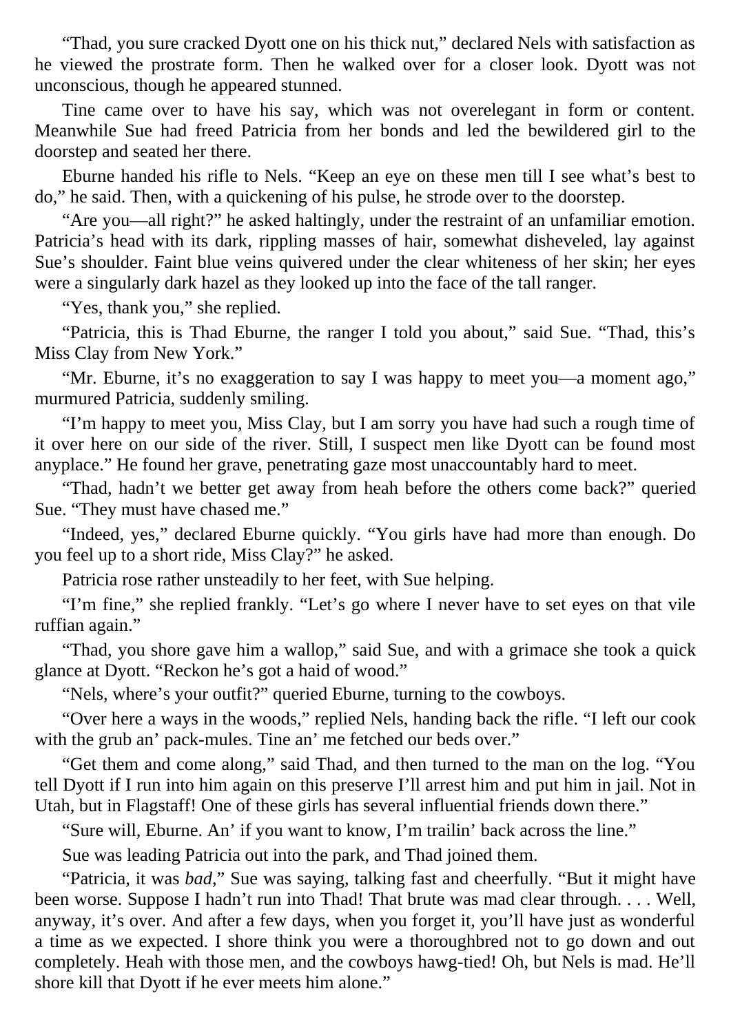"Thad, you sure cracked Dyott one on his thick nut," declared Nels with satisfaction as he viewed the prostrate form. Then he walked over for a closer look. Dyott was not unconscious, though he appeared stunned.

Tine came over to have his say, which was not overelegant in form or content. Meanwhile Sue had freed Patricia from her bonds and led the bewildered girl to the doorstep and seated her there.

Eburne handed his rifle to Nels. "Keep an eye on these men till I see what's best to do," he said. Then, with a quickening of his pulse, he strode over to the doorstep.

"Are you—all right?" he asked haltingly, under the restraint of an unfamiliar emotion. Patricia's head with its dark, rippling masses of hair, somewhat disheveled, lay against Sue's shoulder. Faint blue veins quivered under the clear whiteness of her skin; her eyes were a singularly dark hazel as they looked up into the face of the tall ranger.

"Yes, thank you," she replied.

"Patricia, this is Thad Eburne, the ranger I told you about," said Sue. "Thad, this's Miss Clay from New York."

"Mr. Eburne, it's no exaggeration to say I was happy to meet you—a moment ago," murmured Patricia, suddenly smiling.

"I'm happy to meet you, Miss Clay, but I am sorry you have had such a rough time of it over here on our side of the river. Still, I suspect men like Dyott can be found most anyplace." He found her grave, penetrating gaze most unaccountably hard to meet.

"Thad, hadn't we better get away from heah before the others come back?" queried Sue. "They must have chased me."

"Indeed, yes," declared Eburne quickly. "You girls have had more than enough. Do you feel up to a short ride, Miss Clay?" he asked.

Patricia rose rather unsteadily to her feet, with Sue helping.

"I'm fine," she replied frankly. "Let's go where I never have to set eyes on that vile ruffian again."

"Thad, you shore gave him a wallop," said Sue, and with a grimace she took a quick glance at Dyott. "Reckon he's got a haid of wood."

"Nels, where's your outfit?" queried Eburne, turning to the cowboys.

"Over here a ways in the woods," replied Nels, handing back the rifle. "I left our cook with the grub an' pack-mules. Tine an' me fetched our beds over."

"Get them and come along," said Thad, and then turned to the man on the log. "You tell Dyott if I run into him again on this preserve I'll arrest him and put him in jail. Not in Utah, but in Flagstaff! One of these girls has several influential friends down there."

"Sure will, Eburne. An' if you want to know, I'm trailin' back across the line."

Sue was leading Patricia out into the park, and Thad joined them.

"Patricia, it was *bad*," Sue was saying, talking fast and cheerfully. "But it might have been worse. Suppose I hadn't run into Thad! That brute was mad clear through. . . . Well, anyway, it's over. And after a few days, when you forget it, you'll have just as wonderful a time as we expected. I shore think you were a thoroughbred not to go down and out completely. Heah with those men, and the cowboys hawg-tied! Oh, but Nels is mad. He'll shore kill that Dyott if he ever meets him alone."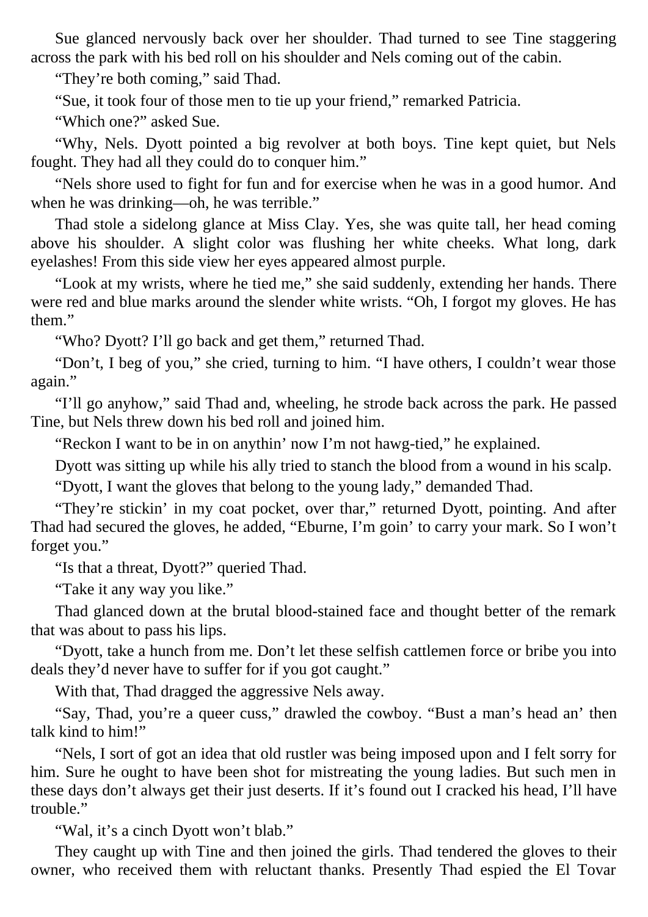Sue glanced nervously back over her shoulder. Thad turned to see Tine staggering across the park with his bed roll on his shoulder and Nels coming out of the cabin.

“They’re both coming,” said Thad.

“Sue, it took four of those men to tie up your friend,” remarked Patricia.

“Which one?” asked Sue.

“Why, Nels. Dyott pointed a big revolver at both boys. Tine kept quiet, but Nels fought. They had all they could do to conquer him.”

“Nels shore used to fight for fun and for exercise when he was in a good humor. And when he was drinking—oh, he was terrible.”

Thad stole a sidelong glance at Miss Clay. Yes, she was quite tall, her head coming above his shoulder. A slight color was flushing her white cheeks. What long, dark eyelashes! From this side view her eyes appeared almost purple.

“Look at my wrists, where he tied me,” she said suddenly, extending her hands. There were red and blue marks around the slender white wrists. “Oh, I forgot my gloves. He has them.”

“Who? Dyott? I’ll go back and get them,” returned Thad.

“Don’t, I beg of you,” she cried, turning to him. “I have others, I couldn’t wear those again.”

“I’ll go anyhow,” said Thad and, wheeling, he strode back across the park. He passed Tine, but Nels threw down his bed roll and joined him.

“Reckon I want to be in on anythin’ now I’m not hawg-tied,” he explained.

Dyott was sitting up while his ally tried to stanch the blood from a wound in his scalp.

“Dyott, I want the gloves that belong to the young lady,” demanded Thad.

“They’re stickin’ in my coat pocket, over thar,” returned Dyott, pointing. And after Thad had secured the gloves, he added, “Eburne, I’m goin’ to carry your mark. So I won’t forget you.”

“Is that a threat, Dyott?” queried Thad.

“Take it any way you like.”

Thad glanced down at the brutal blood-stained face and thought better of the remark that was about to pass his lips.

“Dyott, take a hunch from me. Don’t let these selfish cattlemen force or bribe you into deals they’d never have to suffer for if you got caught.”

With that, Thad dragged the aggressive Nels away.

“Say, Thad, you’re a queer cuss,” drawled the cowboy. “Bust a man’s head an’ then talk kind to him!”

“Nels, I sort of got an idea that old rustler was being imposed upon and I felt sorry for him. Sure he ought to have been shot for mistreating the young ladies. But such men in these days don’t always get their just deserts. If it’s found out I cracked his head, I’ll have trouble.”

“Wal, it’s a cinch Dyott won’t blab.”

They caught up with Tine and then joined the girls. Thad tendered the gloves to their owner, who received them with reluctant thanks. Presently Thad espied the El Tovar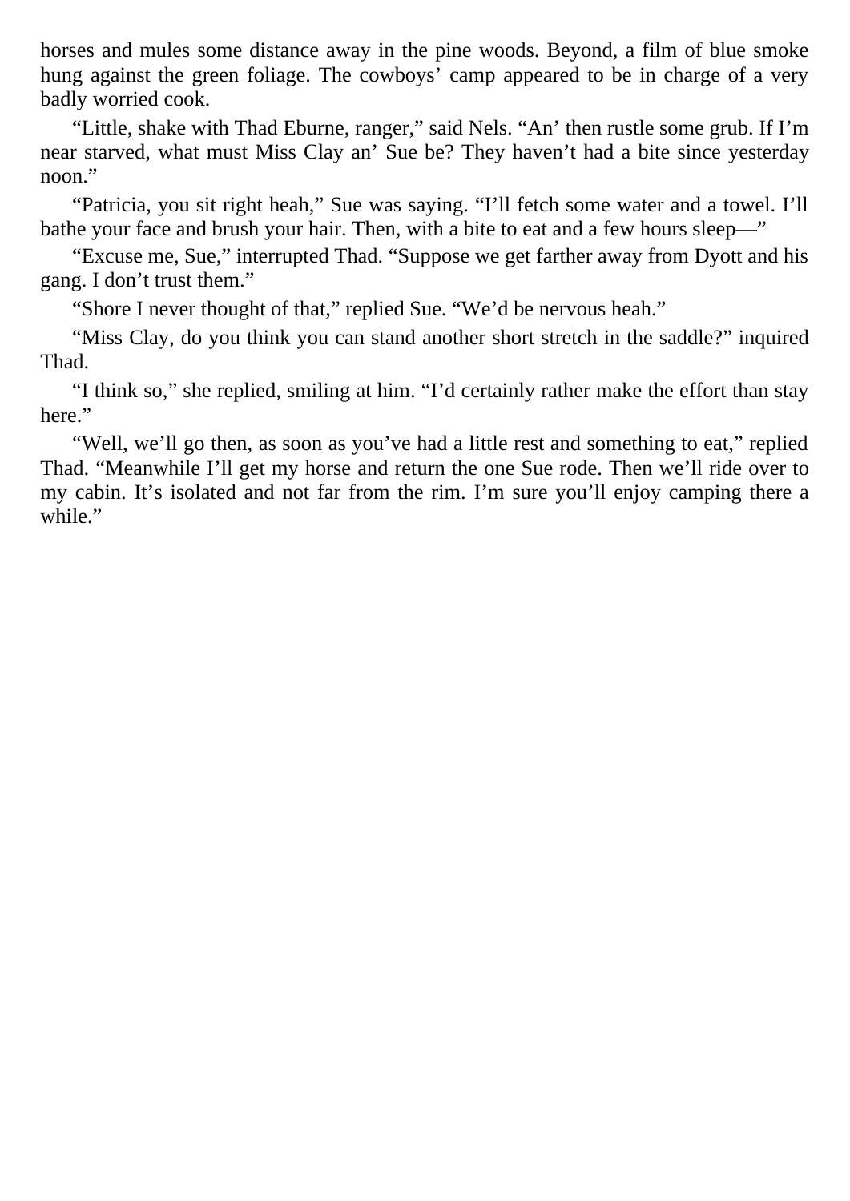horses and mules some distance away in the pine woods. Beyond, a film of blue smoke hung against the green foliage. The cowboys' camp appeared to be in charge of a very badly worried cook.

"Little, shake with Thad Eburne, ranger," said Nels. "An' then rustle some grub. If I'm near starved, what must Miss Clay an' Sue be? They haven't had a bite since yesterday noon."

"Patricia, you sit right heah," Sue was saying. "I'll fetch some water and a towel. I'll bathe your face and brush your hair. Then, with a bite to eat and a few hours sleep—"

"Excuse me, Sue," interrupted Thad. "Suppose we get farther away from Dyott and his gang. I don't trust them."

"Shore I never thought of that," replied Sue. "We'd be nervous heah."

"Miss Clay, do you think you can stand another short stretch in the saddle?" inquired Thad.

"I think so," she replied, smiling at him. "I'd certainly rather make the effort than stay here."

"Well, we'll go then, as soon as you've had a little rest and something to eat," replied Thad. "Meanwhile I'll get my horse and return the one Sue rode. Then we'll ride over to my cabin. It's isolated and not far from the rim. I'm sure you'll enjoy camping there a while."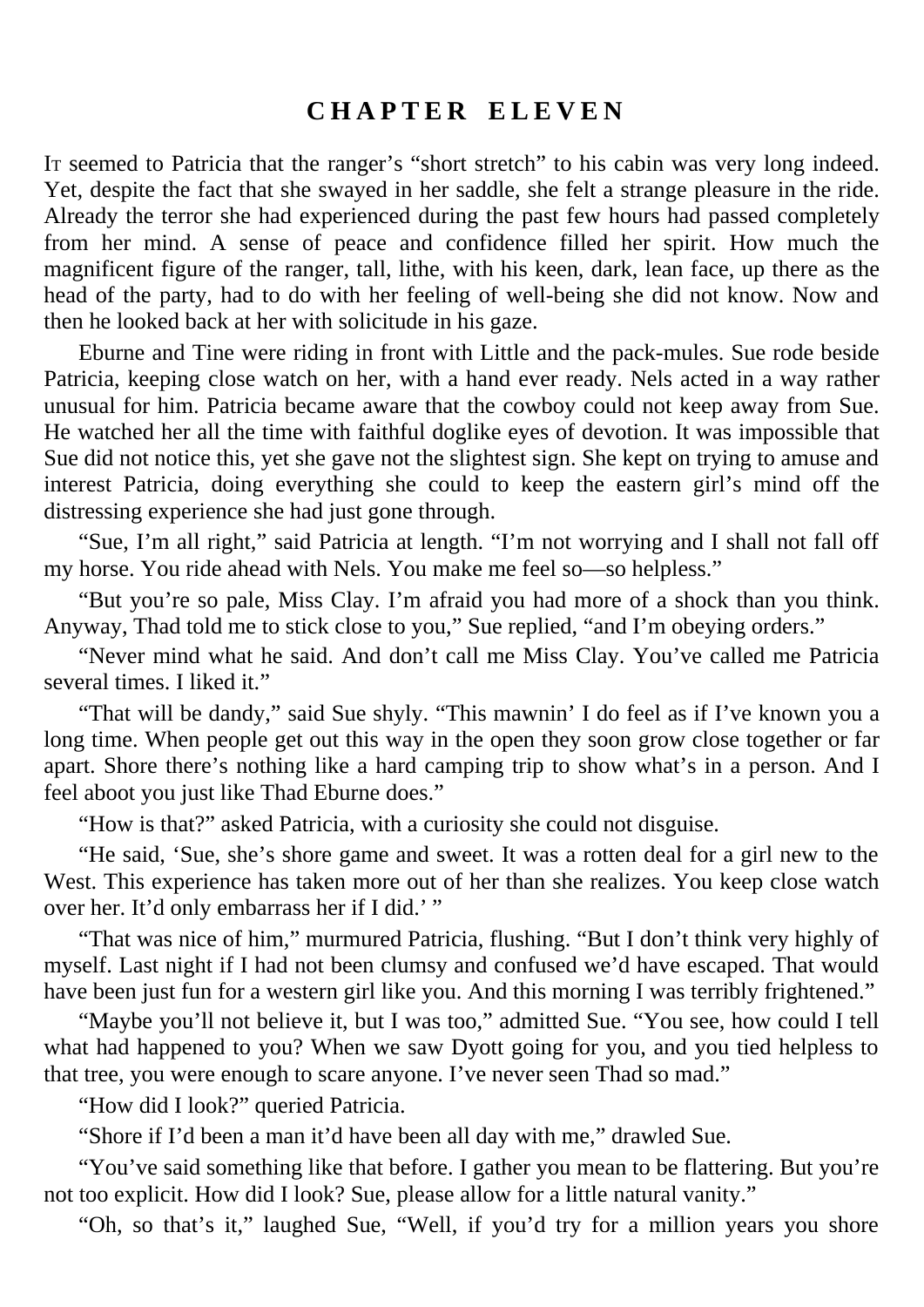# CHAPTER ELEVEN

It seemed to Patricia that the ranger's "short stretch" to his cabin was very long indeed. Yet, despite the fact that she swayed in her saddle, she felt a strange pleasure in the ride. Already the terror she had experienced during the past few hours had passed completely from her mind. A sense of peace and confidence filled her spirit. How much the magnificent figure of the ranger, tall, lithe, with his keen, dark, lean face, up there as the head of the party, had to do with her feeling of well-being she did not know. Now and then he looked back at her with solicitude in his gaze.

Eburne and Tine were riding in front with Little and the pack-mules. Sue rode beside Patricia, keeping close watch on her, with a hand ever ready. Nels acted in a way rather unusual for him. Patricia became aware that the cowboy could not keep away from Sue. He watched her all the time with faithful doglike eyes of devotion. It was impossible that Sue did not notice this, yet she gave not the slightest sign. She kept on trying to amuse and interest Patricia, doing everything she could to keep the eastern girl's mind off the distressing experience she had just gone through.

"Sue, I'm all right," said Patricia at length. "I'm not worrying and I shall not fall off my horse. You ride ahead with Nels. You make me feel so—so helpless."

"But you're so pale, Miss Clay. I'm afraid you had more of a shock than you think. Anyway, Thad told me to stick close to you," Sue replied, "and I'm obeying orders."

"Never mind what he said. And don't call me Miss Clay. You've called me Patricia several times. I liked it."

"That will be dandy," said Sue shyly. "This mawnin' I do feel as if I've known you a long time. When people get out this way in the open they soon grow close together or far apart. Shore there's nothing like a hard camping trip to show what's in a person. And I feel aboot you just like Thad Eburne does."

"How is that?" asked Patricia, with a curiosity she could not disguise.

"He said, 'Sue, she's shore game and sweet. It was a rotten deal for a girl new to the West. This experience has taken more out of her than she realizes. You keep close watch over her. It'd only embarrass her if I did.' "

"That was nice of him," murmured Patricia, flushing. "But I don't think very highly of myself. Last night if I had not been clumsy and confused we'd have escaped. That would have been just fun for a western girl like you. And this morning I was terribly frightened."

"Maybe you'll not believe it, but I was too," admitted Sue. "You see, how could I tell what had happened to you? When we saw Dyott going for you, and you tied helpless to that tree, you were enough to scare anyone. I've never seen Thad so mad."

"How did I look?" queried Patricia.

"Shore if I'd been a man it'd have been all day with me," drawled Sue.

"You've said something like that before. I gather you mean to be flattering. But you're not too explicit. How did I look? Sue, please allow for a little natural vanity."

"Oh, so that's it," laughed Sue, "Well, if you'd try for a million years you shore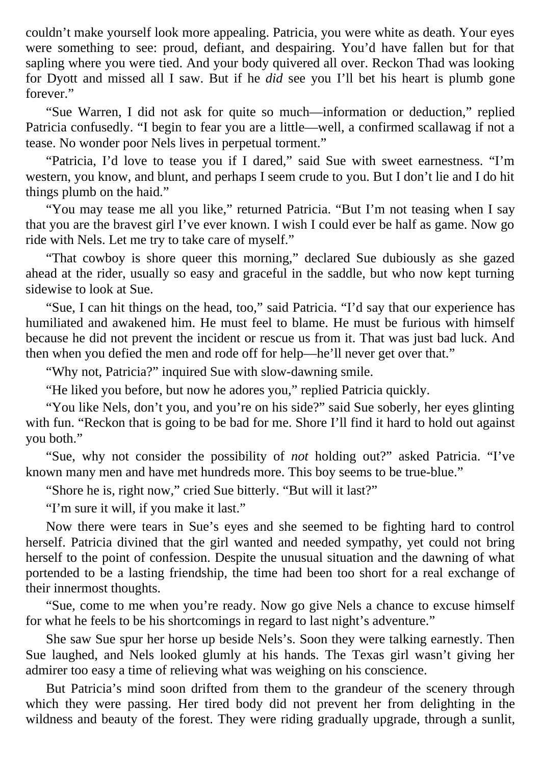couldn't make yourself look more appealing. Patricia, you were white as death. Your eyes were something to see: proud, defiant, and despairing. You'd have fallen but for that sapling where you were tied. And your body quivered all over. Reckon Thad was looking for Dyott and missed all I saw. But if he *did* see you I'll bet his heart is plumb gone forever."

"Sue Warren, I did not ask for quite so much—information or deduction," replied Patricia confusedly. "I begin to fear you are a little—well, a confirmed scallawag if not a tease. No wonder poor Nels lives in perpetual torment."

"Patricia, I'd love to tease you if I dared," said Sue with sweet earnestness. "I'm western, you know, and blunt, and perhaps I seem crude to you. But I don't lie and I do hit things plumb on the haid."

"You may tease me all you like," returned Patricia. "But I'm not teasing when I say that you are the bravest girl I've ever known. I wish I could ever be half as game. Now go ride with Nels. Let me try to take care of myself."

"That cowboy is shore queer this morning," declared Sue dubiously as she gazed ahead at the rider, usually so easy and graceful in the saddle, but who now kept turning sidewise to look at Sue.

"Sue, I can hit things on the head, too," said Patricia. "I'd say that our experience has humiliated and awakened him. He must feel to blame. He must be furious with himself because he did not prevent the incident or rescue us from it. That was just bad luck. And then when you defied the men and rode off for help—he'll never get over that."

"Why not, Patricia?" inquired Sue with slow-dawning smile.

"He liked you before, but now he adores you," replied Patricia quickly.

"You like Nels, don't you, and you're on his side?" said Sue soberly, her eyes glinting with fun. "Reckon that is going to be bad for me. Shore I'll find it hard to hold out against you both."

"Sue, why not consider the possibility of *not* holding out?" asked Patricia. "I've known many men and have met hundreds more. This boy seems to be true-blue."

"Shore he is, right now," cried Sue bitterly. "But will it last?"

"I'm sure it will, if you make it last."

Now there were tears in Sue's eyes and she seemed to be fighting hard to control herself. Patricia divined that the girl wanted and needed sympathy, yet could not bring herself to the point of confession. Despite the unusual situation and the dawning of what portended to be a lasting friendship, the time had been too short for a real exchange of their innermost thoughts.

"Sue, come to me when you're ready. Now go give Nels a chance to excuse himself for what he feels to be his shortcomings in regard to last night's adventure."

She saw Sue spur her horse up beside Nels's. Soon they were talking earnestly. Then Sue laughed, and Nels looked glumly at his hands. The Texas girl wasn't giving her admirer too easy a time of relieving what was weighing on his conscience.

But Patricia's mind soon drifted from them to the grandeur of the scenery through which they were passing. Her tired body did not prevent her from delighting in the wildness and beauty of the forest. They were riding gradually upgrade, through a sunlit,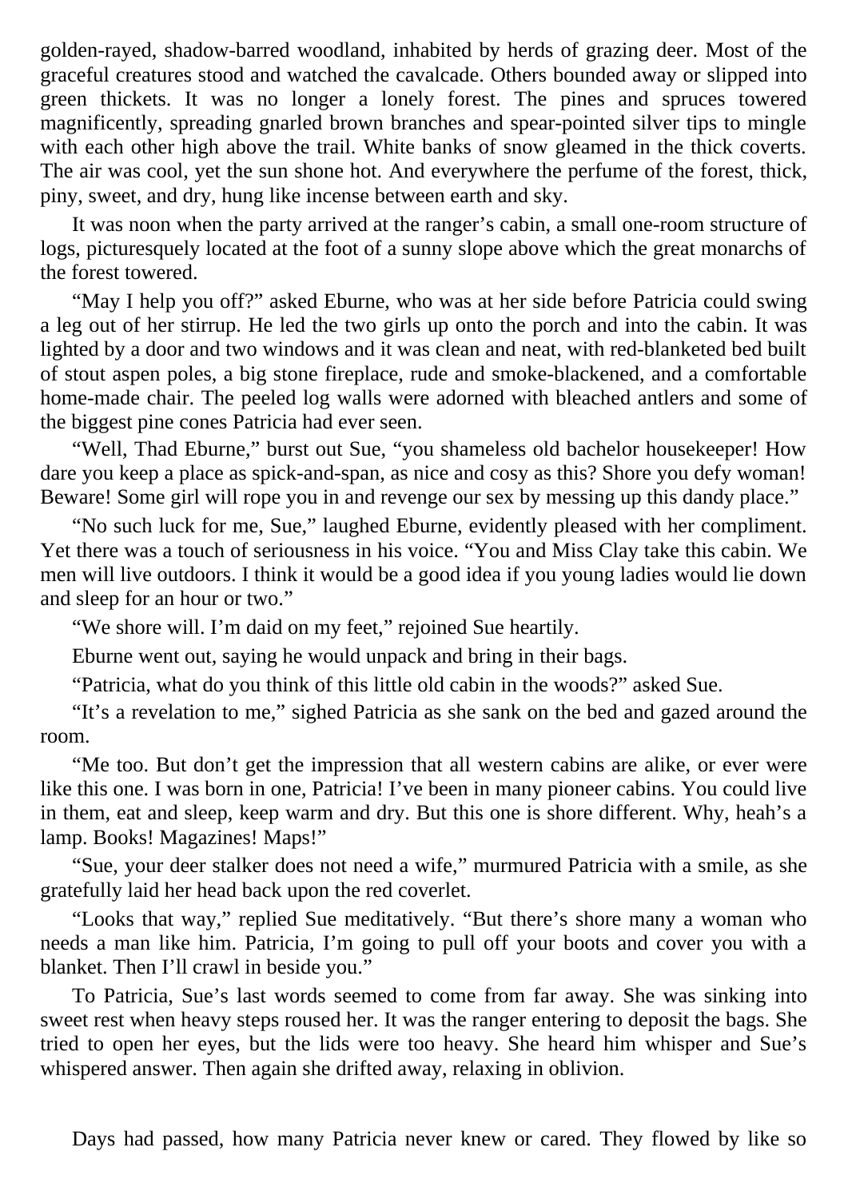golden-rayed, shadow-barred woodland, inhabited by herds of grazing deer. Most of the graceful creatures stood and watched the cavalcade. Others bounded away or slipped into green thickets. It was no longer a lonely forest. The pines and spruces towered magnificently, spreading gnarled brown branches and spear-pointed silver tips to mingle with each other high above the trail. White banks of snow gleamed in the thick coverts. The air was cool, yet the sun shone hot. And everywhere the perfume of the forest, thick, piny, sweet, and dry, hung like incense between earth and sky.

It was noon when the party arrived at the ranger's cabin, a small one-room structure of logs, picturesquely located at the foot of a sunny slope above which the great monarchs of the forest towered.

"May I help you off?" asked Eburne, who was at her side before Patricia could swing a leg out of her stirrup. He led the two girls up onto the porch and into the cabin. It was lighted by a door and two windows and it was clean and neat, with red-blanketed bed built of stout aspen poles, a big stone fireplace, rude and smoke-blackened, and a comfortable home-made chair. The peeled log walls were adorned with bleached antlers and some of the biggest pine cones Patricia had ever seen.

"Well, Thad Eburne," burst out Sue, "you shameless old bachelor housekeeper! How dare you keep a place as spick-and-span, as nice and cosy as this? Shore you defy woman! Beware! Some girl will rope you in and revenge our sex by messing up this dandy place."

"No such luck for me, Sue," laughed Eburne, evidently pleased with her compliment. Yet there was a touch of seriousness in his voice. "You and Miss Clay take this cabin. We men will live outdoors. I think it would be a good idea if you young ladies would lie down and sleep for an hour or two."

"We shore will. I'm daid on my feet," rejoined Sue heartily.

Eburne went out, saying he would unpack and bring in their bags.

"Patricia, what do you think of this little old cabin in the woods?" asked Sue.

"It's a revelation to me," sighed Patricia as she sank on the bed and gazed around the room.

"Me too. But don't get the impression that all western cabins are alike, or ever were like this one. I was born in one, Patricia! I've been in many pioneer cabins. You could live in them, eat and sleep, keep warm and dry. But this one is shore different. Why, heah's a lamp. Books! Magazines! Maps!"

"Sue, your deer stalker does not need a wife," murmured Patricia with a smile, as she gratefully laid her head back upon the red coverlet.

"Looks that way," replied Sue meditatively. "But there's shore many a woman who needs a man like him. Patricia, I'm going to pull off your boots and cover you with a blanket. Then I'll crawl in beside you."

To Patricia, Sue's last words seemed to come from far away. She was sinking into sweet rest when heavy steps roused her. It was the ranger entering to deposit the bags. She tried to open her eyes, but the lids were too heavy. She heard him whisper and Sue's whispered answer. Then again she drifted away, relaxing in oblivion.

Days had passed, how many Patricia never knew or cared. They flowed by like so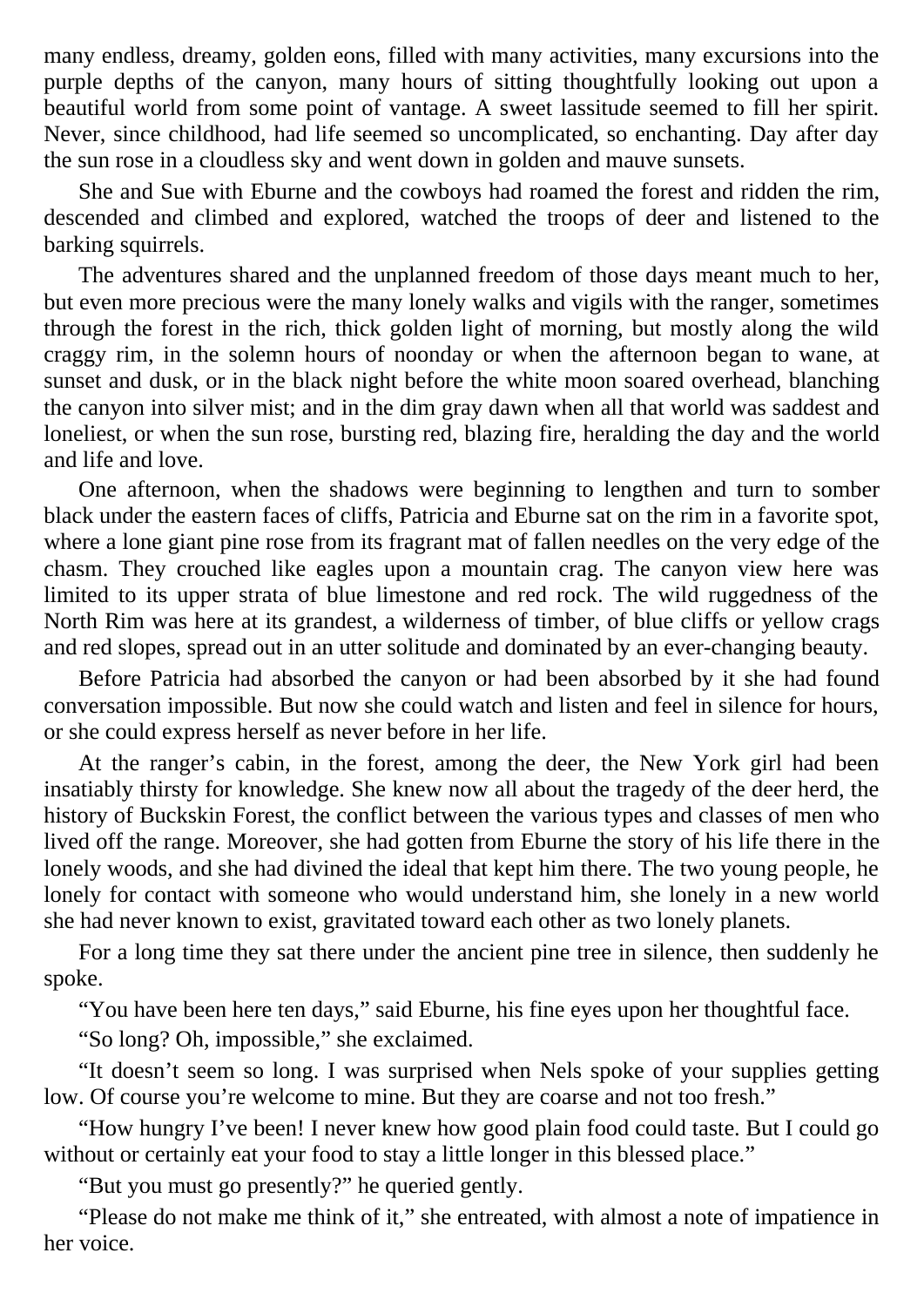many endless, dreamy, golden eons, filled with many activities, many excursions into the purple depths of the canyon, many hours of sitting thoughtfully looking out upon a beautiful world from some point of vantage. A sweet lassitude seemed to fill her spirit. Never, since childhood, had life seemed so uncomplicated, so enchanting. Day after day the sun rose in a cloudless sky and went down in golden and mauve sunsets.

She and Sue with Eburne and the cowboys had roamed the forest and ridden the rim, descended and climbed and explored, watched the troops of deer and listened to the barking squirrels.

The adventures shared and the unplanned freedom of those days meant much to her, but even more precious were the many lonely walks and vigils with the ranger, sometimes through the forest in the rich, thick golden light of morning, but mostly along the wild craggy rim, in the solemn hours of noonday or when the afternoon began to wane, at sunset and dusk, or in the black night before the white moon soared overhead, blanching the canyon into silver mist; and in the dim gray dawn when all that world was saddest and loneliest, or when the sun rose, bursting red, blazing fire, heralding the day and the world and life and love.

One afternoon, when the shadows were beginning to lengthen and turn to somber black under the eastern faces of cliffs, Patricia and Eburne sat on the rim in a favorite spot, where a lone giant pine rose from its fragrant mat of fallen needles on the very edge of the chasm. They crouched like eagles upon a mountain crag. The canyon view here was limited to its upper strata of blue limestone and red rock. The wild ruggedness of the North Rim was here at its grandest, a wilderness of timber, of blue cliffs or yellow crags and red slopes, spread out in an utter solitude and dominated by an ever-changing beauty.

Before Patricia had absorbed the canyon or had been absorbed by it she had found conversation impossible. But now she could watch and listen and feel in silence for hours, or she could express herself as never before in her life.

At the ranger's cabin, in the forest, among the deer, the New York girl had been insatiably thirsty for knowledge. She knew now all about the tragedy of the deer herd, the history of Buckskin Forest, the conflict between the various types and classes of men who lived off the range. Moreover, she had gotten from Eburne the story of his life there in the lonely woods, and she had divined the ideal that kept him there. The two young people, he lonely for contact with someone who would understand him, she lonely in a new world she had never known to exist, gravitated toward each other as two lonely planets.

For a long time they sat there under the ancient pine tree in silence, then suddenly he spoke.

"You have been here ten days," said Eburne, his fine eyes upon her thoughtful face.

"So long? Oh, impossible," she exclaimed.

"It doesn't seem so long. I was surprised when Nels spoke of your supplies getting low. Of course you're welcome to mine. But they are coarse and not too fresh."

"How hungry I've been! I never knew how good plain food could taste. But I could go without or certainly eat your food to stay a little longer in this blessed place."

"But you must go presently?" he queried gently.

"Please do not make me think of it," she entreated, with almost a note of impatience in her voice.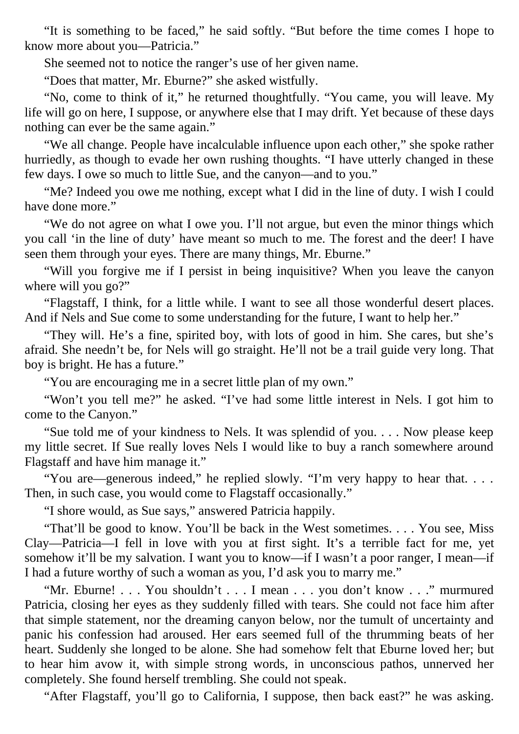"It is something to be faced," he said softly. "But before the time comes I hope to know more about you—Patricia."

She seemed not to notice the ranger's use of her given name.

"Does that matter, Mr. Eburne?" she asked wistfully.

"No, come to think of it," he returned thoughtfully. "You came, you will leave. My life will go on here, I suppose, or anywhere else that I may drift. Yet because of these days nothing can ever be the same again."

"We all change. People have incalculable influence upon each other," she spoke rather hurriedly, as though to evade her own rushing thoughts. "I have utterly changed in these few days. I owe so much to little Sue, and the canyon—and to you."

"Me? Indeed you owe me nothing, except what I did in the line of duty. I wish I could have done more."

"We do not agree on what I owe you. I'll not argue, but even the minor things which you call 'in the line of duty' have meant so much to me. The forest and the deer! I have seen them through your eyes. There are many things, Mr. Eburne."

"Will you forgive me if I persist in being inquisitive? When you leave the canyon where will you go?"

"Flagstaff, I think, for a little while. I want to see all those wonderful desert places. And if Nels and Sue come to some understanding for the future, I want to help her."

"They will. He's a fine, spirited boy, with lots of good in him. She cares, but she's afraid. She needn't be, for Nels will go straight. He'll not be a trail guide very long. That boy is bright. He has a future."

"You are encouraging me in a secret little plan of my own."

"Won't you tell me?" he asked. "I've had some little interest in Nels. I got him to come to the Canyon."

"Sue told me of your kindness to Nels. It was splendid of you. . . . Now please keep my little secret. If Sue really loves Nels I would like to buy a ranch somewhere around Flagstaff and have him manage it."

"You are—generous indeed," he replied slowly. "I'm very happy to hear that. . . . Then, in such case, you would come to Flagstaff occasionally."

"I shore would, as Sue says," answered Patricia happily.

"That'll be good to know. You'll be back in the West sometimes. . . . You see, Miss Clay—Patricia—I fell in love with you at first sight. It's a terrible fact for me, yet somehow it'll be my salvation. I want you to know—if I wasn't a poor ranger, I mean—if I had a future worthy of such a woman as you, I'd ask you to marry me."

"Mr. Eburne! . . . You shouldn't . . . I mean . . . you don't know . . ." murmured Patricia, closing her eyes as they suddenly filled with tears. She could not face him after that simple statement, nor the dreaming canyon below, nor the tumult of uncertainty and panic his confession had aroused. Her ears seemed full of the thrumming beats of her heart. Suddenly she longed to be alone. She had somehow felt that Eburne loved her; but to hear him avow it, with simple strong words, in unconscious pathos, unnerved her completely. She found herself trembling. She could not speak.

"After Flagstaff, you'll go to California, I suppose, then back east?" he was asking.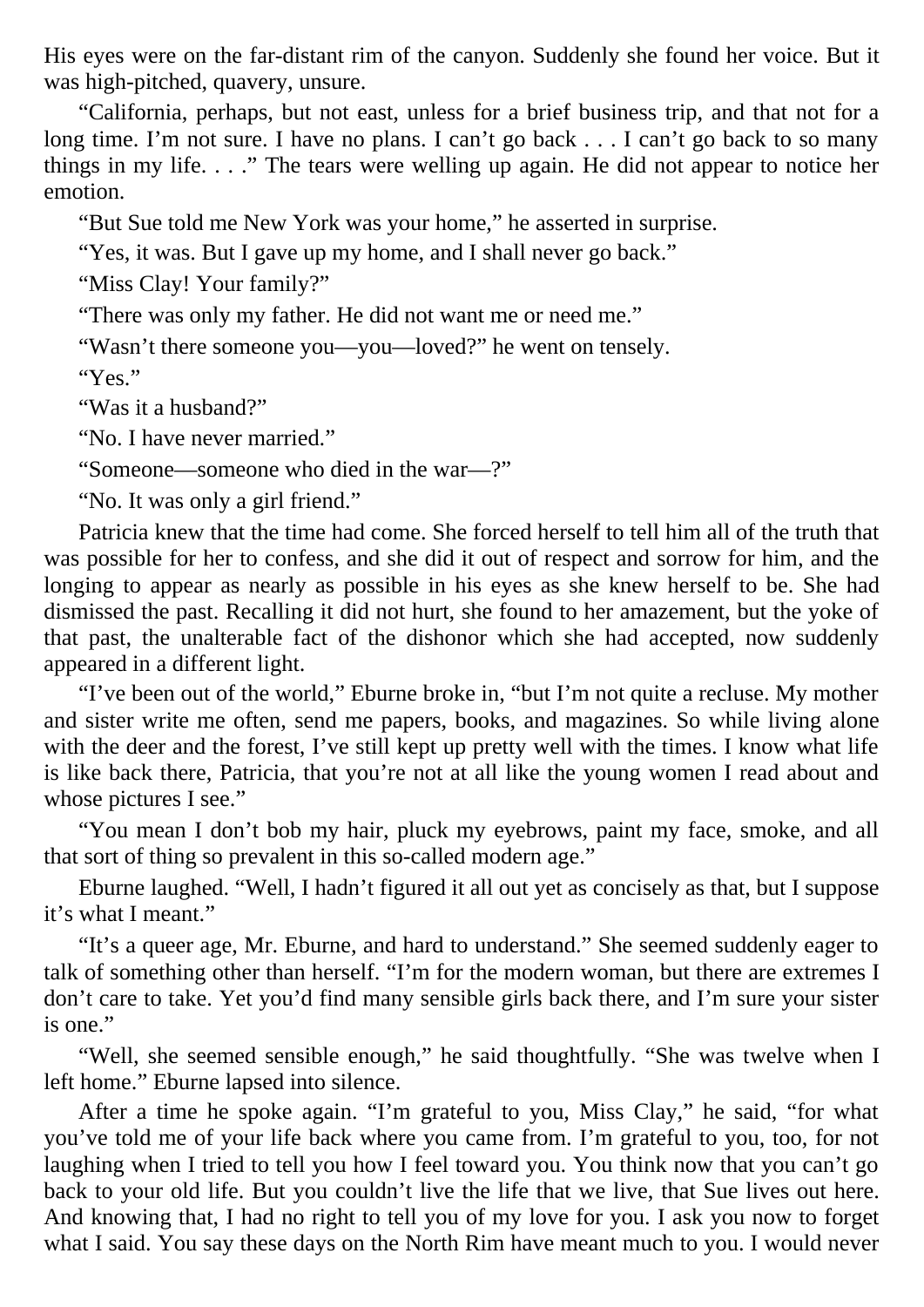His eyes were on the far-distant rim of the canyon. Suddenly she found her voice. But it was high-pitched, quavery, unsure.

"California, perhaps, but not east, unless for a brief business trip, and that not for a long time. I'm not sure. I have no plans. I can't go back . . . I can't go back to so many things in my life. . . ." The tears were welling up again. He did not appear to notice her emotion.

"But Sue told me New York was your home," he asserted in surprise.

"Yes, it was. But I gave up my home, and I shall never go back."

"Miss Clay! Your family?"

"There was only my father. He did not want me or need me."

"Wasn't there someone you—you—loved?" he went on tensely.

"Yes."

"Was it a husband?"

"No. I have never married."

"Someone—someone who died in the war—?"

"No. It was only a girl friend."

Patricia knew that the time had come. She forced herself to tell him all of the truth that was possible for her to confess, and she did it out of respect and sorrow for him, and the longing to appear as nearly as possible in his eyes as she knew herself to be. She had dismissed the past. Recalling it did not hurt, she found to her amazement, but the yoke of that past, the unalterable fact of the dishonor which she had accepted, now suddenly appeared in a different light.

"I've been out of the world," Eburne broke in, "but I'm not quite a recluse. My mother and sister write me often, send me papers, books, and magazines. So while living alone with the deer and the forest, I've still kept up pretty well with the times. I know what life is like back there, Patricia, that you're not at all like the young women I read about and whose pictures I see."

"You mean I don't bob my hair, pluck my eyebrows, paint my face, smoke, and all that sort of thing so prevalent in this so-called modern age."

Eburne laughed. "Well, I hadn't figured it all out yet as concisely as that, but I suppose it's what I meant."

"It's a queer age, Mr. Eburne, and hard to understand." She seemed suddenly eager to talk of something other than herself. "I'm for the modern woman, but there are extremes I don't care to take. Yet you'd find many sensible girls back there, and I'm sure your sister is one."

"Well, she seemed sensible enough," he said thoughtfully. "She was twelve when I left home." Eburne lapsed into silence.

After a time he spoke again. "I'm grateful to you, Miss Clay," he said, "for what you've told me of your life back where you came from. I'm grateful to you, too, for not laughing when I tried to tell you how I feel toward you. You think now that you can't go back to your old life. But you couldn't live the life that we live, that Sue lives out here. And knowing that, I had no right to tell you of my love for you. I ask you now to forget what I said. You say these days on the North Rim have meant much to you. I would never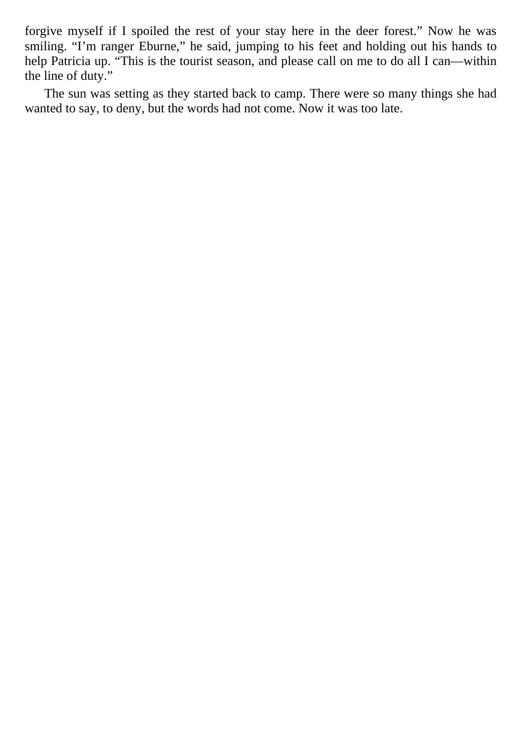forgive myself if I spoiled the rest of your stay here in the deer forest." Now he was smiling. "I'm ranger Eburne," he said, jumping to his feet and holding out his hands to help Patricia up. "This is the tourist season, and please call on me to do all I can—within the line of duty."

The sun was setting as they started back to camp. There were so many things she had wanted to say, to deny, but the words had not come. Now it was too late.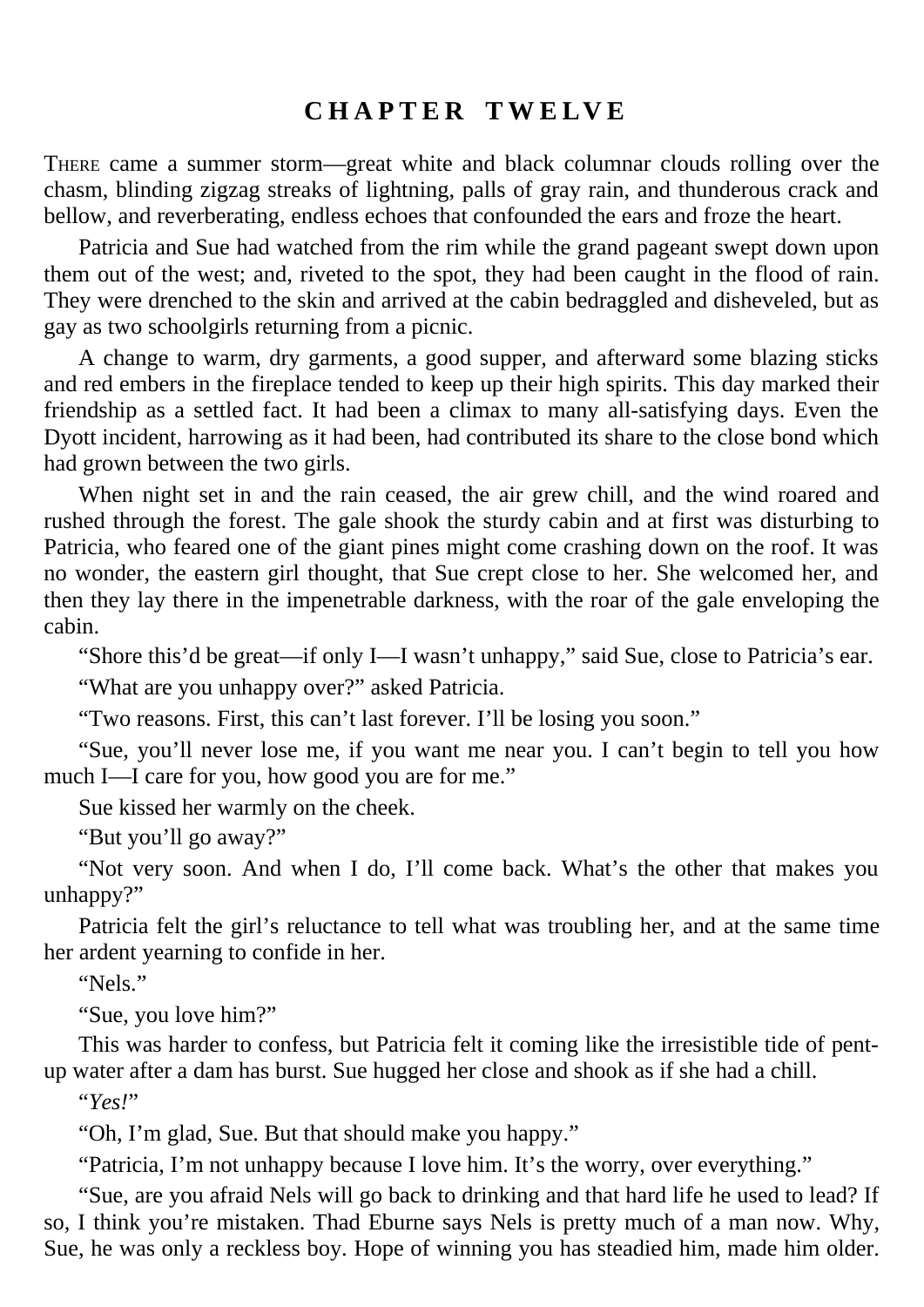## CHAPTER TWELVE

THERE came a summer storm—great white and black columnar clouds rolling over the chasm, blinding zigzag streaks of lightning, palls of gray rain, and thunderous crack and bellow, and reverberating, endless echoes that confounded the ears and froze the heart.

Patricia and Sue had watched from the rim while the grand pageant swept down upon them out of the west; and, riveted to the spot, they had been caught in the flood of rain. They were drenched to the skin and arrived at the cabin bedraggled and disheveled, but as gay as two schoolgirls returning from a picnic.

A change to warm, dry garments, a good supper, and afterward some blazing sticks and red embers in the fireplace tended to keep up their high spirits. This day marked their friendship as a settled fact. It had been a climax to many all-satisfying days. Even the Dyott incident, harrowing as it had been, had contributed its share to the close bond which had grown between the two girls.

When night set in and the rain ceased, the air grew chill, and the wind roared and rushed through the forest. The gale shook the sturdy cabin and at first was disturbing to Patricia, who feared one of the giant pines might come crashing down on the roof. It was no wonder, the eastern girl thought, that Sue crept close to her. She welcomed her, and then they lay there in the impenetrable darkness, with the roar of the gale enveloping the cabin.

"Shore this'd be great—if only I—I wasn't unhappy," said Sue, close to Patricia's ear.

"What are you unhappy over?" asked Patricia.

"Two reasons. First, this can't last forever. I'll be losing you soon."

"Sue, you'll never lose me, if you want me near you. I can't begin to tell you how much I—I care for you, how good you are for me."

Sue kissed her warmly on the cheek.

"But you'll go away?"

"Not very soon. And when I do, I'll come back. What's the other that makes you unhappy?"

Patricia felt the girl's reluctance to tell what was troubling her, and at the same time her ardent yearning to confide in her.

"Nels."

"Sue, you love him?"

This was harder to confess, but Patricia felt it coming like the irresistible tide of pent-up water after a dam has burst. Sue hugged her close and shook as if she had a chill.

"*Yes!*"

"Oh, I'm glad, Sue. But that should make you happy."

"Patricia, I'm not unhappy because I love him. It's the worry, over everything."

"Sue, are you afraid Nels will go back to drinking and that hard life he used to lead? If so, I think you're mistaken. Thad Eburne says Nels is pretty much of a man now. Why, Sue, he was only a reckless boy. Hope of winning you has steadied him, made him older.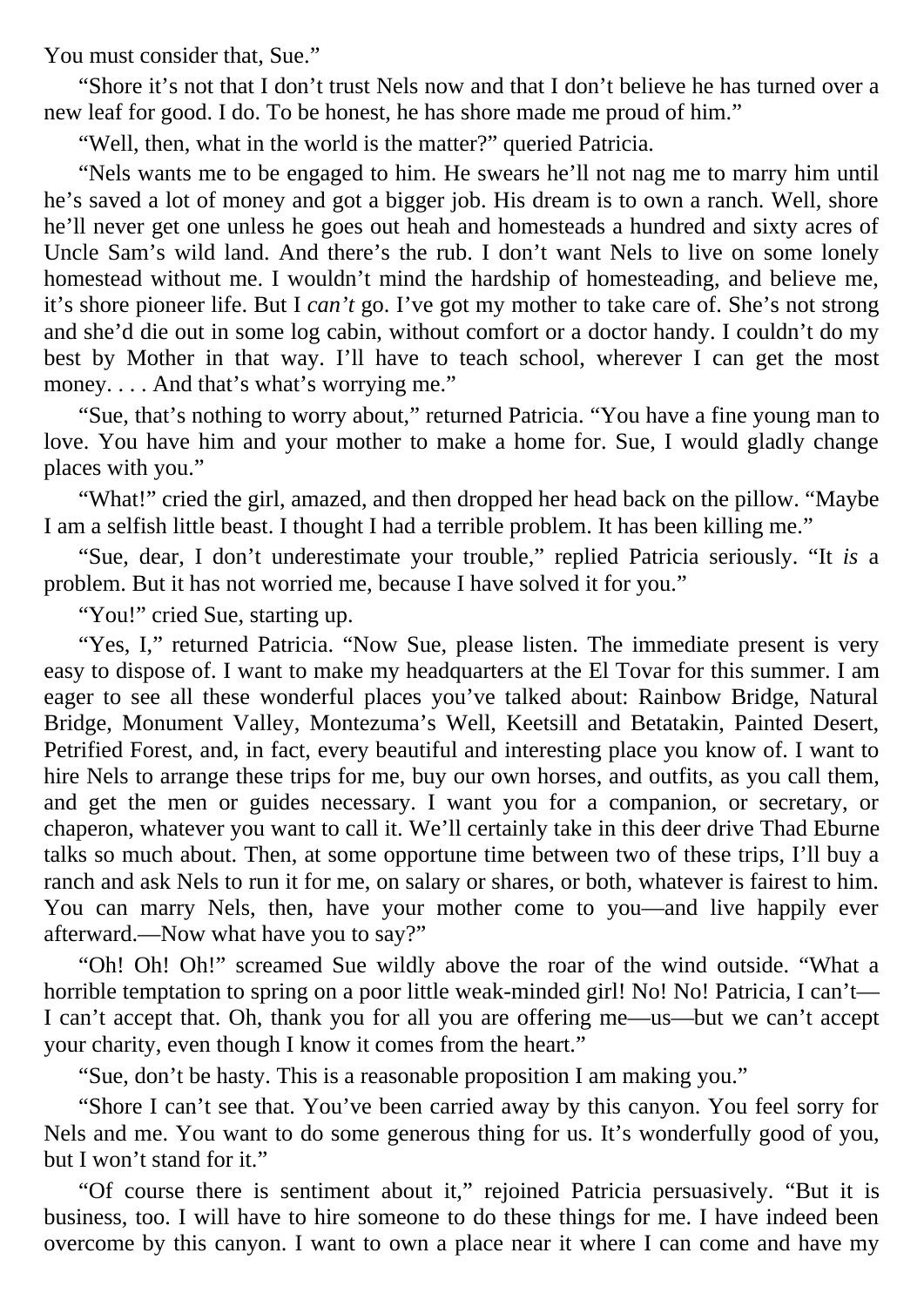You must consider that, Sue."

"Shore it's not that I don't trust Nels now and that I don't believe he has turned over a new leaf for good. I do. To be honest, he has shore made me proud of him."

"Well, then, what in the world is the matter?" queried Patricia.

"Nels wants me to be engaged to him. He swears he'll not nag me to marry him until he's saved a lot of money and got a bigger job. His dream is to own a ranch. Well, shore he'll never get one unless he goes out heah and homesteads a hundred and sixty acres of Uncle Sam's wild land. And there's the rub. I don't want Nels to live on some lonely homestead without me. I wouldn't mind the hardship of homesteading, and believe me, it's shore pioneer life. But I *can't* go. I've got my mother to take care of. She's not strong and she'd die out in some log cabin, without comfort or a doctor handy. I couldn't do my best by Mother in that way. I'll have to teach school, wherever I can get the most money. . . . And that's what's worrying me."

"Sue, that's nothing to worry about," returned Patricia. "You have a fine young man to love. You have him and your mother to make a home for. Sue, I would gladly change places with you."

"What!" cried the girl, amazed, and then dropped her head back on the pillow. "Maybe I am a selfish little beast. I thought I had a terrible problem. It has been killing me."

"Sue, dear, I don't underestimate your trouble," replied Patricia seriously. "It *is* a problem. But it has not worried me, because I have solved it for you."

"You!" cried Sue, starting up.

"Yes, I," returned Patricia. "Now Sue, please listen. The immediate present is very easy to dispose of. I want to make my headquarters at the El Tovar for this summer. I am eager to see all these wonderful places you've talked about: Rainbow Bridge, Natural Bridge, Monument Valley, Montezuma's Well, Keetsill and Betatakin, Painted Desert, Petrified Forest, and, in fact, every beautiful and interesting place you know of. I want to hire Nels to arrange these trips for me, buy our own horses, and outfits, as you call them, and get the men or guides necessary. I want you for a companion, or secretary, or chaperon, whatever you want to call it. We'll certainly take in this deer drive Thad Eburne talks so much about. Then, at some opportune time between two of these trips, I'll buy a ranch and ask Nels to run it for me, on salary or shares, or both, whatever is fairest to him. You can marry Nels, then, have your mother come to you—and live happily ever afterward.—Now what have you to say?"

"Oh! Oh! Oh!" screamed Sue wildly above the roar of the wind outside. "What a horrible temptation to spring on a poor little weak-minded girl! No! No! Patricia, I can't—I can't accept that. Oh, thank you for all you are offering me—us—but we can't accept your charity, even though I know it comes from the heart."

"Sue, don't be hasty. This is a reasonable proposition I am making you."

"Shore I can't see that. You've been carried away by this canyon. You feel sorry for Nels and me. You want to do some generous thing for us. It's wonderfully good of you, but I won't stand for it."

"Of course there is sentiment about it," rejoined Patricia persuasively. "But it is business, too. I will have to hire someone to do these things for me. I have indeed been overcome by this canyon. I want to own a place near it where I can come and have my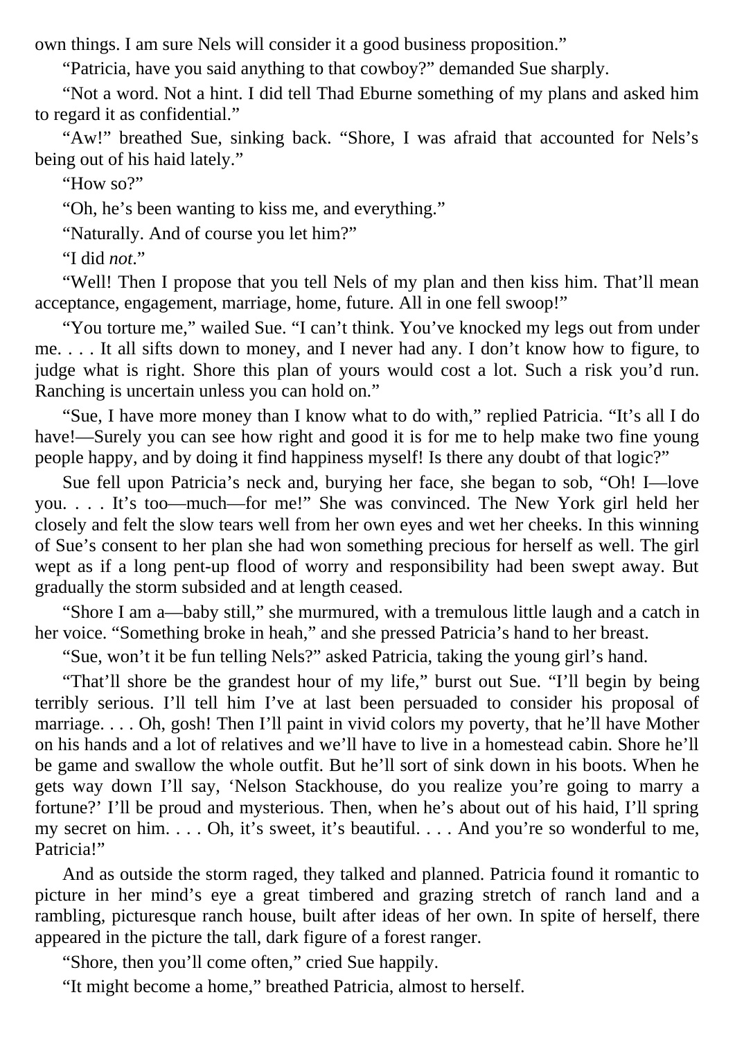own things. I am sure Nels will consider it a good business proposition."

"Patricia, have you said anything to that cowboy?" demanded Sue sharply.

"Not a word. Not a hint. I did tell Thad Eburne something of my plans and asked him to regard it as confidential."

"Aw!" breathed Sue, sinking back. "Shore, I was afraid that accounted for Nels's being out of his haid lately."

"How so?"

"Oh, he's been wanting to kiss me, and everything."

"Naturally. And of course you let him?"

"I did *not*."

"Well! Then I propose that you tell Nels of my plan and then kiss him. That'll mean acceptance, engagement, marriage, home, future. All in one fell swoop!"

"You torture me," wailed Sue. "I can't think. You've knocked my legs out from under me. . . . It all sifts down to money, and I never had any. I don't know how to figure, to judge what is right. Shore this plan of yours would cost a lot. Such a risk you'd run. Ranching is uncertain unless you can hold on."

"Sue, I have more money than I know what to do with," replied Patricia. "It's all I do have!—Surely you can see how right and good it is for me to help make two fine young people happy, and by doing it find happiness myself! Is there any doubt of that logic?"

Sue fell upon Patricia's neck and, burying her face, she began to sob, "Oh! I—love you. . . . It's too—much—for me!" She was convinced. The New York girl held her closely and felt the slow tears well from her own eyes and wet her cheeks. In this winning of Sue's consent to her plan she had won something precious for herself as well. The girl wept as if a long pent-up flood of worry and responsibility had been swept away. But gradually the storm subsided and at length ceased.

"Shore I am a—baby still," she murmured, with a tremulous little laugh and a catch in her voice. "Something broke in heah," and she pressed Patricia's hand to her breast.

"Sue, won't it be fun telling Nels?" asked Patricia, taking the young girl's hand.

"That'll shore be the grandest hour of my life," burst out Sue. "I'll begin by being terribly serious. I'll tell him I've at last been persuaded to consider his proposal of marriage. . . . Oh, gosh! Then I'll paint in vivid colors my poverty, that he'll have Mother on his hands and a lot of relatives and we'll have to live in a homestead cabin. Shore he'll be game and swallow the whole outfit. But he'll sort of sink down in his boots. When he gets way down I'll say, 'Nelson Stackhouse, do you realize you're going to marry a fortune?' I'll be proud and mysterious. Then, when he's about out of his haid, I'll spring my secret on him. . . . Oh, it's sweet, it's beautiful. . . . And you're so wonderful to me, Patricia!"

And as outside the storm raged, they talked and planned. Patricia found it romantic to picture in her mind's eye a great timbered and grazing stretch of ranch land and a rambling, picturesque ranch house, built after ideas of her own. In spite of herself, there appeared in the picture the tall, dark figure of a forest ranger.

"Shore, then you'll come often," cried Sue happily.

"It might become a home," breathed Patricia, almost to herself.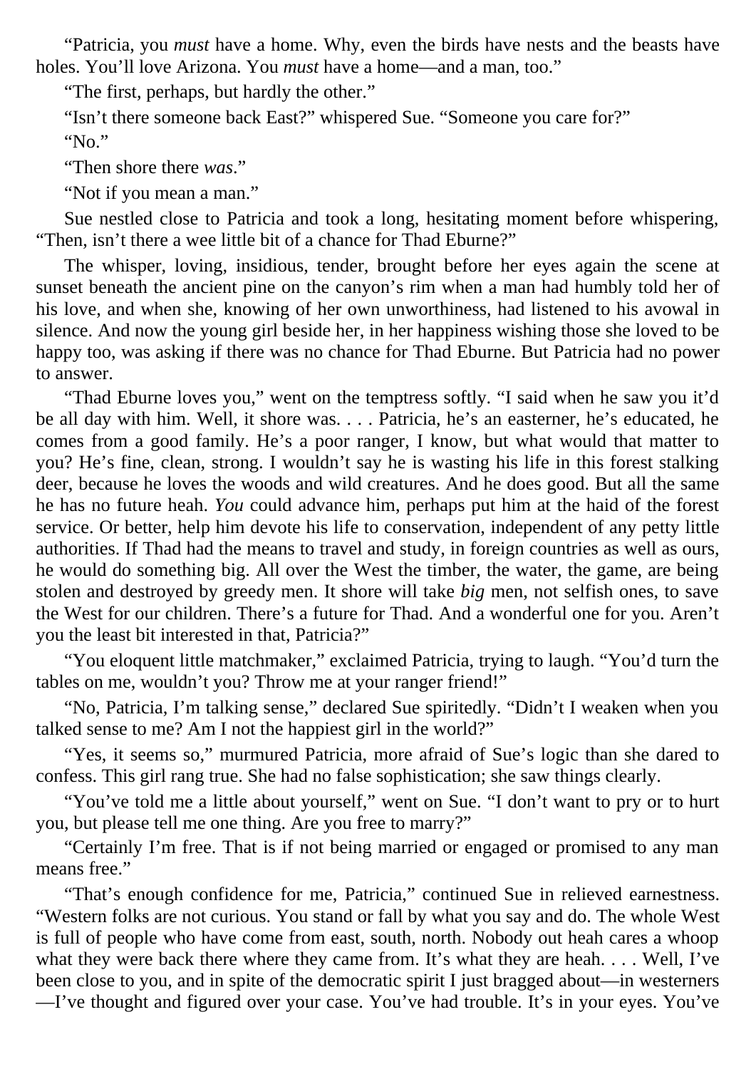"Patricia, you *must* have a home. Why, even the birds have nests and the beasts have holes. You'll love Arizona. You *must* have a home—and a man, too."

"The first, perhaps, but hardly the other."

"Isn't there someone back East?" whispered Sue. "Someone you care for?"

"No."

"Then shore there *was*."

"Not if you mean a man."

Sue nestled close to Patricia and took a long, hesitating moment before whispering, "Then, isn't there a wee little bit of a chance for Thad Eburne?"

The whisper, loving, insidious, tender, brought before her eyes again the scene at sunset beneath the ancient pine on the canyon's rim when a man had humbly told her of his love, and when she, knowing of her own unworthiness, had listened to his avowal in silence. And now the young girl beside her, in her happiness wishing those she loved to be happy too, was asking if there was no chance for Thad Eburne. But Patricia had no power to answer.

"Thad Eburne loves you," went on the temptress softly. "I said when he saw you it'd be all day with him. Well, it shore was. . . . Patricia, he's an easterner, he's educated, he comes from a good family. He's a poor ranger, I know, but what would that matter to you? He's fine, clean, strong. I wouldn't say he is wasting his life in this forest stalking deer, because he loves the woods and wild creatures. And he does good. But all the same he has no future heah. *You* could advance him, perhaps put him at the haid of the forest service. Or better, help him devote his life to conservation, independent of any petty little authorities. If Thad had the means to travel and study, in foreign countries as well as ours, he would do something big. All over the West the timber, the water, the game, are being stolen and destroyed by greedy men. It shore will take *big* men, not selfish ones, to save the West for our children. There's a future for Thad. And a wonderful one for you. Aren't you the least bit interested in that, Patricia?"

"You eloquent little matchmaker," exclaimed Patricia, trying to laugh. "You'd turn the tables on me, wouldn't you? Throw me at your ranger friend!"

"No, Patricia, I'm talking sense," declared Sue spiritedly. "Didn't I weaken when you talked sense to me? Am I not the happiest girl in the world?"

"Yes, it seems so," murmured Patricia, more afraid of Sue's logic than she dared to confess. This girl rang true. She had no false sophistication; she saw things clearly.

"You've told me a little about yourself," went on Sue. "I don't want to pry or to hurt you, but please tell me one thing. Are you free to marry?"

"Certainly I'm free. That is if not being married or engaged or promised to any man means free."

"That's enough confidence for me, Patricia," continued Sue in relieved earnestness. "Western folks are not curious. You stand or fall by what you say and do. The whole West is full of people who have come from east, south, north. Nobody out heah cares a whoop what they were back there where they came from. It's what they are heah. . . . Well, I've been close to you, and in spite of the democratic spirit I just bragged about—in westerners—I've thought and figured over your case. You've had trouble. It's in your eyes. You've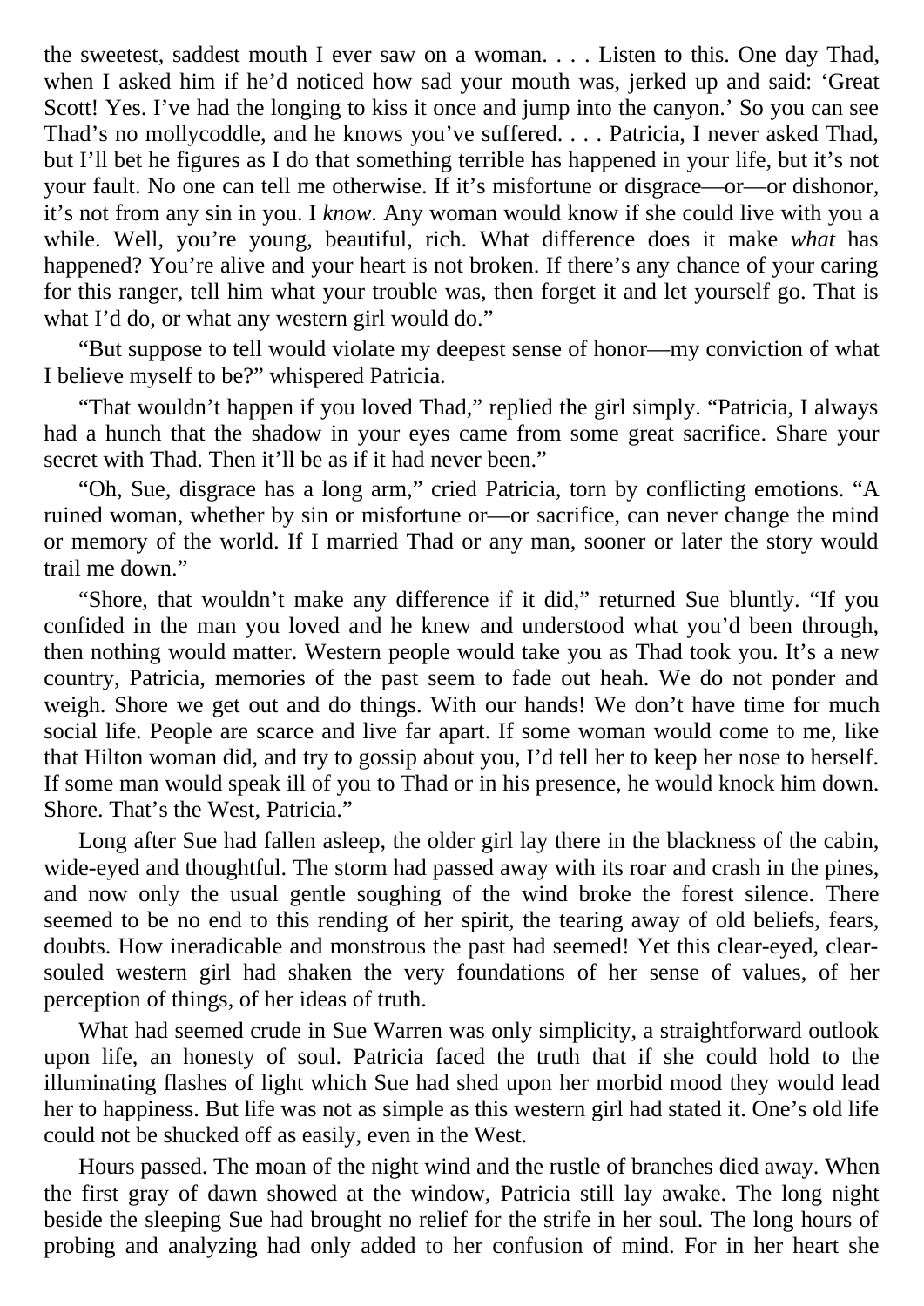the sweetest, saddest mouth I ever saw on a woman. . . . Listen to this. One day Thad, when I asked him if he'd noticed how sad your mouth was, jerked up and said: 'Great Scott! Yes. I've had the longing to kiss it once and jump into the canyon.' So you can see Thad's no mollycoddle, and he knows you've suffered. . . . Patricia, I never asked Thad, but I'll bet he figures as I do that something terrible has happened in your life, but it's not your fault. No one can tell me otherwise. If it's misfortune or disgrace—or—or dishonor, it's not from any sin in you. I *know*. Any woman would know if she could live with you a while. Well, you're young, beautiful, rich. What difference does it make *what* has happened? You're alive and your heart is not broken. If there's any chance of your caring for this ranger, tell him what your trouble was, then forget it and let yourself go. That is what I'd do, or what any western girl would do."

"But suppose to tell would violate my deepest sense of honor—my conviction of what I believe myself to be?" whispered Patricia.

"That wouldn't happen if you loved Thad," replied the girl simply. "Patricia, I always had a hunch that the shadow in your eyes came from some great sacrifice. Share your secret with Thad. Then it'll be as if it had never been."

"Oh, Sue, disgrace has a long arm," cried Patricia, torn by conflicting emotions. "A ruined woman, whether by sin or misfortune or—or sacrifice, can never change the mind or memory of the world. If I married Thad or any man, sooner or later the story would trail me down."

"Shore, that wouldn't make any difference if it did," returned Sue bluntly. "If you confided in the man you loved and he knew and understood what you'd been through, then nothing would matter. Western people would take you as Thad took you. It's a new country, Patricia, memories of the past seem to fade out heah. We do not ponder and weigh. Shore we get out and do things. With our hands! We don't have time for much social life. People are scarce and live far apart. If some woman would come to me, like that Hilton woman did, and try to gossip about you, I'd tell her to keep her nose to herself. If some man would speak ill of you to Thad or in his presence, he would knock him down. Shore. That's the West, Patricia."

Long after Sue had fallen asleep, the older girl lay there in the blackness of the cabin, wide-eyed and thoughtful. The storm had passed away with its roar and crash in the pines, and now only the usual gentle soughing of the wind broke the forest silence. There seemed to be no end to this rending of her spirit, the tearing away of old beliefs, fears, doubts. How ineradicable and monstrous the past had seemed! Yet this clear-eyed, clear-souled western girl had shaken the very foundations of her sense of values, of her perception of things, of her ideas of truth.

What had seemed crude in Sue Warren was only simplicity, a straightforward outlook upon life, an honesty of soul. Patricia faced the truth that if she could hold to the illuminating flashes of light which Sue had shed upon her morbid mood they would lead her to happiness. But life was not as simple as this western girl had stated it. One's old life could not be shucked off as easily, even in the West.

Hours passed. The moan of the night wind and the rustle of branches died away. When the first gray of dawn showed at the window, Patricia still lay awake. The long night beside the sleeping Sue had brought no relief for the strife in her soul. The long hours of probing and analyzing had only added to her confusion of mind. For in her heart she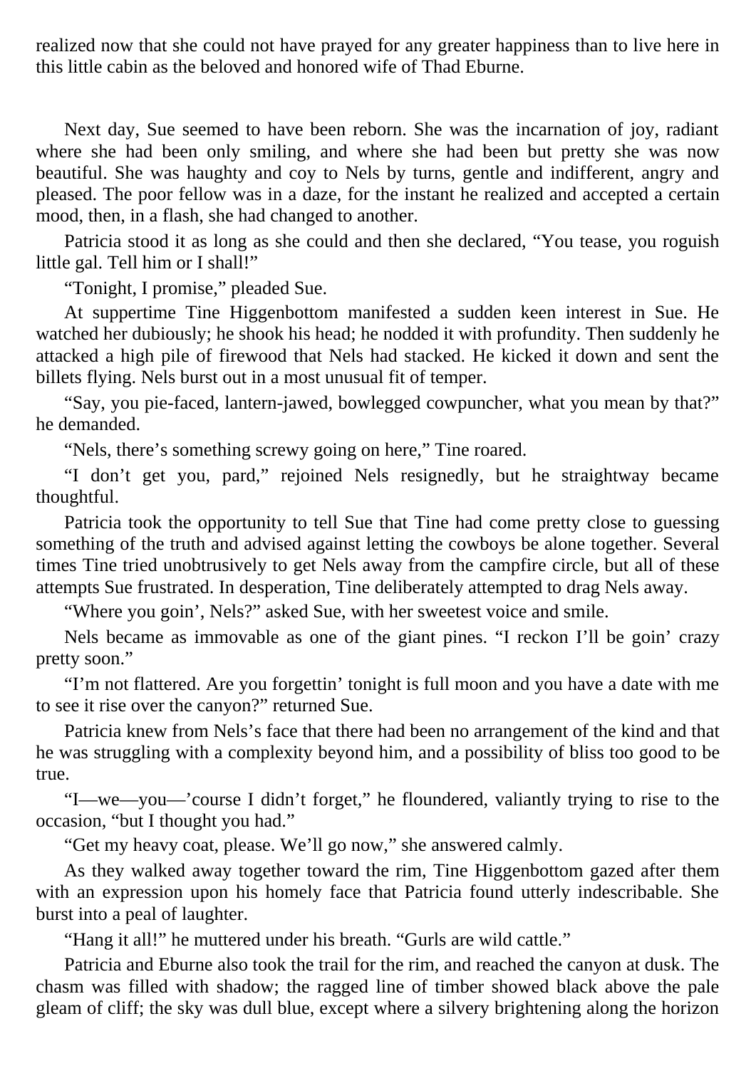realized now that she could not have prayed for any greater happiness than to live here in this little cabin as the beloved and honored wife of Thad Eburne.

Next day, Sue seemed to have been reborn. She was the incarnation of joy, radiant where she had been only smiling, and where she had been but pretty she was now beautiful. She was haughty and coy to Nels by turns, gentle and indifferent, angry and pleased. The poor fellow was in a daze, for the instant he realized and accepted a certain mood, then, in a flash, she had changed to another.

Patricia stood it as long as she could and then she declared, "You tease, you roguish little gal. Tell him or I shall!"

"Tonight, I promise," pleaded Sue.

At suppertime Tine Higgenbottom manifested a sudden keen interest in Sue. He watched her dubiously; he shook his head; he nodded it with profundity. Then suddenly he attacked a high pile of firewood that Nels had stacked. He kicked it down and sent the billets flying. Nels burst out in a most unusual fit of temper.

"Say, you pie-faced, lantern-jawed, bowlegged cowpuncher, what you mean by that?" he demanded.

"Nels, there's something screwy going on here," Tine roared.

"I don't get you, pard," rejoined Nels resignedly, but he straightway became thoughtful.

Patricia took the opportunity to tell Sue that Tine had come pretty close to guessing something of the truth and advised against letting the cowboys be alone together. Several times Tine tried unobtrusively to get Nels away from the campfire circle, but all of these attempts Sue frustrated. In desperation, Tine deliberately attempted to drag Nels away.

"Where you goin', Nels?" asked Sue, with her sweetest voice and smile.

Nels became as immovable as one of the giant pines. "I reckon I'll be goin' crazy pretty soon."

"I'm not flattered. Are you forgettin' tonight is full moon and you have a date with me to see it rise over the canyon?" returned Sue.

Patricia knew from Nels's face that there had been no arrangement of the kind and that he was struggling with a complexity beyond him, and a possibility of bliss too good to be true.

"I—we—you—'course I didn't forget," he floundered, valiantly trying to rise to the occasion, "but I thought you had."

"Get my heavy coat, please. We'll go now," she answered calmly.

As they walked away together toward the rim, Tine Higgenbottom gazed after them with an expression upon his homely face that Patricia found utterly indescribable. She burst into a peal of laughter.

"Hang it all!" he muttered under his breath. "Gurls are wild cattle."

Patricia and Eburne also took the trail for the rim, and reached the canyon at dusk. The chasm was filled with shadow; the ragged line of timber showed black above the pale gleam of cliff; the sky was dull blue, except where a silvery brightening along the horizon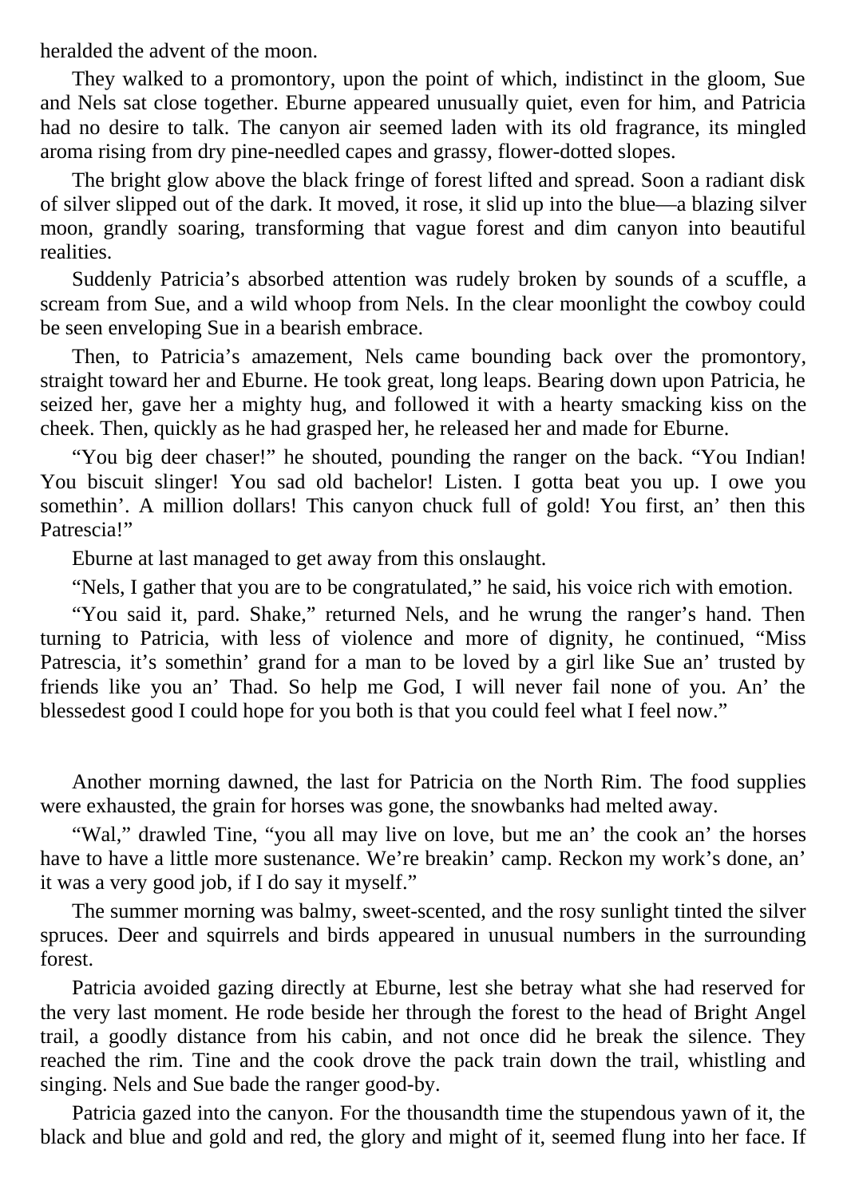heralded the advent of the moon.

They walked to a promontory, upon the point of which, indistinct in the gloom, Sue and Nels sat close together. Eburne appeared unusually quiet, even for him, and Patricia had no desire to talk. The canyon air seemed laden with its old fragrance, its mingled aroma rising from dry pine-needled capes and grassy, flower-dotted slopes.

The bright glow above the black fringe of forest lifted and spread. Soon a radiant disk of silver slipped out of the dark. It moved, it rose, it slid up into the blue—a blazing silver moon, grandly soaring, transforming that vague forest and dim canyon into beautiful realities.

Suddenly Patricia's absorbed attention was rudely broken by sounds of a scuffle, a scream from Sue, and a wild whoop from Nels. In the clear moonlight the cowboy could be seen enveloping Sue in a bearish embrace.

Then, to Patricia's amazement, Nels came bounding back over the promontory, straight toward her and Eburne. He took great, long leaps. Bearing down upon Patricia, he seized her, gave her a mighty hug, and followed it with a hearty smacking kiss on the cheek. Then, quickly as he had grasped her, he released her and made for Eburne.

"You big deer chaser!" he shouted, pounding the ranger on the back. "You Indian! You biscuit slinger! You sad old bachelor! Listen. I gotta beat you up. I owe you somethin'. A million dollars! This canyon chuck full of gold! You first, an' then this Patrescia!"

Eburne at last managed to get away from this onslaught.

"Nels, I gather that you are to be congratulated," he said, his voice rich with emotion.

"You said it, pard. Shake," returned Nels, and he wrung the ranger's hand. Then turning to Patricia, with less of violence and more of dignity, he continued, "Miss Patrescia, it's somethin' grand for a man to be loved by a girl like Sue an' trusted by friends like you an' Thad. So help me God, I will never fail none of you. An' the blessedest good I could hope for you both is that you could feel what I feel now."

Another morning dawned, the last for Patricia on the North Rim. The food supplies were exhausted, the grain for horses was gone, the snowbanks had melted away.

"Wal," drawled Tine, "you all may live on love, but me an' the cook an' the horses have to have a little more sustenance. We're breakin' camp. Reckon my work's done, an' it was a very good job, if I do say it myself."

The summer morning was balmy, sweet-scented, and the rosy sunlight tinted the silver spruces. Deer and squirrels and birds appeared in unusual numbers in the surrounding forest.

Patricia avoided gazing directly at Eburne, lest she betray what she had reserved for the very last moment. He rode beside her through the forest to the head of Bright Angel trail, a goodly distance from his cabin, and not once did he break the silence. They reached the rim. Tine and the cook drove the pack train down the trail, whistling and singing. Nels and Sue bade the ranger good-by.

Patricia gazed into the canyon. For the thousandth time the stupendous yawn of it, the black and blue and gold and red, the glory and might of it, seemed flung into her face. If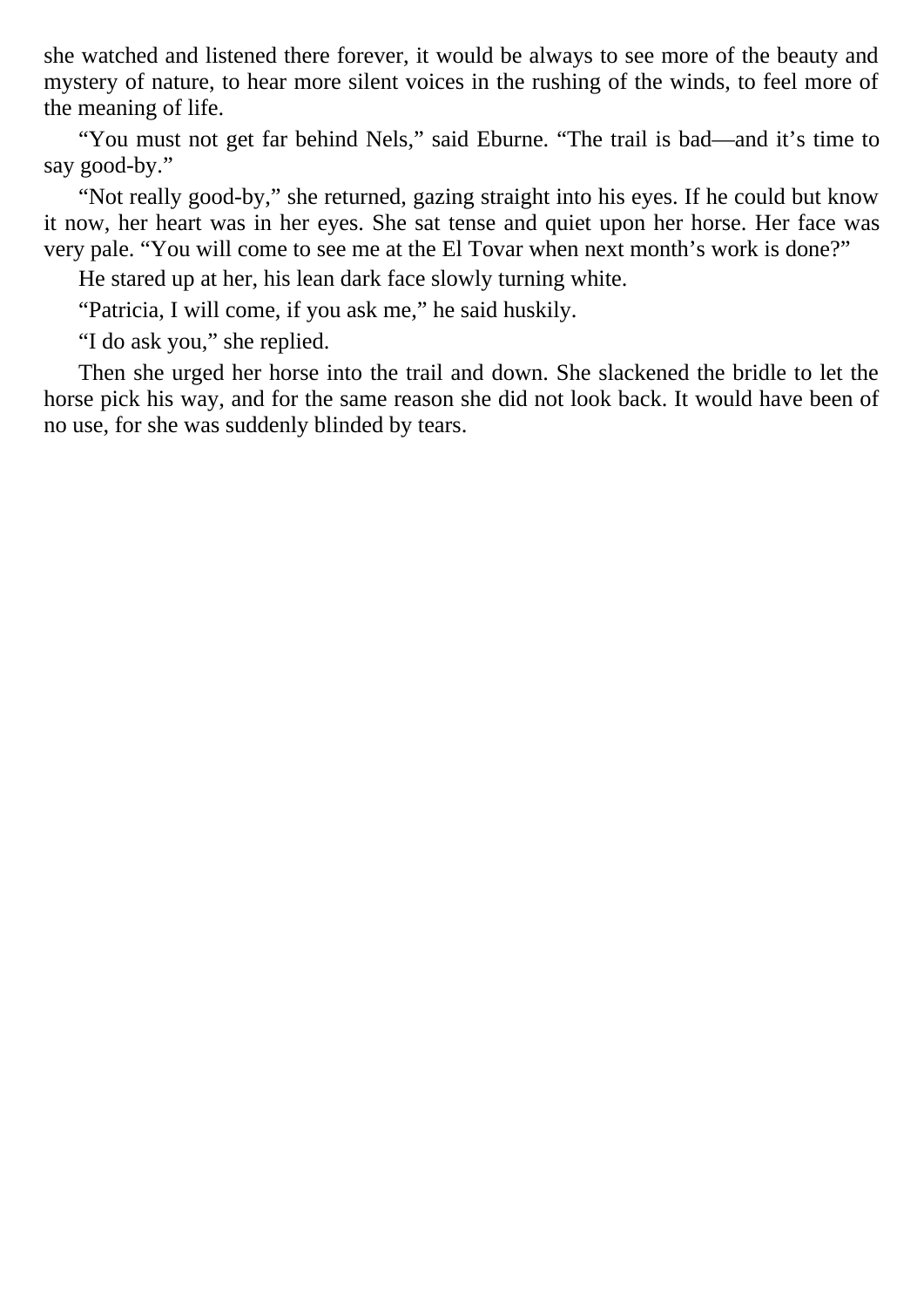she watched and listened there forever, it would be always to see more of the beauty and mystery of nature, to hear more silent voices in the rushing of the winds, to feel more of the meaning of life.

"You must not get far behind Nels," said Eburne. "The trail is bad—and it's time to say good-by."

"Not really good-by," she returned, gazing straight into his eyes. If he could but know it now, her heart was in her eyes. She sat tense and quiet upon her horse. Her face was very pale. "You will come to see me at the El Tovar when next month's work is done?"

He stared up at her, his lean dark face slowly turning white.

"Patricia, I will come, if you ask me," he said huskily.

"I do ask you," she replied.

Then she urged her horse into the trail and down. She slackened the bridle to let the horse pick his way, and for the same reason she did not look back. It would have been of no use, for she was suddenly blinded by tears.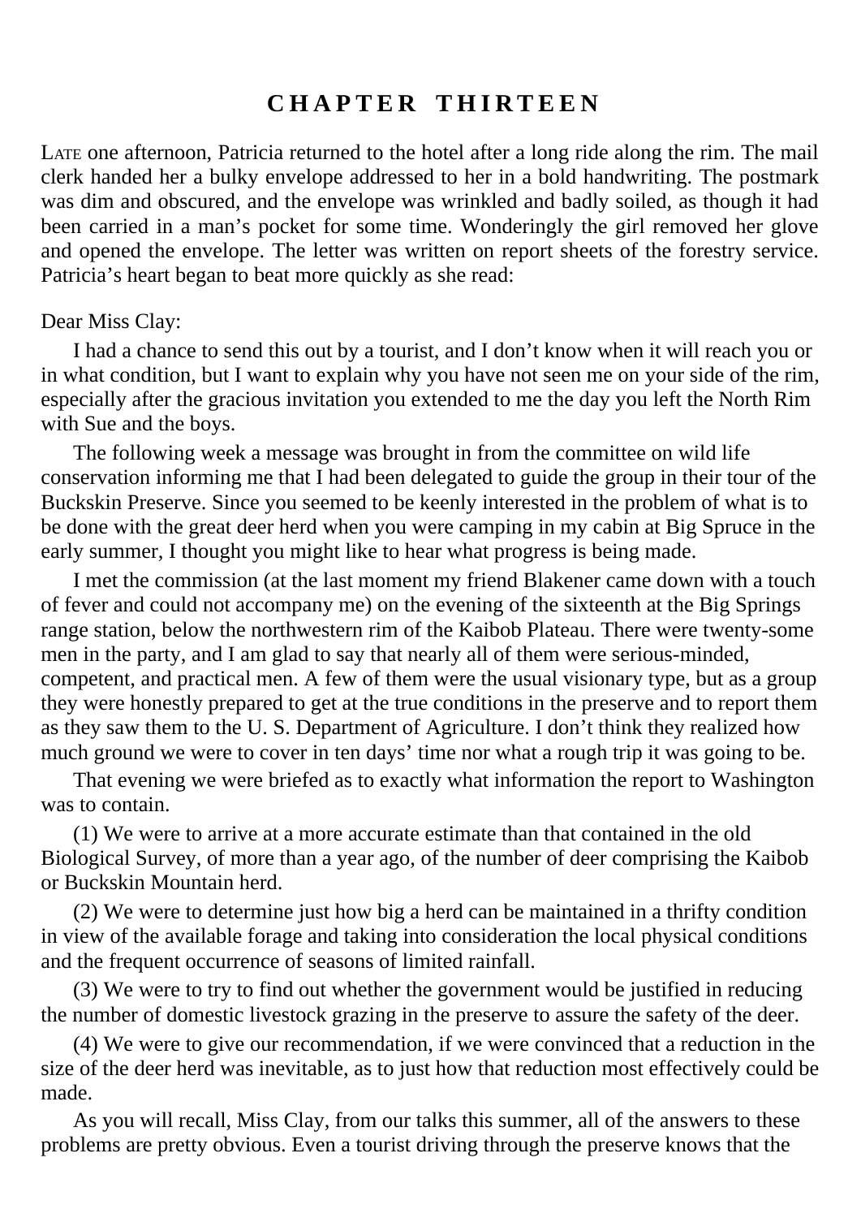# CHAPTER THIRTEEN

LATE one afternoon, Patricia returned to the hotel after a long ride along the rim. The mail clerk handed her a bulky envelope addressed to her in a bold handwriting. The postmark was dim and obscured, and the envelope was wrinkled and badly soiled, as though it had been carried in a man's pocket for some time. Wonderingly the girl removed her glove and opened the envelope. The letter was written on report sheets of the forestry service. Patricia's heart began to beat more quickly as she read:

Dear Miss Clay:

I had a chance to send this out by a tourist, and I don't know when it will reach you or in what condition, but I want to explain why you have not seen me on your side of the rim, especially after the gracious invitation you extended to me the day you left the North Rim with Sue and the boys.

The following week a message was brought in from the committee on wild life conservation informing me that I had been delegated to guide the group in their tour of the Buckskin Preserve. Since you seemed to be keenly interested in the problem of what is to be done with the great deer herd when you were camping in my cabin at Big Spruce in the early summer, I thought you might like to hear what progress is being made.

I met the commission (at the last moment my friend Blakener came down with a touch of fever and could not accompany me) on the evening of the sixteenth at the Big Springs range station, below the northwestern rim of the Kaibob Plateau. There were twenty-some men in the party, and I am glad to say that nearly all of them were serious-minded, competent, and practical men. A few of them were the usual visionary type, but as a group they were honestly prepared to get at the true conditions in the preserve and to report them as they saw them to the U. S. Department of Agriculture. I don't think they realized how much ground we were to cover in ten days' time nor what a rough trip it was going to be.

That evening we were briefed as to exactly what information the report to Washington was to contain.

(1) We were to arrive at a more accurate estimate than that contained in the old Biological Survey, of more than a year ago, of the number of deer comprising the Kaibob or Buckskin Mountain herd.

(2) We were to determine just how big a herd can be maintained in a thrifty condition in view of the available forage and taking into consideration the local physical conditions and the frequent occurrence of seasons of limited rainfall.

(3) We were to try to find out whether the government would be justified in reducing the number of domestic livestock grazing in the preserve to assure the safety of the deer.

(4) We were to give our recommendation, if we were convinced that a reduction in the size of the deer herd was inevitable, as to just how that reduction most effectively could be made.

As you will recall, Miss Clay, from our talks this summer, all of the answers to these problems are pretty obvious. Even a tourist driving through the preserve knows that the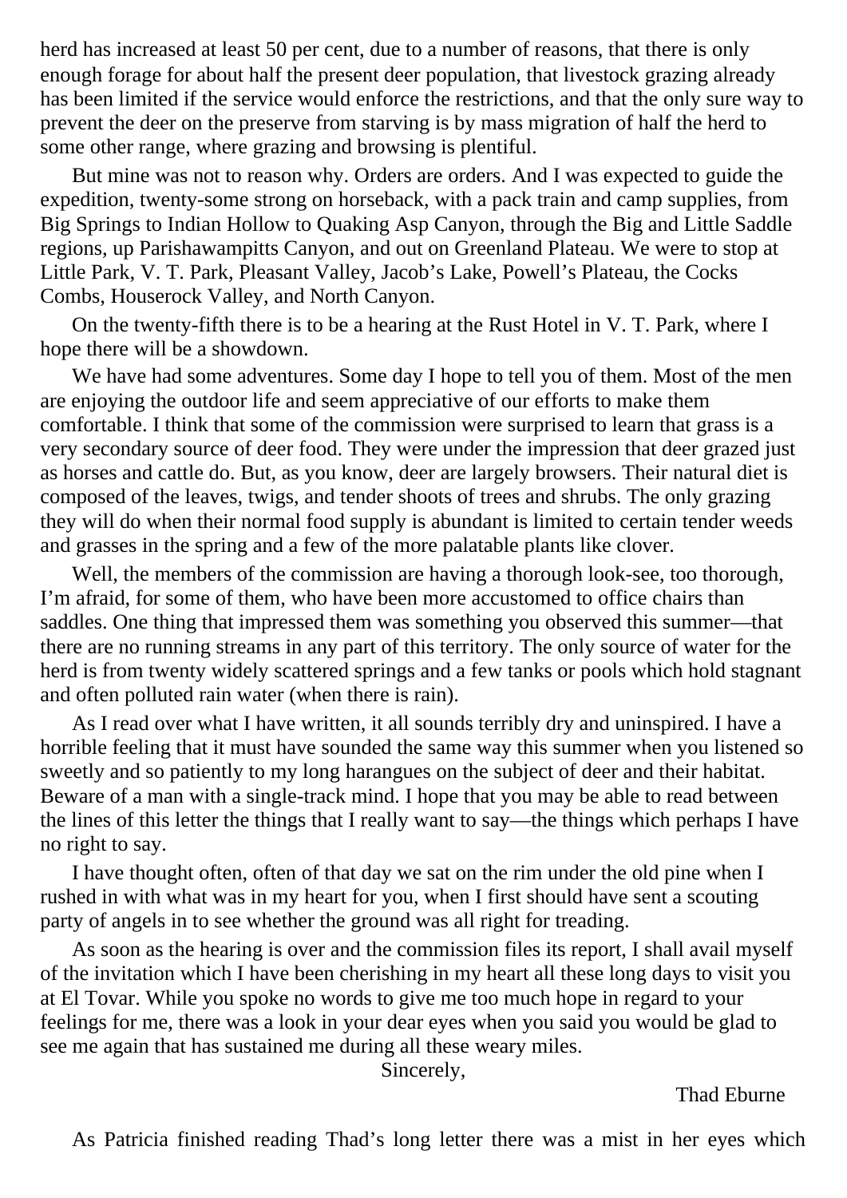herd has increased at least 50 per cent, due to a number of reasons, that there is only enough forage for about half the present deer population, that livestock grazing already has been limited if the service would enforce the restrictions, and that the only sure way to prevent the deer on the preserve from starving is by mass migration of half the herd to some other range, where grazing and browsing is plentiful.

But mine was not to reason why. Orders are orders. And I was expected to guide the expedition, twenty-some strong on horseback, with a pack train and camp supplies, from Big Springs to Indian Hollow to Quaking Asp Canyon, through the Big and Little Saddle regions, up Parishawampitts Canyon, and out on Greenland Plateau. We were to stop at Little Park, V. T. Park, Pleasant Valley, Jacob's Lake, Powell's Plateau, the Cocks Combs, Houserock Valley, and North Canyon.

On the twenty-fifth there is to be a hearing at the Rust Hotel in V. T. Park, where I hope there will be a showdown.

We have had some adventures. Some day I hope to tell you of them. Most of the men are enjoying the outdoor life and seem appreciative of our efforts to make them comfortable. I think that some of the commission were surprised to learn that grass is a very secondary source of deer food. They were under the impression that deer grazed just as horses and cattle do. But, as you know, deer are largely browsers. Their natural diet is composed of the leaves, twigs, and tender shoots of trees and shrubs. The only grazing they will do when their normal food supply is abundant is limited to certain tender weeds and grasses in the spring and a few of the more palatable plants like clover.

Well, the members of the commission are having a thorough look-see, too thorough, I'm afraid, for some of them, who have been more accustomed to office chairs than saddles. One thing that impressed them was something you observed this summer—that there are no running streams in any part of this territory. The only source of water for the herd is from twenty widely scattered springs and a few tanks or pools which hold stagnant and often polluted rain water (when there is rain).

As I read over what I have written, it all sounds terribly dry and uninspired. I have a horrible feeling that it must have sounded the same way this summer when you listened so sweetly and so patiently to my long harangues on the subject of deer and their habitat. Beware of a man with a single-track mind. I hope that you may be able to read between the lines of this letter the things that I really want to say—the things which perhaps I have no right to say.

I have thought often, often of that day we sat on the rim under the old pine when I rushed in with what was in my heart for you, when I first should have sent a scouting party of angels in to see whether the ground was all right for treading.

As soon as the hearing is over and the commission files its report, I shall avail myself of the invitation which I have been cherishing in my heart all these long days to visit you at El Tovar. While you spoke no words to give me too much hope in regard to your feelings for me, there was a look in your dear eyes when you said you would be glad to see me again that has sustained me during all these weary miles.

Sincerely,

Thad Eburne

As Patricia finished reading Thad's long letter there was a mist in her eyes which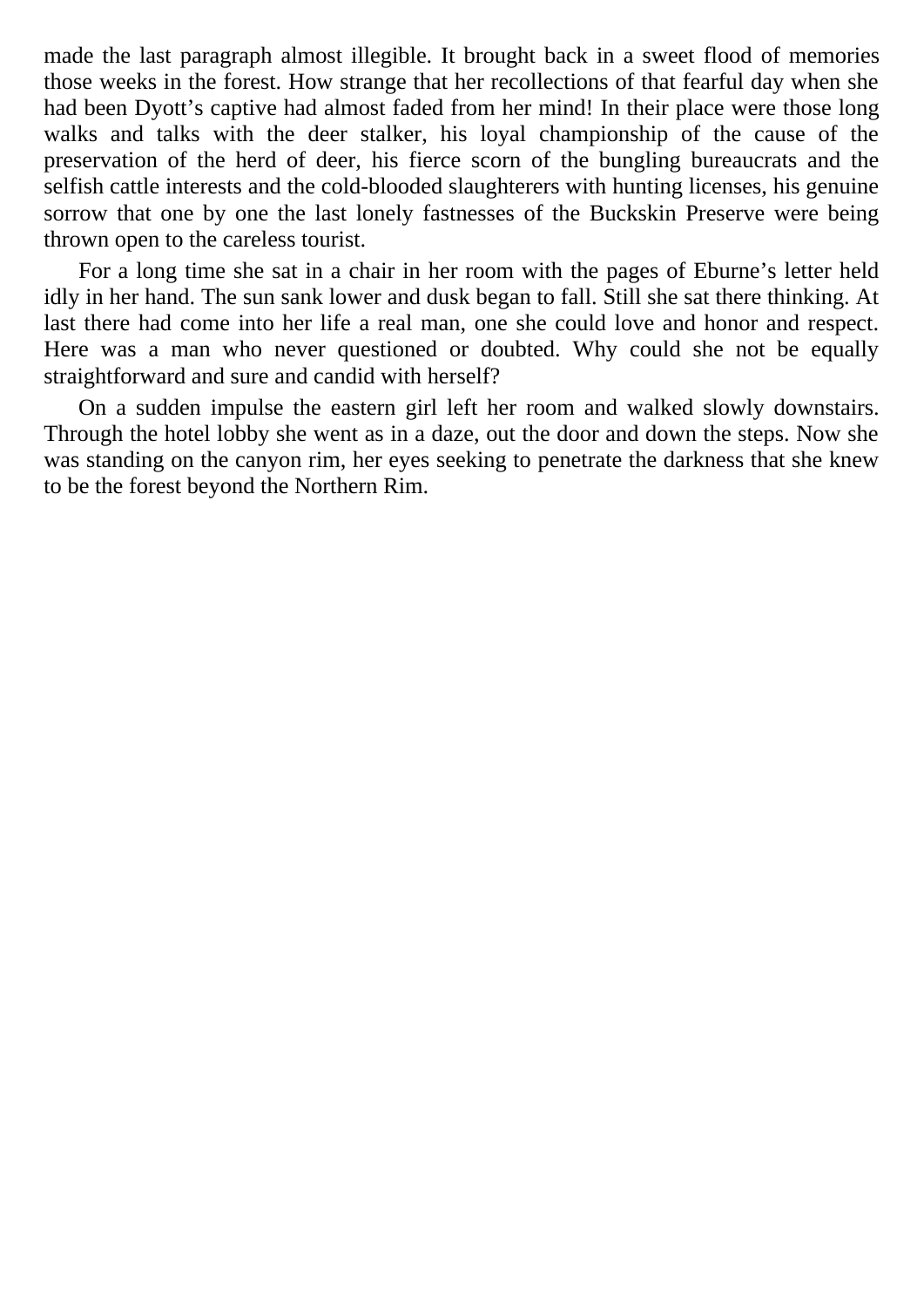made the last paragraph almost illegible. It brought back in a sweet flood of memories those weeks in the forest. How strange that her recollections of that fearful day when she had been Dyott's captive had almost faded from her mind! In their place were those long walks and talks with the deer stalker, his loyal championship of the cause of the preservation of the herd of deer, his fierce scorn of the bungling bureaucrats and the selfish cattle interests and the cold-blooded slaughterers with hunting licenses, his genuine sorrow that one by one the last lonely fastnesses of the Buckskin Preserve were being thrown open to the careless tourist.

For a long time she sat in a chair in her room with the pages of Eburne's letter held idly in her hand. The sun sank lower and dusk began to fall. Still she sat there thinking. At last there had come into her life a real man, one she could love and honor and respect. Here was a man who never questioned or doubted. Why could she not be equally straightforward and sure and candid with herself?

On a sudden impulse the eastern girl left her room and walked slowly downstairs. Through the hotel lobby she went as in a daze, out the door and down the steps. Now she was standing on the canyon rim, her eyes seeking to penetrate the darkness that she knew to be the forest beyond the Northern Rim.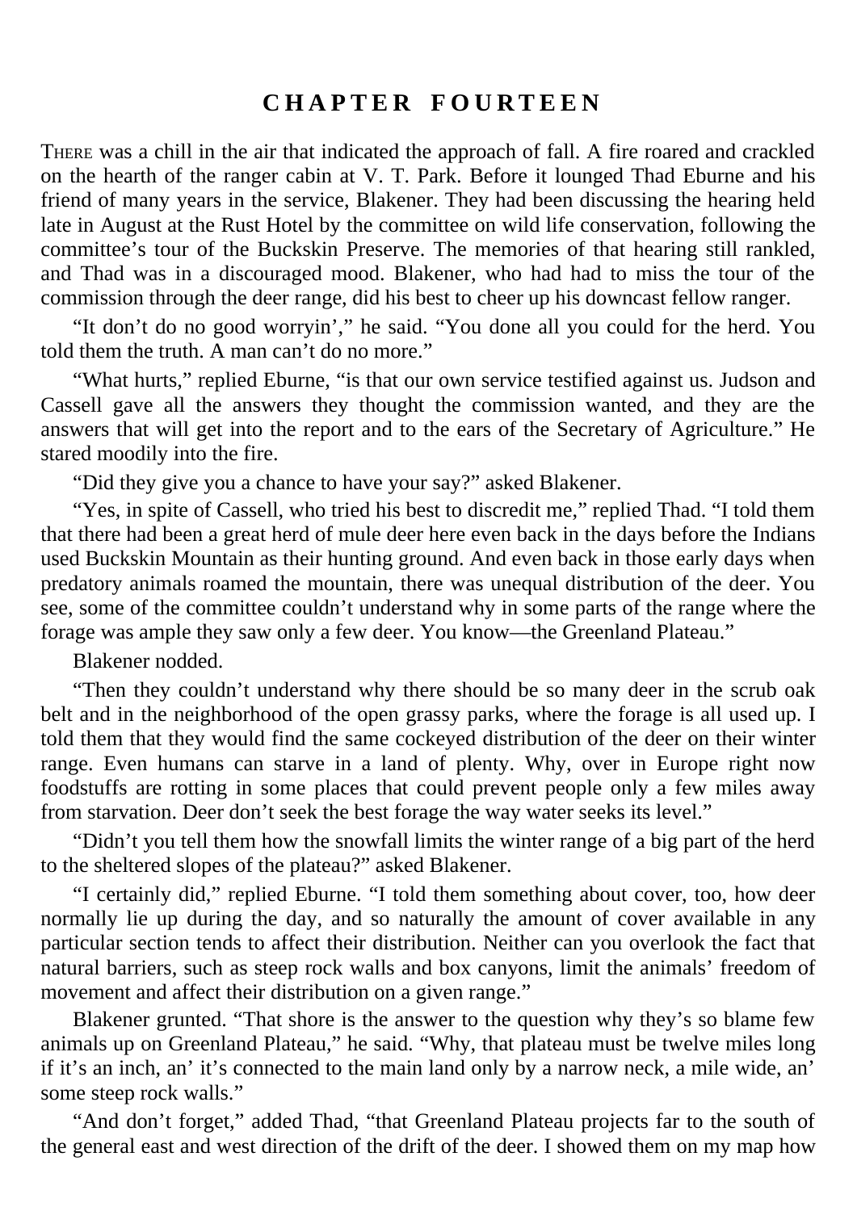# CHAPTER FOURTEEN

THERE was a chill in the air that indicated the approach of fall. A fire roared and crackled on the hearth of the ranger cabin at V. T. Park. Before it lounged Thad Eburne and his friend of many years in the service, Blakener. They had been discussing the hearing held late in August at the Rust Hotel by the committee on wild life conservation, following the committee's tour of the Buckskin Preserve. The memories of that hearing still rankled, and Thad was in a discouraged mood. Blakener, who had had to miss the tour of the commission through the deer range, did his best to cheer up his downcast fellow ranger.

"It don't do no good worryin'," he said. "You done all you could for the herd. You told them the truth. A man can't do no more."

"What hurts," replied Eburne, "is that our own service testified against us. Judson and Cassell gave all the answers they thought the commission wanted, and they are the answers that will get into the report and to the ears of the Secretary of Agriculture." He stared moodily into the fire.

"Did they give you a chance to have your say?" asked Blakener.

"Yes, in spite of Cassell, who tried his best to discredit me," replied Thad. "I told them that there had been a great herd of mule deer here even back in the days before the Indians used Buckskin Mountain as their hunting ground. And even back in those early days when predatory animals roamed the mountain, there was unequal distribution of the deer. You see, some of the committee couldn't understand why in some parts of the range where the forage was ample they saw only a few deer. You know—the Greenland Plateau."

Blakener nodded.

"Then they couldn't understand why there should be so many deer in the scrub oak belt and in the neighborhood of the open grassy parks, where the forage is all used up. I told them that they would find the same cockeyed distribution of the deer on their winter range. Even humans can starve in a land of plenty. Why, over in Europe right now foodstuffs are rotting in some places that could prevent people only a few miles away from starvation. Deer don't seek the best forage the way water seeks its level."

"Didn't you tell them how the snowfall limits the winter range of a big part of the herd to the sheltered slopes of the plateau?" asked Blakener.

"I certainly did," replied Eburne. "I told them something about cover, too, how deer normally lie up during the day, and so naturally the amount of cover available in any particular section tends to affect their distribution. Neither can you overlook the fact that natural barriers, such as steep rock walls and box canyons, limit the animals' freedom of movement and affect their distribution on a given range."

Blakener grunted. "That shore is the answer to the question why they's so blame few animals up on Greenland Plateau," he said. "Why, that plateau must be twelve miles long if it's an inch, an' it's connected to the main land only by a narrow neck, a mile wide, an' some steep rock walls."

"And don't forget," added Thad, "that Greenland Plateau projects far to the south of the general east and west direction of the drift of the deer. I showed them on my map how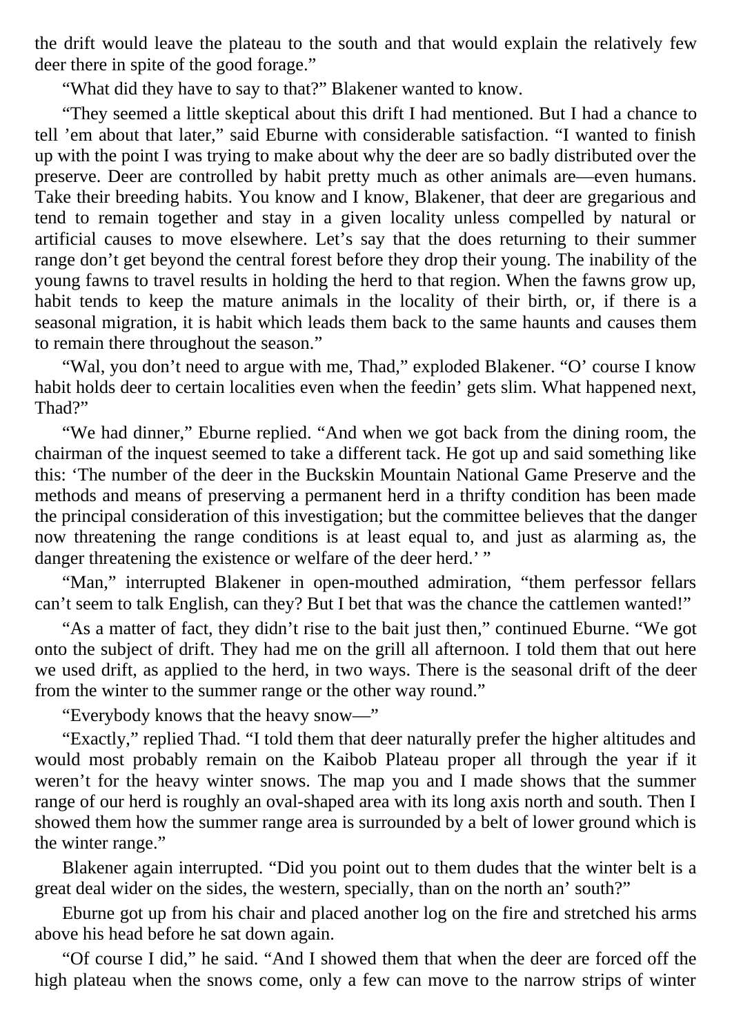the drift would leave the plateau to the south and that would explain the relatively few deer there in spite of the good forage."

"What did they have to say to that?" Blakener wanted to know.

"They seemed a little skeptical about this drift I had mentioned. But I had a chance to tell 'em about that later," said Eburne with considerable satisfaction. "I wanted to finish up with the point I was trying to make about why the deer are so badly distributed over the preserve. Deer are controlled by habit pretty much as other animals are—even humans. Take their breeding habits. You know and I know, Blakener, that deer are gregarious and tend to remain together and stay in a given locality unless compelled by natural or artificial causes to move elsewhere. Let's say that the does returning to their summer range don't get beyond the central forest before they drop their young. The inability of the young fawns to travel results in holding the herd to that region. When the fawns grow up, habit tends to keep the mature animals in the locality of their birth, or, if there is a seasonal migration, it is habit which leads them back to the same haunts and causes them to remain there throughout the season."

"Wal, you don't need to argue with me, Thad," exploded Blakener. "O' course I know habit holds deer to certain localities even when the feedin' gets slim. What happened next, Thad?"

"We had dinner," Eburne replied. "And when we got back from the dining room, the chairman of the inquest seemed to take a different tack. He got up and said something like this: 'The number of the deer in the Buckskin Mountain National Game Preserve and the methods and means of preserving a permanent herd in a thrifty condition has been made the principal consideration of this investigation; but the committee believes that the danger now threatening the range conditions is at least equal to, and just as alarming as, the danger threatening the existence or welfare of the deer herd.' "

"Man," interrupted Blakener in open-mouthed admiration, "them perfessor fellars can't seem to talk English, can they? But I bet that was the chance the cattlemen wanted!"

"As a matter of fact, they didn't rise to the bait just then," continued Eburne. "We got onto the subject of drift. They had me on the grill all afternoon. I told them that out here we used drift, as applied to the herd, in two ways. There is the seasonal drift of the deer from the winter to the summer range or the other way round."

"Everybody knows that the heavy snow—"

"Exactly," replied Thad. "I told them that deer naturally prefer the higher altitudes and would most probably remain on the Kaibob Plateau proper all through the year if it weren't for the heavy winter snows. The map you and I made shows that the summer range of our herd is roughly an oval-shaped area with its long axis north and south. Then I showed them how the summer range area is surrounded by a belt of lower ground which is the winter range."

Blakener again interrupted. "Did you point out to them dudes that the winter belt is a great deal wider on the sides, the western, specially, than on the north an' south?"

Eburne got up from his chair and placed another log on the fire and stretched his arms above his head before he sat down again.

"Of course I did," he said. "And I showed them that when the deer are forced off the high plateau when the snows come, only a few can move to the narrow strips of winter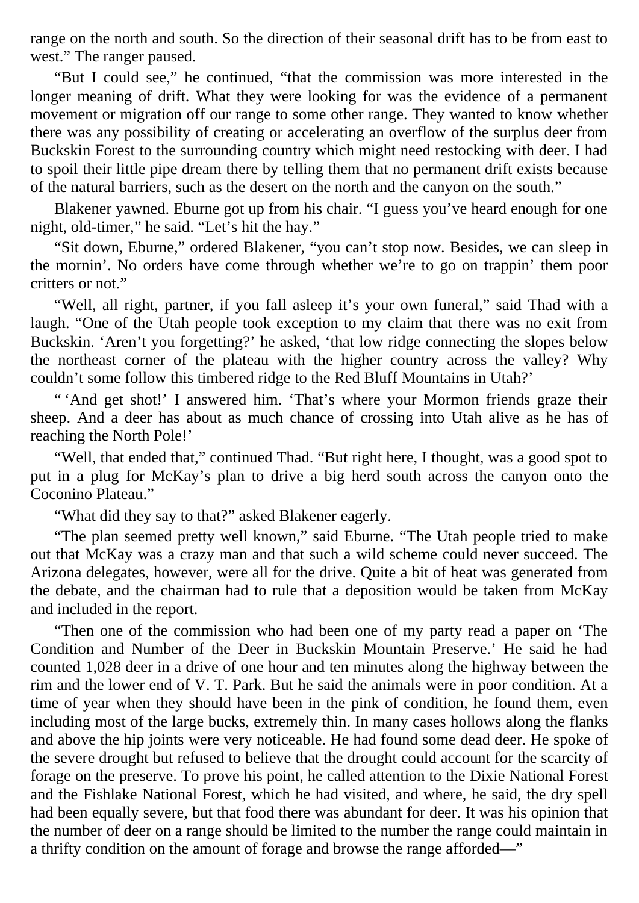range on the north and south. So the direction of their seasonal drift has to be from east to west.” The ranger paused.

“But I could see,” he continued, “that the commission was more interested in the longer meaning of drift. What they were looking for was the evidence of a permanent movement or migration off our range to some other range. They wanted to know whether there was any possibility of creating or accelerating an overflow of the surplus deer from Buckskin Forest to the surrounding country which might need restocking with deer. I had to spoil their little pipe dream there by telling them that no permanent drift exists because of the natural barriers, such as the desert on the north and the canyon on the south.”

Blakener yawned. Eburne got up from his chair. “I guess you’ve heard enough for one night, old-timer,” he said. “Let’s hit the hay.”

“Sit down, Eburne,” ordered Blakener, “you can’t stop now. Besides, we can sleep in the mornin’. No orders have come through whether we’re to go on trappin’ them poor critters or not.”

“Well, all right, partner, if you fall asleep it’s your own funeral,” said Thad with a laugh. “One of the Utah people took exception to my claim that there was no exit from Buckskin. ‘Aren’t you forgetting?’ he asked, ‘that low ridge connecting the slopes below the northeast corner of the plateau with the higher country across the valley? Why couldn’t some follow this timbered ridge to the Red Bluff Mountains in Utah?’

“ ‘And get shot!’ I answered him. ‘That’s where your Mormon friends graze their sheep. And a deer has about as much chance of crossing into Utah alive as he has of reaching the North Pole!’

“Well, that ended that,” continued Thad. “But right here, I thought, was a good spot to put in a plug for McKay’s plan to drive a big herd south across the canyon onto the Coconino Plateau.”

“What did they say to that?” asked Blakener eagerly.

“The plan seemed pretty well known,” said Eburne. “The Utah people tried to make out that McKay was a crazy man and that such a wild scheme could never succeed. The Arizona delegates, however, were all for the drive. Quite a bit of heat was generated from the debate, and the chairman had to rule that a deposition would be taken from McKay and included in the report.

“Then one of the commission who had been one of my party read a paper on ‘The Condition and Number of the Deer in Buckskin Mountain Preserve.’ He said he had counted 1,028 deer in a drive of one hour and ten minutes along the highway between the rim and the lower end of V. T. Park. But he said the animals were in poor condition. At a time of year when they should have been in the pink of condition, he found them, even including most of the large bucks, extremely thin. In many cases hollows along the flanks and above the hip joints were very noticeable. He had found some dead deer. He spoke of the severe drought but refused to believe that the drought could account for the scarcity of forage on the preserve. To prove his point, he called attention to the Dixie National Forest and the Fishlake National Forest, which he had visited, and where, he said, the dry spell had been equally severe, but that food there was abundant for deer. It was his opinion that the number of deer on a range should be limited to the number the range could maintain in a thrifty condition on the amount of forage and browse the range afforded—”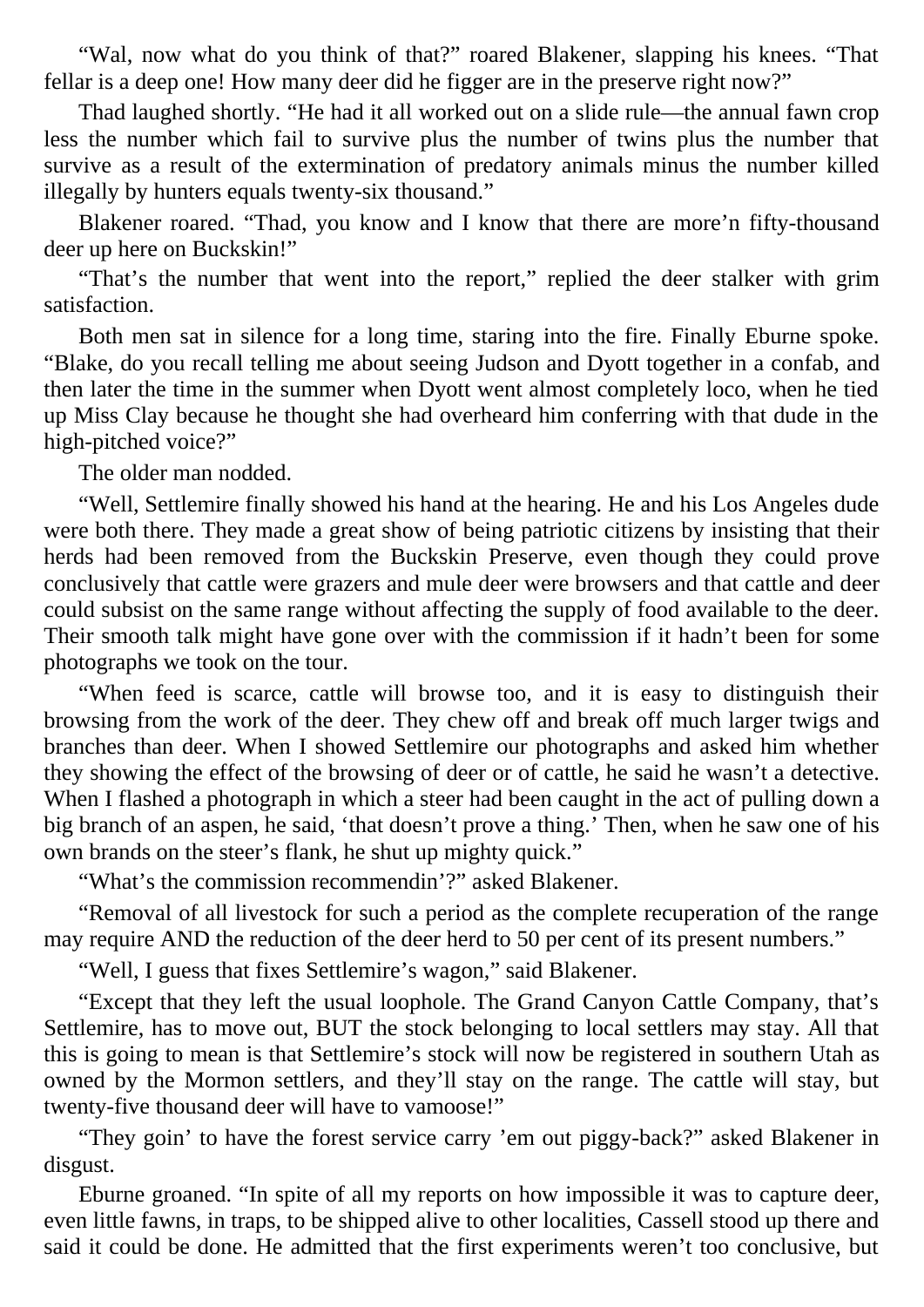"Wal, now what do you think of that?" roared Blakener, slapping his knees. "That fellar is a deep one! How many deer did he figger are in the preserve right now?"

Thad laughed shortly. "He had it all worked out on a slide rule—the annual fawn crop less the number which fail to survive plus the number of twins plus the number that survive as a result of the extermination of predatory animals minus the number killed illegally by hunters equals twenty-six thousand."

Blakener roared. "Thad, you know and I know that there are more'n fifty-thousand deer up here on Buckskin!"

"That's the number that went into the report," replied the deer stalker with grim satisfaction.

Both men sat in silence for a long time, staring into the fire. Finally Eburne spoke. "Blake, do you recall telling me about seeing Judson and Dyott together in a confab, and then later the time in the summer when Dyott went almost completely loco, when he tied up Miss Clay because he thought she had overheard him conferring with that dude in the high-pitched voice?"

The older man nodded.

"Well, Settlemire finally showed his hand at the hearing. He and his Los Angeles dude were both there. They made a great show of being patriotic citizens by insisting that their herds had been removed from the Buckskin Preserve, even though they could prove conclusively that cattle were grazers and mule deer were browsers and that cattle and deer could subsist on the same range without affecting the supply of food available to the deer. Their smooth talk might have gone over with the commission if it hadn't been for some photographs we took on the tour.

"When feed is scarce, cattle will browse too, and it is easy to distinguish their browsing from the work of the deer. They chew off and break off much larger twigs and branches than deer. When I showed Settlemire our photographs and asked him whether they showing the effect of the browsing of deer or of cattle, he said he wasn't a detective. When I flashed a photograph in which a steer had been caught in the act of pulling down a big branch of an aspen, he said, 'that doesn't prove a thing.' Then, when he saw one of his own brands on the steer's flank, he shut up mighty quick."

"What's the commission recommendin'?" asked Blakener.

"Removal of all livestock for such a period as the complete recuperation of the range may require AND the reduction of the deer herd to 50 per cent of its present numbers."

"Well, I guess that fixes Settlemire's wagon," said Blakener.

"Except that they left the usual loophole. The Grand Canyon Cattle Company, that's Settlemire, has to move out, BUT the stock belonging to local settlers may stay. All that this is going to mean is that Settlemire's stock will now be registered in southern Utah as owned by the Mormon settlers, and they'll stay on the range. The cattle will stay, but twenty-five thousand deer will have to vamoose!"

"They goin' to have the forest service carry 'em out piggy-back?" asked Blakener in disgust.

Eburne groaned. "In spite of all my reports on how impossible it was to capture deer, even little fawns, in traps, to be shipped alive to other localities, Cassell stood up there and said it could be done. He admitted that the first experiments weren't too conclusive, but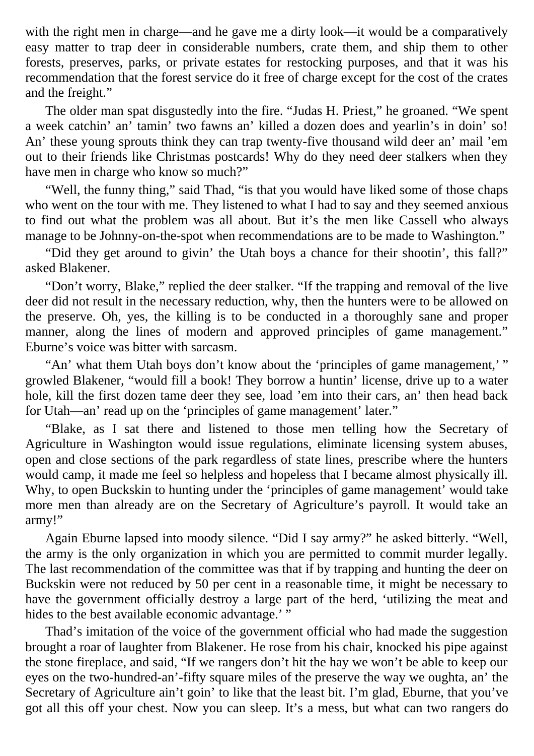with the right men in charge—and he gave me a dirty look—it would be a comparatively easy matter to trap deer in considerable numbers, crate them, and ship them to other forests, preserves, parks, or private estates for restocking purposes, and that it was his recommendation that the forest service do it free of charge except for the cost of the crates and the freight.”

The older man spat disgustedly into the fire. “Judas H. Priest,” he groaned. “We spent a week catchin’ an’ tamin’ two fawns an’ killed a dozen does and yearlin’s in doin’ so! An’ these young sprouts think they can trap twenty-five thousand wild deer an’ mail ’em out to their friends like Christmas postcards! Why do they need deer stalkers when they have men in charge who know so much?”

“Well, the funny thing,” said Thad, “is that you would have liked some of those chaps who went on the tour with me. They listened to what I had to say and they seemed anxious to find out what the problem was all about. But it’s the men like Cassell who always manage to be Johnny-on-the-spot when recommendations are to be made to Washington.”

“Did they get around to givin’ the Utah boys a chance for their shootin’, this fall?” asked Blakener.

“Don’t worry, Blake,” replied the deer stalker. “If the trapping and removal of the live deer did not result in the necessary reduction, why, then the hunters were to be allowed on the preserve. Oh, yes, the killing is to be conducted in a thoroughly sane and proper manner, along the lines of modern and approved principles of game management.” Eburne’s voice was bitter with sarcasm.

“An’ what them Utah boys don’t know about the ‘principles of game management,’ ” growled Blakener, “would fill a book! They borrow a huntin’ license, drive up to a water hole, kill the first dozen tame deer they see, load ’em into their cars, an’ then head back for Utah—an’ read up on the ‘principles of game management’ later.”

“Blake, as I sat there and listened to those men telling how the Secretary of Agriculture in Washington would issue regulations, eliminate licensing system abuses, open and close sections of the park regardless of state lines, prescribe where the hunters would camp, it made me feel so helpless and hopeless that I became almost physically ill. Why, to open Buckskin to hunting under the ‘principles of game management’ would take more men than already are on the Secretary of Agriculture’s payroll. It would take an army!”

Again Eburne lapsed into moody silence. “Did I say army?” he asked bitterly. “Well, the army is the only organization in which you are permitted to commit murder legally. The last recommendation of the committee was that if by trapping and hunting the deer on Buckskin were not reduced by 50 per cent in a reasonable time, it might be necessary to have the government officially destroy a large part of the herd, ‘utilizing the meat and hides to the best available economic advantage.’ ”

Thad’s imitation of the voice of the government official who had made the suggestion brought a roar of laughter from Blakener. He rose from his chair, knocked his pipe against the stone fireplace, and said, “If we rangers don’t hit the hay we won’t be able to keep our eyes on the two-hundred-an’-fifty square miles of the preserve the way we oughta, an’ the Secretary of Agriculture ain’t goin’ to like that the least bit. I’m glad, Eburne, that you’ve got all this off your chest. Now you can sleep. It’s a mess, but what can two rangers do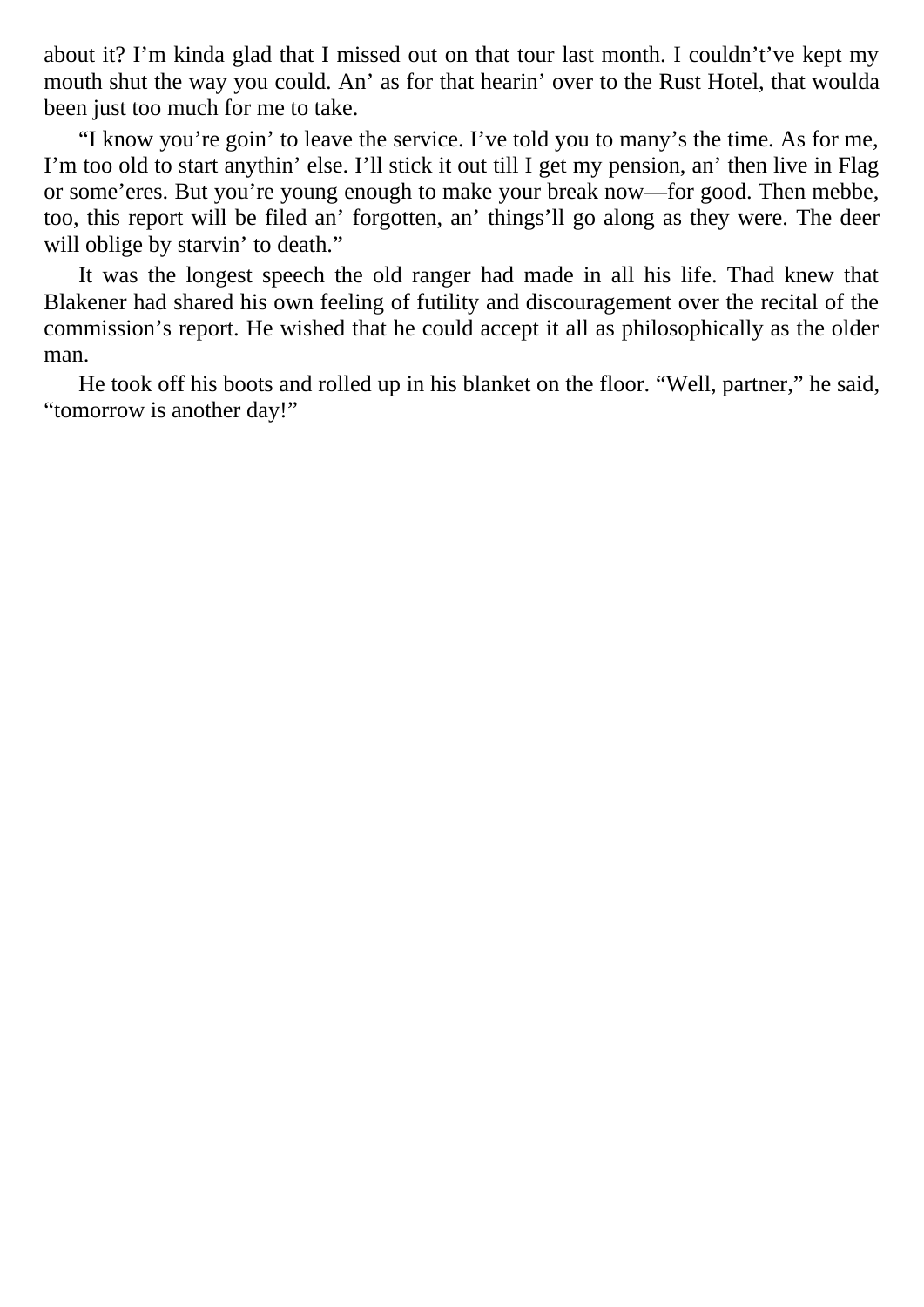about it? I'm kinda glad that I missed out on that tour last month. I couldn't've kept my mouth shut the way you could. An' as for that hearin' over to the Rust Hotel, that woulda been just too much for me to take.

"I know you're goin' to leave the service. I've told you to many's the time. As for me, I'm too old to start anythin' else. I'll stick it out till I get my pension, an' then live in Flag or some'eres. But you're young enough to make your break now—for good. Then mebbe, too, this report will be filed an' forgotten, an' things'll go along as they were. The deer will oblige by starvin' to death."

It was the longest speech the old ranger had made in all his life. Thad knew that Blakener had shared his own feeling of futility and discouragement over the recital of the commission's report. He wished that he could accept it all as philosophically as the older man.

He took off his boots and rolled up in his blanket on the floor. "Well, partner," he said, "tomorrow is another day!"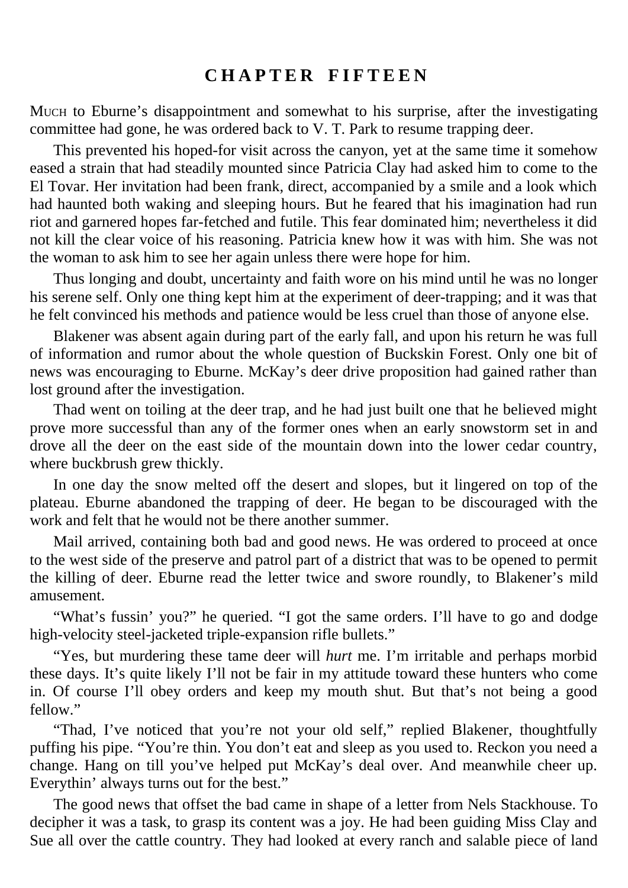# CHAPTER FIFTEEN

MUCH to Eburne's disappointment and somewhat to his surprise, after the investigating committee had gone, he was ordered back to V. T. Park to resume trapping deer.

This prevented his hoped-for visit across the canyon, yet at the same time it somehow eased a strain that had steadily mounted since Patricia Clay had asked him to come to the El Tovar. Her invitation had been frank, direct, accompanied by a smile and a look which had haunted both waking and sleeping hours. But he feared that his imagination had run riot and garnered hopes far-fetched and futile. This fear dominated him; nevertheless it did not kill the clear voice of his reasoning. Patricia knew how it was with him. She was not the woman to ask him to see her again unless there were hope for him.

Thus longing and doubt, uncertainty and faith wore on his mind until he was no longer his serene self. Only one thing kept him at the experiment of deer-trapping; and it was that he felt convinced his methods and patience would be less cruel than those of anyone else.

Blakener was absent again during part of the early fall, and upon his return he was full of information and rumor about the whole question of Buckskin Forest. Only one bit of news was encouraging to Eburne. McKay's deer drive proposition had gained rather than lost ground after the investigation.

Thad went on toiling at the deer trap, and he had just built one that he believed might prove more successful than any of the former ones when an early snowstorm set in and drove all the deer on the east side of the mountain down into the lower cedar country, where buckbrush grew thickly.

In one day the snow melted off the desert and slopes, but it lingered on top of the plateau. Eburne abandoned the trapping of deer. He began to be discouraged with the work and felt that he would not be there another summer.

Mail arrived, containing both bad and good news. He was ordered to proceed at once to the west side of the preserve and patrol part of a district that was to be opened to permit the killing of deer. Eburne read the letter twice and swore roundly, to Blakener's mild amusement.

"What's fussin' you?" he queried. "I got the same orders. I'll have to go and dodge high-velocity steel-jacketed triple-expansion rifle bullets."

"Yes, but murdering these tame deer will *hurt* me. I'm irritable and perhaps morbid these days. It's quite likely I'll not be fair in my attitude toward these hunters who come in. Of course I'll obey orders and keep my mouth shut. But that's not being a good fellow."

"Thad, I've noticed that you're not your old self," replied Blakener, thoughtfully puffing his pipe. "You're thin. You don't eat and sleep as you used to. Reckon you need a change. Hang on till you've helped put McKay's deal over. And meanwhile cheer up. Everythin' always turns out for the best."

The good news that offset the bad came in shape of a letter from Nels Stackhouse. To decipher it was a task, to grasp its content was a joy. He had been guiding Miss Clay and Sue all over the cattle country. They had looked at every ranch and salable piece of land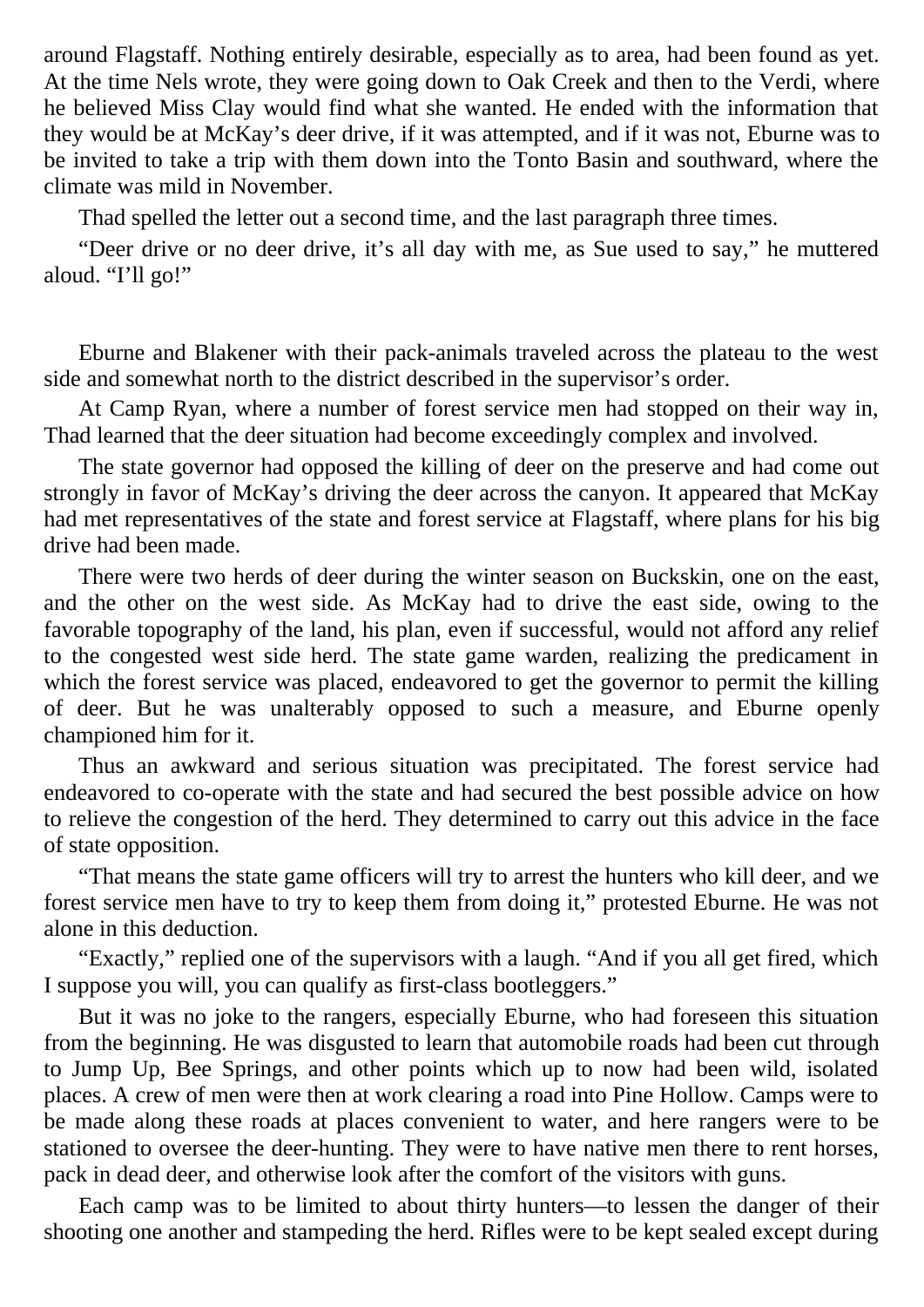around Flagstaff. Nothing entirely desirable, especially as to area, had been found as yet. At the time Nels wrote, they were going down to Oak Creek and then to the Verdi, where he believed Miss Clay would find what she wanted. He ended with the information that they would be at McKay's deer drive, if it was attempted, and if it was not, Eburne was to be invited to take a trip with them down into the Tonto Basin and southward, where the climate was mild in November.

Thad spelled the letter out a second time, and the last paragraph three times.

"Deer drive or no deer drive, it's all day with me, as Sue used to say," he muttered aloud. "I'll go!"

Eburne and Blakener with their pack-animals traveled across the plateau to the west side and somewhat north to the district described in the supervisor's order.

At Camp Ryan, where a number of forest service men had stopped on their way in, Thad learned that the deer situation had become exceedingly complex and involved.

The state governor had opposed the killing of deer on the preserve and had come out strongly in favor of McKay's driving the deer across the canyon. It appeared that McKay had met representatives of the state and forest service at Flagstaff, where plans for his big drive had been made.

There were two herds of deer during the winter season on Buckskin, one on the east, and the other on the west side. As McKay had to drive the east side, owing to the favorable topography of the land, his plan, even if successful, would not afford any relief to the congested west side herd. The state game warden, realizing the predicament in which the forest service was placed, endeavored to get the governor to permit the killing of deer. But he was unalterably opposed to such a measure, and Eburne openly championed him for it.

Thus an awkward and serious situation was precipitated. The forest service had endeavored to co-operate with the state and had secured the best possible advice on how to relieve the congestion of the herd. They determined to carry out this advice in the face of state opposition.

"That means the state game officers will try to arrest the hunters who kill deer, and we forest service men have to try to keep them from doing it," protested Eburne. He was not alone in this deduction.

"Exactly," replied one of the supervisors with a laugh. "And if you all get fired, which I suppose you will, you can qualify as first-class bootleggers."

But it was no joke to the rangers, especially Eburne, who had foreseen this situation from the beginning. He was disgusted to learn that automobile roads had been cut through to Jump Up, Bee Springs, and other points which up to now had been wild, isolated places. A crew of men were then at work clearing a road into Pine Hollow. Camps were to be made along these roads at places convenient to water, and here rangers were to be stationed to oversee the deer-hunting. They were to have native men there to rent horses, pack in dead deer, and otherwise look after the comfort of the visitors with guns.

Each camp was to be limited to about thirty hunters—to lessen the danger of their shooting one another and stampeding the herd. Rifles were to be kept sealed except during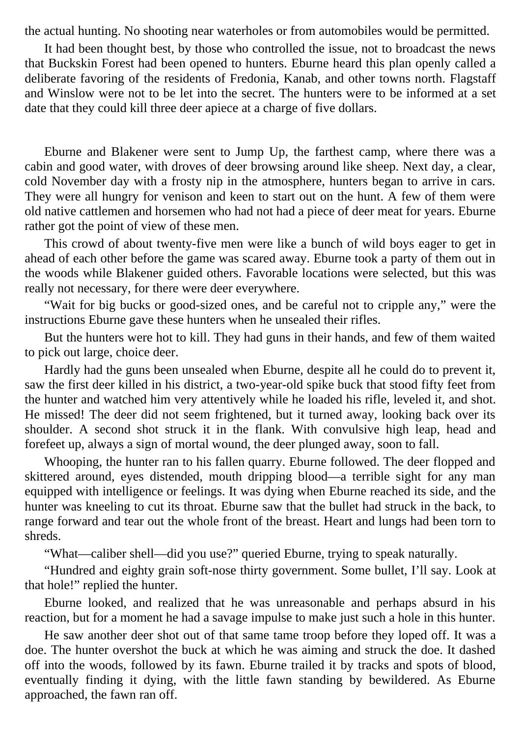the actual hunting. No shooting near waterholes or from automobiles would be permitted.

It had been thought best, by those who controlled the issue, not to broadcast the news that Buckskin Forest had been opened to hunters. Eburne heard this plan openly called a deliberate favoring of the residents of Fredonia, Kanab, and other towns north. Flagstaff and Winslow were not to be let into the secret. The hunters were to be informed at a set date that they could kill three deer apiece at a charge of five dollars.

Eburne and Blakener were sent to Jump Up, the farthest camp, where there was a cabin and good water, with droves of deer browsing around like sheep. Next day, a clear, cold November day with a frosty nip in the atmosphere, hunters began to arrive in cars. They were all hungry for venison and keen to start out on the hunt. A few of them were old native cattlemen and horsemen who had not had a piece of deer meat for years. Eburne rather got the point of view of these men.

This crowd of about twenty-five men were like a bunch of wild boys eager to get in ahead of each other before the game was scared away. Eburne took a party of them out in the woods while Blakener guided others. Favorable locations were selected, but this was really not necessary, for there were deer everywhere.

"Wait for big bucks or good-sized ones, and be careful not to cripple any," were the instructions Eburne gave these hunters when he unsealed their rifles.

But the hunters were hot to kill. They had guns in their hands, and few of them waited to pick out large, choice deer.

Hardly had the guns been unsealed when Eburne, despite all he could do to prevent it, saw the first deer killed in his district, a two-year-old spike buck that stood fifty feet from the hunter and watched him very attentively while he loaded his rifle, leveled it, and shot. He missed! The deer did not seem frightened, but it turned away, looking back over its shoulder. A second shot struck it in the flank. With convulsive high leap, head and forefeet up, always a sign of mortal wound, the deer plunged away, soon to fall.

Whooping, the hunter ran to his fallen quarry. Eburne followed. The deer flopped and skittered around, eyes distended, mouth dripping blood—a terrible sight for any man equipped with intelligence or feelings. It was dying when Eburne reached its side, and the hunter was kneeling to cut its throat. Eburne saw that the bullet had struck in the back, to range forward and tear out the whole front of the breast. Heart and lungs had been torn to shreds.

"What—caliber shell—did you use?" queried Eburne, trying to speak naturally.

"Hundred and eighty grain soft-nose thirty government. Some bullet, I'll say. Look at that hole!" replied the hunter.

Eburne looked, and realized that he was unreasonable and perhaps absurd in his reaction, but for a moment he had a savage impulse to make just such a hole in this hunter.

He saw another deer shot out of that same tame troop before they loped off. It was a doe. The hunter overshot the buck at which he was aiming and struck the doe. It dashed off into the woods, followed by its fawn. Eburne trailed it by tracks and spots of blood, eventually finding it dying, with the little fawn standing by bewildered. As Eburne approached, the fawn ran off.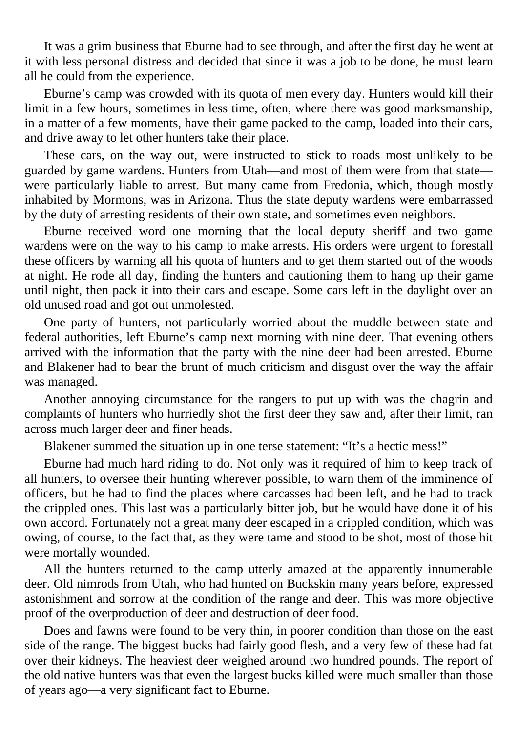It was a grim business that Eburne had to see through, and after the first day he went at it with less personal distress and decided that since it was a job to be done, he must learn all he could from the experience.

Eburne's camp was crowded with its quota of men every day. Hunters would kill their limit in a few hours, sometimes in less time, often, where there was good marksmanship, in a matter of a few moments, have their game packed to the camp, loaded into their cars, and drive away to let other hunters take their place.

These cars, on the way out, were instructed to stick to roads most unlikely to be guarded by game wardens. Hunters from Utah—and most of them were from that state—were particularly liable to arrest. But many came from Fredonia, which, though mostly inhabited by Mormons, was in Arizona. Thus the state deputy wardens were embarrassed by the duty of arresting residents of their own state, and sometimes even neighbors.

Eburne received word one morning that the local deputy sheriff and two game wardens were on the way to his camp to make arrests. His orders were urgent to forestall these officers by warning all his quota of hunters and to get them started out of the woods at night. He rode all day, finding the hunters and cautioning them to hang up their game until night, then pack it into their cars and escape. Some cars left in the daylight over an old unused road and got out unmolested.

One party of hunters, not particularly worried about the muddle between state and federal authorities, left Eburne's camp next morning with nine deer. That evening others arrived with the information that the party with the nine deer had been arrested. Eburne and Blakener had to bear the brunt of much criticism and disgust over the way the affair was managed.

Another annoying circumstance for the rangers to put up with was the chagrin and complaints of hunters who hurriedly shot the first deer they saw and, after their limit, ran across much larger deer and finer heads.

Blakener summed the situation up in one terse statement: "It's a hectic mess!"

Eburne had much hard riding to do. Not only was it required of him to keep track of all hunters, to oversee their hunting wherever possible, to warn them of the imminence of officers, but he had to find the places where carcasses had been left, and he had to track the crippled ones. This last was a particularly bitter job, but he would have done it of his own accord. Fortunately not a great many deer escaped in a crippled condition, which was owing, of course, to the fact that, as they were tame and stood to be shot, most of those hit were mortally wounded.

All the hunters returned to the camp utterly amazed at the apparently innumerable deer. Old nimrods from Utah, who had hunted on Buckskin many years before, expressed astonishment and sorrow at the condition of the range and deer. This was more objective proof of the overproduction of deer and destruction of deer food.

Does and fawns were found to be very thin, in poorer condition than those on the east side of the range. The biggest bucks had fairly good flesh, and a very few of these had fat over their kidneys. The heaviest deer weighed around two hundred pounds. The report of the old native hunters was that even the largest bucks killed were much smaller than those of years ago—a very significant fact to Eburne.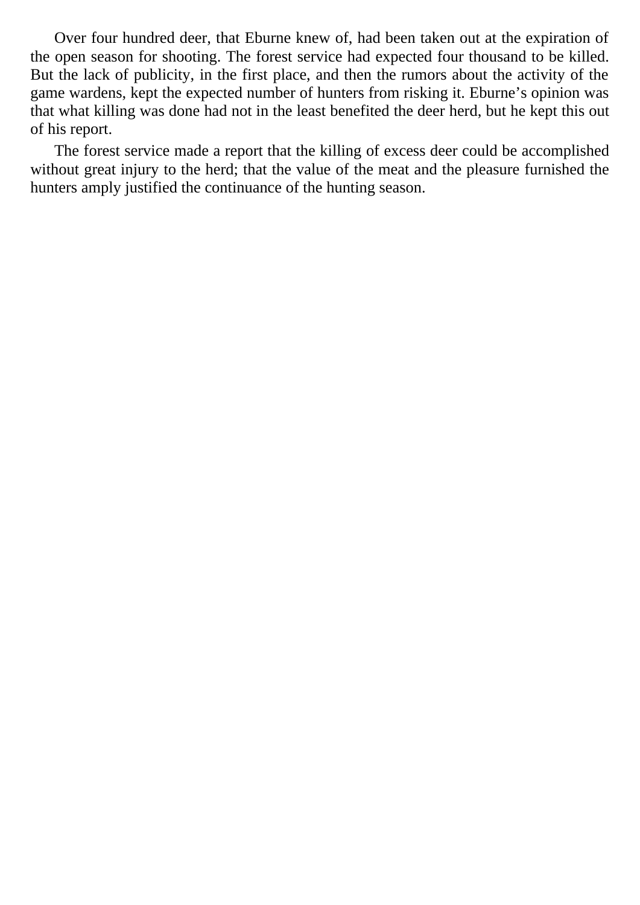Over four hundred deer, that Eburne knew of, had been taken out at the expiration of the open season for shooting. The forest service had expected four thousand to be killed. But the lack of publicity, in the first place, and then the rumors about the activity of the game wardens, kept the expected number of hunters from risking it. Eburne's opinion was that what killing was done had not in the least benefited the deer herd, but he kept this out of his report.

The forest service made a report that the killing of excess deer could be accomplished without great injury to the herd; that the value of the meat and the pleasure furnished the hunters amply justified the continuance of the hunting season.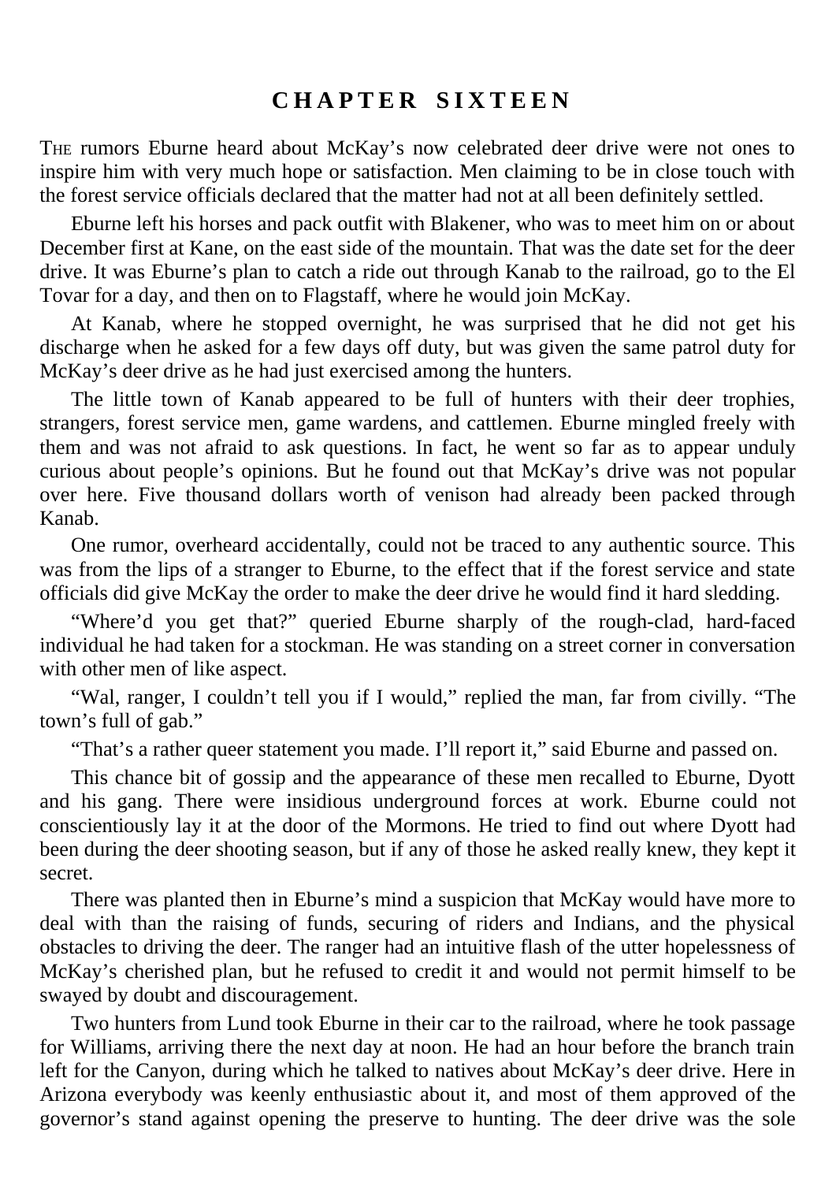# CHAPTER SIXTEEN

THE rumors Eburne heard about McKay's now celebrated deer drive were not ones to inspire him with very much hope or satisfaction. Men claiming to be in close touch with the forest service officials declared that the matter had not at all been definitely settled.

Eburne left his horses and pack outfit with Blakener, who was to meet him on or about December first at Kane, on the east side of the mountain. That was the date set for the deer drive. It was Eburne's plan to catch a ride out through Kanab to the railroad, go to the El Tovar for a day, and then on to Flagstaff, where he would join McKay.

At Kanab, where he stopped overnight, he was surprised that he did not get his discharge when he asked for a few days off duty, but was given the same patrol duty for McKay's deer drive as he had just exercised among the hunters.

The little town of Kanab appeared to be full of hunters with their deer trophies, strangers, forest service men, game wardens, and cattlemen. Eburne mingled freely with them and was not afraid to ask questions. In fact, he went so far as to appear unduly curious about people's opinions. But he found out that McKay's drive was not popular over here. Five thousand dollars worth of venison had already been packed through Kanab.

One rumor, overheard accidentally, could not be traced to any authentic source. This was from the lips of a stranger to Eburne, to the effect that if the forest service and state officials did give McKay the order to make the deer drive he would find it hard sledding.

"Where'd you get that?" queried Eburne sharply of the rough-clad, hard-faced individual he had taken for a stockman. He was standing on a street corner in conversation with other men of like aspect.

"Wal, ranger, I couldn't tell you if I would," replied the man, far from civilly. "The town's full of gab."

"That's a rather queer statement you made. I'll report it," said Eburne and passed on.

This chance bit of gossip and the appearance of these men recalled to Eburne, Dyott and his gang. There were insidious underground forces at work. Eburne could not conscientiously lay it at the door of the Mormons. He tried to find out where Dyott had been during the deer shooting season, but if any of those he asked really knew, they kept it secret.

There was planted then in Eburne's mind a suspicion that McKay would have more to deal with than the raising of funds, securing of riders and Indians, and the physical obstacles to driving the deer. The ranger had an intuitive flash of the utter hopelessness of McKay's cherished plan, but he refused to credit it and would not permit himself to be swayed by doubt and discouragement.

Two hunters from Lund took Eburne in their car to the railroad, where he took passage for Williams, arriving there the next day at noon. He had an hour before the branch train left for the Canyon, during which he talked to natives about McKay's deer drive. Here in Arizona everybody was keenly enthusiastic about it, and most of them approved of the governor's stand against opening the preserve to hunting. The deer drive was the sole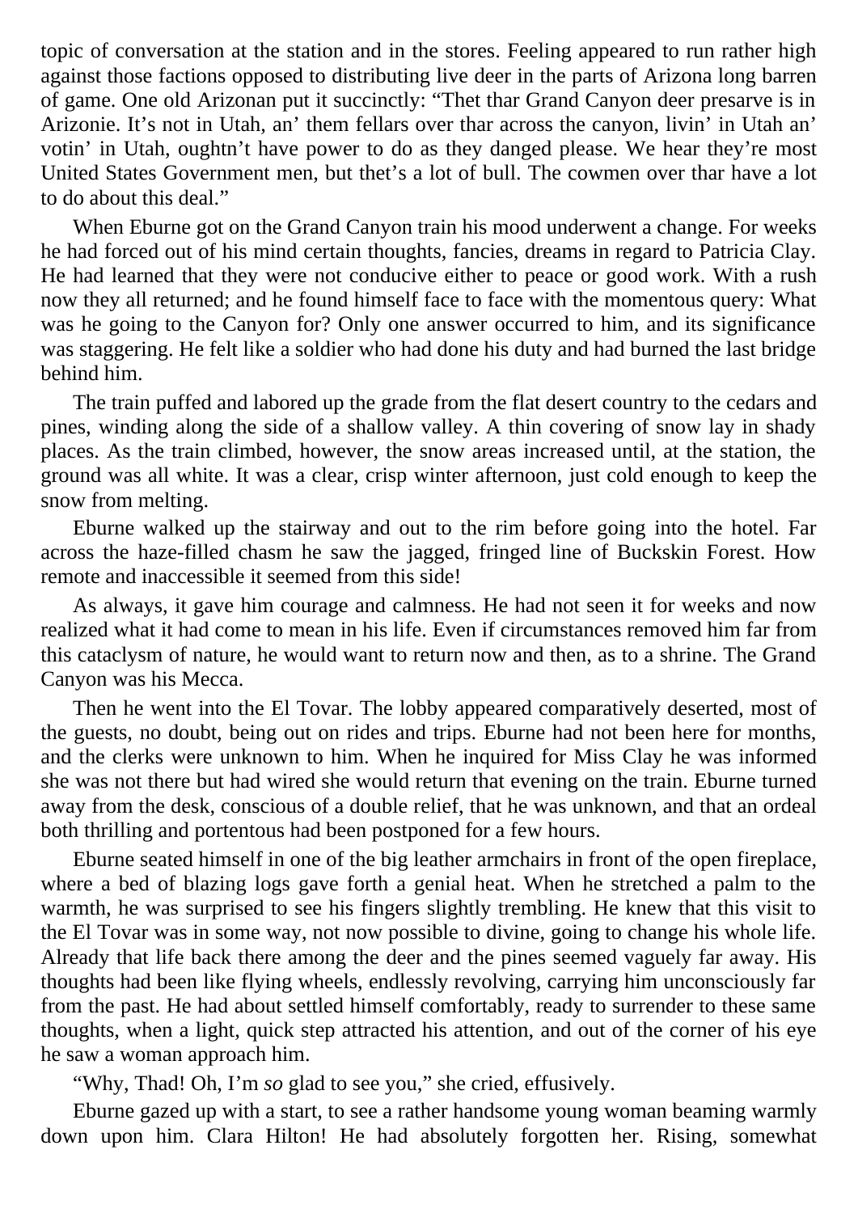topic of conversation at the station and in the stores. Feeling appeared to run rather high against those factions opposed to distributing live deer in the parts of Arizona long barren of game. One old Arizonan put it succinctly: “Thet thar Grand Canyon deer presarve is in Arizonie. It’s not in Utah, an’ them fellars over thar across the canyon, livin’ in Utah an’ votin’ in Utah, oughtn’t have power to do as they danged please. We hear they’re most United States Government men, but thet’s a lot of bull. The cowmen over thar have a lot to do about this deal.”

When Eburne got on the Grand Canyon train his mood underwent a change. For weeks he had forced out of his mind certain thoughts, fancies, dreams in regard to Patricia Clay. He had learned that they were not conducive either to peace or good work. With a rush now they all returned; and he found himself face to face with the momentous query: What was he going to the Canyon for? Only one answer occurred to him, and its significance was staggering. He felt like a soldier who had done his duty and had burned the last bridge behind him.

The train puffed and labored up the grade from the flat desert country to the cedars and pines, winding along the side of a shallow valley. A thin covering of snow lay in shady places. As the train climbed, however, the snow areas increased until, at the station, the ground was all white. It was a clear, crisp winter afternoon, just cold enough to keep the snow from melting.

Eburne walked up the stairway and out to the rim before going into the hotel. Far across the haze-filled chasm he saw the jagged, fringed line of Buckskin Forest. How remote and inaccessible it seemed from this side!

As always, it gave him courage and calmness. He had not seen it for weeks and now realized what it had come to mean in his life. Even if circumstances removed him far from this cataclysm of nature, he would want to return now and then, as to a shrine. The Grand Canyon was his Mecca.

Then he went into the El Tovar. The lobby appeared comparatively deserted, most of the guests, no doubt, being out on rides and trips. Eburne had not been here for months, and the clerks were unknown to him. When he inquired for Miss Clay he was informed she was not there but had wired she would return that evening on the train. Eburne turned away from the desk, conscious of a double relief, that he was unknown, and that an ordeal both thrilling and portentous had been postponed for a few hours.

Eburne seated himself in one of the big leather armchairs in front of the open fireplace, where a bed of blazing logs gave forth a genial heat. When he stretched a palm to the warmth, he was surprised to see his fingers slightly trembling. He knew that this visit to the El Tovar was in some way, not now possible to divine, going to change his whole life. Already that life back there among the deer and the pines seemed vaguely far away. His thoughts had been like flying wheels, endlessly revolving, carrying him unconsciously far from the past. He had about settled himself comfortably, ready to surrender to these same thoughts, when a light, quick step attracted his attention, and out of the corner of his eye he saw a woman approach him.

“Why, Thad! Oh, I’m *so* glad to see you,” she cried, effusively.

Eburne gazed up with a start, to see a rather handsome young woman beaming warmly down upon him. Clara Hilton! He had absolutely forgotten her. Rising, somewhat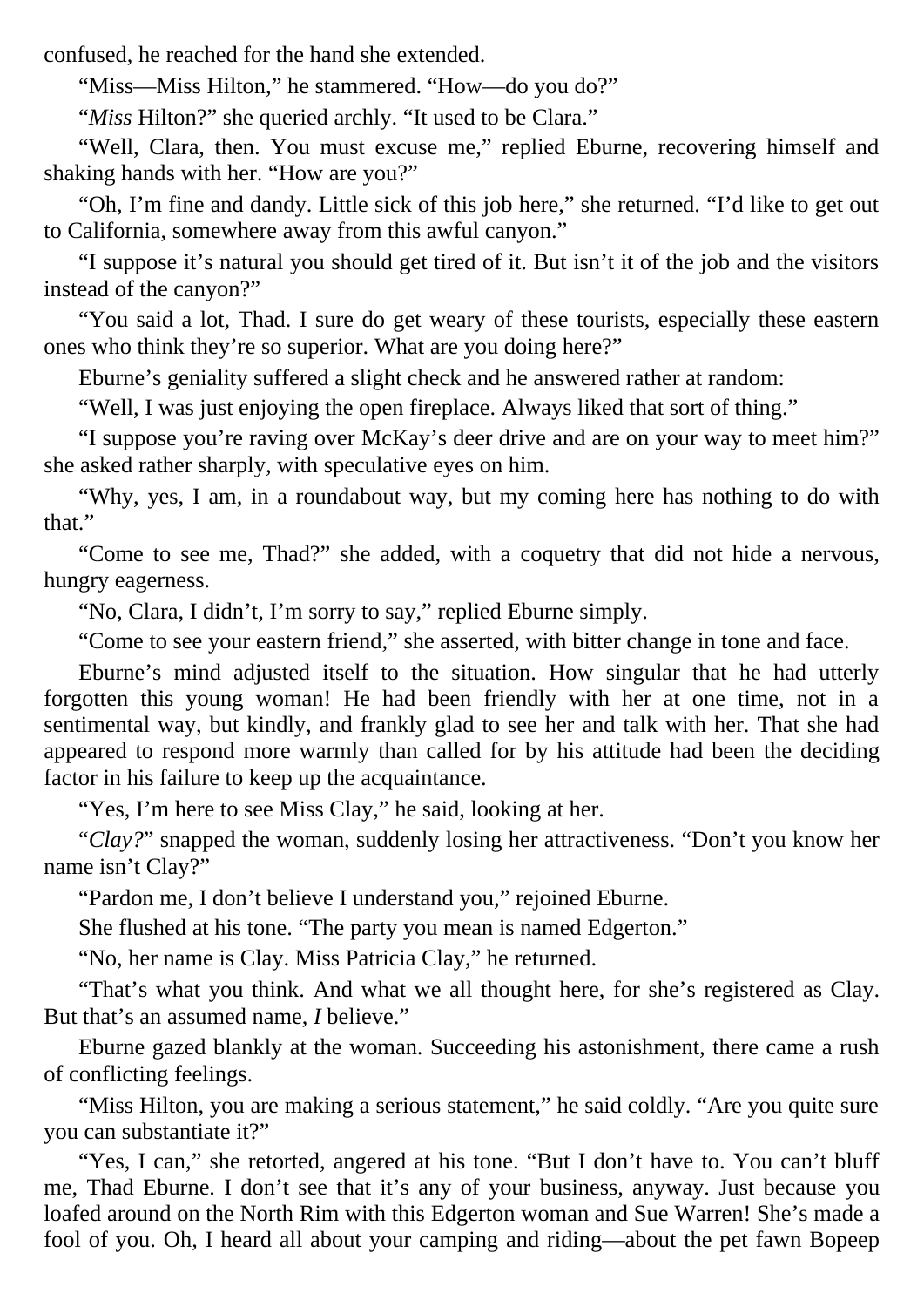confused, he reached for the hand she extended.

"Miss—Miss Hilton," he stammered. "How—do you do?"

"*Miss* Hilton?" she queried archly. "It used to be Clara."

"Well, Clara, then. You must excuse me," replied Eburne, recovering himself and shaking hands with her. "How are you?"

"Oh, I'm fine and dandy. Little sick of this job here," she returned. "I'd like to get out to California, somewhere away from this awful canyon."

"I suppose it's natural you should get tired of it. But isn't it of the job and the visitors instead of the canyon?"

"You said a lot, Thad. I sure do get weary of these tourists, especially these eastern ones who think they're so superior. What are you doing here?"

Eburne's geniality suffered a slight check and he answered rather at random:

"Well, I was just enjoying the open fireplace. Always liked that sort of thing."

"I suppose you're raving over McKay's deer drive and are on your way to meet him?" she asked rather sharply, with speculative eyes on him.

"Why, yes, I am, in a roundabout way, but my coming here has nothing to do with that."

"Come to see me, Thad?" she added, with a coquetry that did not hide a nervous, hungry eagerness.

"No, Clara, I didn't, I'm sorry to say," replied Eburne simply.

"Come to see your eastern friend," she asserted, with bitter change in tone and face.

Eburne's mind adjusted itself to the situation. How singular that he had utterly forgotten this young woman! He had been friendly with her at one time, not in a sentimental way, but kindly, and frankly glad to see her and talk with her. That she had appeared to respond more warmly than called for by his attitude had been the deciding factor in his failure to keep up the acquaintance.

"Yes, I'm here to see Miss Clay," he said, looking at her.

"*Clay?*" snapped the woman, suddenly losing her attractiveness. "Don't you know her name isn't Clay?"

"Pardon me, I don't believe I understand you," rejoined Eburne.

She flushed at his tone. "The party you mean is named Edgerton."

"No, her name is Clay. Miss Patricia Clay," he returned.

"That's what you think. And what we all thought here, for she's registered as Clay. But that's an assumed name, *I* believe."

Eburne gazed blankly at the woman. Succeeding his astonishment, there came a rush of conflicting feelings.

"Miss Hilton, you are making a serious statement," he said coldly. "Are you quite sure you can substantiate it?"

"Yes, I can," she retorted, angered at his tone. "But I don't have to. You can't bluff me, Thad Eburne. I don't see that it's any of your business, anyway. Just because you loafed around on the North Rim with this Edgerton woman and Sue Warren! She's made a fool of you. Oh, I heard all about your camping and riding—about the pet fawn Bopeep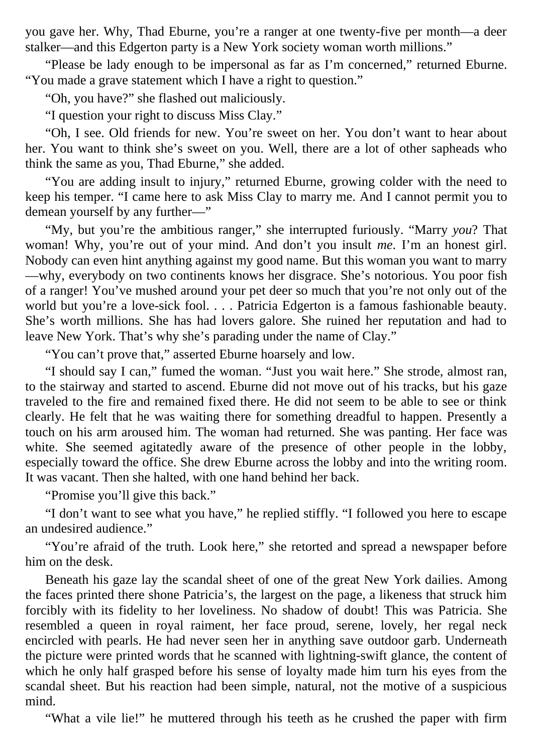you gave her. Why, Thad Eburne, you’re a ranger at one twenty-five per month—a deer stalker—and this Edgerton party is a New York society woman worth millions.”

“Please be lady enough to be impersonal as far as I’m concerned,” returned Eburne. “You made a grave statement which I have a right to question.”

“Oh, you have?” she flashed out maliciously.

“I question your right to discuss Miss Clay.”

“Oh, I see. Old friends for new. You’re sweet on her. You don’t want to hear about her. You want to think she’s sweet on you. Well, there are a lot of other sapheads who think the same as you, Thad Eburne,” she added.

“You are adding insult to injury,” returned Eburne, growing colder with the need to keep his temper. “I came here to ask Miss Clay to marry me. And I cannot permit you to demean yourself by any further—”

“My, but you’re the ambitious ranger,” she interrupted furiously. “Marry *you*? That woman! Why, you’re out of your mind. And don’t you insult *me*. I’m an honest girl. Nobody can even hint anything against my good name. But this woman you want to marry—why, everybody on two continents knows her disgrace. She’s notorious. You poor fish of a ranger! You’ve mushed around your pet deer so much that you’re not only out of the world but you’re a love-sick fool. . . . Patricia Edgerton is a famous fashionable beauty. She’s worth millions. She has had lovers galore. She ruined her reputation and had to leave New York. That’s why she’s parading under the name of Clay.”

“You can’t prove that,” asserted Eburne hoarsely and low.

“I should say I can,” fumed the woman. “Just you wait here.” She strode, almost ran, to the stairway and started to ascend. Eburne did not move out of his tracks, but his gaze traveled to the fire and remained fixed there. He did not seem to be able to see or think clearly. He felt that he was waiting there for something dreadful to happen. Presently a touch on his arm aroused him. The woman had returned. She was panting. Her face was white. She seemed agitatedly aware of the presence of other people in the lobby, especially toward the office. She drew Eburne across the lobby and into the writing room. It was vacant. Then she halted, with one hand behind her back.

“Promise you’ll give this back.”

“I don’t want to see what you have,” he replied stiffly. “I followed you here to escape an undesired audience.”

“You’re afraid of the truth. Look here,” she retorted and spread a newspaper before him on the desk.

Beneath his gaze lay the scandal sheet of one of the great New York dailies. Among the faces printed there shone Patricia’s, the largest on the page, a likeness that struck him forcibly with its fidelity to her loveliness. No shadow of doubt! This was Patricia. She resembled a queen in royal raiment, her face proud, serene, lovely, her regal neck encircled with pearls. He had never seen her in anything save outdoor garb. Underneath the picture were printed words that he scanned with lightning-swift glance, the content of which he only half grasped before his sense of loyalty made him turn his eyes from the scandal sheet. But his reaction had been simple, natural, not the motive of a suspicious mind.

“What a vile lie!” he muttered through his teeth as he crushed the paper with firm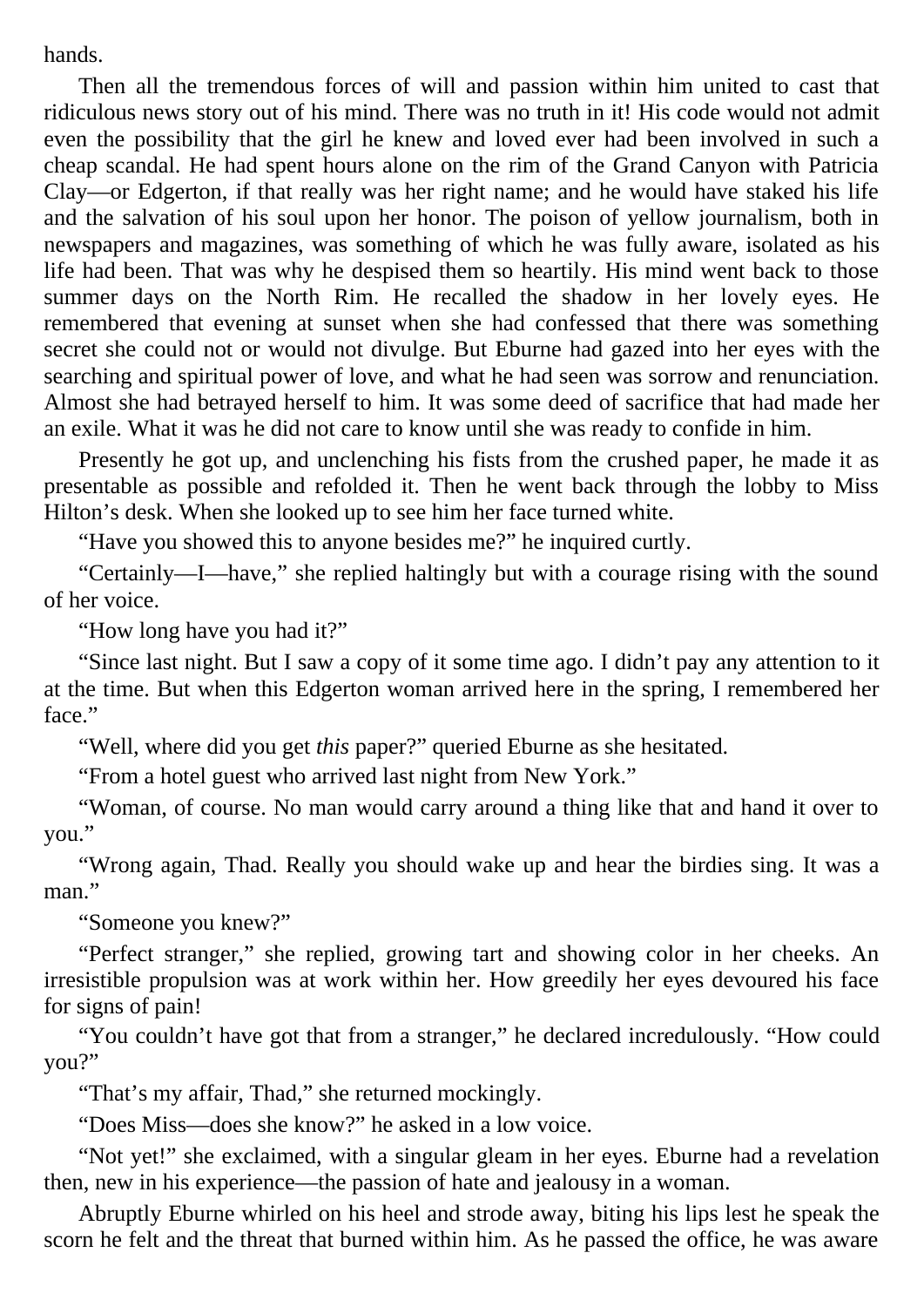hands.

Then all the tremendous forces of will and passion within him united to cast that ridiculous news story out of his mind. There was no truth in it! His code would not admit even the possibility that the girl he knew and loved ever had been involved in such a cheap scandal. He had spent hours alone on the rim of the Grand Canyon with Patricia Clay—or Edgerton, if that really was her right name; and he would have staked his life and the salvation of his soul upon her honor. The poison of yellow journalism, both in newspapers and magazines, was something of which he was fully aware, isolated as his life had been. That was why he despised them so heartily. His mind went back to those summer days on the North Rim. He recalled the shadow in her lovely eyes. He remembered that evening at sunset when she had confessed that there was something secret she could not or would not divulge. But Eburne had gazed into her eyes with the searching and spiritual power of love, and what he had seen was sorrow and renunciation. Almost she had betrayed herself to him. It was some deed of sacrifice that had made her an exile. What it was he did not care to know until she was ready to confide in him.

Presently he got up, and unclenching his fists from the crushed paper, he made it as presentable as possible and refolded it. Then he went back through the lobby to Miss Hilton's desk. When she looked up to see him her face turned white.

"Have you showed this to anyone besides me?" he inquired curtly.

"Certainly—I—have," she replied haltingly but with a courage rising with the sound of her voice.

"How long have you had it?"

"Since last night. But I saw a copy of it some time ago. I didn't pay any attention to it at the time. But when this Edgerton woman arrived here in the spring, I remembered her face."

"Well, where did you get *this* paper?" queried Eburne as she hesitated.

"From a hotel guest who arrived last night from New York."

"Woman, of course. No man would carry around a thing like that and hand it over to you."

"Wrong again, Thad. Really you should wake up and hear the birdies sing. It was a man."

"Someone you knew?"

"Perfect stranger," she replied, growing tart and showing color in her cheeks. An irresistible propulsion was at work within her. How greedily her eyes devoured his face for signs of pain!

"You couldn't have got that from a stranger," he declared incredulously. "How could you?"

"That's my affair, Thad," she returned mockingly.

"Does Miss—does she know?" he asked in a low voice.

"Not yet!" she exclaimed, with a singular gleam in her eyes. Eburne had a revelation then, new in his experience—the passion of hate and jealousy in a woman.

Abruptly Eburne whirled on his heel and strode away, biting his lips lest he speak the scorn he felt and the threat that burned within him. As he passed the office, he was aware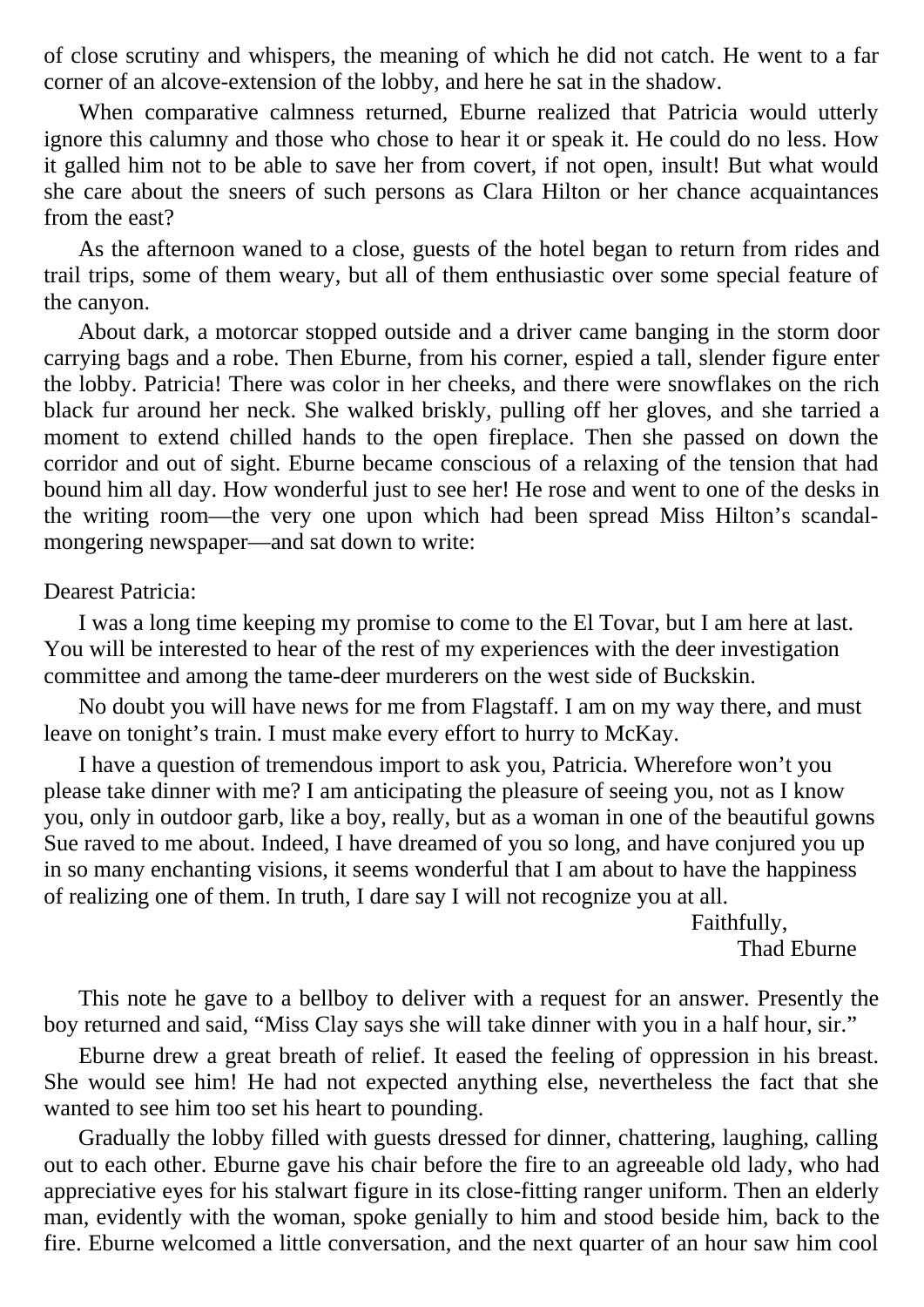of close scrutiny and whispers, the meaning of which he did not catch. He went to a far corner of an alcove-extension of the lobby, and here he sat in the shadow.

When comparative calmness returned, Eburne realized that Patricia would utterly ignore this calumny and those who chose to hear it or speak it. He could do no less. How it galled him not to be able to save her from covert, if not open, insult! But what would she care about the sneers of such persons as Clara Hilton or her chance acquaintances from the east?

As the afternoon waned to a close, guests of the hotel began to return from rides and trail trips, some of them weary, but all of them enthusiastic over some special feature of the canyon.

About dark, a motorcar stopped outside and a driver came banging in the storm door carrying bags and a robe. Then Eburne, from his corner, espied a tall, slender figure enter the lobby. Patricia! There was color in her cheeks, and there were snowflakes on the rich black fur around her neck. She walked briskly, pulling off her gloves, and she tarried a moment to extend chilled hands to the open fireplace. Then she passed on down the corridor and out of sight. Eburne became conscious of a relaxing of the tension that had bound him all day. How wonderful just to see her! He rose and went to one of the desks in the writing room—the very one upon which had been spread Miss Hilton's scandal-mongering newspaper—and sat down to write:

Dearest Patricia:

I was a long time keeping my promise to come to the El Tovar, but I am here at last. You will be interested to hear of the rest of my experiences with the deer investigation committee and among the tame-deer murderers on the west side of Buckskin.

No doubt you will have news for me from Flagstaff. I am on my way there, and must leave on tonight's train. I must make every effort to hurry to McKay.

I have a question of tremendous import to ask you, Patricia. Wherefore won't you please take dinner with me? I am anticipating the pleasure of seeing you, not as I know you, only in outdoor garb, like a boy, really, but as a woman in one of the beautiful gowns Sue raved to me about. Indeed, I have dreamed of you so long, and have conjured you up in so many enchanting visions, it seems wonderful that I am about to have the happiness of realizing one of them. In truth, I dare say I will not recognize you at all.

Faithfully,
Thad Eburne

This note he gave to a bellboy to deliver with a request for an answer. Presently the boy returned and said, "Miss Clay says she will take dinner with you in a half hour, sir."

Eburne drew a great breath of relief. It eased the feeling of oppression in his breast. She would see him! He had not expected anything else, nevertheless the fact that she wanted to see him too set his heart to pounding.

Gradually the lobby filled with guests dressed for dinner, chattering, laughing, calling out to each other. Eburne gave his chair before the fire to an agreeable old lady, who had appreciative eyes for his stalwart figure in its close-fitting ranger uniform. Then an elderly man, evidently with the woman, spoke genially to him and stood beside him, back to the fire. Eburne welcomed a little conversation, and the next quarter of an hour saw him cool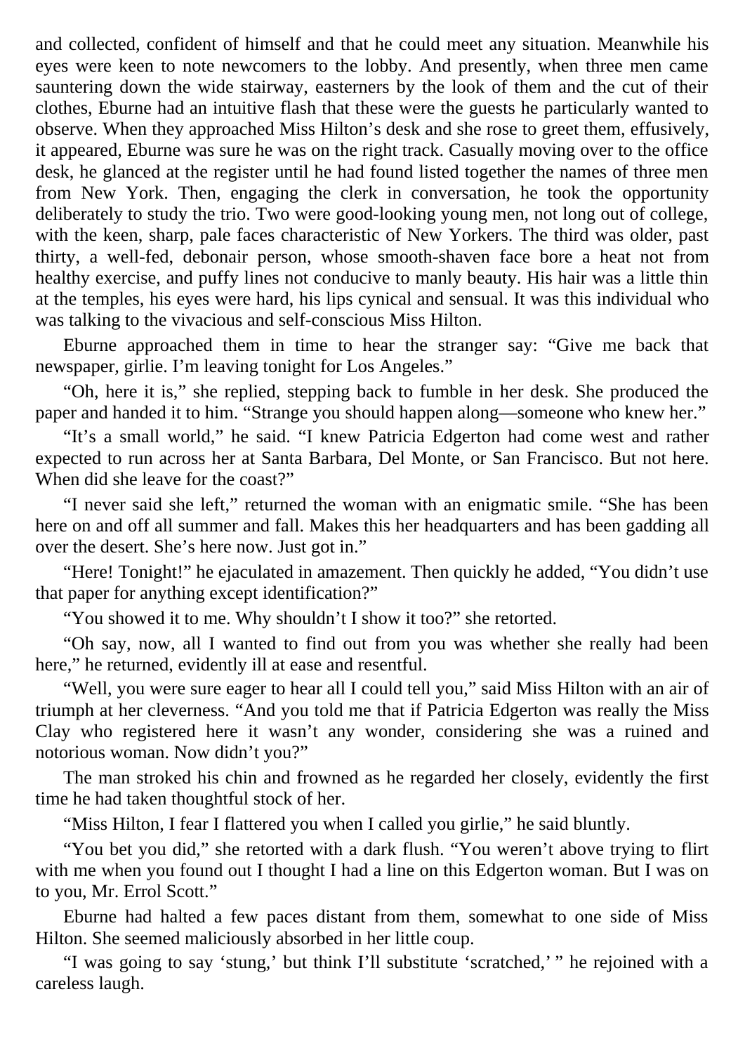and collected, confident of himself and that he could meet any situation. Meanwhile his eyes were keen to note newcomers to the lobby. And presently, when three men came sauntering down the wide stairway, easterners by the look of them and the cut of their clothes, Eburne had an intuitive flash that these were the guests he particularly wanted to observe. When they approached Miss Hilton's desk and she rose to greet them, effusively, it appeared, Eburne was sure he was on the right track. Casually moving over to the office desk, he glanced at the register until he had found listed together the names of three men from New York. Then, engaging the clerk in conversation, he took the opportunity deliberately to study the trio. Two were good-looking young men, not long out of college, with the keen, sharp, pale faces characteristic of New Yorkers. The third was older, past thirty, a well-fed, debonair person, whose smooth-shaven face bore a heat not from healthy exercise, and puffy lines not conducive to manly beauty. His hair was a little thin at the temples, his eyes were hard, his lips cynical and sensual. It was this individual who was talking to the vivacious and self-conscious Miss Hilton.

Eburne approached them in time to hear the stranger say: "Give me back that newspaper, girlie. I'm leaving tonight for Los Angeles."

"Oh, here it is," she replied, stepping back to fumble in her desk. She produced the paper and handed it to him. "Strange you should happen along—someone who knew her."

"It's a small world," he said. "I knew Patricia Edgerton had come west and rather expected to run across her at Santa Barbara, Del Monte, or San Francisco. But not here. When did she leave for the coast?"

"I never said she left," returned the woman with an enigmatic smile. "She has been here on and off all summer and fall. Makes this her headquarters and has been gadding all over the desert. She's here now. Just got in."

"Here! Tonight!" he ejaculated in amazement. Then quickly he added, "You didn't use that paper for anything except identification?"

"You showed it to me. Why shouldn't I show it too?" she retorted.

"Oh say, now, all I wanted to find out from you was whether she really had been here," he returned, evidently ill at ease and resentful.

"Well, you were sure eager to hear all I could tell you," said Miss Hilton with an air of triumph at her cleverness. "And you told me that if Patricia Edgerton was really the Miss Clay who registered here it wasn't any wonder, considering she was a ruined and notorious woman. Now didn't you?"

The man stroked his chin and frowned as he regarded her closely, evidently the first time he had taken thoughtful stock of her.

"Miss Hilton, I fear I flattered you when I called you girlie," he said bluntly.

"You bet you did," she retorted with a dark flush. "You weren't above trying to flirt with me when you found out I thought I had a line on this Edgerton woman. But I was on to you, Mr. Errol Scott."

Eburne had halted a few paces distant from them, somewhat to one side of Miss Hilton. She seemed maliciously absorbed in her little coup.

"I was going to say 'stung,' but think I'll substitute 'scratched,' " he rejoined with a careless laugh.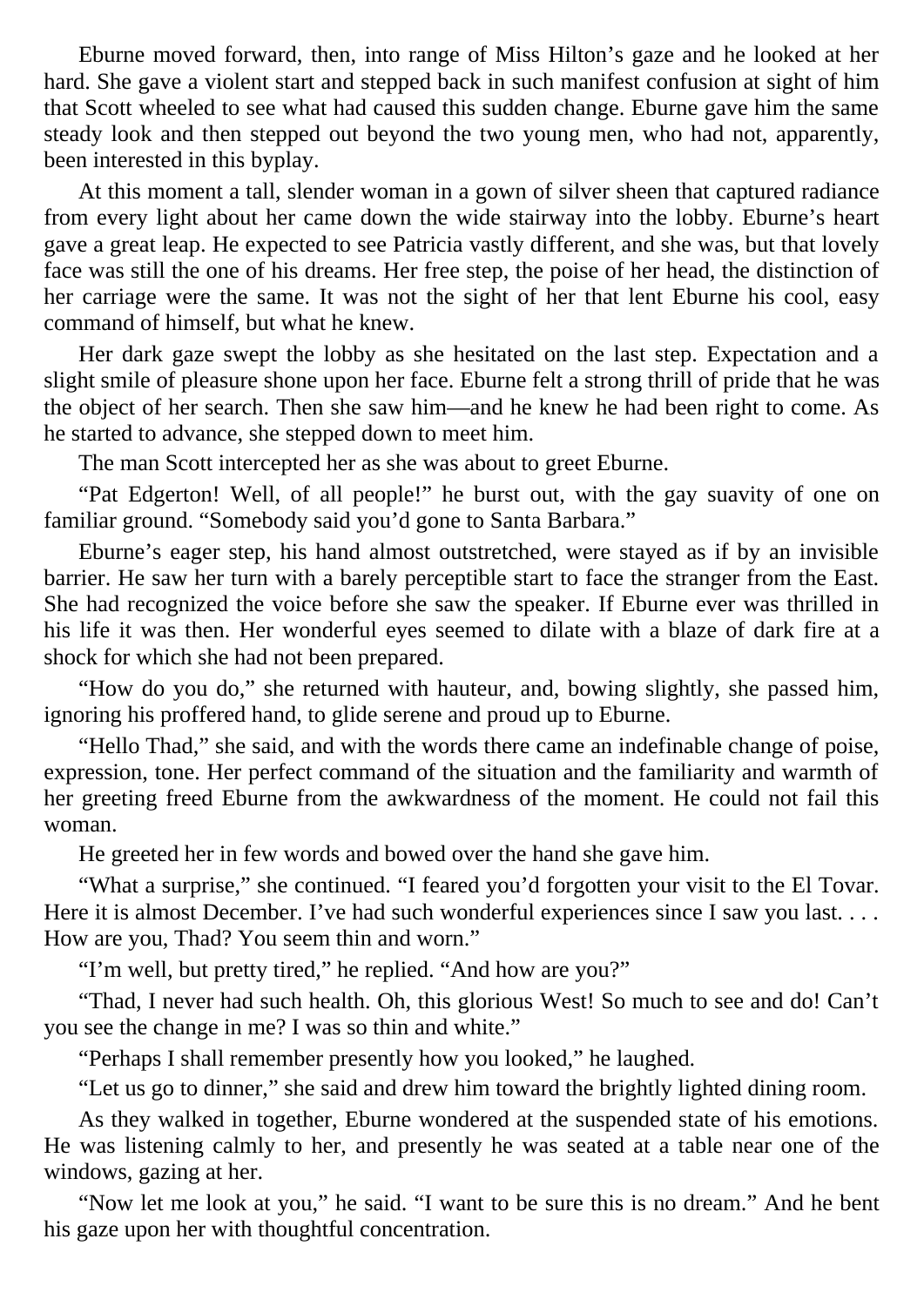Eburne moved forward, then, into range of Miss Hilton's gaze and he looked at her hard. She gave a violent start and stepped back in such manifest confusion at sight of him that Scott wheeled to see what had caused this sudden change. Eburne gave him the same steady look and then stepped out beyond the two young men, who had not, apparently, been interested in this byplay.

At this moment a tall, slender woman in a gown of silver sheen that captured radiance from every light about her came down the wide stairway into the lobby. Eburne's heart gave a great leap. He expected to see Patricia vastly different, and she was, but that lovely face was still the one of his dreams. Her free step, the poise of her head, the distinction of her carriage were the same. It was not the sight of her that lent Eburne his cool, easy command of himself, but what he knew.

Her dark gaze swept the lobby as she hesitated on the last step. Expectation and a slight smile of pleasure shone upon her face. Eburne felt a strong thrill of pride that he was the object of her search. Then she saw him—and he knew he had been right to come. As he started to advance, she stepped down to meet him.

The man Scott intercepted her as she was about to greet Eburne.

"Pat Edgerton! Well, of all people!" he burst out, with the gay suavity of one on familiar ground. "Somebody said you'd gone to Santa Barbara."

Eburne's eager step, his hand almost outstretched, were stayed as if by an invisible barrier. He saw her turn with a barely perceptible start to face the stranger from the East. She had recognized the voice before she saw the speaker. If Eburne ever was thrilled in his life it was then. Her wonderful eyes seemed to dilate with a blaze of dark fire at a shock for which she had not been prepared.

"How do you do," she returned with hauteur, and, bowing slightly, she passed him, ignoring his proffered hand, to glide serene and proud up to Eburne.

"Hello Thad," she said, and with the words there came an indefinable change of poise, expression, tone. Her perfect command of the situation and the familiarity and warmth of her greeting freed Eburne from the awkwardness of the moment. He could not fail this woman.

He greeted her in few words and bowed over the hand she gave him.

"What a surprise," she continued. "I feared you'd forgotten your visit to the El Tovar. Here it is almost December. I've had such wonderful experiences since I saw you last. . . . How are you, Thad? You seem thin and worn."

"I'm well, but pretty tired," he replied. "And how are you?"

"Thad, I never had such health. Oh, this glorious West! So much to see and do! Can't you see the change in me? I was so thin and white."

"Perhaps I shall remember presently how you looked," he laughed.

"Let us go to dinner," she said and drew him toward the brightly lighted dining room.

As they walked in together, Eburne wondered at the suspended state of his emotions. He was listening calmly to her, and presently he was seated at a table near one of the windows, gazing at her.

"Now let me look at you," he said. "I want to be sure this is no dream." And he bent his gaze upon her with thoughtful concentration.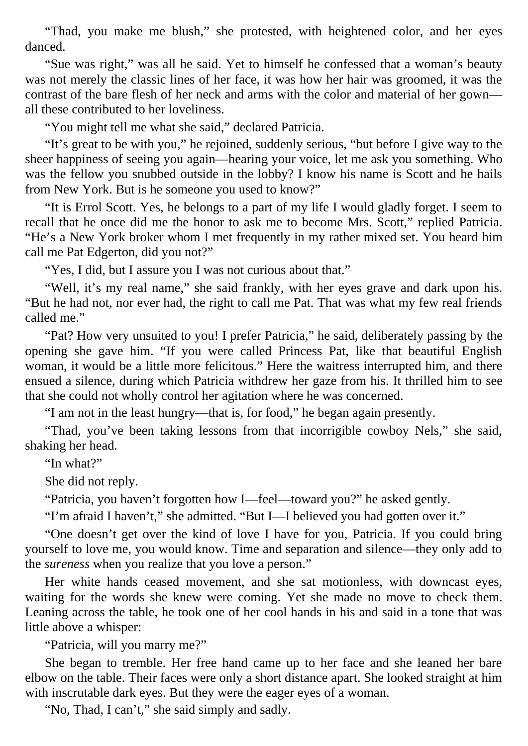"Thad, you make me blush," she protested, with heightened color, and her eyes danced.

"Sue was right," was all he said. Yet to himself he confessed that a woman's beauty was not merely the classic lines of her face, it was how her hair was groomed, it was the contrast of the bare flesh of her neck and arms with the color and material of her gown—all these contributed to her loveliness.

"You might tell me what she said," declared Patricia.

"It's great to be with you," he rejoined, suddenly serious, "but before I give way to the sheer happiness of seeing you again—hearing your voice, let me ask you something. Who was the fellow you snubbed outside in the lobby? I know his name is Scott and he hails from New York. But is he someone you used to know?"

"It is Errol Scott. Yes, he belongs to a part of my life I would gladly forget. I seem to recall that he once did me the honor to ask me to become Mrs. Scott," replied Patricia. "He's a New York broker whom I met frequently in my rather mixed set. You heard him call me Pat Edgerton, did you not?"

"Yes, I did, but I assure you I was not curious about that."

"Well, it's my real name," she said frankly, with her eyes grave and dark upon his. "But he had not, nor ever had, the right to call me Pat. That was what my few real friends called me."

"Pat? How very unsuited to you! I prefer Patricia," he said, deliberately passing by the opening she gave him. "If you were called Princess Pat, like that beautiful English woman, it would be a little more felicitous." Here the waitress interrupted him, and there ensued a silence, during which Patricia withdrew her gaze from his. It thrilled him to see that she could not wholly control her agitation where he was concerned.

"I am not in the least hungry—that is, for food," he began again presently.

"Thad, you've been taking lessons from that incorrigible cowboy Nels," she said, shaking her head.

"In what?"

She did not reply.

"Patricia, you haven't forgotten how I—feel—toward you?" he asked gently.

"I'm afraid I haven't," she admitted. "But I—I believed you had gotten over it."

"One doesn't get over the kind of love I have for you, Patricia. If you could bring yourself to love me, you would know. Time and separation and silence—they only add to the *sureness* when you realize that you love a person."

Her white hands ceased movement, and she sat motionless, with downcast eyes, waiting for the words she knew were coming. Yet she made no move to check them. Leaning across the table, he took one of her cool hands in his and said in a tone that was little above a whisper:

"Patricia, will you marry me?"

She began to tremble. Her free hand came up to her face and she leaned her bare elbow on the table. Their faces were only a short distance apart. She looked straight at him with inscrutable dark eyes. But they were the eager eyes of a woman.

"No, Thad, I can't," she said simply and sadly.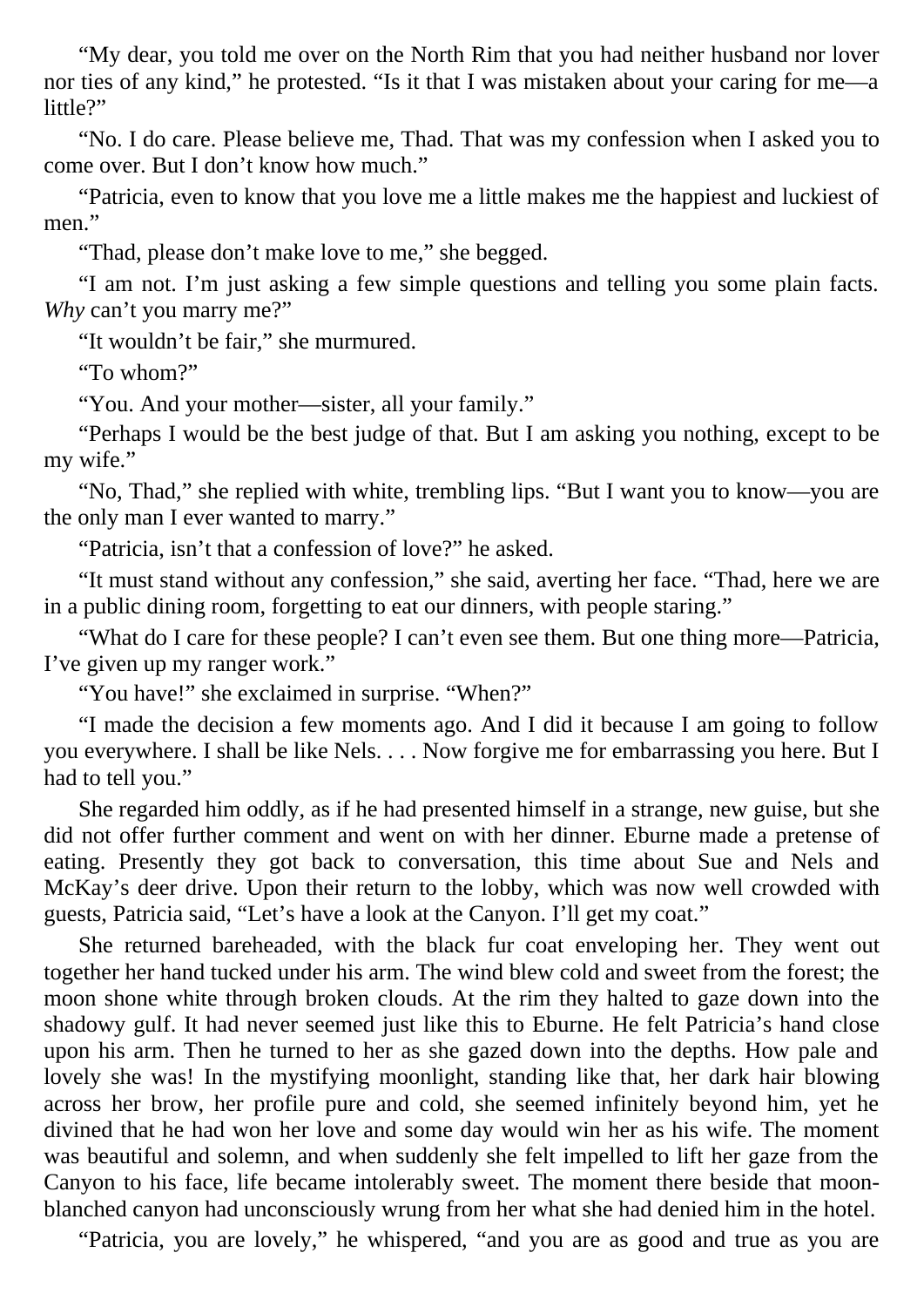"My dear, you told me over on the North Rim that you had neither husband nor lover nor ties of any kind," he protested. "Is it that I was mistaken about your caring for me—a little?"

"No. I do care. Please believe me, Thad. That was my confession when I asked you to come over. But I don't know how much."

"Patricia, even to know that you love me a little makes me the happiest and luckiest of men."

"Thad, please don't make love to me," she begged.

"I am not. I'm just asking a few simple questions and telling you some plain facts. *Why* can't you marry me?"

"It wouldn't be fair," she murmured.

"To whom?"

"You. And your mother—sister, all your family."

"Perhaps I would be the best judge of that. But I am asking you nothing, except to be my wife."

"No, Thad," she replied with white, trembling lips. "But I want you to know—you are the only man I ever wanted to marry."

"Patricia, isn't that a confession of love?" he asked.

"It must stand without any confession," she said, averting her face. "Thad, here we are in a public dining room, forgetting to eat our dinners, with people staring."

"What do I care for these people? I can't even see them. But one thing more—Patricia, I've given up my ranger work."

"You have!" she exclaimed in surprise. "When?"

"I made the decision a few moments ago. And I did it because I am going to follow you everywhere. I shall be like Nels. . . . Now forgive me for embarrassing you here. But I had to tell you."

She regarded him oddly, as if he had presented himself in a strange, new guise, but she did not offer further comment and went on with her dinner. Eburne made a pretense of eating. Presently they got back to conversation, this time about Sue and Nels and McKay's deer drive. Upon their return to the lobby, which was now well crowded with guests, Patricia said, "Let's have a look at the Canyon. I'll get my coat."

She returned bareheaded, with the black fur coat enveloping her. They went out together her hand tucked under his arm. The wind blew cold and sweet from the forest; the moon shone white through broken clouds. At the rim they halted to gaze down into the shadowy gulf. It had never seemed just like this to Eburne. He felt Patricia's hand close upon his arm. Then he turned to her as she gazed down into the depths. How pale and lovely she was! In the mystifying moonlight, standing like that, her dark hair blowing across her brow, her profile pure and cold, she seemed infinitely beyond him, yet he divined that he had won her love and some day would win her as his wife. The moment was beautiful and solemn, and when suddenly she felt impelled to lift her gaze from the Canyon to his face, life became intolerably sweet. The moment there beside that moon-blanched canyon had unconsciously wrung from her what she had denied him in the hotel.

"Patricia, you are lovely," he whispered, "and you are as good and true as you are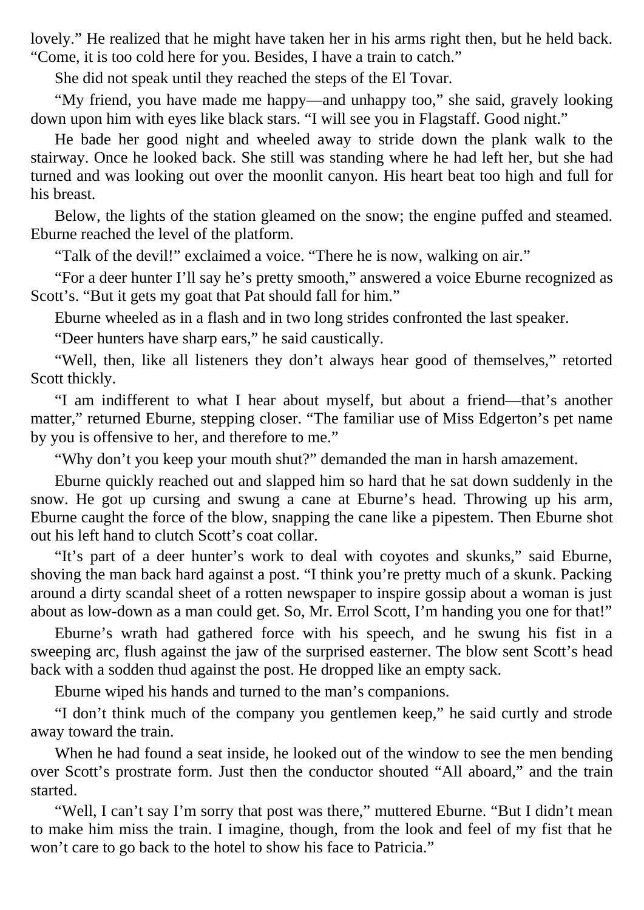lovely." He realized that he might have taken her in his arms right then, but he held back. "Come, it is too cold here for you. Besides, I have a train to catch."

She did not speak until they reached the steps of the El Tovar.

"My friend, you have made me happy—and unhappy too," she said, gravely looking down upon him with eyes like black stars. "I will see you in Flagstaff. Good night."

He bade her good night and wheeled away to stride down the plank walk to the stairway. Once he looked back. She still was standing where he had left her, but she had turned and was looking out over the moonlit canyon. His heart beat too high and full for his breast.

Below, the lights of the station gleamed on the snow; the engine puffed and steamed. Eburne reached the level of the platform.

"Talk of the devil!" exclaimed a voice. "There he is now, walking on air."

"For a deer hunter I'll say he's pretty smooth," answered a voice Eburne recognized as Scott's. "But it gets my goat that Pat should fall for him."

Eburne wheeled as in a flash and in two long strides confronted the last speaker.

"Deer hunters have sharp ears," he said caustically.

"Well, then, like all listeners they don't always hear good of themselves," retorted Scott thickly.

"I am indifferent to what I hear about myself, but about a friend—that's another matter," returned Eburne, stepping closer. "The familiar use of Miss Edgerton's pet name by you is offensive to her, and therefore to me."

"Why don't you keep your mouth shut?" demanded the man in harsh amazement.

Eburne quickly reached out and slapped him so hard that he sat down suddenly in the snow. He got up cursing and swung a cane at Eburne's head. Throwing up his arm, Eburne caught the force of the blow, snapping the cane like a pipestem. Then Eburne shot out his left hand to clutch Scott's coat collar.

"It's part of a deer hunter's work to deal with coyotes and skunks," said Eburne, shoving the man back hard against a post. "I think you're pretty much of a skunk. Packing around a dirty scandal sheet of a rotten newspaper to inspire gossip about a woman is just about as low-down as a man could get. So, Mr. Errol Scott, I'm handing you one for that!"

Eburne's wrath had gathered force with his speech, and he swung his fist in a sweeping arc, flush against the jaw of the surprised easterner. The blow sent Scott's head back with a sodden thud against the post. He dropped like an empty sack.

Eburne wiped his hands and turned to the man's companions.

"I don't think much of the company you gentlemen keep," he said curtly and strode away toward the train.

When he had found a seat inside, he looked out of the window to see the men bending over Scott's prostrate form. Just then the conductor shouted "All aboard," and the train started.

"Well, I can't say I'm sorry that post was there," muttered Eburne. "But I didn't mean to make him miss the train. I imagine, though, from the look and feel of my fist that he won't care to go back to the hotel to show his face to Patricia."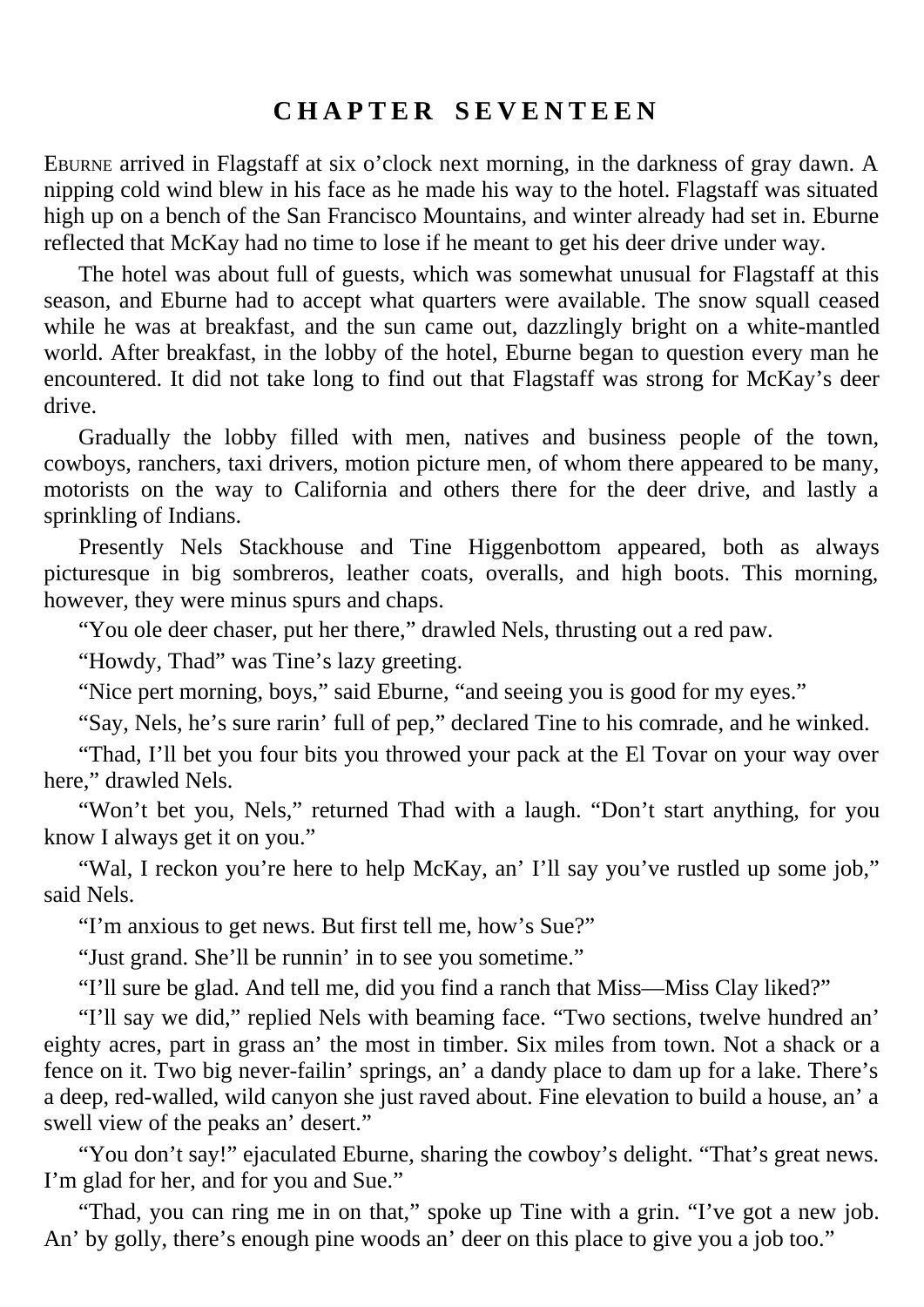## CHAPTER SEVENTEEN

EBURNE arrived in Flagstaff at six o'clock next morning, in the darkness of gray dawn. A nipping cold wind blew in his face as he made his way to the hotel. Flagstaff was situated high up on a bench of the San Francisco Mountains, and winter already had set in. Eburne reflected that McKay had no time to lose if he meant to get his deer drive under way.

The hotel was about full of guests, which was somewhat unusual for Flagstaff at this season, and Eburne had to accept what quarters were available. The snow squall ceased while he was at breakfast, and the sun came out, dazzlingly bright on a white-mantled world. After breakfast, in the lobby of the hotel, Eburne began to question every man he encountered. It did not take long to find out that Flagstaff was strong for McKay's deer drive.

Gradually the lobby filled with men, natives and business people of the town, cowboys, ranchers, taxi drivers, motion picture men, of whom there appeared to be many, motorists on the way to California and others there for the deer drive, and lastly a sprinkling of Indians.

Presently Nels Stackhouse and Tine Higgenbottom appeared, both as always picturesque in big sombreros, leather coats, overalls, and high boots. This morning, however, they were minus spurs and chaps.

"You ole deer chaser, put her there," drawled Nels, thrusting out a red paw.

"Howdy, Thad" was Tine's lazy greeting.

"Nice pert morning, boys," said Eburne, "and seeing you is good for my eyes."

"Say, Nels, he's sure rarin' full of pep," declared Tine to his comrade, and he winked.

"Thad, I'll bet you four bits you throwed your pack at the El Tovar on your way over here," drawled Nels.

"Won't bet you, Nels," returned Thad with a laugh. "Don't start anything, for you know I always get it on you."

"Wal, I reckon you're here to help McKay, an' I'll say you've rustled up some job," said Nels.

"I'm anxious to get news. But first tell me, how's Sue?"

"Just grand. She'll be runnin' in to see you sometime."

"I'll sure be glad. And tell me, did you find a ranch that Miss—Miss Clay liked?"

"I'll say we did," replied Nels with beaming face. "Two sections, twelve hundred an' eighty acres, part in grass an' the most in timber. Six miles from town. Not a shack or a fence on it. Two big never-failin' springs, an' a dandy place to dam up for a lake. There's a deep, red-walled, wild canyon she just raved about. Fine elevation to build a house, an' a swell view of the peaks an' desert."

"You don't say!" ejaculated Eburne, sharing the cowboy's delight. "That's great news. I'm glad for her, and for you and Sue."

"Thad, you can ring me in on that," spoke up Tine with a grin. "I've got a new job. An' by golly, there's enough pine woods an' deer on this place to give you a job too."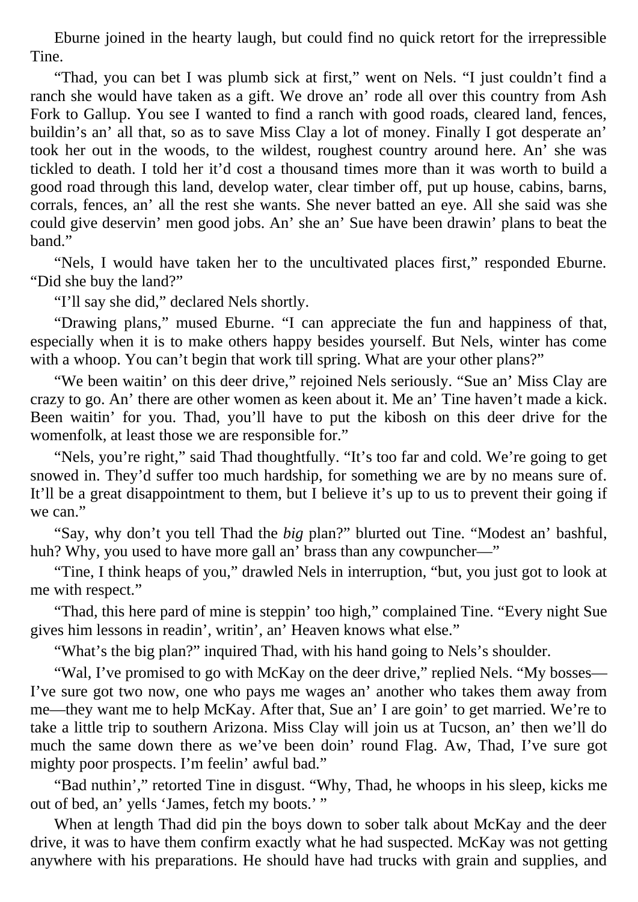Eburne joined in the hearty laugh, but could find no quick retort for the irrepressible Tine.

"Thad, you can bet I was plumb sick at first," went on Nels. "I just couldn't find a ranch she would have taken as a gift. We drove an' rode all over this country from Ash Fork to Gallup. You see I wanted to find a ranch with good roads, cleared land, fences, buildin's an' all that, so as to save Miss Clay a lot of money. Finally I got desperate an' took her out in the woods, to the wildest, roughest country around here. An' she was tickled to death. I told her it'd cost a thousand times more than it was worth to build a good road through this land, develop water, clear timber off, put up house, cabins, barns, corrals, fences, an' all the rest she wants. She never batted an eye. All she said was she could give deservin' men good jobs. An' she an' Sue have been drawin' plans to beat the band."

"Nels, I would have taken her to the uncultivated places first," responded Eburne. "Did she buy the land?"

"I'll say she did," declared Nels shortly.

"Drawing plans," mused Eburne. "I can appreciate the fun and happiness of that, especially when it is to make others happy besides yourself. But Nels, winter has come with a whoop. You can't begin that work till spring. What are your other plans?"

"We been waitin' on this deer drive," rejoined Nels seriously. "Sue an' Miss Clay are crazy to go. An' there are other women as keen about it. Me an' Tine haven't made a kick. Been waitin' for you. Thad, you'll have to put the kibosh on this deer drive for the womenfolk, at least those we are responsible for."

"Nels, you're right," said Thad thoughtfully. "It's too far and cold. We're going to get snowed in. They'd suffer too much hardship, for something we are by no means sure of. It'll be a great disappointment to them, but I believe it's up to us to prevent their going if we can."

"Say, why don't you tell Thad the *big* plan?" blurted out Tine. "Modest an' bashful, huh? Why, you used to have more gall an' brass than any cowpuncher—"

"Tine, I think heaps of you," drawled Nels in interruption, "but, you just got to look at me with respect."

"Thad, this here pard of mine is steppin' too high," complained Tine. "Every night Sue gives him lessons in readin', writin', an' Heaven knows what else."

"What's the big plan?" inquired Thad, with his hand going to Nels's shoulder.

"Wal, I've promised to go with McKay on the deer drive," replied Nels. "My bosses—I've sure got two now, one who pays me wages an' another who takes them away from me—they want me to help McKay. After that, Sue an' I are goin' to get married. We're to take a little trip to southern Arizona. Miss Clay will join us at Tucson, an' then we'll do much the same down there as we've been doin' round Flag. Aw, Thad, I've sure got mighty poor prospects. I'm feelin' awful bad."

"Bad nuthin'," retorted Tine in disgust. "Why, Thad, he whoops in his sleep, kicks me out of bed, an' yells 'James, fetch my boots.' "

When at length Thad did pin the boys down to sober talk about McKay and the deer drive, it was to have them confirm exactly what he had suspected. McKay was not getting anywhere with his preparations. He should have had trucks with grain and supplies, and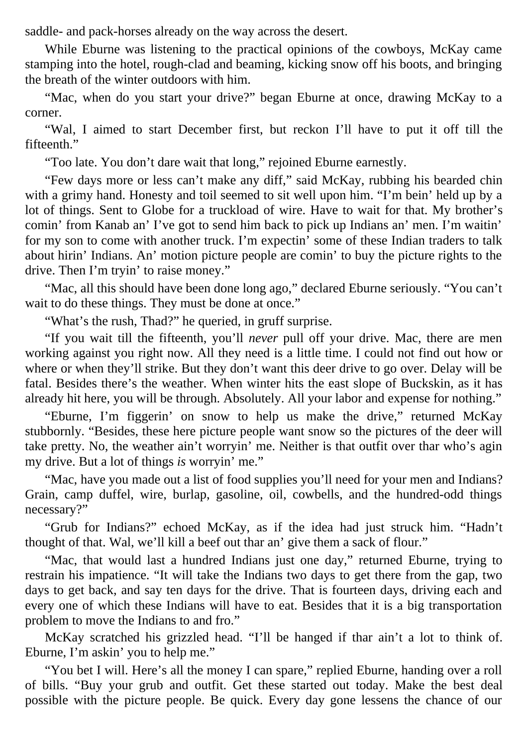saddle- and pack-horses already on the way across the desert.

While Eburne was listening to the practical opinions of the cowboys, McKay came stamping into the hotel, rough-clad and beaming, kicking snow off his boots, and bringing the breath of the winter outdoors with him.

"Mac, when do you start your drive?" began Eburne at once, drawing McKay to a corner.

"Wal, I aimed to start December first, but reckon I'll have to put it off till the fifteenth."

"Too late. You don't dare wait that long," rejoined Eburne earnestly.

"Few days more or less can't make any diff," said McKay, rubbing his bearded chin with a grimy hand. Honesty and toil seemed to sit well upon him. "I'm bein' held up by a lot of things. Sent to Globe for a truckload of wire. Have to wait for that. My brother's comin' from Kanab an' I've got to send him back to pick up Indians an' men. I'm waitin' for my son to come with another truck. I'm expectin' some of these Indian traders to talk about hirin' Indians. An' motion picture people are comin' to buy the picture rights to the drive. Then I'm tryin' to raise money."

"Mac, all this should have been done long ago," declared Eburne seriously. "You can't wait to do these things. They must be done at once."

"What's the rush, Thad?" he queried, in gruff surprise.

"If you wait till the fifteenth, you'll *never* pull off your drive. Mac, there are men working against you right now. All they need is a little time. I could not find out how or where or when they'll strike. But they don't want this deer drive to go over. Delay will be fatal. Besides there's the weather. When winter hits the east slope of Buckskin, as it has already hit here, you will be through. Absolutely. All your labor and expense for nothing."

"Eburne, I'm figgerin' on snow to help us make the drive," returned McKay stubbornly. "Besides, these here picture people want snow so the pictures of the deer will take pretty. No, the weather ain't worryin' me. Neither is that outfit over thar who's agin my drive. But a lot of things *is* worryin' me."

"Mac, have you made out a list of food supplies you'll need for your men and Indians? Grain, camp duffel, wire, burlap, gasoline, oil, cowbells, and the hundred-odd things necessary?"

"Grub for Indians?" echoed McKay, as if the idea had just struck him. "Hadn't thought of that. Wal, we'll kill a beef out thar an' give them a sack of flour."

"Mac, that would last a hundred Indians just one day," returned Eburne, trying to restrain his impatience. "It will take the Indians two days to get there from the gap, two days to get back, and say ten days for the drive. That is fourteen days, driving each and every one of which these Indians will have to eat. Besides that it is a big transportation problem to move the Indians to and fro."

McKay scratched his grizzled head. "I'll be hanged if thar ain't a lot to think of. Eburne, I'm askin' you to help me."

"You bet I will. Here's all the money I can spare," replied Eburne, handing over a roll of bills. "Buy your grub and outfit. Get these started out today. Make the best deal possible with the picture people. Be quick. Every day gone lessens the chance of our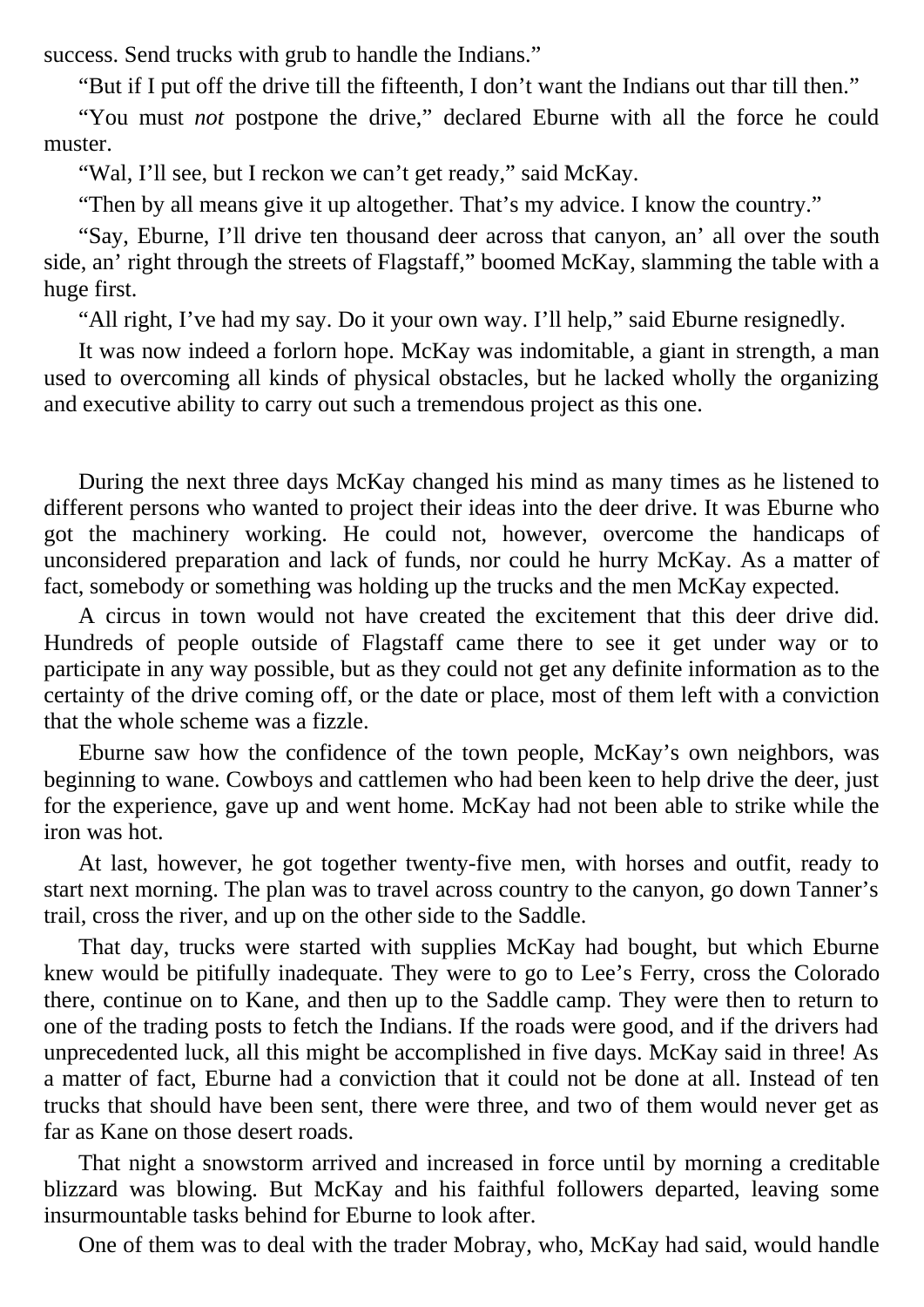success. Send trucks with grub to handle the Indians."

"But if I put off the drive till the fifteenth, I don't want the Indians out thar till then."

"You must *not* postpone the drive," declared Eburne with all the force he could muster.

"Wal, I'll see, but I reckon we can't get ready," said McKay.

"Then by all means give it up altogether. That's my advice. I know the country."

"Say, Eburne, I'll drive ten thousand deer across that canyon, an' all over the south side, an' right through the streets of Flagstaff," boomed McKay, slamming the table with a huge first.

"All right, I've had my say. Do it your own way. I'll help," said Eburne resignedly.

It was now indeed a forlorn hope. McKay was indomitable, a giant in strength, a man used to overcoming all kinds of physical obstacles, but he lacked wholly the organizing and executive ability to carry out such a tremendous project as this one.

During the next three days McKay changed his mind as many times as he listened to different persons who wanted to project their ideas into the deer drive. It was Eburne who got the machinery working. He could not, however, overcome the handicaps of unconsidered preparation and lack of funds, nor could he hurry McKay. As a matter of fact, somebody or something was holding up the trucks and the men McKay expected.

A circus in town would not have created the excitement that this deer drive did. Hundreds of people outside of Flagstaff came there to see it get under way or to participate in any way possible, but as they could not get any definite information as to the certainty of the drive coming off, or the date or place, most of them left with a conviction that the whole scheme was a fizzle.

Eburne saw how the confidence of the town people, McKay's own neighbors, was beginning to wane. Cowboys and cattlemen who had been keen to help drive the deer, just for the experience, gave up and went home. McKay had not been able to strike while the iron was hot.

At last, however, he got together twenty-five men, with horses and outfit, ready to start next morning. The plan was to travel across country to the canyon, go down Tanner's trail, cross the river, and up on the other side to the Saddle.

That day, trucks were started with supplies McKay had bought, but which Eburne knew would be pitifully inadequate. They were to go to Lee's Ferry, cross the Colorado there, continue on to Kane, and then up to the Saddle camp. They were then to return to one of the trading posts to fetch the Indians. If the roads were good, and if the drivers had unprecedented luck, all this might be accomplished in five days. McKay said in three! As a matter of fact, Eburne had a conviction that it could not be done at all. Instead of ten trucks that should have been sent, there were three, and two of them would never get as far as Kane on those desert roads.

That night a snowstorm arrived and increased in force until by morning a creditable blizzard was blowing. But McKay and his faithful followers departed, leaving some insurmountable tasks behind for Eburne to look after.

One of them was to deal with the trader Mobray, who, McKay had said, would handle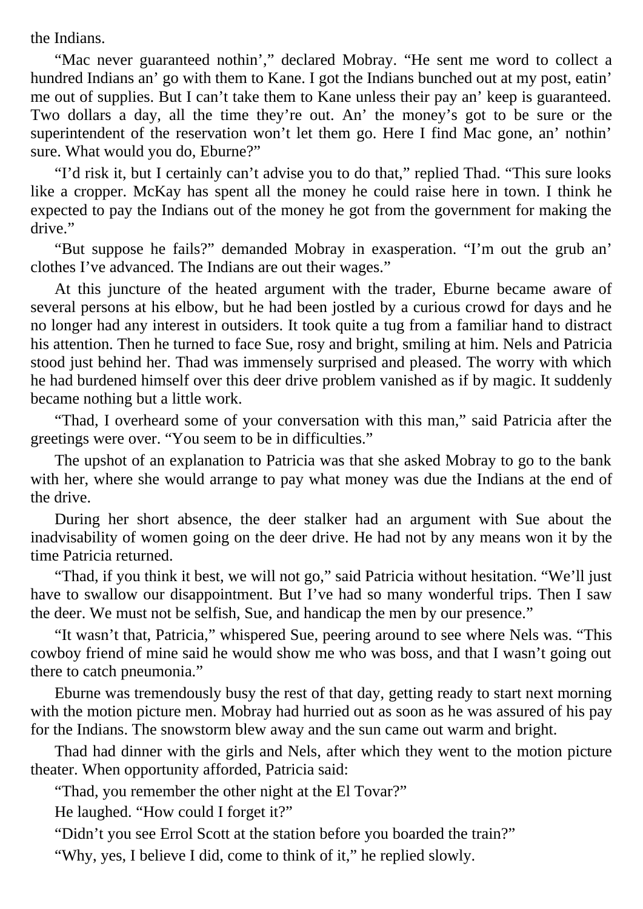the Indians.

"Mac never guaranteed nothin'," declared Mobray. "He sent me word to collect a hundred Indians an' go with them to Kane. I got the Indians bunched out at my post, eatin' me out of supplies. But I can't take them to Kane unless their pay an' keep is guaranteed. Two dollars a day, all the time they're out. An' the money's got to be sure or the superintendent of the reservation won't let them go. Here I find Mac gone, an' nothin' sure. What would you do, Eburne?"

"I'd risk it, but I certainly can't advise you to do that," replied Thad. "This sure looks like a cropper. McKay has spent all the money he could raise here in town. I think he expected to pay the Indians out of the money he got from the government for making the drive."

"But suppose he fails?" demanded Mobray in exasperation. "I'm out the grub an' clothes I've advanced. The Indians are out their wages."

At this juncture of the heated argument with the trader, Eburne became aware of several persons at his elbow, but he had been jostled by a curious crowd for days and he no longer had any interest in outsiders. It took quite a tug from a familiar hand to distract his attention. Then he turned to face Sue, rosy and bright, smiling at him. Nels and Patricia stood just behind her. Thad was immensely surprised and pleased. The worry with which he had burdened himself over this deer drive problem vanished as if by magic. It suddenly became nothing but a little work.

"Thad, I overheard some of your conversation with this man," said Patricia after the greetings were over. "You seem to be in difficulties."

The upshot of an explanation to Patricia was that she asked Mobray to go to the bank with her, where she would arrange to pay what money was due the Indians at the end of the drive.

During her short absence, the deer stalker had an argument with Sue about the inadvisability of women going on the deer drive. He had not by any means won it by the time Patricia returned.

"Thad, if you think it best, we will not go," said Patricia without hesitation. "We'll just have to swallow our disappointment. But I've had so many wonderful trips. Then I saw the deer. We must not be selfish, Sue, and handicap the men by our presence."

"It wasn't that, Patricia," whispered Sue, peering around to see where Nels was. "This cowboy friend of mine said he would show me who was boss, and that I wasn't going out there to catch pneumonia."

Eburne was tremendously busy the rest of that day, getting ready to start next morning with the motion picture men. Mobray had hurried out as soon as he was assured of his pay for the Indians. The snowstorm blew away and the sun came out warm and bright.

Thad had dinner with the girls and Nels, after which they went to the motion picture theater. When opportunity afforded, Patricia said:

"Thad, you remember the other night at the El Tovar?"

He laughed. "How could I forget it?"

"Didn't you see Errol Scott at the station before you boarded the train?"

"Why, yes, I believe I did, come to think of it," he replied slowly.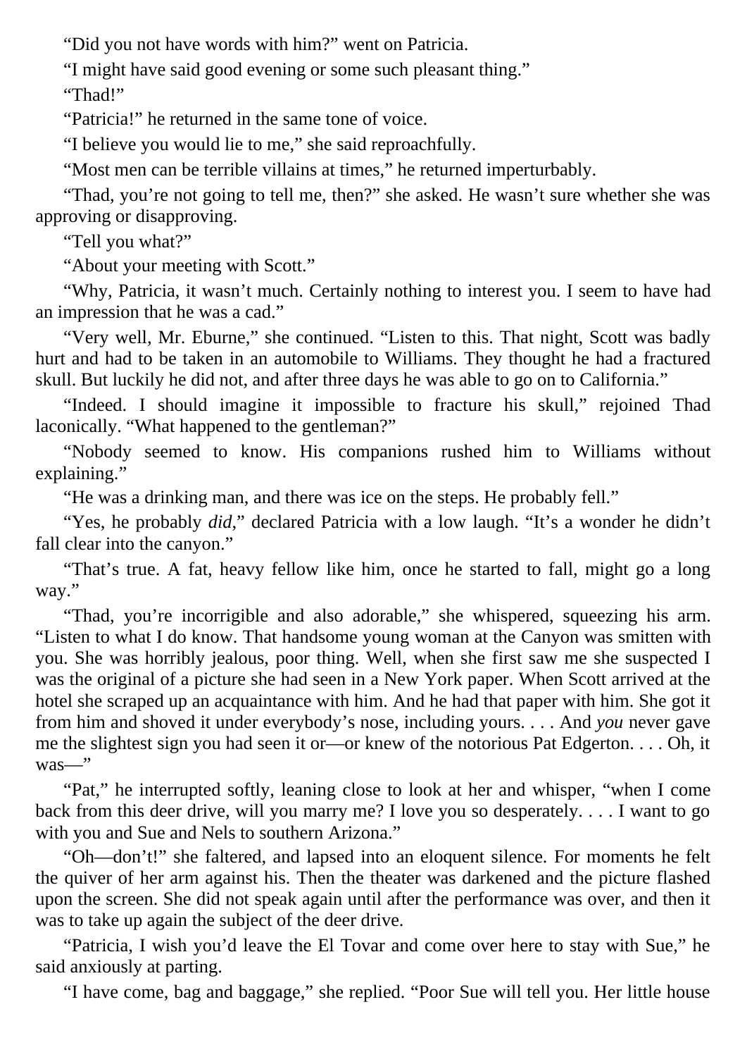"Did you not have words with him?" went on Patricia.

"I might have said good evening or some such pleasant thing."

"Thad!"

"Patricia!" he returned in the same tone of voice.

"I believe you would lie to me," she said reproachfully.

"Most men can be terrible villains at times," he returned imperturbably.

"Thad, you're not going to tell me, then?" she asked. He wasn't sure whether she was approving or disapproving.

"Tell you what?"

"About your meeting with Scott."

"Why, Patricia, it wasn't much. Certainly nothing to interest you. I seem to have had an impression that he was a cad."

"Very well, Mr. Eburne," she continued. "Listen to this. That night, Scott was badly hurt and had to be taken in an automobile to Williams. They thought he had a fractured skull. But luckily he did not, and after three days he was able to go on to California."

"Indeed. I should imagine it impossible to fracture his skull," rejoined Thad laconically. "What happened to the gentleman?"

"Nobody seemed to know. His companions rushed him to Williams without explaining."

"He was a drinking man, and there was ice on the steps. He probably fell."

"Yes, he probably *did*," declared Patricia with a low laugh. "It's a wonder he didn't fall clear into the canyon."

"That's true. A fat, heavy fellow like him, once he started to fall, might go a long way."

"Thad, you're incorrigible and also adorable," she whispered, squeezing his arm. "Listen to what I do know. That handsome young woman at the Canyon was smitten with you. She was horribly jealous, poor thing. Well, when she first saw me she suspected I was the original of a picture she had seen in a New York paper. When Scott arrived at the hotel she scraped up an acquaintance with him. And he had that paper with him. She got it from him and shoved it under everybody's nose, including yours. . . . And *you* never gave me the slightest sign you had seen it or—or knew of the notorious Pat Edgerton. . . . Oh, it was—"

"Pat," he interrupted softly, leaning close to look at her and whisper, "when I come back from this deer drive, will you marry me? I love you so desperately. . . . I want to go with you and Sue and Nels to southern Arizona."

"Oh—don't!" she faltered, and lapsed into an eloquent silence. For moments he felt the quiver of her arm against his. Then the theater was darkened and the picture flashed upon the screen. She did not speak again until after the performance was over, and then it was to take up again the subject of the deer drive.

"Patricia, I wish you'd leave the El Tovar and come over here to stay with Sue," he said anxiously at parting.

"I have come, bag and baggage," she replied. "Poor Sue will tell you. Her little house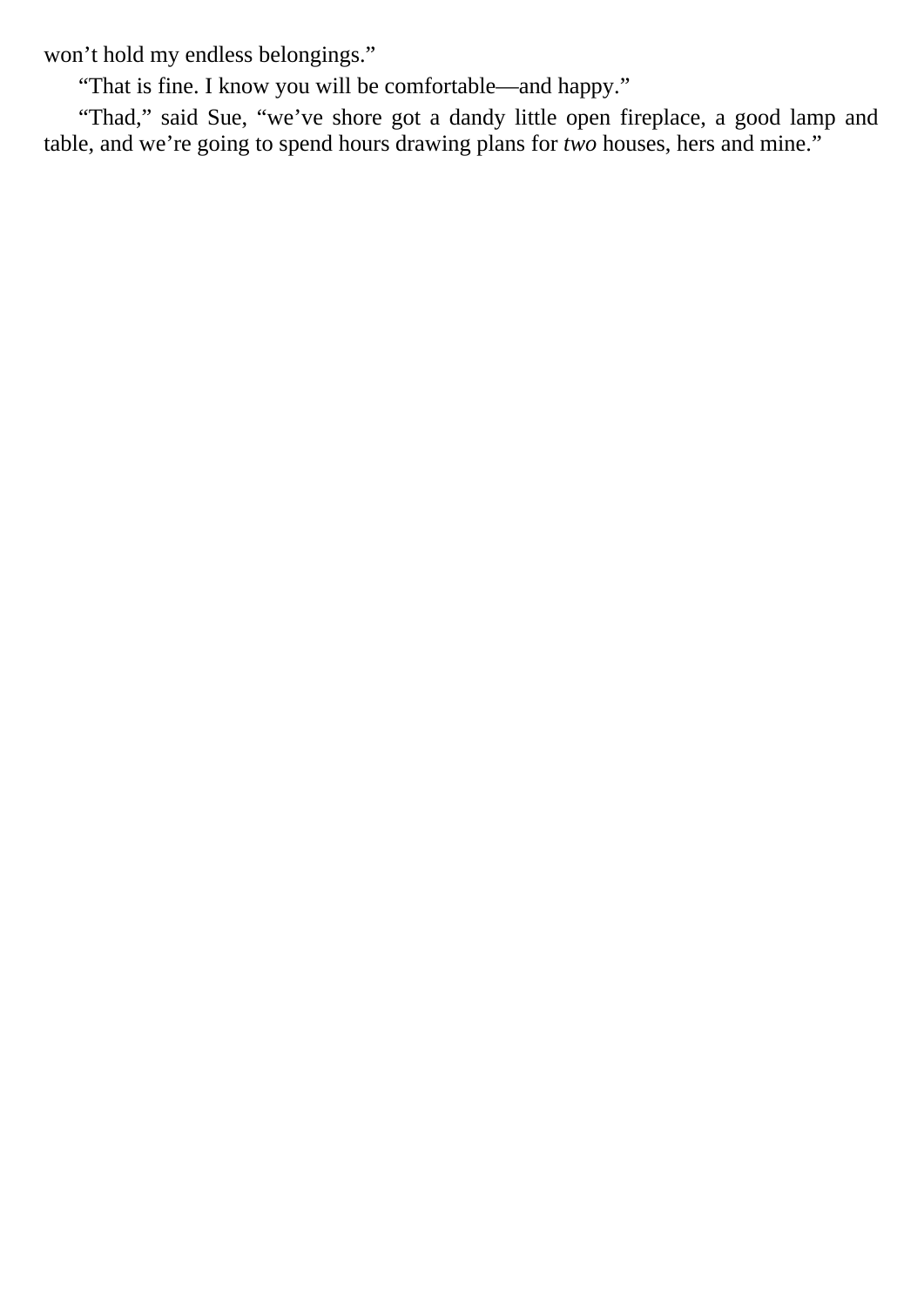won’t hold my endless belongings.”

“That is fine. I know you will be comfortable—and happy.”

“Thad,” said Sue, “we’ve shore got a dandy little open fireplace, a good lamp and table, and we’re going to spend hours drawing plans for *two* houses, hers and mine.”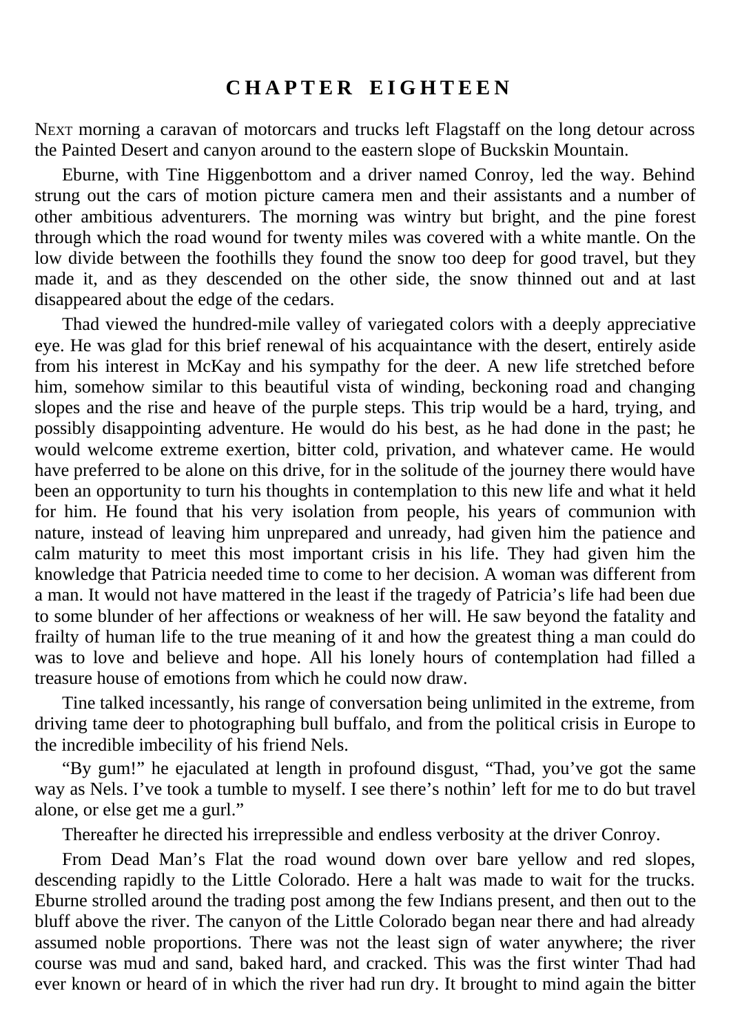# CHAPTER EIGHTEEN

NEXT morning a caravan of motorcars and trucks left Flagstaff on the long detour across the Painted Desert and canyon around to the eastern slope of Buckskin Mountain.

Eburne, with Tine Higgenbottom and a driver named Conroy, led the way. Behind strung out the cars of motion picture camera men and their assistants and a number of other ambitious adventurers. The morning was wintry but bright, and the pine forest through which the road wound for twenty miles was covered with a white mantle. On the low divide between the foothills they found the snow too deep for good travel, but they made it, and as they descended on the other side, the snow thinned out and at last disappeared about the edge of the cedars.

Thad viewed the hundred-mile valley of variegated colors with a deeply appreciative eye. He was glad for this brief renewal of his acquaintance with the desert, entirely aside from his interest in McKay and his sympathy for the deer. A new life stretched before him, somehow similar to this beautiful vista of winding, beckoning road and changing slopes and the rise and heave of the purple steps. This trip would be a hard, trying, and possibly disappointing adventure. He would do his best, as he had done in the past; he would welcome extreme exertion, bitter cold, privation, and whatever came. He would have preferred to be alone on this drive, for in the solitude of the journey there would have been an opportunity to turn his thoughts in contemplation to this new life and what it held for him. He found that his very isolation from people, his years of communion with nature, instead of leaving him unprepared and unready, had given him the patience and calm maturity to meet this most important crisis in his life. They had given him the knowledge that Patricia needed time to come to her decision. A woman was different from a man. It would not have mattered in the least if the tragedy of Patricia's life had been due to some blunder of her affections or weakness of her will. He saw beyond the fatality and frailty of human life to the true meaning of it and how the greatest thing a man could do was to love and believe and hope. All his lonely hours of contemplation had filled a treasure house of emotions from which he could now draw.

Tine talked incessantly, his range of conversation being unlimited in the extreme, from driving tame deer to photographing bull buffalo, and from the political crisis in Europe to the incredible imbecility of his friend Nels.

"By gum!" he ejaculated at length in profound disgust, "Thad, you've got the same way as Nels. I've took a tumble to myself. I see there's nothin' left for me to do but travel alone, or else get me a gurl."

Thereafter he directed his irrepressible and endless verbosity at the driver Conroy.

From Dead Man's Flat the road wound down over bare yellow and red slopes, descending rapidly to the Little Colorado. Here a halt was made to wait for the trucks. Eburne strolled around the trading post among the few Indians present, and then out to the bluff above the river. The canyon of the Little Colorado began near there and had already assumed noble proportions. There was not the least sign of water anywhere; the river course was mud and sand, baked hard, and cracked. This was the first winter Thad had ever known or heard of in which the river had run dry. It brought to mind again the bitter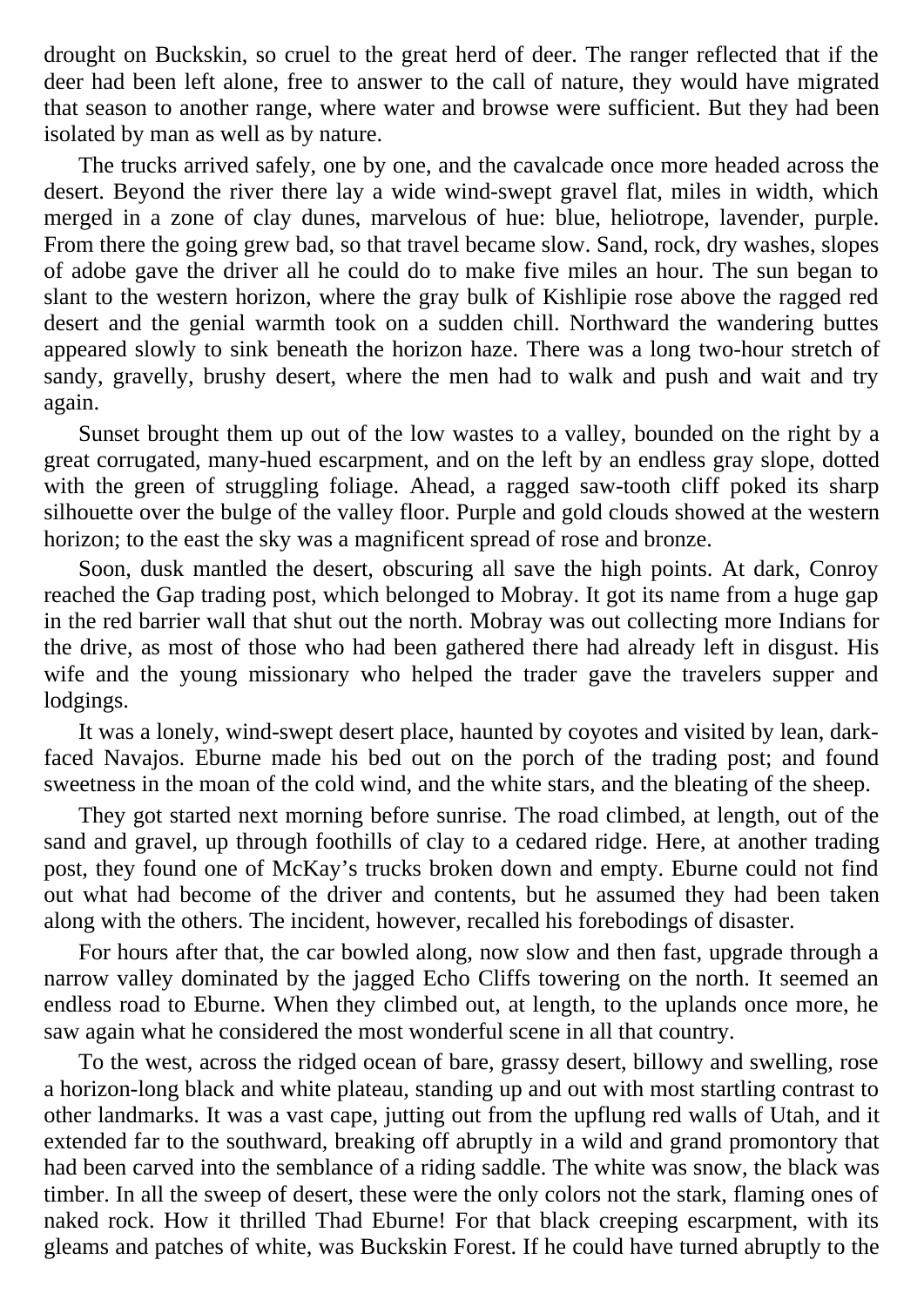drought on Buckskin, so cruel to the great herd of deer. The ranger reflected that if the deer had been left alone, free to answer to the call of nature, they would have migrated that season to another range, where water and browse were sufficient. But they had been isolated by man as well as by nature.

The trucks arrived safely, one by one, and the cavalcade once more headed across the desert. Beyond the river there lay a wide wind-swept gravel flat, miles in width, which merged in a zone of clay dunes, marvelous of hue: blue, heliotrope, lavender, purple. From there the going grew bad, so that travel became slow. Sand, rock, dry washes, slopes of adobe gave the driver all he could do to make five miles an hour. The sun began to slant to the western horizon, where the gray bulk of Kishlipie rose above the ragged red desert and the genial warmth took on a sudden chill. Northward the wandering buttes appeared slowly to sink beneath the horizon haze. There was a long two-hour stretch of sandy, gravelly, brushy desert, where the men had to walk and push and wait and try again.

Sunset brought them up out of the low wastes to a valley, bounded on the right by a great corrugated, many-hued escarpment, and on the left by an endless gray slope, dotted with the green of struggling foliage. Ahead, a ragged saw-tooth cliff poked its sharp silhouette over the bulge of the valley floor. Purple and gold clouds showed at the western horizon; to the east the sky was a magnificent spread of rose and bronze.

Soon, dusk mantled the desert, obscuring all save the high points. At dark, Conroy reached the Gap trading post, which belonged to Mobray. It got its name from a huge gap in the red barrier wall that shut out the north. Mobray was out collecting more Indians for the drive, as most of those who had been gathered there had already left in disgust. His wife and the young missionary who helped the trader gave the travelers supper and lodgings.

It was a lonely, wind-swept desert place, haunted by coyotes and visited by lean, dark-faced Navajos. Eburne made his bed out on the porch of the trading post; and found sweetness in the moan of the cold wind, and the white stars, and the bleating of the sheep.

They got started next morning before sunrise. The road climbed, at length, out of the sand and gravel, up through foothills of clay to a cedared ridge. Here, at another trading post, they found one of McKay’s trucks broken down and empty. Eburne could not find out what had become of the driver and contents, but he assumed they had been taken along with the others. The incident, however, recalled his forebodings of disaster.

For hours after that, the car bowled along, now slow and then fast, upgrade through a narrow valley dominated by the jagged Echo Cliffs towering on the north. It seemed an endless road to Eburne. When they climbed out, at length, to the uplands once more, he saw again what he considered the most wonderful scene in all that country.

To the west, across the ridged ocean of bare, grassy desert, billowy and swelling, rose a horizon-long black and white plateau, standing up and out with most startling contrast to other landmarks. It was a vast cape, jutting out from the upflung red walls of Utah, and it extended far to the southward, breaking off abruptly in a wild and grand promontory that had been carved into the semblance of a riding saddle. The white was snow, the black was timber. In all the sweep of desert, these were the only colors not the stark, flaming ones of naked rock. How it thrilled Thad Eburne! For that black creeping escarpment, with its gleams and patches of white, was Buckskin Forest. If he could have turned abruptly to the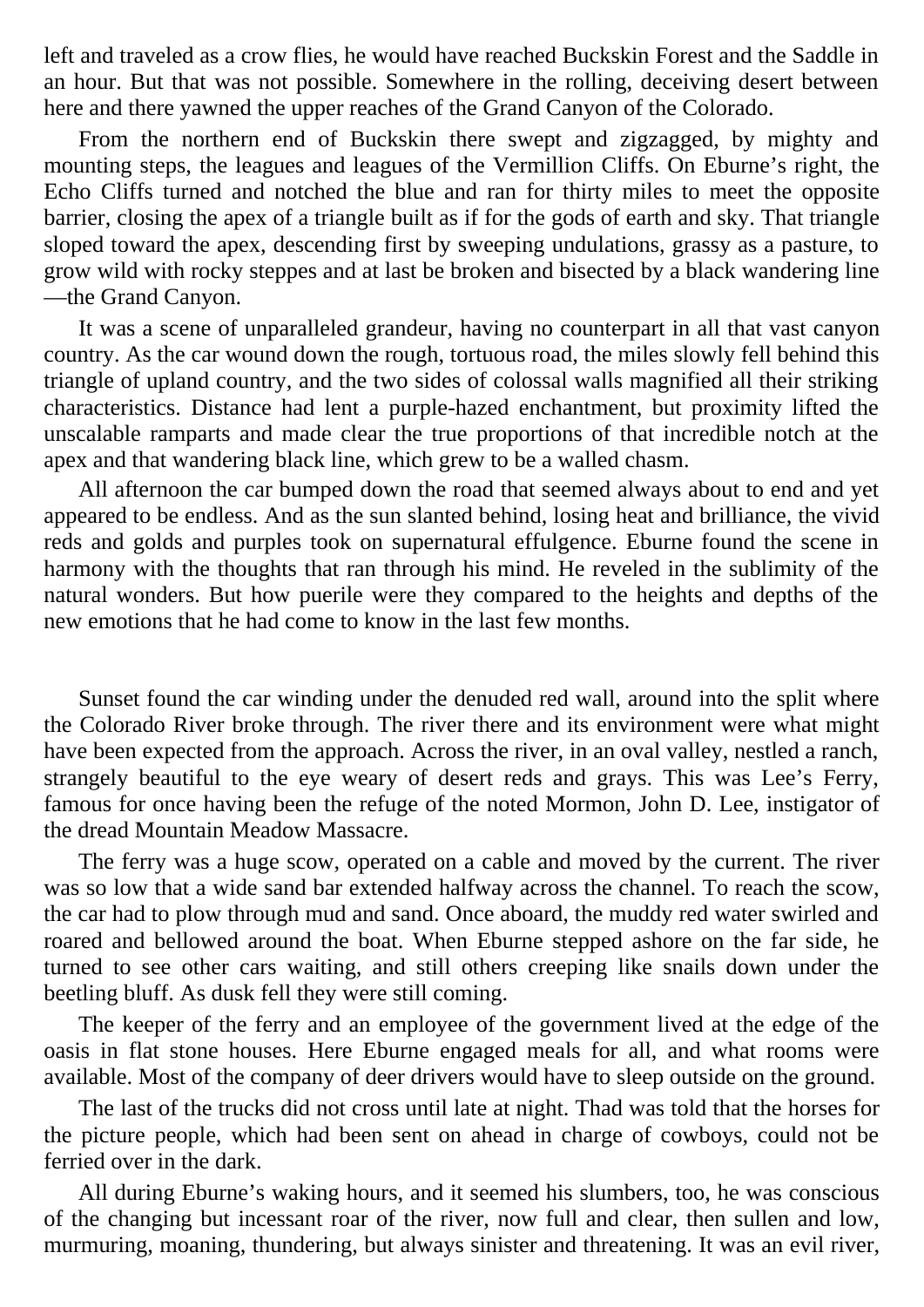left and traveled as a crow flies, he would have reached Buckskin Forest and the Saddle in an hour. But that was not possible. Somewhere in the rolling, deceiving desert between here and there yawned the upper reaches of the Grand Canyon of the Colorado.

From the northern end of Buckskin there swept and zigzagged, by mighty and mounting steps, the leagues and leagues of the Vermillion Cliffs. On Eburne's right, the Echo Cliffs turned and notched the blue and ran for thirty miles to meet the opposite barrier, closing the apex of a triangle built as if for the gods of earth and sky. That triangle sloped toward the apex, descending first by sweeping undulations, grassy as a pasture, to grow wild with rocky steppes and at last be broken and bisected by a black wandering line—the Grand Canyon.

It was a scene of unparalleled grandeur, having no counterpart in all that vast canyon country. As the car wound down the rough, tortuous road, the miles slowly fell behind this triangle of upland country, and the two sides of colossal walls magnified all their striking characteristics. Distance had lent a purple-hazed enchantment, but proximity lifted the unscalable ramparts and made clear the true proportions of that incredible notch at the apex and that wandering black line, which grew to be a walled chasm.

All afternoon the car bumped down the road that seemed always about to end and yet appeared to be endless. And as the sun slanted behind, losing heat and brilliance, the vivid reds and golds and purples took on supernatural effulgence. Eburne found the scene in harmony with the thoughts that ran through his mind. He reveled in the sublimity of the natural wonders. But how puerile were they compared to the heights and depths of the new emotions that he had come to know in the last few months.

Sunset found the car winding under the denuded red wall, around into the split where the Colorado River broke through. The river there and its environment were what might have been expected from the approach. Across the river, in an oval valley, nestled a ranch, strangely beautiful to the eye weary of desert reds and grays. This was Lee's Ferry, famous for once having been the refuge of the noted Mormon, John D. Lee, instigator of the dread Mountain Meadow Massacre.

The ferry was a huge scow, operated on a cable and moved by the current. The river was so low that a wide sand bar extended halfway across the channel. To reach the scow, the car had to plow through mud and sand. Once aboard, the muddy red water swirled and roared and bellowed around the boat. When Eburne stepped ashore on the far side, he turned to see other cars waiting, and still others creeping like snails down under the beetling bluff. As dusk fell they were still coming.

The keeper of the ferry and an employee of the government lived at the edge of the oasis in flat stone houses. Here Eburne engaged meals for all, and what rooms were available. Most of the company of deer drivers would have to sleep outside on the ground.

The last of the trucks did not cross until late at night. Thad was told that the horses for the picture people, which had been sent on ahead in charge of cowboys, could not be ferried over in the dark.

All during Eburne's waking hours, and it seemed his slumbers, too, he was conscious of the changing but incessant roar of the river, now full and clear, then sullen and low, murmuring, moaning, thundering, but always sinister and threatening. It was an evil river,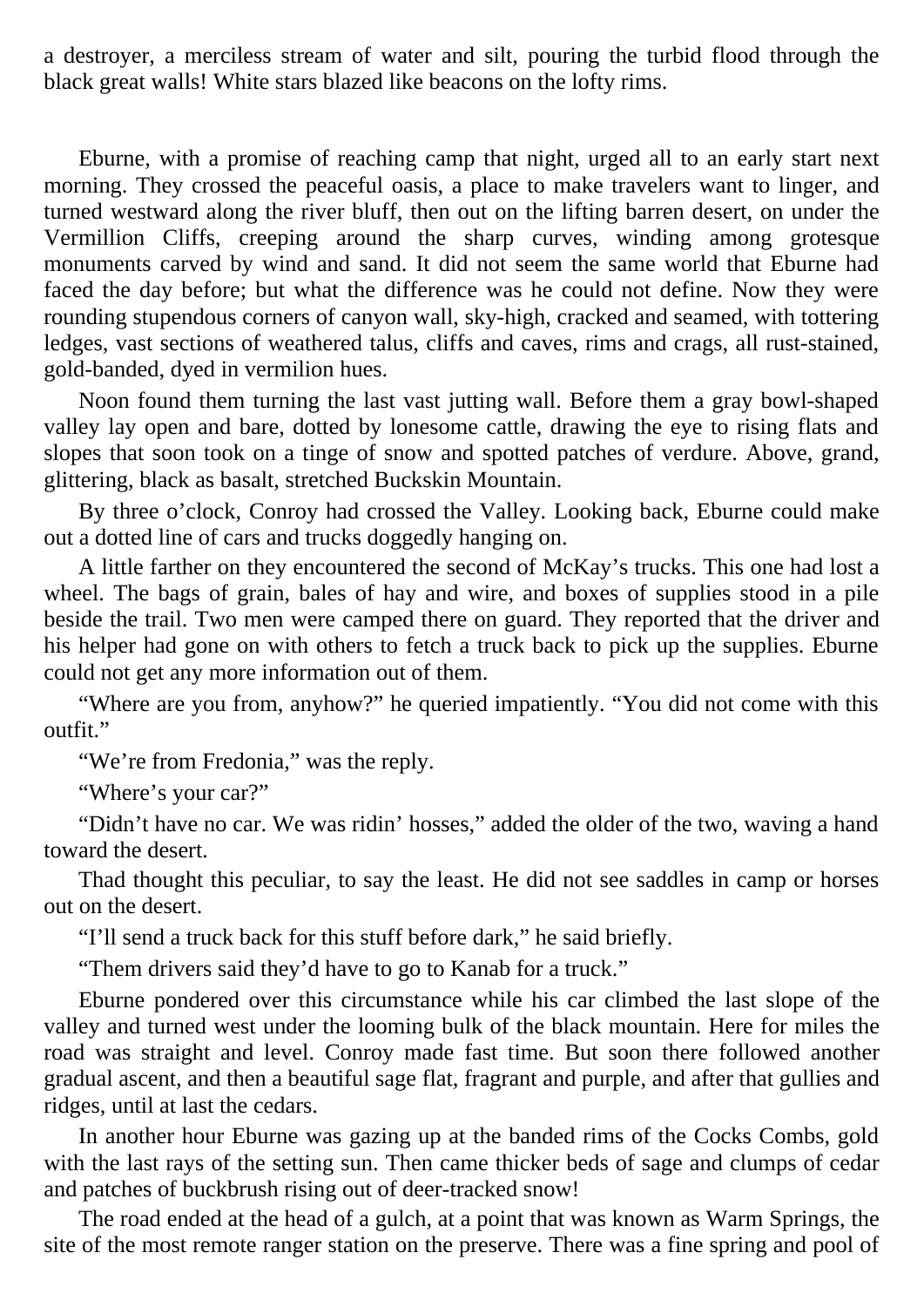a destroyer, a merciless stream of water and silt, pouring the turbid flood through the black great walls! White stars blazed like beacons on the lofty rims.

Eburne, with a promise of reaching camp that night, urged all to an early start next morning. They crossed the peaceful oasis, a place to make travelers want to linger, and turned westward along the river bluff, then out on the lifting barren desert, on under the Vermillion Cliffs, creeping around the sharp curves, winding among grotesque monuments carved by wind and sand. It did not seem the same world that Eburne had faced the day before; but what the difference was he could not define. Now they were rounding stupendous corners of canyon wall, sky-high, cracked and seamed, with tottering ledges, vast sections of weathered talus, cliffs and caves, rims and crags, all rust-stained, gold-banded, dyed in vermilion hues.

Noon found them turning the last vast jutting wall. Before them a gray bowl-shaped valley lay open and bare, dotted by lonesome cattle, drawing the eye to rising flats and slopes that soon took on a tinge of snow and spotted patches of verdure. Above, grand, glittering, black as basalt, stretched Buckskin Mountain.

By three o'clock, Conroy had crossed the Valley. Looking back, Eburne could make out a dotted line of cars and trucks doggedly hanging on.

A little farther on they encountered the second of McKay's trucks. This one had lost a wheel. The bags of grain, bales of hay and wire, and boxes of supplies stood in a pile beside the trail. Two men were camped there on guard. They reported that the driver and his helper had gone on with others to fetch a truck back to pick up the supplies. Eburne could not get any more information out of them.

"Where are you from, anyhow?" he queried impatiently. "You did not come with this outfit."

"We're from Fredonia," was the reply.

"Where's your car?"

"Didn't have no car. We was ridin' hosses," added the older of the two, waving a hand toward the desert.

Thad thought this peculiar, to say the least. He did not see saddles in camp or horses out on the desert.

"I'll send a truck back for this stuff before dark," he said briefly.

"Them drivers said they'd have to go to Kanab for a truck."

Eburne pondered over this circumstance while his car climbed the last slope of the valley and turned west under the looming bulk of the black mountain. Here for miles the road was straight and level. Conroy made fast time. But soon there followed another gradual ascent, and then a beautiful sage flat, fragrant and purple, and after that gullies and ridges, until at last the cedars.

In another hour Eburne was gazing up at the banded rims of the Cocks Combs, gold with the last rays of the setting sun. Then came thicker beds of sage and clumps of cedar and patches of buckbrush rising out of deer-tracked snow!

The road ended at the head of a gulch, at a point that was known as Warm Springs, the site of the most remote ranger station on the preserve. There was a fine spring and pool of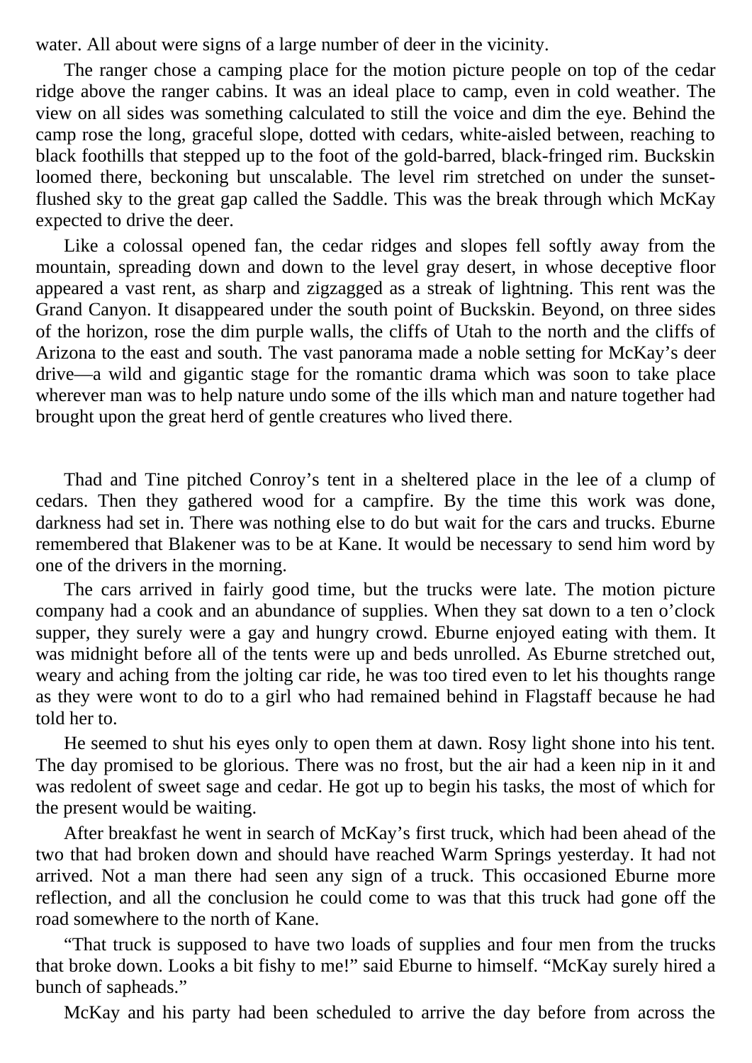water. All about were signs of a large number of deer in the vicinity.

The ranger chose a camping place for the motion picture people on top of the cedar ridge above the ranger cabins. It was an ideal place to camp, even in cold weather. The view on all sides was something calculated to still the voice and dim the eye. Behind the camp rose the long, graceful slope, dotted with cedars, white-aisled between, reaching to black foothills that stepped up to the foot of the gold-barred, black-fringed rim. Buckskin loomed there, beckoning but unscalable. The level rim stretched on under the sunset-flushed sky to the great gap called the Saddle. This was the break through which McKay expected to drive the deer.

Like a colossal opened fan, the cedar ridges and slopes fell softly away from the mountain, spreading down and down to the level gray desert, in whose deceptive floor appeared a vast rent, as sharp and zigzagged as a streak of lightning. This rent was the Grand Canyon. It disappeared under the south point of Buckskin. Beyond, on three sides of the horizon, rose the dim purple walls, the cliffs of Utah to the north and the cliffs of Arizona to the east and south. The vast panorama made a noble setting for McKay's deer drive—a wild and gigantic stage for the romantic drama which was soon to take place wherever man was to help nature undo some of the ills which man and nature together had brought upon the great herd of gentle creatures who lived there.

Thad and Tine pitched Conroy's tent in a sheltered place in the lee of a clump of cedars. Then they gathered wood for a campfire. By the time this work was done, darkness had set in. There was nothing else to do but wait for the cars and trucks. Eburne remembered that Blakener was to be at Kane. It would be necessary to send him word by one of the drivers in the morning.

The cars arrived in fairly good time, but the trucks were late. The motion picture company had a cook and an abundance of supplies. When they sat down to a ten o'clock supper, they surely were a gay and hungry crowd. Eburne enjoyed eating with them. It was midnight before all of the tents were up and beds unrolled. As Eburne stretched out, weary and aching from the jolting car ride, he was too tired even to let his thoughts range as they were wont to do to a girl who had remained behind in Flagstaff because he had told her to.

He seemed to shut his eyes only to open them at dawn. Rosy light shone into his tent. The day promised to be glorious. There was no frost, but the air had a keen nip in it and was redolent of sweet sage and cedar. He got up to begin his tasks, the most of which for the present would be waiting.

After breakfast he went in search of McKay's first truck, which had been ahead of the two that had broken down and should have reached Warm Springs yesterday. It had not arrived. Not a man there had seen any sign of a truck. This occasioned Eburne more reflection, and all the conclusion he could come to was that this truck had gone off the road somewhere to the north of Kane.

"That truck is supposed to have two loads of supplies and four men from the trucks that broke down. Looks a bit fishy to me!" said Eburne to himself. "McKay surely hired a bunch of sapheads."

McKay and his party had been scheduled to arrive the day before from across the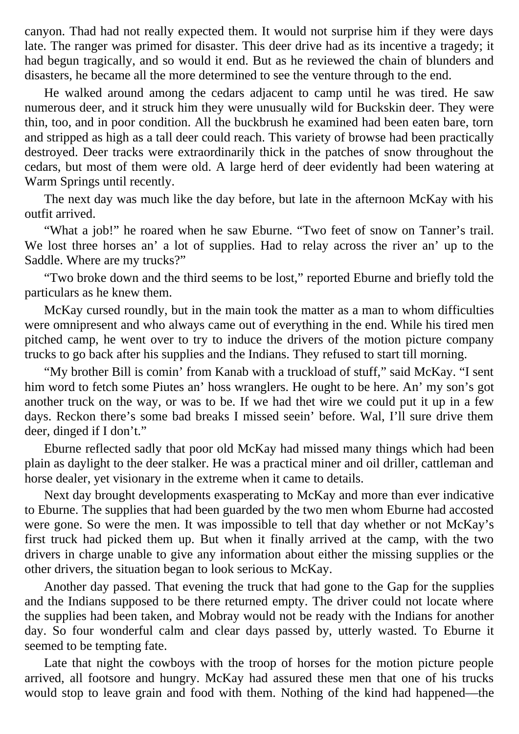canyon. Thad had not really expected them. It would not surprise him if they were days late. The ranger was primed for disaster. This deer drive had as its incentive a tragedy; it had begun tragically, and so would it end. But as he reviewed the chain of blunders and disasters, he became all the more determined to see the venture through to the end.

He walked around among the cedars adjacent to camp until he was tired. He saw numerous deer, and it struck him they were unusually wild for Buckskin deer. They were thin, too, and in poor condition. All the buckbrush he examined had been eaten bare, torn and stripped as high as a tall deer could reach. This variety of browse had been practically destroyed. Deer tracks were extraordinarily thick in the patches of snow throughout the cedars, but most of them were old. A large herd of deer evidently had been watering at Warm Springs until recently.

The next day was much like the day before, but late in the afternoon McKay with his outfit arrived.

"What a job!" he roared when he saw Eburne. "Two feet of snow on Tanner's trail. We lost three horses an' a lot of supplies. Had to relay across the river an' up to the Saddle. Where are my trucks?"

"Two broke down and the third seems to be lost," reported Eburne and briefly told the particulars as he knew them.

McKay cursed roundly, but in the main took the matter as a man to whom difficulties were omnipresent and who always came out of everything in the end. While his tired men pitched camp, he went over to try to induce the drivers of the motion picture company trucks to go back after his supplies and the Indians. They refused to start till morning.

"My brother Bill is comin' from Kanab with a truckload of stuff," said McKay. "I sent him word to fetch some Piutes an' hoss wranglers. He ought to be here. An' my son's got another truck on the way, or was to be. If we had thet wire we could put it up in a few days. Reckon there's some bad breaks I missed seein' before. Wal, I'll sure drive them deer, dinged if I don't."

Eburne reflected sadly that poor old McKay had missed many things which had been plain as daylight to the deer stalker. He was a practical miner and oil driller, cattleman and horse dealer, yet visionary in the extreme when it came to details.

Next day brought developments exasperating to McKay and more than ever indicative to Eburne. The supplies that had been guarded by the two men whom Eburne had accosted were gone. So were the men. It was impossible to tell that day whether or not McKay's first truck had picked them up. But when it finally arrived at the camp, with the two drivers in charge unable to give any information about either the missing supplies or the other drivers, the situation began to look serious to McKay.

Another day passed. That evening the truck that had gone to the Gap for the supplies and the Indians supposed to be there returned empty. The driver could not locate where the supplies had been taken, and Mobray would not be ready with the Indians for another day. So four wonderful calm and clear days passed by, utterly wasted. To Eburne it seemed to be tempting fate.

Late that night the cowboys with the troop of horses for the motion picture people arrived, all footsore and hungry. McKay had assured these men that one of his trucks would stop to leave grain and food with them. Nothing of the kind had happened—the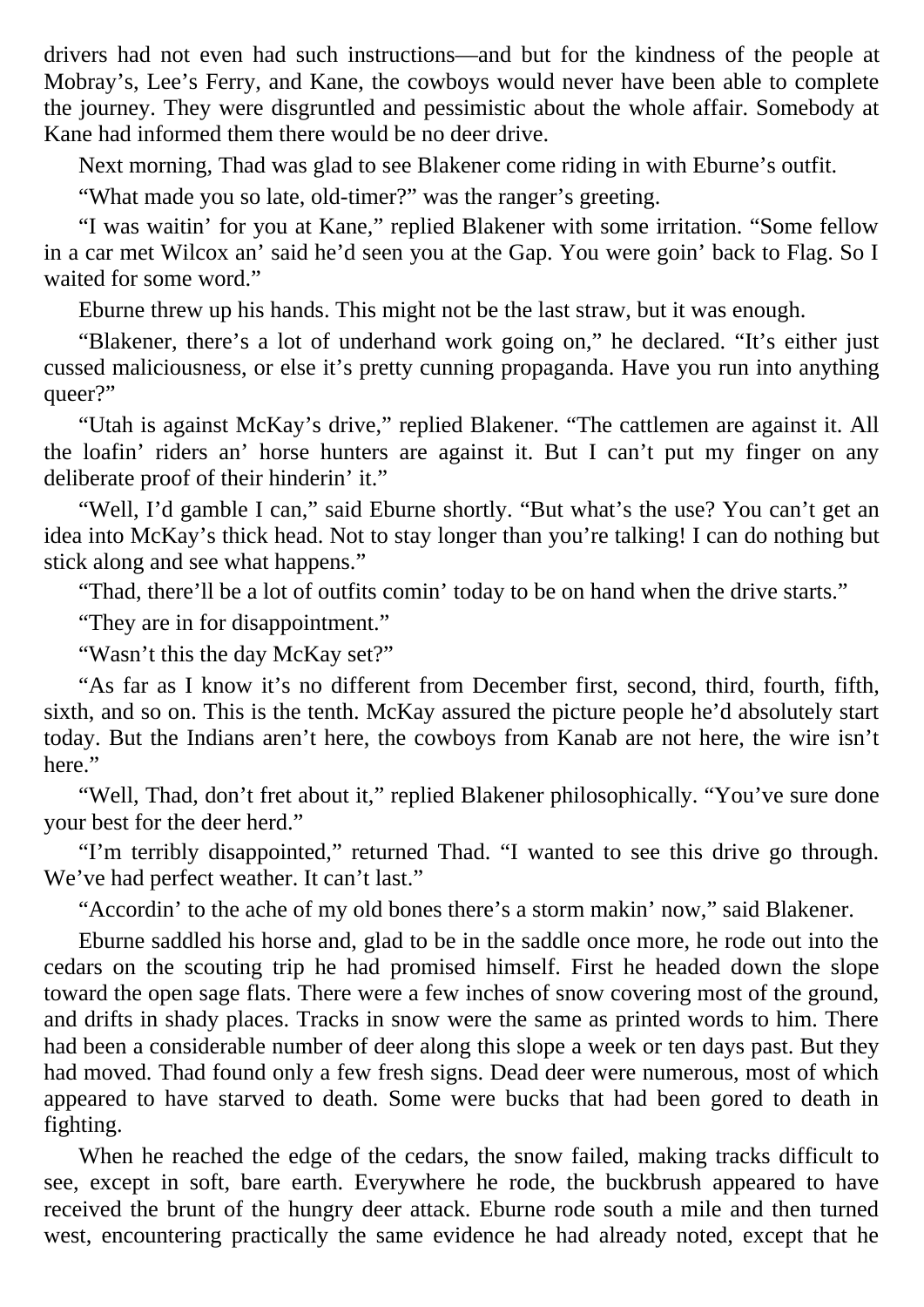drivers had not even had such instructions—and but for the kindness of the people at Mobray's, Lee's Ferry, and Kane, the cowboys would never have been able to complete the journey. They were disgruntled and pessimistic about the whole affair. Somebody at Kane had informed them there would be no deer drive.

Next morning, Thad was glad to see Blakener come riding in with Eburne's outfit.

"What made you so late, old-timer?" was the ranger's greeting.

"I was waitin' for you at Kane," replied Blakener with some irritation. "Some fellow in a car met Wilcox an' said he'd seen you at the Gap. You were goin' back to Flag. So I waited for some word."

Eburne threw up his hands. This might not be the last straw, but it was enough.

"Blakener, there's a lot of underhand work going on," he declared. "It's either just cussed maliciousness, or else it's pretty cunning propaganda. Have you run into anything queer?"

"Utah is against McKay's drive," replied Blakener. "The cattlemen are against it. All the loafin' riders an' horse hunters are against it. But I can't put my finger on any deliberate proof of their hinderin' it."

"Well, I'd gamble I can," said Eburne shortly. "But what's the use? You can't get an idea into McKay's thick head. Not to stay longer than you're talking! I can do nothing but stick along and see what happens."

"Thad, there'll be a lot of outfits comin' today to be on hand when the drive starts."

"They are in for disappointment."

"Wasn't this the day McKay set?"

"As far as I know it's no different from December first, second, third, fourth, fifth, sixth, and so on. This is the tenth. McKay assured the picture people he'd absolutely start today. But the Indians aren't here, the cowboys from Kanab are not here, the wire isn't here."

"Well, Thad, don't fret about it," replied Blakener philosophically. "You've sure done your best for the deer herd."

"I'm terribly disappointed," returned Thad. "I wanted to see this drive go through. We've had perfect weather. It can't last."

"Accordin' to the ache of my old bones there's a storm makin' now," said Blakener.

Eburne saddled his horse and, glad to be in the saddle once more, he rode out into the cedars on the scouting trip he had promised himself. First he headed down the slope toward the open sage flats. There were a few inches of snow covering most of the ground, and drifts in shady places. Tracks in snow were the same as printed words to him. There had been a considerable number of deer along this slope a week or ten days past. But they had moved. Thad found only a few fresh signs. Dead deer were numerous, most of which appeared to have starved to death. Some were bucks that had been gored to death in fighting.

When he reached the edge of the cedars, the snow failed, making tracks difficult to see, except in soft, bare earth. Everywhere he rode, the buckbrush appeared to have received the brunt of the hungry deer attack. Eburne rode south a mile and then turned west, encountering practically the same evidence he had already noted, except that he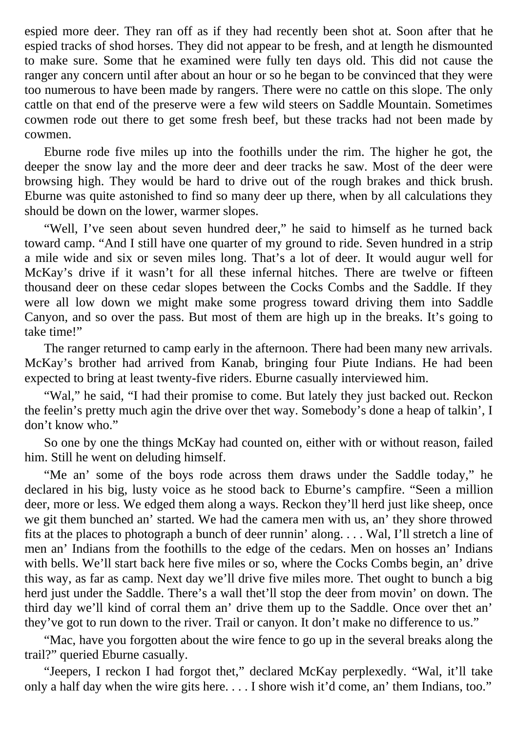espied more deer. They ran off as if they had recently been shot at. Soon after that he espied tracks of shod horses. They did not appear to be fresh, and at length he dismounted to make sure. Some that he examined were fully ten days old. This did not cause the ranger any concern until after about an hour or so he began to be convinced that they were too numerous to have been made by rangers. There were no cattle on this slope. The only cattle on that end of the preserve were a few wild steers on Saddle Mountain. Sometimes cowmen rode out there to get some fresh beef, but these tracks had not been made by cowmen.

Eburne rode five miles up into the foothills under the rim. The higher he got, the deeper the snow lay and the more deer and deer tracks he saw. Most of the deer were browsing high. They would be hard to drive out of the rough brakes and thick brush. Eburne was quite astonished to find so many deer up there, when by all calculations they should be down on the lower, warmer slopes.

"Well, I've seen about seven hundred deer," he said to himself as he turned back toward camp. "And I still have one quarter of my ground to ride. Seven hundred in a strip a mile wide and six or seven miles long. That's a lot of deer. It would augur well for McKay's drive if it wasn't for all these infernal hitches. There are twelve or fifteen thousand deer on these cedar slopes between the Cocks Combs and the Saddle. If they were all low down we might make some progress toward driving them into Saddle Canyon, and so over the pass. But most of them are high up in the breaks. It's going to take time!"

The ranger returned to camp early in the afternoon. There had been many new arrivals. McKay's brother had arrived from Kanab, bringing four Piute Indians. He had been expected to bring at least twenty-five riders. Eburne casually interviewed him.

"Wal," he said, "I had their promise to come. But lately they just backed out. Reckon the feelin's pretty much agin the drive over thet way. Somebody's done a heap of talkin', I don't know who."

So one by one the things McKay had counted on, either with or without reason, failed him. Still he went on deluding himself.

"Me an' some of the boys rode across them draws under the Saddle today," he declared in his big, lusty voice as he stood back to Eburne's campfire. "Seen a million deer, more or less. We edged them along a ways. Reckon they'll herd just like sheep, once we git them bunched an' started. We had the camera men with us, an' they shore throwed fits at the places to photograph a bunch of deer runnin' along. . . . Wal, I'll stretch a line of men an' Indians from the foothills to the edge of the cedars. Men on hosses an' Indians with bells. We'll start back here five miles or so, where the Cocks Combs begin, an' drive this way, as far as camp. Next day we'll drive five miles more. Thet ought to bunch a big herd just under the Saddle. There's a wall thet'll stop the deer from movin' on down. The third day we'll kind of corral them an' drive them up to the Saddle. Once over thet an' they've got to run down to the river. Trail or canyon. It don't make no difference to us."

"Mac, have you forgotten about the wire fence to go up in the several breaks along the trail?" queried Eburne casually.

"Jeepers, I reckon I had forgot thet," declared McKay perplexedly. "Wal, it'll take only a half day when the wire gits here. . . . I shore wish it'd come, an' them Indians, too."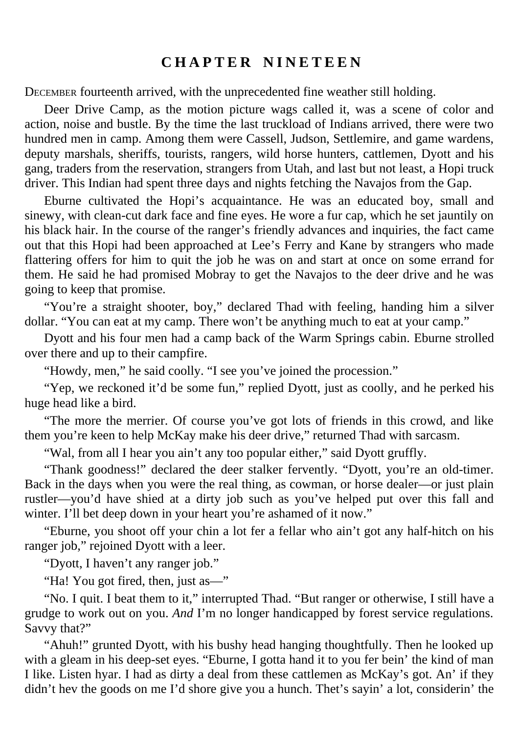# CHAPTER NINETEEN

DECEMBER fourteenth arrived, with the unprecedented fine weather still holding.

Deer Drive Camp, as the motion picture wags called it, was a scene of color and action, noise and bustle. By the time the last truckload of Indians arrived, there were two hundred men in camp. Among them were Cassell, Judson, Settlemire, and game wardens, deputy marshals, sheriffs, tourists, rangers, wild horse hunters, cattlemen, Dyott and his gang, traders from the reservation, strangers from Utah, and last but not least, a Hopi truck driver. This Indian had spent three days and nights fetching the Navajos from the Gap.

Eburne cultivated the Hopi's acquaintance. He was an educated boy, small and sinewy, with clean-cut dark face and fine eyes. He wore a fur cap, which he set jauntily on his black hair. In the course of the ranger's friendly advances and inquiries, the fact came out that this Hopi had been approached at Lee's Ferry and Kane by strangers who made flattering offers for him to quit the job he was on and start at once on some errand for them. He said he had promised Mobray to get the Navajos to the deer drive and he was going to keep that promise.

"You're a straight shooter, boy," declared Thad with feeling, handing him a silver dollar. "You can eat at my camp. There won't be anything much to eat at your camp."

Dyott and his four men had a camp back of the Warm Springs cabin. Eburne strolled over there and up to their campfire.

"Howdy, men," he said coolly. "I see you've joined the procession."

"Yep, we reckoned it'd be some fun," replied Dyott, just as coolly, and he perked his huge head like a bird.

"The more the merrier. Of course you've got lots of friends in this crowd, and like them you're keen to help McKay make his deer drive," returned Thad with sarcasm.

"Wal, from all I hear you ain't any too popular either," said Dyott gruffly.

"Thank goodness!" declared the deer stalker fervently. "Dyott, you're an old-timer. Back in the days when you were the real thing, as cowman, or horse dealer—or just plain rustler—you'd have shied at a dirty job such as you've helped put over this fall and winter. I'll bet deep down in your heart you're ashamed of it now."

"Eburne, you shoot off your chin a lot fer a fellar who ain't got any half-hitch on his ranger job," rejoined Dyott with a leer.

"Dyott, I haven't any ranger job."

"Ha! You got fired, then, just as—"

"No. I quit. I beat them to it," interrupted Thad. "But ranger or otherwise, I still have a grudge to work out on you. *And* I'm no longer handicapped by forest service regulations. Savvy that?"

"Ahuh!" grunted Dyott, with his bushy head hanging thoughtfully. Then he looked up with a gleam in his deep-set eyes. "Eburne, I gotta hand it to you fer bein' the kind of man I like. Listen hyar. I had as dirty a deal from these cattlemen as McKay's got. An' if they didn't hev the goods on me I'd shore give you a hunch. Thet's sayin' a lot, considerin' the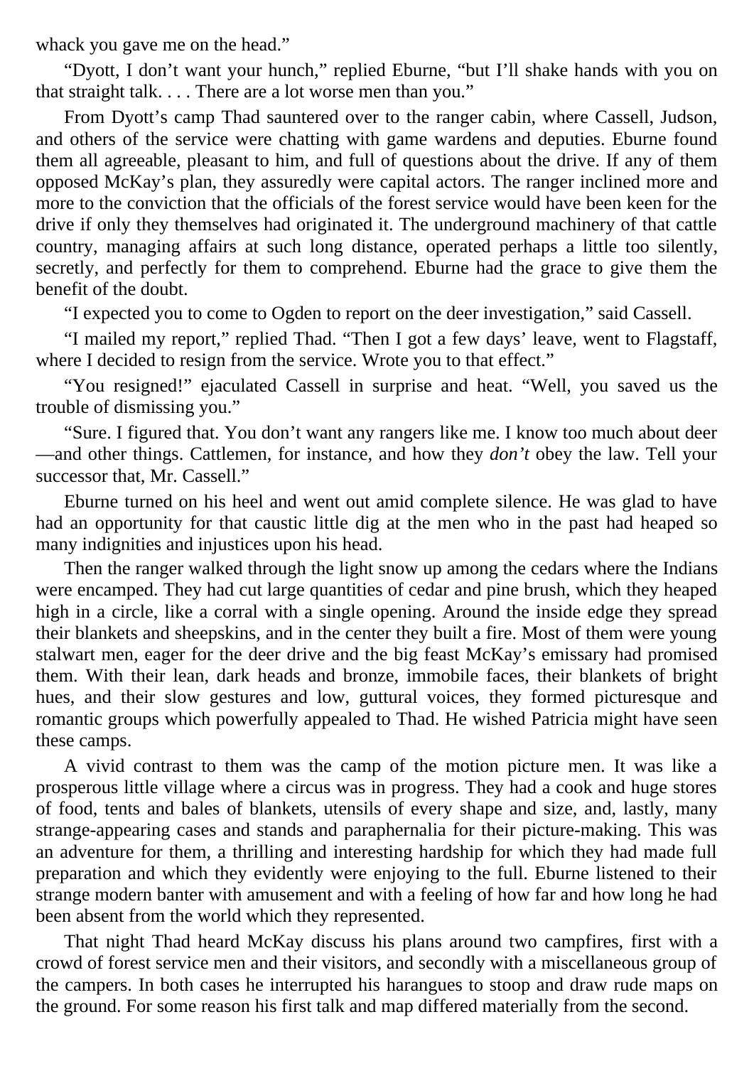whack you gave me on the head."

"Dyott, I don't want your hunch," replied Eburne, "but I'll shake hands with you on that straight talk. . . . There are a lot worse men than you."

From Dyott's camp Thad sauntered over to the ranger cabin, where Cassell, Judson, and others of the service were chatting with game wardens and deputies. Eburne found them all agreeable, pleasant to him, and full of questions about the drive. If any of them opposed McKay's plan, they assuredly were capital actors. The ranger inclined more and more to the conviction that the officials of the forest service would have been keen for the drive if only they themselves had originated it. The underground machinery of that cattle country, managing affairs at such long distance, operated perhaps a little too silently, secretly, and perfectly for them to comprehend. Eburne had the grace to give them the benefit of the doubt.

"I expected you to come to Ogden to report on the deer investigation," said Cassell.

"I mailed my report," replied Thad. "Then I got a few days' leave, went to Flagstaff, where I decided to resign from the service. Wrote you to that effect."

"You resigned!" ejaculated Cassell in surprise and heat. "Well, you saved us the trouble of dismissing you."

"Sure. I figured that. You don't want any rangers like me. I know too much about deer—and other things. Cattlemen, for instance, and how they *don't* obey the law. Tell your successor that, Mr. Cassell."

Eburne turned on his heel and went out amid complete silence. He was glad to have had an opportunity for that caustic little dig at the men who in the past had heaped so many indignities and injustices upon his head.

Then the ranger walked through the light snow up among the cedars where the Indians were encamped. They had cut large quantities of cedar and pine brush, which they heaped high in a circle, like a corral with a single opening. Around the inside edge they spread their blankets and sheepskins, and in the center they built a fire. Most of them were young stalwart men, eager for the deer drive and the big feast McKay's emissary had promised them. With their lean, dark heads and bronze, immobile faces, their blankets of bright hues, and their slow gestures and low, guttural voices, they formed picturesque and romantic groups which powerfully appealed to Thad. He wished Patricia might have seen these camps.

A vivid contrast to them was the camp of the motion picture men. It was like a prosperous little village where a circus was in progress. They had a cook and huge stores of food, tents and bales of blankets, utensils of every shape and size, and, lastly, many strange-appearing cases and stands and paraphernalia for their picture-making. This was an adventure for them, a thrilling and interesting hardship for which they had made full preparation and which they evidently were enjoying to the full. Eburne listened to their strange modern banter with amusement and with a feeling of how far and how long he had been absent from the world which they represented.

That night Thad heard McKay discuss his plans around two campfires, first with a crowd of forest service men and their visitors, and secondly with a miscellaneous group of the campers. In both cases he interrupted his harangues to stoop and draw rude maps on the ground. For some reason his first talk and map differed materially from the second.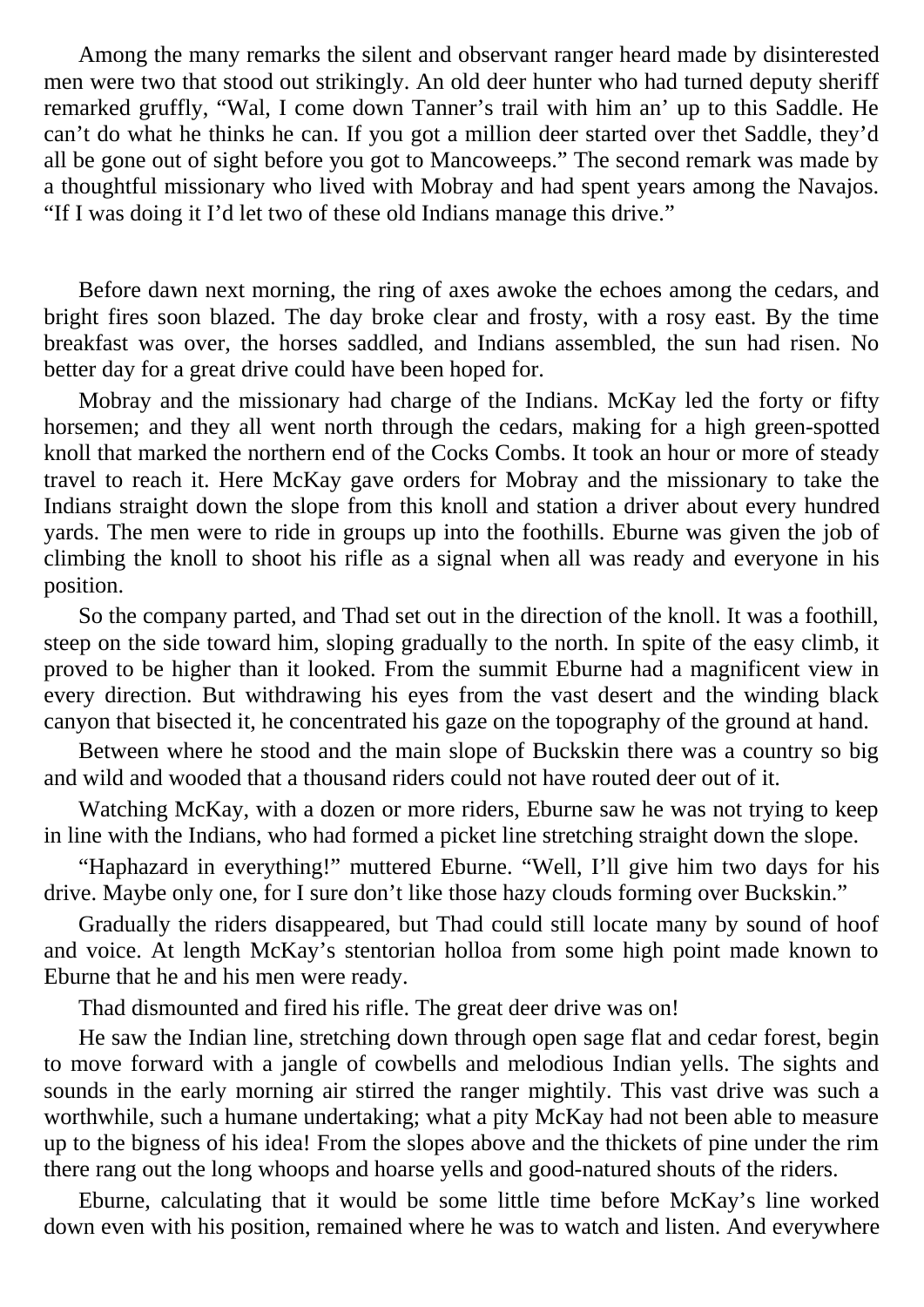Among the many remarks the silent and observant ranger heard made by disinterested men were two that stood out strikingly. An old deer hunter who had turned deputy sheriff remarked gruffly, "Wal, I come down Tanner's trail with him an' up to this Saddle. He can't do what he thinks he can. If you got a million deer started over thet Saddle, they'd all be gone out of sight before you got to Mancoweeps." The second remark was made by a thoughtful missionary who lived with Mobray and had spent years among the Navajos. "If I was doing it I'd let two of these old Indians manage this drive."

Before dawn next morning, the ring of axes awoke the echoes among the cedars, and bright fires soon blazed. The day broke clear and frosty, with a rosy east. By the time breakfast was over, the horses saddled, and Indians assembled, the sun had risen. No better day for a great drive could have been hoped for.

Mobray and the missionary had charge of the Indians. McKay led the forty or fifty horsemen; and they all went north through the cedars, making for a high green-spotted knoll that marked the northern end of the Cocks Combs. It took an hour or more of steady travel to reach it. Here McKay gave orders for Mobray and the missionary to take the Indians straight down the slope from this knoll and station a driver about every hundred yards. The men were to ride in groups up into the foothills. Eburne was given the job of climbing the knoll to shoot his rifle as a signal when all was ready and everyone in his position.

So the company parted, and Thad set out in the direction of the knoll. It was a foothill, steep on the side toward him, sloping gradually to the north. In spite of the easy climb, it proved to be higher than it looked. From the summit Eburne had a magnificent view in every direction. But withdrawing his eyes from the vast desert and the winding black canyon that bisected it, he concentrated his gaze on the topography of the ground at hand.

Between where he stood and the main slope of Buckskin there was a country so big and wild and wooded that a thousand riders could not have routed deer out of it.

Watching McKay, with a dozen or more riders, Eburne saw he was not trying to keep in line with the Indians, who had formed a picket line stretching straight down the slope.

"Haphazard in everything!" muttered Eburne. "Well, I'll give him two days for his drive. Maybe only one, for I sure don't like those hazy clouds forming over Buckskin."

Gradually the riders disappeared, but Thad could still locate many by sound of hoof and voice. At length McKay's stentorian holloa from some high point made known to Eburne that he and his men were ready.

Thad dismounted and fired his rifle. The great deer drive was on!

He saw the Indian line, stretching down through open sage flat and cedar forest, begin to move forward with a jangle of cowbells and melodious Indian yells. The sights and sounds in the early morning air stirred the ranger mightily. This vast drive was such a worthwhile, such a humane undertaking; what a pity McKay had not been able to measure up to the bigness of his idea! From the slopes above and the thickets of pine under the rim there rang out the long whoops and hoarse yells and good-natured shouts of the riders.

Eburne, calculating that it would be some little time before McKay's line worked down even with his position, remained where he was to watch and listen. And everywhere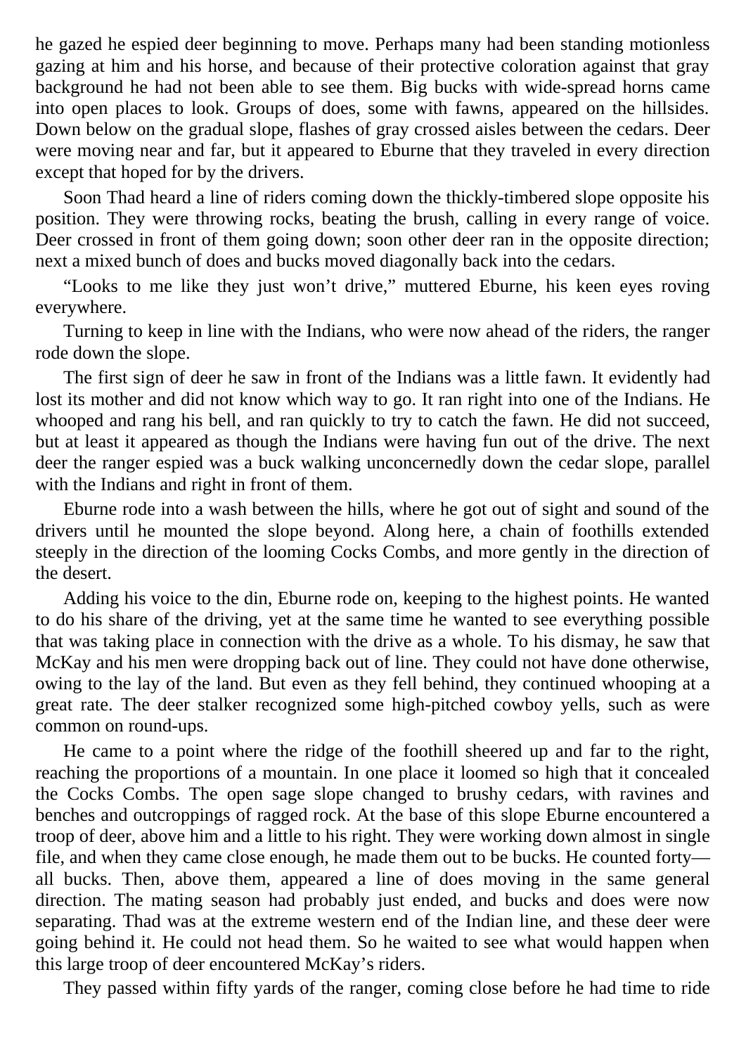he gazed he espied deer beginning to move. Perhaps many had been standing motionless gazing at him and his horse, and because of their protective coloration against that gray background he had not been able to see them. Big bucks with wide-spread horns came into open places to look. Groups of does, some with fawns, appeared on the hillsides. Down below on the gradual slope, flashes of gray crossed aisles between the cedars. Deer were moving near and far, but it appeared to Eburne that they traveled in every direction except that hoped for by the drivers.

Soon Thad heard a line of riders coming down the thickly-timbered slope opposite his position. They were throwing rocks, beating the brush, calling in every range of voice. Deer crossed in front of them going down; soon other deer ran in the opposite direction; next a mixed bunch of does and bucks moved diagonally back into the cedars.

"Looks to me like they just won't drive," muttered Eburne, his keen eyes roving everywhere.

Turning to keep in line with the Indians, who were now ahead of the riders, the ranger rode down the slope.

The first sign of deer he saw in front of the Indians was a little fawn. It evidently had lost its mother and did not know which way to go. It ran right into one of the Indians. He whooped and rang his bell, and ran quickly to try to catch the fawn. He did not succeed, but at least it appeared as though the Indians were having fun out of the drive. The next deer the ranger espied was a buck walking unconcernedly down the cedar slope, parallel with the Indians and right in front of them.

Eburne rode into a wash between the hills, where he got out of sight and sound of the drivers until he mounted the slope beyond. Along here, a chain of foothills extended steeply in the direction of the looming Cocks Combs, and more gently in the direction of the desert.

Adding his voice to the din, Eburne rode on, keeping to the highest points. He wanted to do his share of the driving, yet at the same time he wanted to see everything possible that was taking place in connection with the drive as a whole. To his dismay, he saw that McKay and his men were dropping back out of line. They could not have done otherwise, owing to the lay of the land. But even as they fell behind, they continued whooping at a great rate. The deer stalker recognized some high-pitched cowboy yells, such as were common on round-ups.

He came to a point where the ridge of the foothill sheered up and far to the right, reaching the proportions of a mountain. In one place it loomed so high that it concealed the Cocks Combs. The open sage slope changed to brushy cedars, with ravines and benches and outcroppings of ragged rock. At the base of this slope Eburne encountered a troop of deer, above him and a little to his right. They were working down almost in single file, and when they came close enough, he made them out to be bucks. He counted forty—all bucks. Then, above them, appeared a line of does moving in the same general direction. The mating season had probably just ended, and bucks and does were now separating. Thad was at the extreme western end of the Indian line, and these deer were going behind it. He could not head them. So he waited to see what would happen when this large troop of deer encountered McKay's riders.

They passed within fifty yards of the ranger, coming close before he had time to ride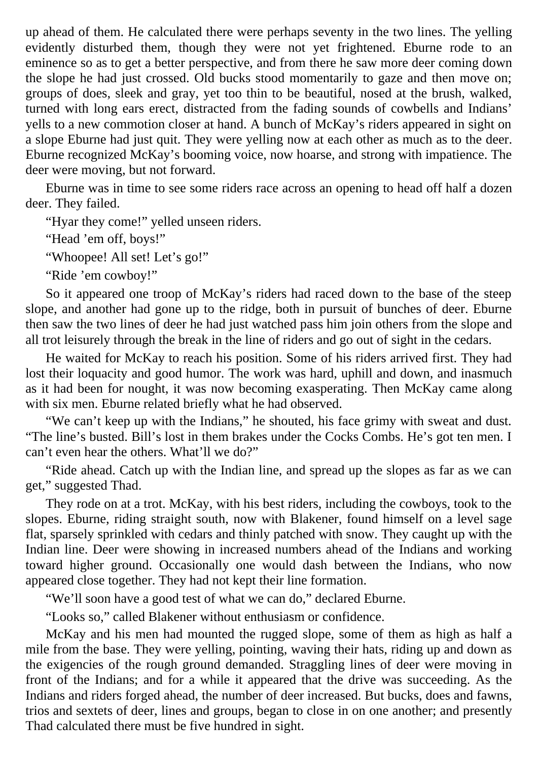up ahead of them. He calculated there were perhaps seventy in the two lines. The yelling evidently disturbed them, though they were not yet frightened. Eburne rode to an eminence so as to get a better perspective, and from there he saw more deer coming down the slope he had just crossed. Old bucks stood momentarily to gaze and then move on; groups of does, sleek and gray, yet too thin to be beautiful, nosed at the brush, walked, turned with long ears erect, distracted from the fading sounds of cowbells and Indians' yells to a new commotion closer at hand. A bunch of McKay's riders appeared in sight on a slope Eburne had just quit. They were yelling now at each other as much as to the deer. Eburne recognized McKay's booming voice, now hoarse, and strong with impatience. The deer were moving, but not forward.

Eburne was in time to see some riders race across an opening to head off half a dozen deer. They failed.

"Hyar they come!" yelled unseen riders.

"Head 'em off, boys!"

"Whoopee! All set! Let's go!"

"Ride 'em cowboy!"

So it appeared one troop of McKay's riders had raced down to the base of the steep slope, and another had gone up to the ridge, both in pursuit of bunches of deer. Eburne then saw the two lines of deer he had just watched pass him join others from the slope and all trot leisurely through the break in the line of riders and go out of sight in the cedars.

He waited for McKay to reach his position. Some of his riders arrived first. They had lost their loquacity and good humor. The work was hard, uphill and down, and inasmuch as it had been for nought, it was now becoming exasperating. Then McKay came along with six men. Eburne related briefly what he had observed.

"We can't keep up with the Indians," he shouted, his face grimy with sweat and dust. "The line's busted. Bill's lost in them brakes under the Cocks Combs. He's got ten men. I can't even hear the others. What'll we do?"

"Ride ahead. Catch up with the Indian line, and spread up the slopes as far as we can get," suggested Thad.

They rode on at a trot. McKay, with his best riders, including the cowboys, took to the slopes. Eburne, riding straight south, now with Blakener, found himself on a level sage flat, sparsely sprinkled with cedars and thinly patched with snow. They caught up with the Indian line. Deer were showing in increased numbers ahead of the Indians and working toward higher ground. Occasionally one would dash between the Indians, who now appeared close together. They had not kept their line formation.

"We'll soon have a good test of what we can do," declared Eburne.

"Looks so," called Blakener without enthusiasm or confidence.

McKay and his men had mounted the rugged slope, some of them as high as half a mile from the base. They were yelling, pointing, waving their hats, riding up and down as the exigencies of the rough ground demanded. Straggling lines of deer were moving in front of the Indians; and for a while it appeared that the drive was succeeding. As the Indians and riders forged ahead, the number of deer increased. But bucks, does and fawns, trios and sextets of deer, lines and groups, began to close in on one another; and presently Thad calculated there must be five hundred in sight.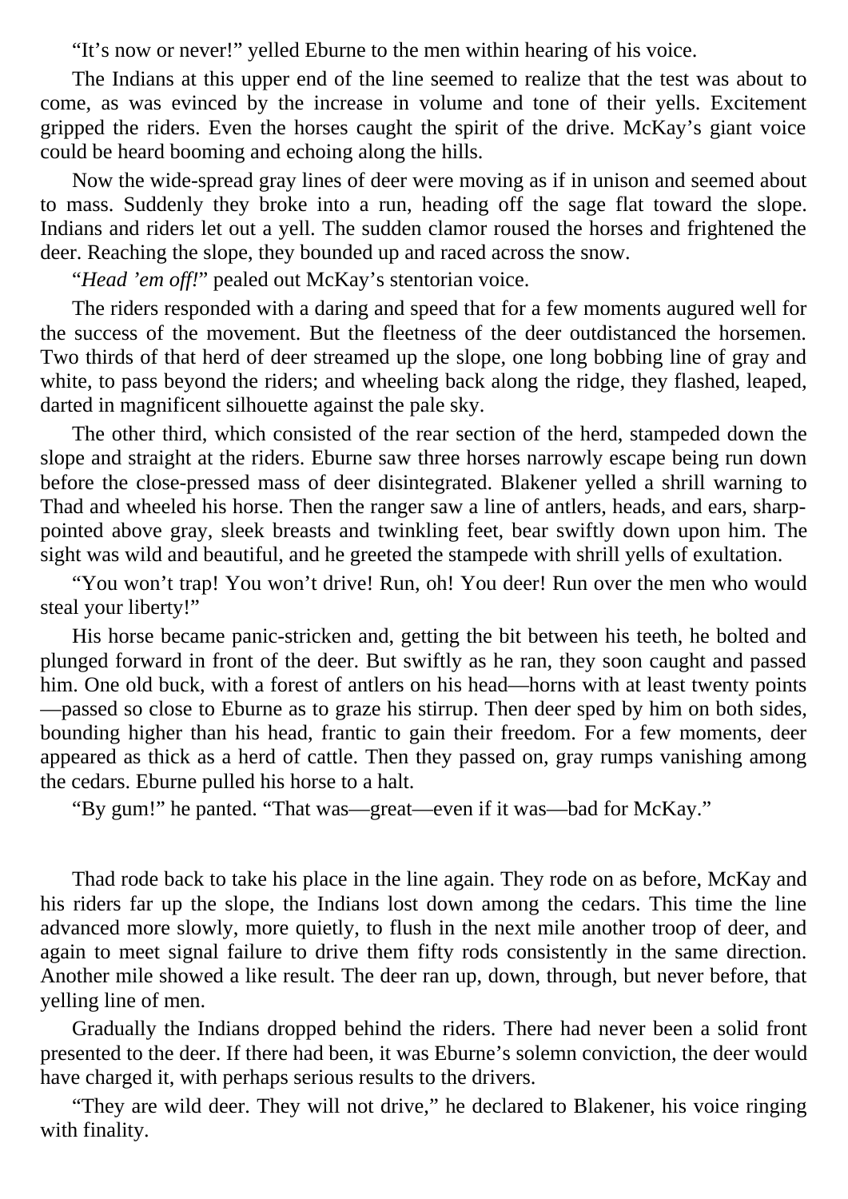"It's now or never!" yelled Eburne to the men within hearing of his voice.

The Indians at this upper end of the line seemed to realize that the test was about to come, as was evinced by the increase in volume and tone of their yells. Excitement gripped the riders. Even the horses caught the spirit of the drive. McKay's giant voice could be heard booming and echoing along the hills.

Now the wide-spread gray lines of deer were moving as if in unison and seemed about to mass. Suddenly they broke into a run, heading off the sage flat toward the slope. Indians and riders let out a yell. The sudden clamor roused the horses and frightened the deer. Reaching the slope, they bounded up and raced across the snow.

"*Head 'em off!*" pealed out McKay's stentorian voice.

The riders responded with a daring and speed that for a few moments augured well for the success of the movement. But the fleetness of the deer outdistanced the horsemen. Two thirds of that herd of deer streamed up the slope, one long bobbing line of gray and white, to pass beyond the riders; and wheeling back along the ridge, they flashed, leaped, darted in magnificent silhouette against the pale sky.

The other third, which consisted of the rear section of the herd, stampeded down the slope and straight at the riders. Eburne saw three horses narrowly escape being run down before the close-pressed mass of deer disintegrated. Blakener yelled a shrill warning to Thad and wheeled his horse. Then the ranger saw a line of antlers, heads, and ears, sharp-pointed above gray, sleek breasts and twinkling feet, bear swiftly down upon him. The sight was wild and beautiful, and he greeted the stampede with shrill yells of exultation.

"You won't trap! You won't drive! Run, oh! You deer! Run over the men who would steal your liberty!"

His horse became panic-stricken and, getting the bit between his teeth, he bolted and plunged forward in front of the deer. But swiftly as he ran, they soon caught and passed him. One old buck, with a forest of antlers on his head—horns with at least twenty points—passed so close to Eburne as to graze his stirrup. Then deer sped by him on both sides, bounding higher than his head, frantic to gain their freedom. For a few moments, deer appeared as thick as a herd of cattle. Then they passed on, gray rumps vanishing among the cedars. Eburne pulled his horse to a halt.

"By gum!" he panted. "That was—great—even if it was—bad for McKay."

Thad rode back to take his place in the line again. They rode on as before, McKay and his riders far up the slope, the Indians lost down among the cedars. This time the line advanced more slowly, more quietly, to flush in the next mile another troop of deer, and again to meet signal failure to drive them fifty rods consistently in the same direction. Another mile showed a like result. The deer ran up, down, through, but never before, that yelling line of men.

Gradually the Indians dropped behind the riders. There had never been a solid front presented to the deer. If there had been, it was Eburne's solemn conviction, the deer would have charged it, with perhaps serious results to the drivers.

"They are wild deer. They will not drive," he declared to Blakener, his voice ringing with finality.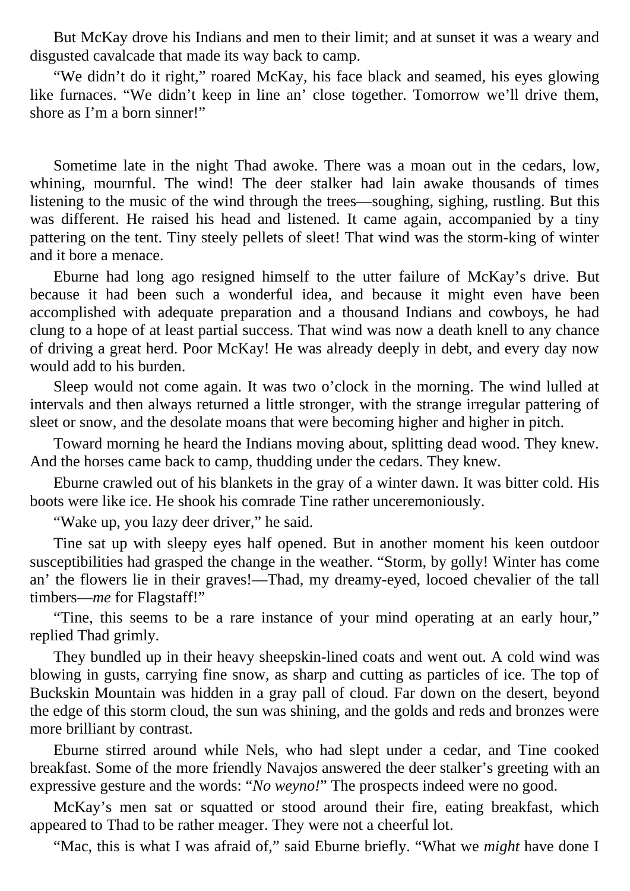But McKay drove his Indians and men to their limit; and at sunset it was a weary and disgusted cavalcade that made its way back to camp.

“We didn’t do it right,” roared McKay, his face black and seamed, his eyes glowing like furnaces. “We didn’t keep in line an’ close together. Tomorrow we’ll drive them, shore as I’m a born sinner!”

Sometime late in the night Thad awoke. There was a moan out in the cedars, low, whining, mournful. The wind! The deer stalker had lain awake thousands of times listening to the music of the wind through the trees—soughing, sighing, rustling. But this was different. He raised his head and listened. It came again, accompanied by a tiny pattering on the tent. Tiny steely pellets of sleet! That wind was the storm-king of winter and it bore a menace.

Eburne had long ago resigned himself to the utter failure of McKay’s drive. But because it had been such a wonderful idea, and because it might even have been accomplished with adequate preparation and a thousand Indians and cowboys, he had clung to a hope of at least partial success. That wind was now a death knell to any chance of driving a great herd. Poor McKay! He was already deeply in debt, and every day now would add to his burden.

Sleep would not come again. It was two o’clock in the morning. The wind lulled at intervals and then always returned a little stronger, with the strange irregular pattering of sleet or snow, and the desolate moans that were becoming higher and higher in pitch.

Toward morning he heard the Indians moving about, splitting dead wood. They knew. And the horses came back to camp, thudding under the cedars. They knew.

Eburne crawled out of his blankets in the gray of a winter dawn. It was bitter cold. His boots were like ice. He shook his comrade Tine rather unceremoniously.

“Wake up, you lazy deer driver,” he said.

Tine sat up with sleepy eyes half opened. But in another moment his keen outdoor susceptibilities had grasped the change in the weather. “Storm, by golly! Winter has come an’ the flowers lie in their graves!—Thad, my dreamy-eyed, locoed chevalier of the tall timbers—*me* for Flagstaff!”

“Tine, this seems to be a rare instance of your mind operating at an early hour,” replied Thad grimly.

They bundled up in their heavy sheepskin-lined coats and went out. A cold wind was blowing in gusts, carrying fine snow, as sharp and cutting as particles of ice. The top of Buckskin Mountain was hidden in a gray pall of cloud. Far down on the desert, beyond the edge of this storm cloud, the sun was shining, and the golds and reds and bronzes were more brilliant by contrast.

Eburne stirred around while Nels, who had slept under a cedar, and Tine cooked breakfast. Some of the more friendly Navajos answered the deer stalker’s greeting with an expressive gesture and the words: “*No weyno!*” The prospects indeed were no good.

McKay’s men sat or squatted or stood around their fire, eating breakfast, which appeared to Thad to be rather meager. They were not a cheerful lot.

“Mac, this is what I was afraid of,” said Eburne briefly. “What we *might* have done I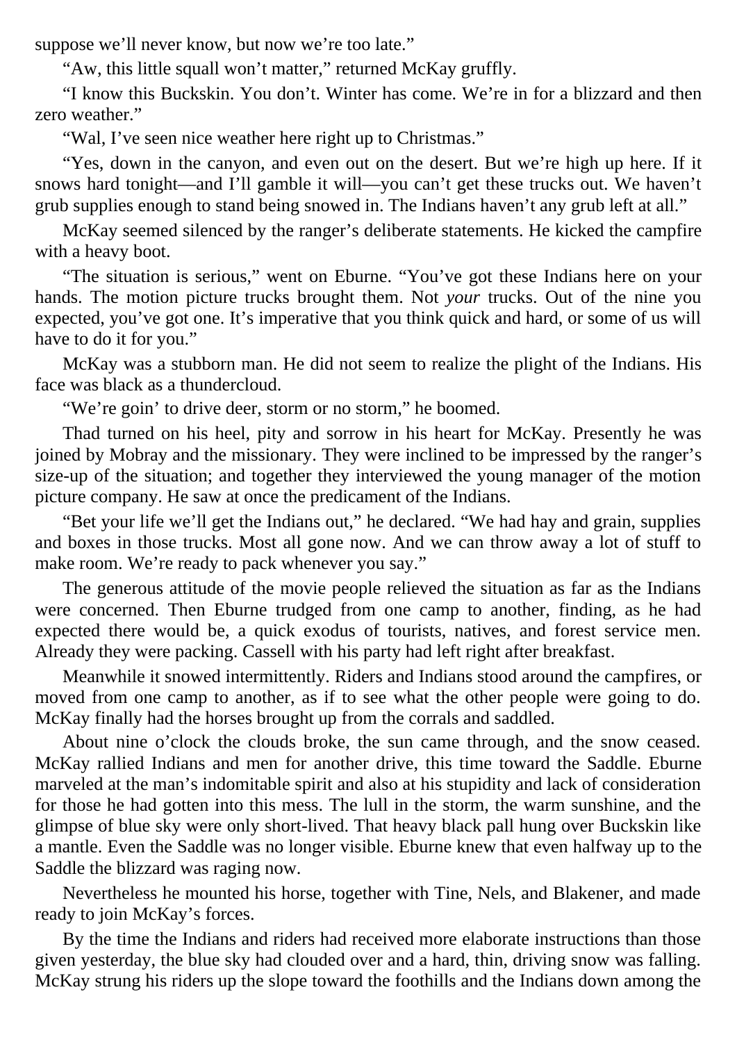suppose we'll never know, but now we're too late."

"Aw, this little squall won't matter," returned McKay gruffly.

"I know this Buckskin. You don't. Winter has come. We're in for a blizzard and then zero weather."

"Wal, I've seen nice weather here right up to Christmas."

"Yes, down in the canyon, and even out on the desert. But we're high up here. If it snows hard tonight—and I'll gamble it will—you can't get these trucks out. We haven't grub supplies enough to stand being snowed in. The Indians haven't any grub left at all."

McKay seemed silenced by the ranger's deliberate statements. He kicked the campfire with a heavy boot.

"The situation is serious," went on Eburne. "You've got these Indians here on your hands. The motion picture trucks brought them. Not *your* trucks. Out of the nine you expected, you've got one. It's imperative that you think quick and hard, or some of us will have to do it for you."

McKay was a stubborn man. He did not seem to realize the plight of the Indians. His face was black as a thundercloud.

"We're goin' to drive deer, storm or no storm," he boomed.

Thad turned on his heel, pity and sorrow in his heart for McKay. Presently he was joined by Mobray and the missionary. They were inclined to be impressed by the ranger's size-up of the situation; and together they interviewed the young manager of the motion picture company. He saw at once the predicament of the Indians.

"Bet your life we'll get the Indians out," he declared. "We had hay and grain, supplies and boxes in those trucks. Most all gone now. And we can throw away a lot of stuff to make room. We're ready to pack whenever you say."

The generous attitude of the movie people relieved the situation as far as the Indians were concerned. Then Eburne trudged from one camp to another, finding, as he had expected there would be, a quick exodus of tourists, natives, and forest service men. Already they were packing. Cassell with his party had left right after breakfast.

Meanwhile it snowed intermittently. Riders and Indians stood around the campfires, or moved from one camp to another, as if to see what the other people were going to do. McKay finally had the horses brought up from the corrals and saddled.

About nine o'clock the clouds broke, the sun came through, and the snow ceased. McKay rallied Indians and men for another drive, this time toward the Saddle. Eburne marveled at the man's indomitable spirit and also at his stupidity and lack of consideration for those he had gotten into this mess. The lull in the storm, the warm sunshine, and the glimpse of blue sky were only short-lived. That heavy black pall hung over Buckskin like a mantle. Even the Saddle was no longer visible. Eburne knew that even halfway up to the Saddle the blizzard was raging now.

Nevertheless he mounted his horse, together with Tine, Nels, and Blakener, and made ready to join McKay's forces.

By the time the Indians and riders had received more elaborate instructions than those given yesterday, the blue sky had clouded over and a hard, thin, driving snow was falling. McKay strung his riders up the slope toward the foothills and the Indians down among the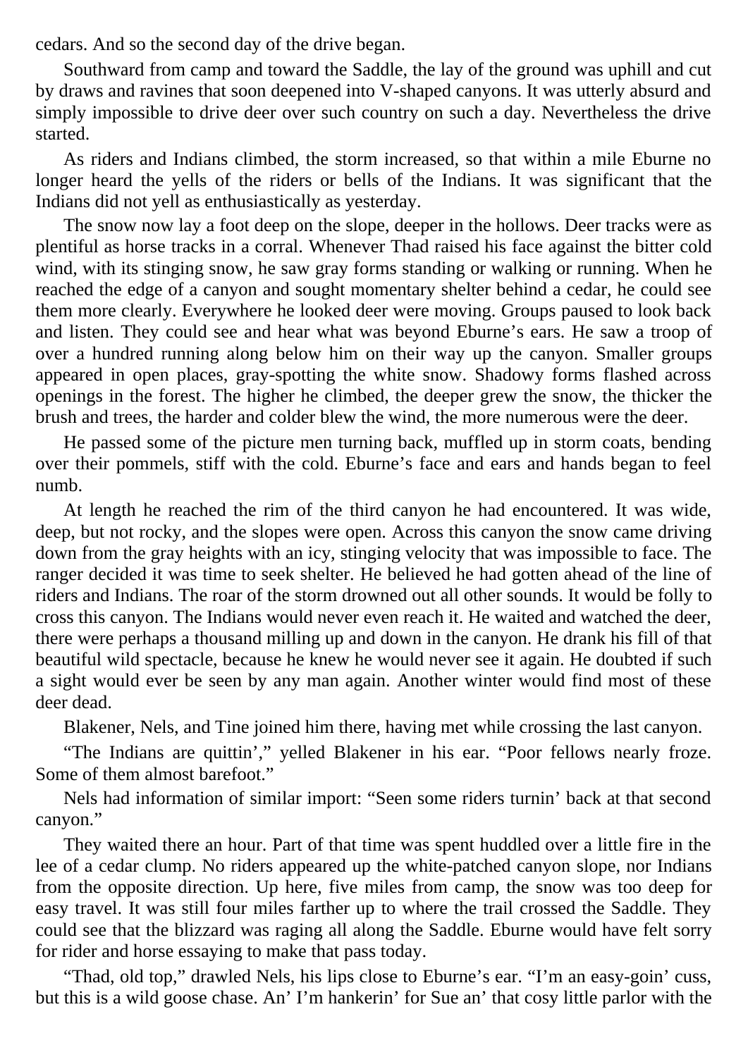cedars. And so the second day of the drive began.

Southward from camp and toward the Saddle, the lay of the ground was uphill and cut by draws and ravines that soon deepened into V-shaped canyons. It was utterly absurd and simply impossible to drive deer over such country on such a day. Nevertheless the drive started.

As riders and Indians climbed, the storm increased, so that within a mile Eburne no longer heard the yells of the riders or bells of the Indians. It was significant that the Indians did not yell as enthusiastically as yesterday.

The snow now lay a foot deep on the slope, deeper in the hollows. Deer tracks were as plentiful as horse tracks in a corral. Whenever Thad raised his face against the bitter cold wind, with its stinging snow, he saw gray forms standing or walking or running. When he reached the edge of a canyon and sought momentary shelter behind a cedar, he could see them more clearly. Everywhere he looked deer were moving. Groups paused to look back and listen. They could see and hear what was beyond Eburne's ears. He saw a troop of over a hundred running along below him on their way up the canyon. Smaller groups appeared in open places, gray-spotting the white snow. Shadowy forms flashed across openings in the forest. The higher he climbed, the deeper grew the snow, the thicker the brush and trees, the harder and colder blew the wind, the more numerous were the deer.

He passed some of the picture men turning back, muffled up in storm coats, bending over their pommels, stiff with the cold. Eburne's face and ears and hands began to feel numb.

At length he reached the rim of the third canyon he had encountered. It was wide, deep, but not rocky, and the slopes were open. Across this canyon the snow came driving down from the gray heights with an icy, stinging velocity that was impossible to face. The ranger decided it was time to seek shelter. He believed he had gotten ahead of the line of riders and Indians. The roar of the storm drowned out all other sounds. It would be folly to cross this canyon. The Indians would never even reach it. He waited and watched the deer, there were perhaps a thousand milling up and down in the canyon. He drank his fill of that beautiful wild spectacle, because he knew he would never see it again. He doubted if such a sight would ever be seen by any man again. Another winter would find most of these deer dead.

Blakener, Nels, and Tine joined him there, having met while crossing the last canyon.

"The Indians are quittin'," yelled Blakener in his ear. "Poor fellows nearly froze. Some of them almost barefoot."

Nels had information of similar import: "Seen some riders turnin' back at that second canyon."

They waited there an hour. Part of that time was spent huddled over a little fire in the lee of a cedar clump. No riders appeared up the white-patched canyon slope, nor Indians from the opposite direction. Up here, five miles from camp, the snow was too deep for easy travel. It was still four miles farther up to where the trail crossed the Saddle. They could see that the blizzard was raging all along the Saddle. Eburne would have felt sorry for rider and horse essaying to make that pass today.

"Thad, old top," drawled Nels, his lips close to Eburne's ear. "I'm an easy-goin' cuss, but this is a wild goose chase. An' I'm hankerin' for Sue an' that cosy little parlor with the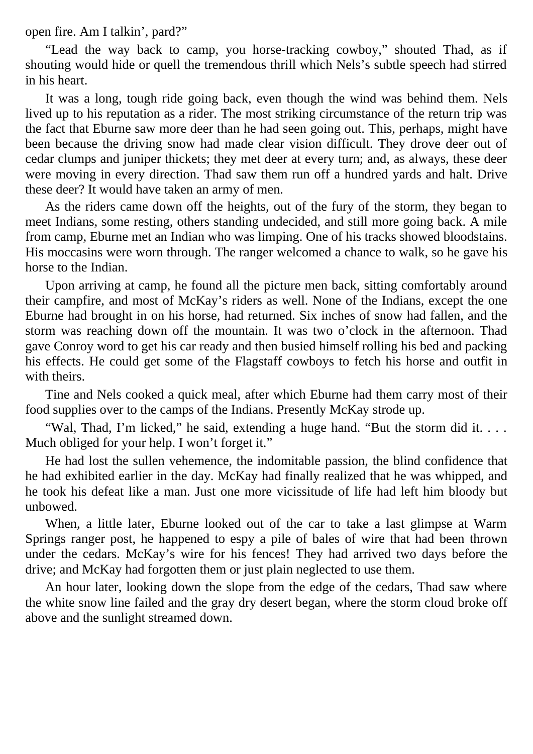open fire. Am I talkin', pard?"

"Lead the way back to camp, you horse-tracking cowboy," shouted Thad, as if shouting would hide or quell the tremendous thrill which Nels's subtle speech had stirred in his heart.

It was a long, tough ride going back, even though the wind was behind them. Nels lived up to his reputation as a rider. The most striking circumstance of the return trip was the fact that Eburne saw more deer than he had seen going out. This, perhaps, might have been because the driving snow had made clear vision difficult. They drove deer out of cedar clumps and juniper thickets; they met deer at every turn; and, as always, these deer were moving in every direction. Thad saw them run off a hundred yards and halt. Drive these deer? It would have taken an army of men.

As the riders came down off the heights, out of the fury of the storm, they began to meet Indians, some resting, others standing undecided, and still more going back. A mile from camp, Eburne met an Indian who was limping. One of his tracks showed bloodstains. His moccasins were worn through. The ranger welcomed a chance to walk, so he gave his horse to the Indian.

Upon arriving at camp, he found all the picture men back, sitting comfortably around their campfire, and most of McKay's riders as well. None of the Indians, except the one Eburne had brought in on his horse, had returned. Six inches of snow had fallen, and the storm was reaching down off the mountain. It was two o'clock in the afternoon. Thad gave Conroy word to get his car ready and then busied himself rolling his bed and packing his effects. He could get some of the Flagstaff cowboys to fetch his horse and outfit in with theirs.

Tine and Nels cooked a quick meal, after which Eburne had them carry most of their food supplies over to the camps of the Indians. Presently McKay strode up.

"Wal, Thad, I'm licked," he said, extending a huge hand. "But the storm did it. . . . Much obliged for your help. I won't forget it."

He had lost the sullen vehemence, the indomitable passion, the blind confidence that he had exhibited earlier in the day. McKay had finally realized that he was whipped, and he took his defeat like a man. Just one more vicissitude of life had left him bloody but unbowed.

When, a little later, Eburne looked out of the car to take a last glimpse at Warm Springs ranger post, he happened to espy a pile of bales of wire that had been thrown under the cedars. McKay's wire for his fences! They had arrived two days before the drive; and McKay had forgotten them or just plain neglected to use them.

An hour later, looking down the slope from the edge of the cedars, Thad saw where the white snow line failed and the gray dry desert began, where the storm cloud broke off above and the sunlight streamed down.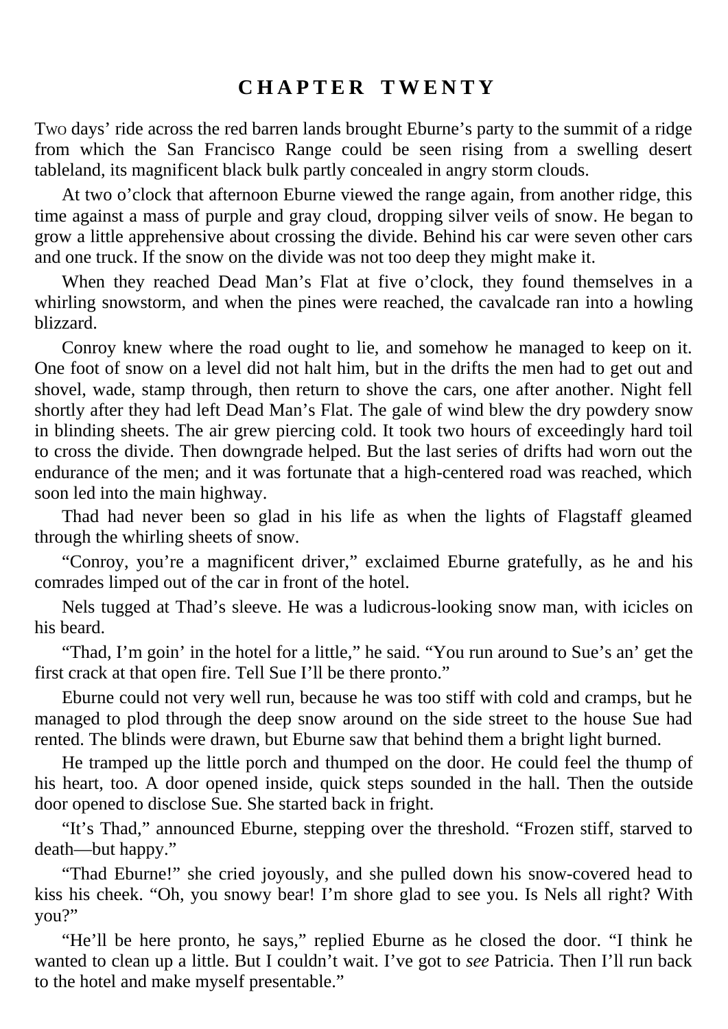# CHAPTER TWENTY

TWO days' ride across the red barren lands brought Eburne's party to the summit of a ridge from which the San Francisco Range could be seen rising from a swelling desert tableland, its magnificent black bulk partly concealed in angry storm clouds.

At two o'clock that afternoon Eburne viewed the range again, from another ridge, this time against a mass of purple and gray cloud, dropping silver veils of snow. He began to grow a little apprehensive about crossing the divide. Behind his car were seven other cars and one truck. If the snow on the divide was not too deep they might make it.

When they reached Dead Man's Flat at five o'clock, they found themselves in a whirling snowstorm, and when the pines were reached, the cavalcade ran into a howling blizzard.

Conroy knew where the road ought to lie, and somehow he managed to keep on it. One foot of snow on a level did not halt him, but in the drifts the men had to get out and shovel, wade, stamp through, then return to shove the cars, one after another. Night fell shortly after they had left Dead Man's Flat. The gale of wind blew the dry powdery snow in blinding sheets. The air grew piercing cold. It took two hours of exceedingly hard toil to cross the divide. Then downgrade helped. But the last series of drifts had worn out the endurance of the men; and it was fortunate that a high-centered road was reached, which soon led into the main highway.

Thad had never been so glad in his life as when the lights of Flagstaff gleamed through the whirling sheets of snow.

"Conroy, you're a magnificent driver," exclaimed Eburne gratefully, as he and his comrades limped out of the car in front of the hotel.

Nels tugged at Thad's sleeve. He was a ludicrous-looking snow man, with icicles on his beard.

"Thad, I'm goin' in the hotel for a little," he said. "You run around to Sue's an' get the first crack at that open fire. Tell Sue I'll be there pronto."

Eburne could not very well run, because he was too stiff with cold and cramps, but he managed to plod through the deep snow around on the side street to the house Sue had rented. The blinds were drawn, but Eburne saw that behind them a bright light burned.

He tramped up the little porch and thumped on the door. He could feel the thump of his heart, too. A door opened inside, quick steps sounded in the hall. Then the outside door opened to disclose Sue. She started back in fright.

"It's Thad," announced Eburne, stepping over the threshold. "Frozen stiff, starved to death—but happy."

"Thad Eburne!" she cried joyously, and she pulled down his snow-covered head to kiss his cheek. "Oh, you snowy bear! I'm shore glad to see you. Is Nels all right? With you?"

"He'll be here pronto, he says," replied Eburne as he closed the door. "I think he wanted to clean up a little. But I couldn't wait. I've got to *see* Patricia. Then I'll run back to the hotel and make myself presentable."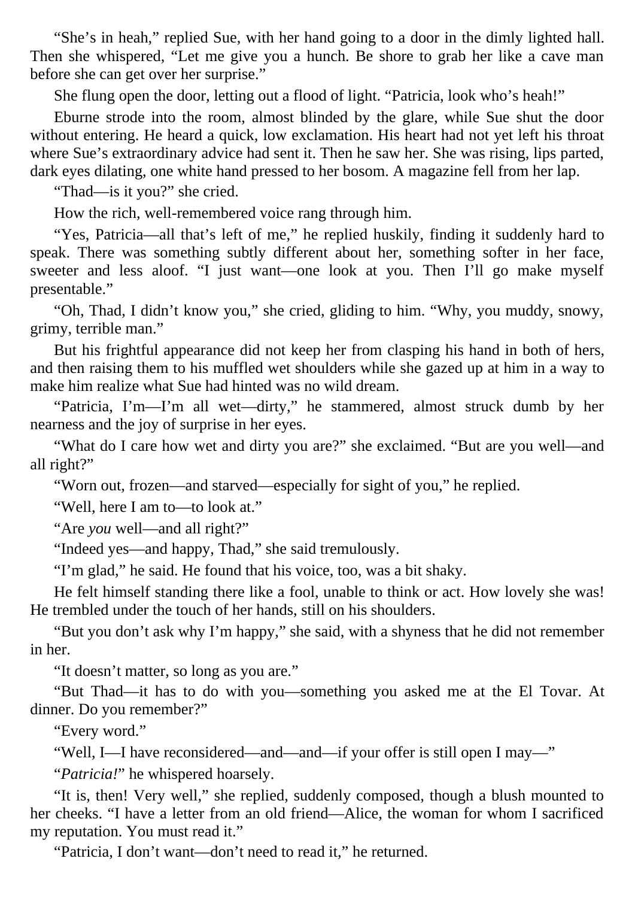"She's in heah," replied Sue, with her hand going to a door in the dimly lighted hall. Then she whispered, "Let me give you a hunch. Be shore to grab her like a cave man before she can get over her surprise."

She flung open the door, letting out a flood of light. "Patricia, look who's heah!"

Eburne strode into the room, almost blinded by the glare, while Sue shut the door without entering. He heard a quick, low exclamation. His heart had not yet left his throat where Sue's extraordinary advice had sent it. Then he saw her. She was rising, lips parted, dark eyes dilating, one white hand pressed to her bosom. A magazine fell from her lap.

"Thad—is it you?" she cried.

How the rich, well-remembered voice rang through him.

"Yes, Patricia—all that's left of me," he replied huskily, finding it suddenly hard to speak. There was something subtly different about her, something softer in her face, sweeter and less aloof. "I just want—one look at you. Then I'll go make myself presentable."

"Oh, Thad, I didn't know you," she cried, gliding to him. "Why, you muddy, snowy, grimy, terrible man."

But his frightful appearance did not keep her from clasping his hand in both of hers, and then raising them to his muffled wet shoulders while she gazed up at him in a way to make him realize what Sue had hinted was no wild dream.

"Patricia, I'm—I'm all wet—dirty," he stammered, almost struck dumb by her nearness and the joy of surprise in her eyes.

"What do I care how wet and dirty you are?" she exclaimed. "But are you well—and all right?"

"Worn out, frozen—and starved—especially for sight of you," he replied.

"Well, here I am to—to look at."

"Are *you* well—and all right?"

"Indeed yes—and happy, Thad," she said tremulously.

"I'm glad," he said. He found that his voice, too, was a bit shaky.

He felt himself standing there like a fool, unable to think or act. How lovely she was! He trembled under the touch of her hands, still on his shoulders.

"But you don't ask why I'm happy," she said, with a shyness that he did not remember in her.

"It doesn't matter, so long as you are."

"But Thad—it has to do with you—something you asked me at the El Tovar. At dinner. Do you remember?"

"Every word."

"Well, I—I have reconsidered—and—and—if your offer is still open I may—"

"*Patricia!*" he whispered hoarsely.

"It is, then! Very well," she replied, suddenly composed, though a blush mounted to her cheeks. "I have a letter from an old friend—Alice, the woman for whom I sacrificed my reputation. You must read it."

"Patricia, I don't want—don't need to read it," he returned.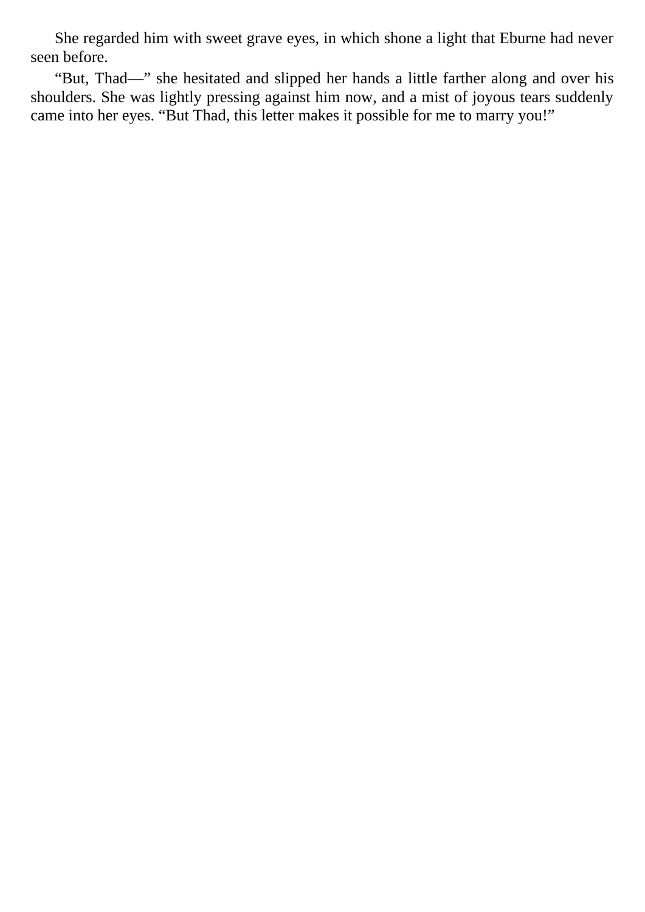She regarded him with sweet grave eyes, in which shone a light that Eburne had never seen before.

“But, Thad—” she hesitated and slipped her hands a little farther along and over his shoulders. She was lightly pressing against him now, and a mist of joyous tears suddenly came into her eyes. “But Thad, this letter makes it possible for me to marry you!”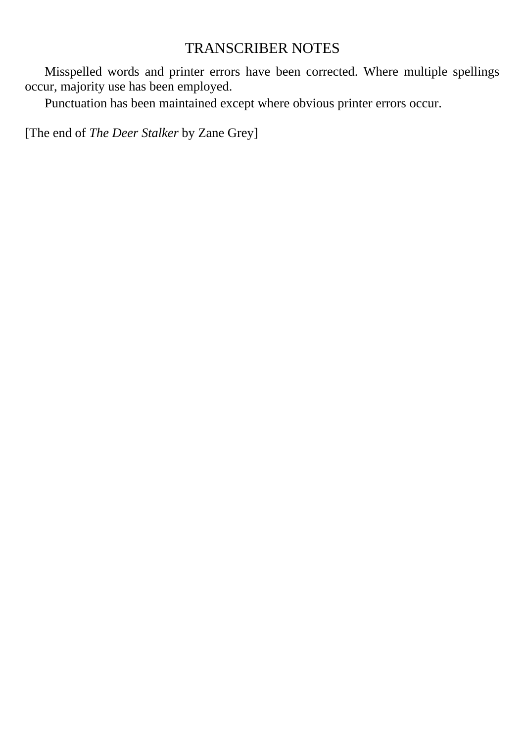## TRANSCRIBER NOTES

Misspelled words and printer errors have been corrected. Where multiple spellings occur, majority use has been employed.

Punctuation has been maintained except where obvious printer errors occur.

[The end of *The Deer Stalker* by Zane Grey]